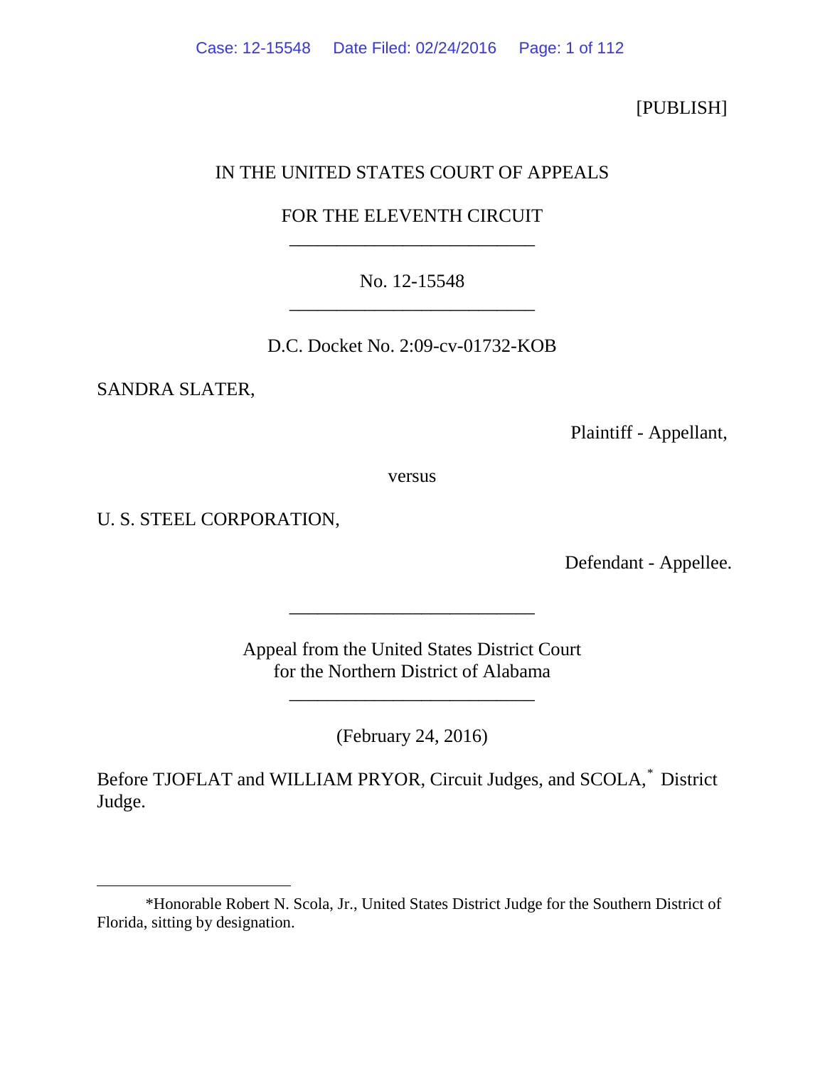[PUBLISH]

IN THE UNITED STATES COURT OF APPEALS

FOR THE ELEVENTH CIRCUIT

________________________

No. 12-15548

________________________

D.C. Docket No. 2:09-cv-01732-KOB

SANDRA SLATER,

Plaintiff - Appellant,

versus

U. S. STEEL CORPORATION,

Defendant - Appellee.

________________________

Appeal from the United States District Court
for the Northern District of Alabama

________________________

(February 24, 2016)

Before TJOFLAT and WILLIAM PRYOR, Circuit Judges, and SCOLA,* District Judge.

---

*Honorable Robert N. Scola, Jr., United States District Judge for the Southern District of Florida, sitting by designation.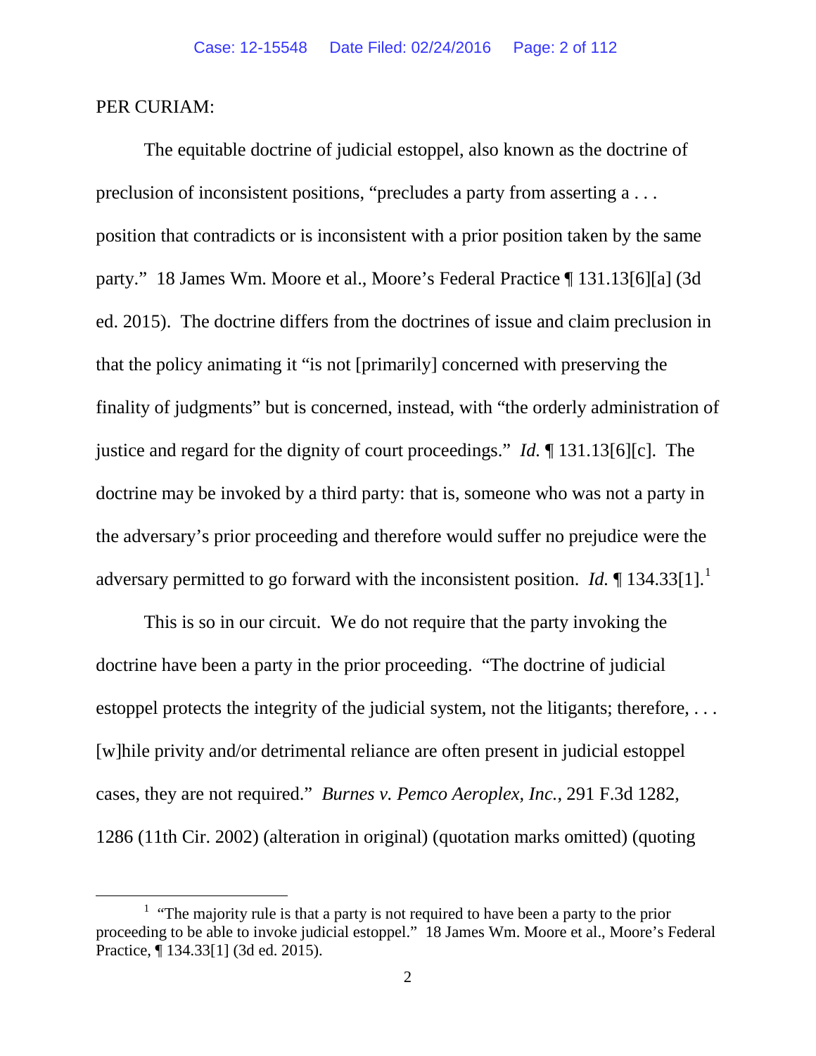PER CURIAM:

The equitable doctrine of judicial estoppel, also known as the doctrine of preclusion of inconsistent positions, "precludes a party from asserting a . . . position that contradicts or is inconsistent with a prior position taken by the same party." 18 James Wm. Moore et al., Moore's Federal Practice ¶ 131.13[6][a] (3d ed. 2015). The doctrine differs from the doctrines of issue and claim preclusion in that the policy animating it "is not [primarily] concerned with preserving the finality of judgments" but is concerned, instead, with "the orderly administration of justice and regard for the dignity of court proceedings." *Id.* ¶ 131.13[6][c]. The doctrine may be invoked by a third party: that is, someone who was not a party in the adversary's prior proceeding and therefore would suffer no prejudice were the adversary permitted to go forward with the inconsistent position. *Id.* ¶ 134.33[1].[1]

This is so in our circuit. We do not require that the party invoking the doctrine have been a party in the prior proceeding. "The doctrine of judicial estoppel protects the integrity of the judicial system, not the litigants; therefore, . . . [w]hile privity and/or detrimental reliance are often present in judicial estoppel cases, they are not required." *Burnes v. Pemco Aeroplex, Inc.*, 291 F.3d 1282, 1286 (11th Cir. 2002) (alteration in original) (quotation marks omitted) (quoting

[1] "The majority rule is that a party is not required to have been a party to the prior proceeding to be able to invoke judicial estoppel." 18 James Wm. Moore et al., Moore's Federal Practice, ¶ 134.33[1] (3d ed. 2015).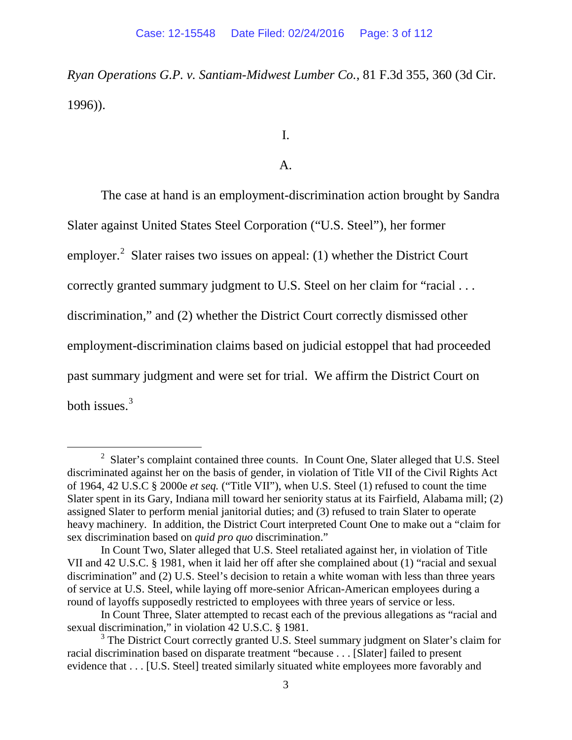*Ryan Operations G.P. v. Santiam-Midwest Lumber Co.*, 81 F.3d 355, 360 (3d Cir. 1996)).

I.

A.

The case at hand is an employment-discrimination action brought by Sandra Slater against United States Steel Corporation ("U.S. Steel"), her former employer.[2] Slater raises two issues on appeal: (1) whether the District Court correctly granted summary judgment to U.S. Steel on her claim for "racial . . . discrimination," and (2) whether the District Court correctly dismissed other employment-discrimination claims based on judicial estoppel that had proceeded past summary judgment and were set for trial. We affirm the District Court on both issues.[3]

---

[2] Slater's complaint contained three counts. In Count One, Slater alleged that U.S. Steel discriminated against her on the basis of gender, in violation of Title VII of the Civil Rights Act of 1964, 42 U.S.C § 2000e *et seq.* ("Title VII"), when U.S. Steel (1) refused to count the time Slater spent in its Gary, Indiana mill toward her seniority status at its Fairfield, Alabama mill; (2) assigned Slater to perform menial janitorial duties; and (3) refused to train Slater to operate heavy machinery. In addition, the District Court interpreted Count One to make out a "claim for sex discrimination based on *quid pro quo* discrimination."

In Count Two, Slater alleged that U.S. Steel retaliated against her, in violation of Title VII and 42 U.S.C. § 1981, when it laid her off after she complained about (1) "racial and sexual discrimination" and (2) U.S. Steel's decision to retain a white woman with less than three years of service at U.S. Steel, while laying off more-senior African-American employees during a round of layoffs supposedly restricted to employees with three years of service or less.

In Count Three, Slater attempted to recast each of the previous allegations as "racial and sexual discrimination," in violation 42 U.S.C. § 1981.

[3] The District Court correctly granted U.S. Steel summary judgment on Slater's claim for racial discrimination based on disparate treatment "because . . . [Slater] failed to present evidence that . . . [U.S. Steel] treated similarly situated white employees more favorably and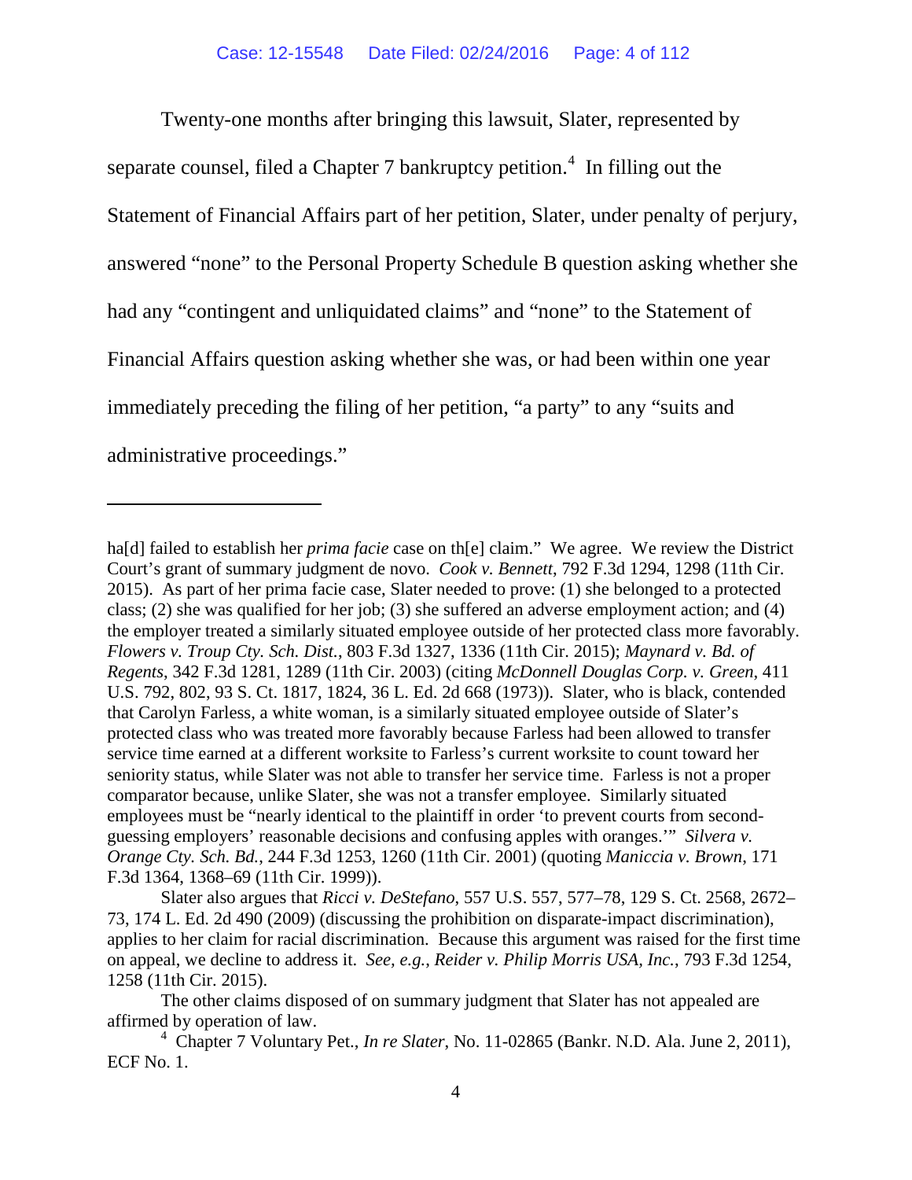Twenty-one months after bringing this lawsuit, Slater, represented by separate counsel, filed a Chapter 7 bankruptcy petition.[4] In filling out the Statement of Financial Affairs part of her petition, Slater, under penalty of perjury, answered "none" to the Personal Property Schedule B question asking whether she had any "contingent and unliquidated claims" and "none" to the Statement of Financial Affairs question asking whether she was, or had been within one year immediately preceding the filing of her petition, "a party" to any "suits and administrative proceedings."

---

ha[d] failed to establish her *prima facie* case on th[e] claim." We agree. We review the District Court's grant of summary judgment de novo. *Cook v. Bennett*, 792 F.3d 1294, 1298 (11th Cir. 2015). As part of her prima facie case, Slater needed to prove: (1) she belonged to a protected class; (2) she was qualified for her job; (3) she suffered an adverse employment action; and (4) the employer treated a similarly situated employee outside of her protected class more favorably. *Flowers v. Troup Cty. Sch. Dist.*, 803 F.3d 1327, 1336 (11th Cir. 2015); *Maynard v. Bd. of Regents*, 342 F.3d 1281, 1289 (11th Cir. 2003) (citing *McDonnell Douglas Corp. v. Green*, 411 U.S. 792, 802, 93 S. Ct. 1817, 1824, 36 L. Ed. 2d 668 (1973)). Slater, who is black, contended that Carolyn Farless, a white woman, is a similarly situated employee outside of Slater's protected class who was treated more favorably because Farless had been allowed to transfer service time earned at a different worksite to Farless's current worksite to count toward her seniority status, while Slater was not able to transfer her service time. Farless is not a proper comparator because, unlike Slater, she was not a transfer employee. Similarly situated employees must be "nearly identical to the plaintiff in order 'to prevent courts from second-guessing employers' reasonable decisions and confusing apples with oranges.'" *Silvera v. Orange Cty. Sch. Bd.*, 244 F.3d 1253, 1260 (11th Cir. 2001) (quoting *Maniccia v. Brown*, 171 F.3d 1364, 1368–69 (11th Cir. 1999)).

Slater also argues that *Ricci v. DeStefano*, 557 U.S. 557, 577–78, 129 S. Ct. 2568, 2672–73, 174 L. Ed. 2d 490 (2009) (discussing the prohibition on disparate-impact discrimination), applies to her claim for racial discrimination. Because this argument was raised for the first time on appeal, we decline to address it. *See, e.g.*, *Reider v. Philip Morris USA, Inc.*, 793 F.3d 1254, 1258 (11th Cir. 2015).

The other claims disposed of on summary judgment that Slater has not appealed are affirmed by operation of law.

[4] Chapter 7 Voluntary Pet., *In re Slater*, No. 11-02865 (Bankr. N.D. Ala. June 2, 2011), ECF No. 1.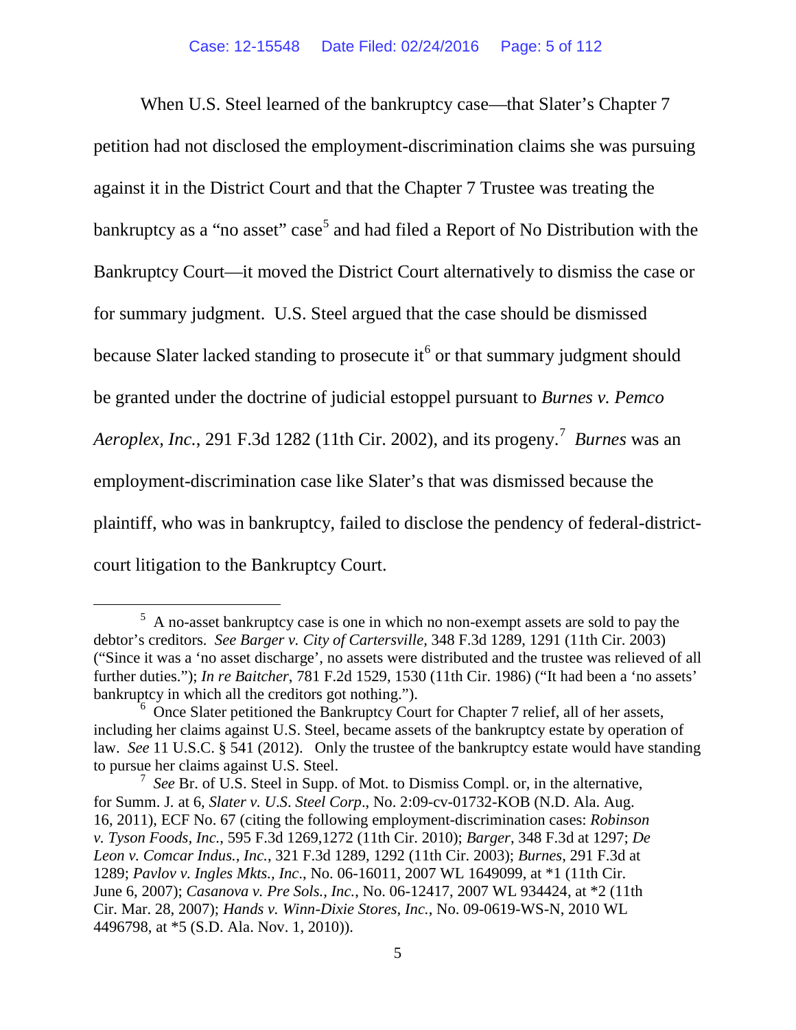When U.S. Steel learned of the bankruptcy case—that Slater's Chapter 7 petition had not disclosed the employment-discrimination claims she was pursuing against it in the District Court and that the Chapter 7 Trustee was treating the bankruptcy as a "no asset" case[5] and had filed a Report of No Distribution with the Bankruptcy Court—it moved the District Court alternatively to dismiss the case or for summary judgment. U.S. Steel argued that the case should be dismissed because Slater lacked standing to prosecute it[6] or that summary judgment should be granted under the doctrine of judicial estoppel pursuant to *Burnes v. Pemco Aeroplex, Inc.*, 291 F.3d 1282 (11th Cir. 2002), and its progeny.[7] *Burnes* was an employment-discrimination case like Slater's that was dismissed because the plaintiff, who was in bankruptcy, failed to disclose the pendency of federal-district-court litigation to the Bankruptcy Court.

---

[5] A no-asset bankruptcy case is one in which no non-exempt assets are sold to pay the debtor's creditors. *See Barger v. City of Cartersville*, 348 F.3d 1289, 1291 (11th Cir. 2003) ("Since it was a 'no asset discharge', no assets were distributed and the trustee was relieved of all further duties."); *In re Baitcher*, 781 F.2d 1529, 1530 (11th Cir. 1986) ("It had been a 'no assets' bankruptcy in which all the creditors got nothing.").

[6] Once Slater petitioned the Bankruptcy Court for Chapter 7 relief, all of her assets, including her claims against U.S. Steel, became assets of the bankruptcy estate by operation of law. *See* 11 U.S.C. § 541 (2012). Only the trustee of the bankruptcy estate would have standing to pursue her claims against U.S. Steel.

[7] *See* Br. of U.S. Steel in Supp. of Mot. to Dismiss Compl. or, in the alternative, for Summ. J. at 6, *Slater v. U.S. Steel Corp*., No. 2:09-cv-01732-KOB (N.D. Ala. Aug. 16, 2011), ECF No. 67 (citing the following employment-discrimination cases: *Robinson v. Tyson Foods, Inc.*, 595 F.3d 1269,1272 (11th Cir. 2010); *Barger*, 348 F.3d at 1297; *De Leon v. Comcar Indus., Inc.*, 321 F.3d 1289, 1292 (11th Cir. 2003); *Burnes*, 291 F.3d at 1289; *Pavlov v. Ingles Mkts., Inc*., No. 06-16011, 2007 WL 1649099, at *1 (11th Cir. June 6, 2007); *Casanova v. Pre Sols., Inc.*, No. 06-12417, 2007 WL 934424, at *2 (11th Cir. Mar. 28, 2007); *Hands v. Winn-Dixie Stores, Inc.*, No. 09-0619-WS-N, 2010 WL 4496798, at *5 (S.D. Ala. Nov. 1, 2010)).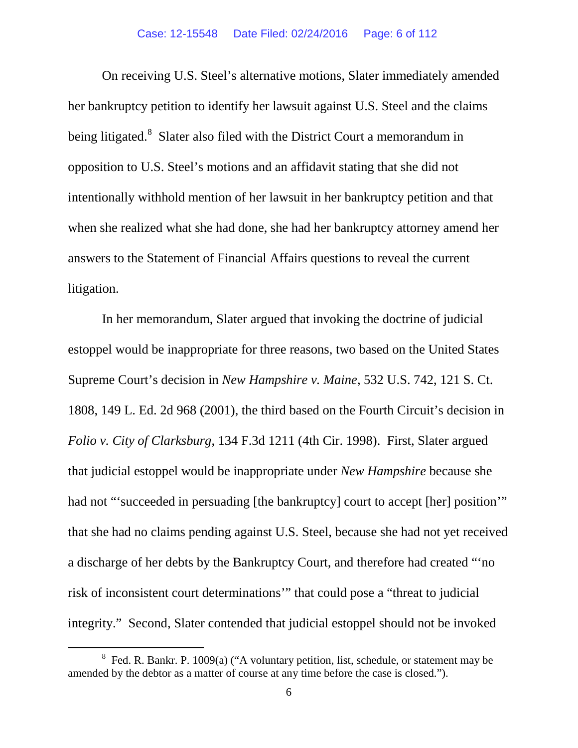On receiving U.S. Steel's alternative motions, Slater immediately amended her bankruptcy petition to identify her lawsuit against U.S. Steel and the claims being litigated.[8] Slater also filed with the District Court a memorandum in opposition to U.S. Steel's motions and an affidavit stating that she did not intentionally withhold mention of her lawsuit in her bankruptcy petition and that when she realized what she had done, she had her bankruptcy attorney amend her answers to the Statement of Financial Affairs questions to reveal the current litigation.

In her memorandum, Slater argued that invoking the doctrine of judicial estoppel would be inappropriate for three reasons, two based on the United States Supreme Court's decision in *New Hampshire v. Maine*, 532 U.S. 742, 121 S. Ct. 1808, 149 L. Ed. 2d 968 (2001), the third based on the Fourth Circuit's decision in *Folio v. City of Clarksburg*, 134 F.3d 1211 (4th Cir. 1998). First, Slater argued that judicial estoppel would be inappropriate under *New Hampshire* because she had not "'succeeded in persuading [the bankruptcy] court to accept [her] position'" that she had no claims pending against U.S. Steel, because she had not yet received a discharge of her debts by the Bankruptcy Court, and therefore had created "'no risk of inconsistent court determinations'" that could pose a "threat to judicial integrity." Second, Slater contended that judicial estoppel should not be invoked

[8] Fed. R. Bankr. P. 1009(a) ("A voluntary petition, list, schedule, or statement may be amended by the debtor as a matter of course at any time before the case is closed.").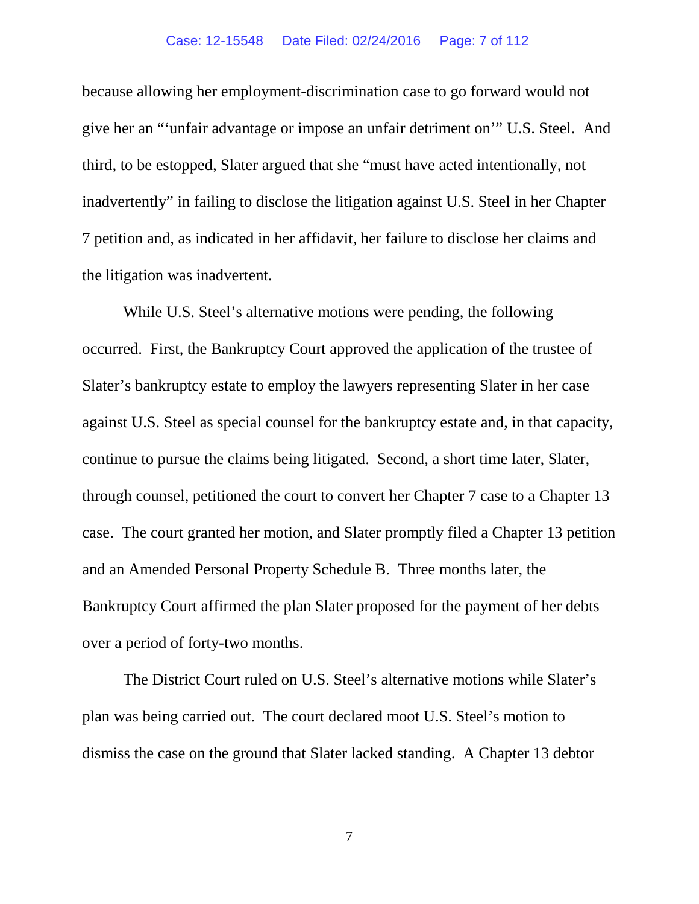because allowing her employment-discrimination case to go forward would not give her an "'unfair advantage or impose an unfair detriment on'" U.S. Steel. And third, to be estopped, Slater argued that she "must have acted intentionally, not inadvertently" in failing to disclose the litigation against U.S. Steel in her Chapter 7 petition and, as indicated in her affidavit, her failure to disclose her claims and the litigation was inadvertent.

While U.S. Steel's alternative motions were pending, the following occurred. First, the Bankruptcy Court approved the application of the trustee of Slater's bankruptcy estate to employ the lawyers representing Slater in her case against U.S. Steel as special counsel for the bankruptcy estate and, in that capacity, continue to pursue the claims being litigated. Second, a short time later, Slater, through counsel, petitioned the court to convert her Chapter 7 case to a Chapter 13 case. The court granted her motion, and Slater promptly filed a Chapter 13 petition and an Amended Personal Property Schedule B. Three months later, the Bankruptcy Court affirmed the plan Slater proposed for the payment of her debts over a period of forty-two months.

The District Court ruled on U.S. Steel's alternative motions while Slater's plan was being carried out. The court declared moot U.S. Steel's motion to dismiss the case on the ground that Slater lacked standing. A Chapter 13 debtor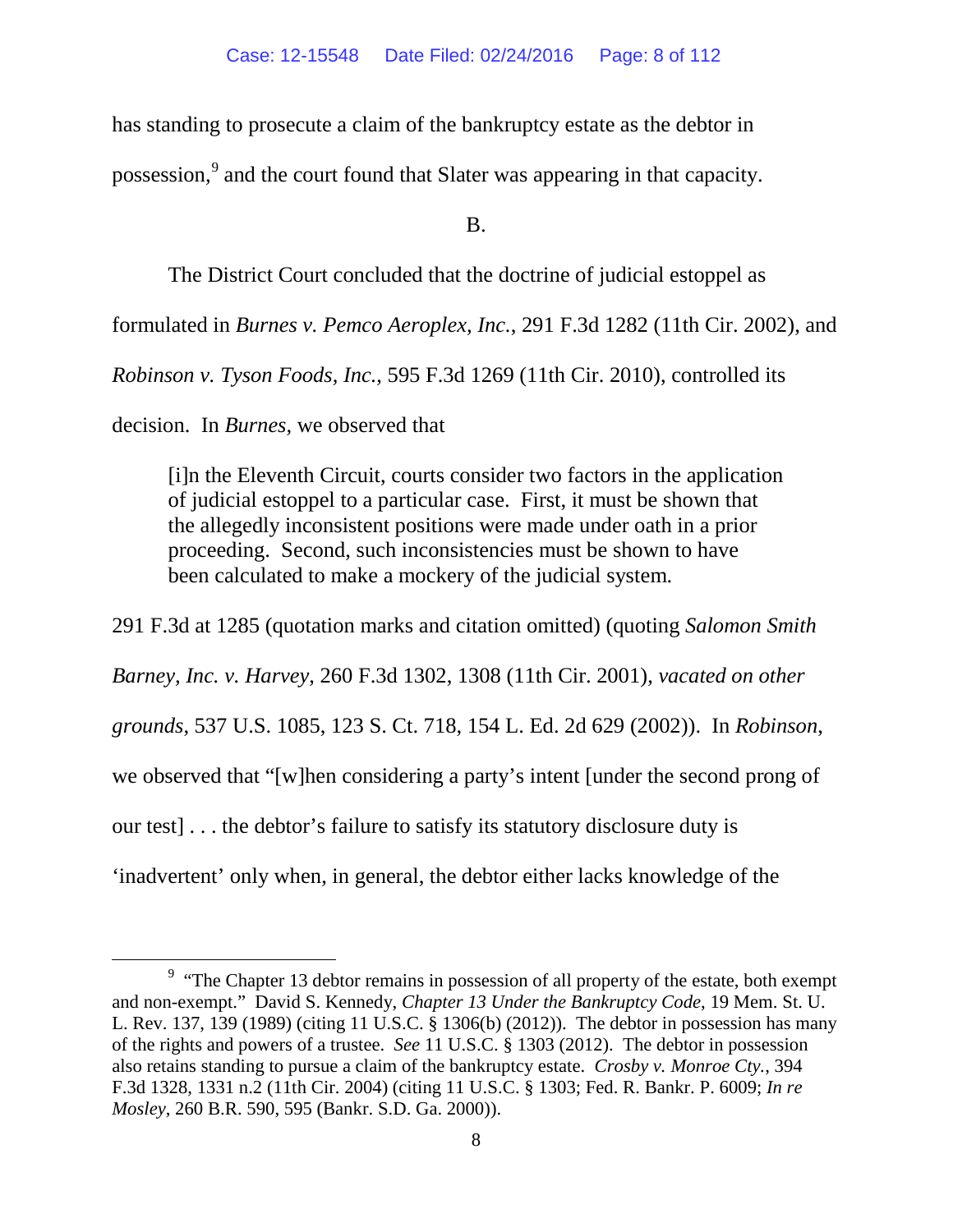has standing to prosecute a claim of the bankruptcy estate as the debtor in possession,[9] and the court found that Slater was appearing in that capacity.

B.

The District Court concluded that the doctrine of judicial estoppel as formulated in *Burnes v. Pemco Aeroplex, Inc.*, 291 F.3d 1282 (11th Cir. 2002), and *Robinson v. Tyson Foods, Inc.*, 595 F.3d 1269 (11th Cir. 2010), controlled its decision. In *Burnes*, we observed that

> [i]n the Eleventh Circuit, courts consider two factors in the application of judicial estoppel to a particular case. First, it must be shown that the allegedly inconsistent positions were made under oath in a prior proceeding. Second, such inconsistencies must be shown to have been calculated to make a mockery of the judicial system.

291 F.3d at 1285 (quotation marks and citation omitted) (quoting *Salomon Smith Barney, Inc. v. Harvey*, 260 F.3d 1302, 1308 (11th Cir. 2001), *vacated on other grounds*, 537 U.S. 1085, 123 S. Ct. 718, 154 L. Ed. 2d 629 (2002)). In *Robinson*, we observed that "[w]hen considering a party's intent [under the second prong of our test] . . . the debtor's failure to satisfy its statutory disclosure duty is 'inadvertent' only when, in general, the debtor either lacks knowledge of the

---

[9] "The Chapter 13 debtor remains in possession of all property of the estate, both exempt and non-exempt." David S. Kennedy, *Chapter 13 Under the Bankruptcy Code*, 19 Mem. St. U. L. Rev. 137, 139 (1989) (citing 11 U.S.C. § 1306(b) (2012)). The debtor in possession has many of the rights and powers of a trustee. *See* 11 U.S.C. § 1303 (2012). The debtor in possession also retains standing to pursue a claim of the bankruptcy estate. *Crosby v. Monroe Cty.*, 394 F.3d 1328, 1331 n.2 (11th Cir. 2004) (citing 11 U.S.C. § 1303; Fed. R. Bankr. P. 6009; *In re Mosley*, 260 B.R. 590, 595 (Bankr. S.D. Ga. 2000)).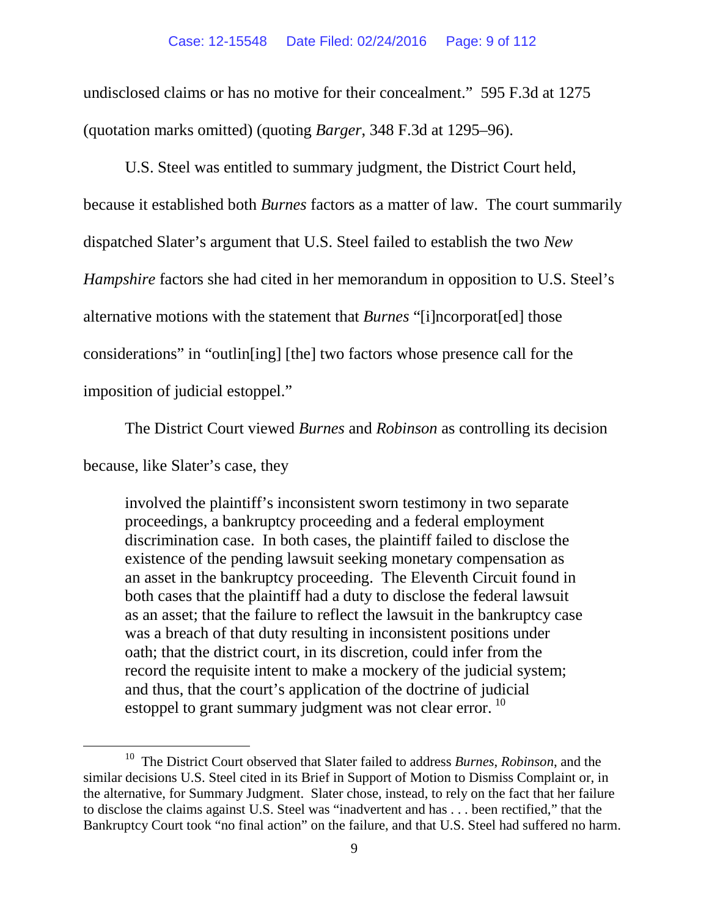undisclosed claims or has no motive for their concealment." 595 F.3d at 1275 (quotation marks omitted) (quoting *Barger*, 348 F.3d at 1295–96).

U.S. Steel was entitled to summary judgment, the District Court held, because it established both *Burnes* factors as a matter of law. The court summarily dispatched Slater's argument that U.S. Steel failed to establish the two *New Hampshire* factors she had cited in her memorandum in opposition to U.S. Steel's alternative motions with the statement that *Burnes* "[i]ncorporat[ed] those considerations" in "outlin[ing] [the] two factors whose presence call for the imposition of judicial estoppel."

The District Court viewed *Burnes* and *Robinson* as controlling its decision because, like Slater's case, they

> involved the plaintiff's inconsistent sworn testimony in two separate proceedings, a bankruptcy proceeding and a federal employment discrimination case. In both cases, the plaintiff failed to disclose the existence of the pending lawsuit seeking monetary compensation as an asset in the bankruptcy proceeding. The Eleventh Circuit found in both cases that the plaintiff had a duty to disclose the federal lawsuit as an asset; that the failure to reflect the lawsuit in the bankruptcy case was a breach of that duty resulting in inconsistent positions under oath; that the district court, in its discretion, could infer from the record the requisite intent to make a mockery of the judicial system; and thus, that the court's application of the doctrine of judicial estoppel to grant summary judgment was not clear error. [10]

[10] The District Court observed that Slater failed to address *Burnes*, *Robinson*, and the similar decisions U.S. Steel cited in its Brief in Support of Motion to Dismiss Complaint or, in the alternative, for Summary Judgment. Slater chose, instead, to rely on the fact that her failure to disclose the claims against U.S. Steel was "inadvertent and has . . . been rectified," that the Bankruptcy Court took "no final action" on the failure, and that U.S. Steel had suffered no harm.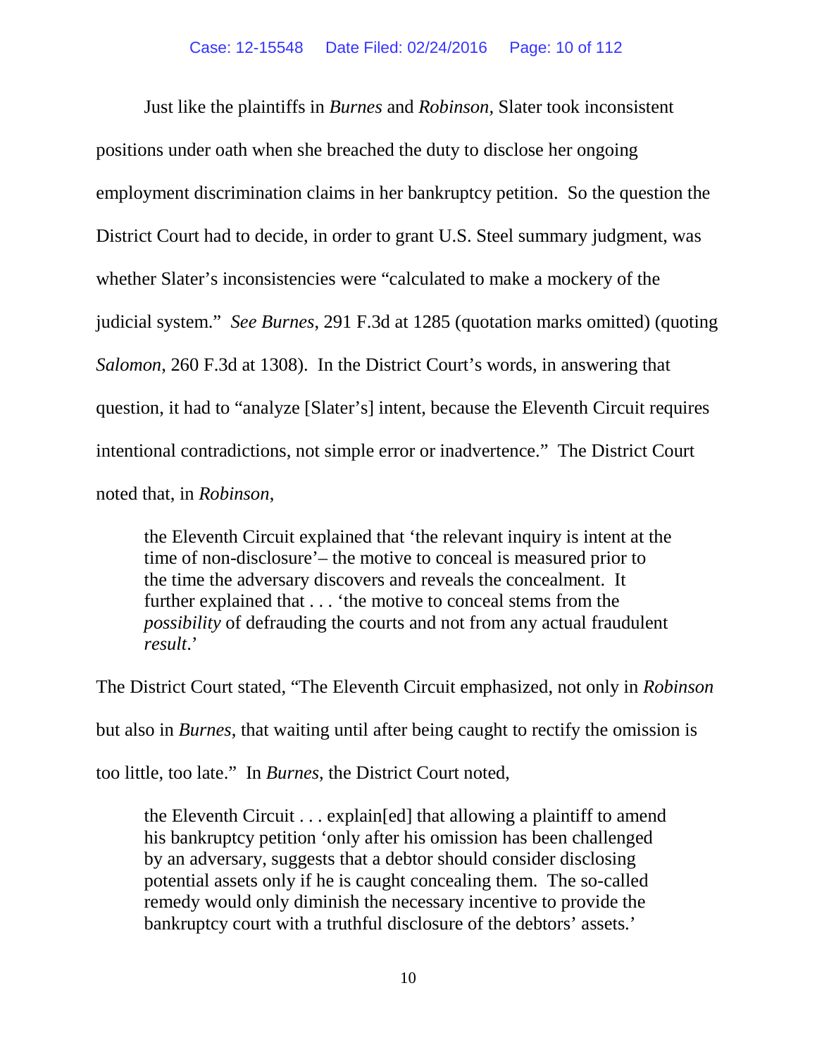Just like the plaintiffs in *Burnes* and *Robinson*, Slater took inconsistent positions under oath when she breached the duty to disclose her ongoing employment discrimination claims in her bankruptcy petition. So the question the District Court had to decide, in order to grant U.S. Steel summary judgment, was whether Slater's inconsistencies were "calculated to make a mockery of the judicial system." *See Burnes*, 291 F.3d at 1285 (quotation marks omitted) (quoting *Salomon*, 260 F.3d at 1308). In the District Court's words, in answering that question, it had to "analyze [Slater's] intent, because the Eleventh Circuit requires intentional contradictions, not simple error or inadvertence." The District Court noted that, in *Robinson*,

> the Eleventh Circuit explained that 'the relevant inquiry is intent at the time of non-disclosure'– the motive to conceal is measured prior to the time the adversary discovers and reveals the concealment. It further explained that . . . 'the motive to conceal stems from the *possibility* of defrauding the courts and not from any actual fraudulent *result*.'

The District Court stated, "The Eleventh Circuit emphasized, not only in *Robinson* but also in *Burnes*, that waiting until after being caught to rectify the omission is too little, too late." In *Burnes*, the District Court noted,

> the Eleventh Circuit . . . explain[ed] that allowing a plaintiff to amend his bankruptcy petition 'only after his omission has been challenged by an adversary, suggests that a debtor should consider disclosing potential assets only if he is caught concealing them. The so-called remedy would only diminish the necessary incentive to provide the bankruptcy court with a truthful disclosure of the debtors' assets.'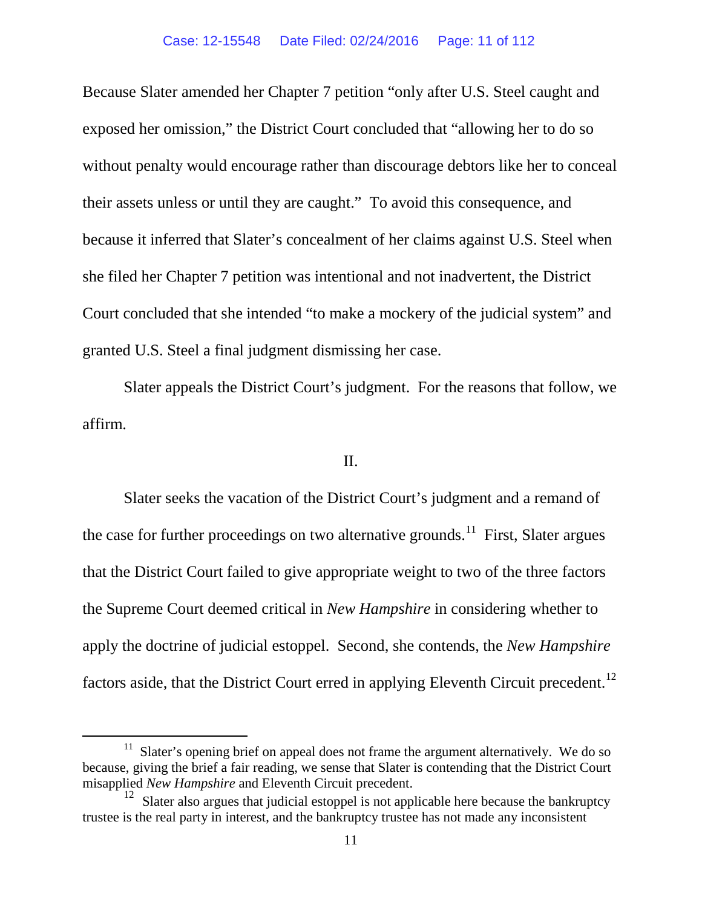Because Slater amended her Chapter 7 petition "only after U.S. Steel caught and exposed her omission," the District Court concluded that "allowing her to do so without penalty would encourage rather than discourage debtors like her to conceal their assets unless or until they are caught." To avoid this consequence, and because it inferred that Slater's concealment of her claims against U.S. Steel when she filed her Chapter 7 petition was intentional and not inadvertent, the District Court concluded that she intended "to make a mockery of the judicial system" and granted U.S. Steel a final judgment dismissing her case.

Slater appeals the District Court's judgment. For the reasons that follow, we affirm.

## II.

Slater seeks the vacation of the District Court's judgment and a remand of the case for further proceedings on two alternative grounds.[11] First, Slater argues that the District Court failed to give appropriate weight to two of the three factors the Supreme Court deemed critical in *New Hampshire* in considering whether to apply the doctrine of judicial estoppel. Second, she contends, the *New Hampshire* factors aside, that the District Court erred in applying Eleventh Circuit precedent.[12]

---

[11] Slater's opening brief on appeal does not frame the argument alternatively. We do so because, giving the brief a fair reading, we sense that Slater is contending that the District Court misapplied *New Hampshire* and Eleventh Circuit precedent.

[12] Slater also argues that judicial estoppel is not applicable here because the bankruptcy trustee is the real party in interest, and the bankruptcy trustee has not made any inconsistent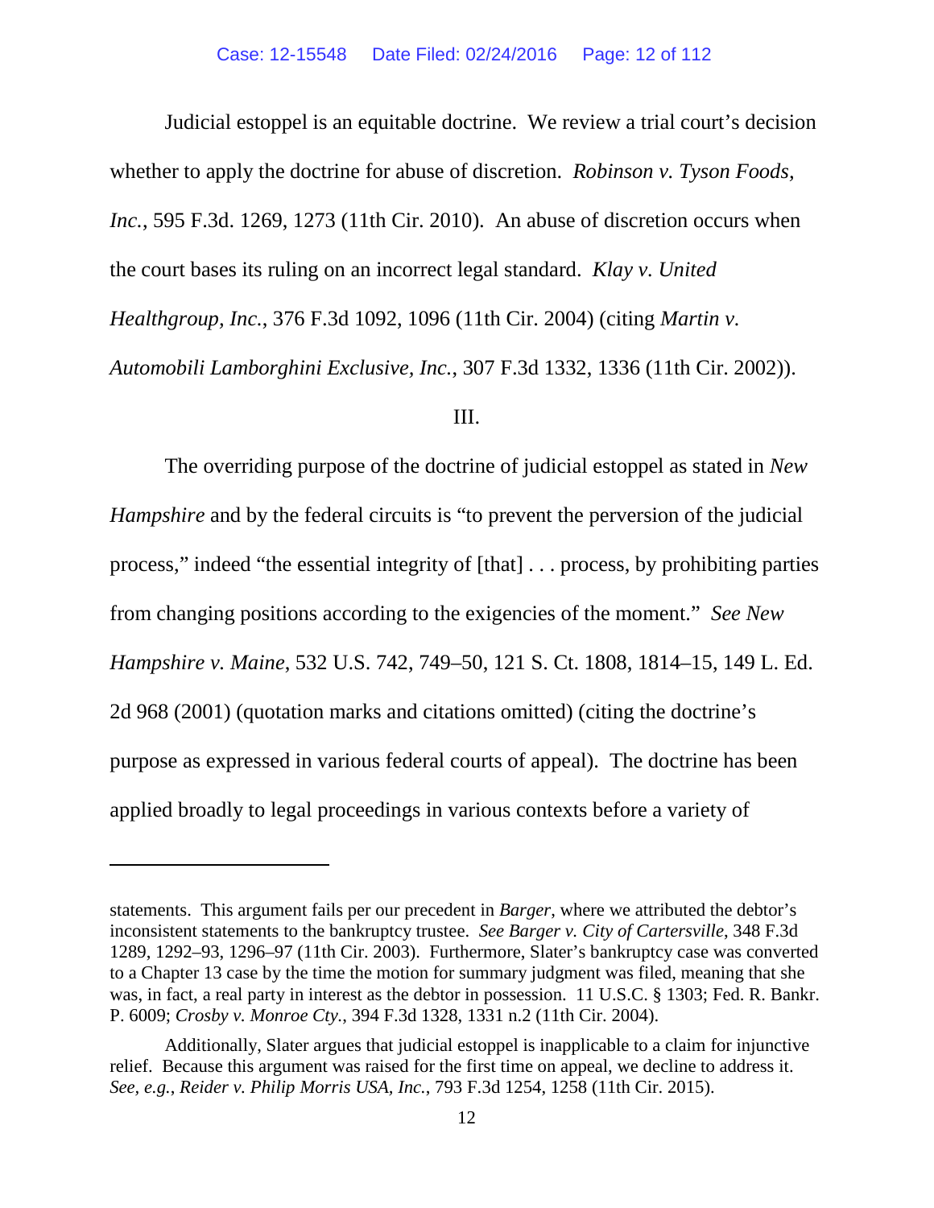Judicial estoppel is an equitable doctrine. We review a trial court's decision whether to apply the doctrine for abuse of discretion. *Robinson v. Tyson Foods, Inc.*, 595 F.3d. 1269, 1273 (11th Cir. 2010). An abuse of discretion occurs when the court bases its ruling on an incorrect legal standard. *Klay v. United Healthgroup, Inc.*, 376 F.3d 1092, 1096 (11th Cir. 2004) (citing *Martin v. Automobili Lamborghini Exclusive, Inc.*, 307 F.3d 1332, 1336 (11th Cir. 2002)).

III.

The overriding purpose of the doctrine of judicial estoppel as stated in *New Hampshire* and by the federal circuits is "to prevent the perversion of the judicial process," indeed "the essential integrity of [that] . . . process, by prohibiting parties from changing positions according to the exigencies of the moment." *See New Hampshire v. Maine*, 532 U.S. 742, 749–50, 121 S. Ct. 1808, 1814–15, 149 L. Ed. 2d 968 (2001) (quotation marks and citations omitted) (citing the doctrine's purpose as expressed in various federal courts of appeal). The doctrine has been applied broadly to legal proceedings in various contexts before a variety of

---

statements. This argument fails per our precedent in *Barger*, where we attributed the debtor's inconsistent statements to the bankruptcy trustee. *See Barger v. City of Cartersville*, 348 F.3d 1289, 1292–93, 1296–97 (11th Cir. 2003). Furthermore, Slater's bankruptcy case was converted to a Chapter 13 case by the time the motion for summary judgment was filed, meaning that she was, in fact, a real party in interest as the debtor in possession. 11 U.S.C. § 1303; Fed. R. Bankr. P. 6009; *Crosby v. Monroe Cty.*, 394 F.3d 1328, 1331 n.2 (11th Cir. 2004).

Additionally, Slater argues that judicial estoppel is inapplicable to a claim for injunctive relief. Because this argument was raised for the first time on appeal, we decline to address it. *See, e.g.*, *Reider v. Philip Morris USA, Inc.*, 793 F.3d 1254, 1258 (11th Cir. 2015).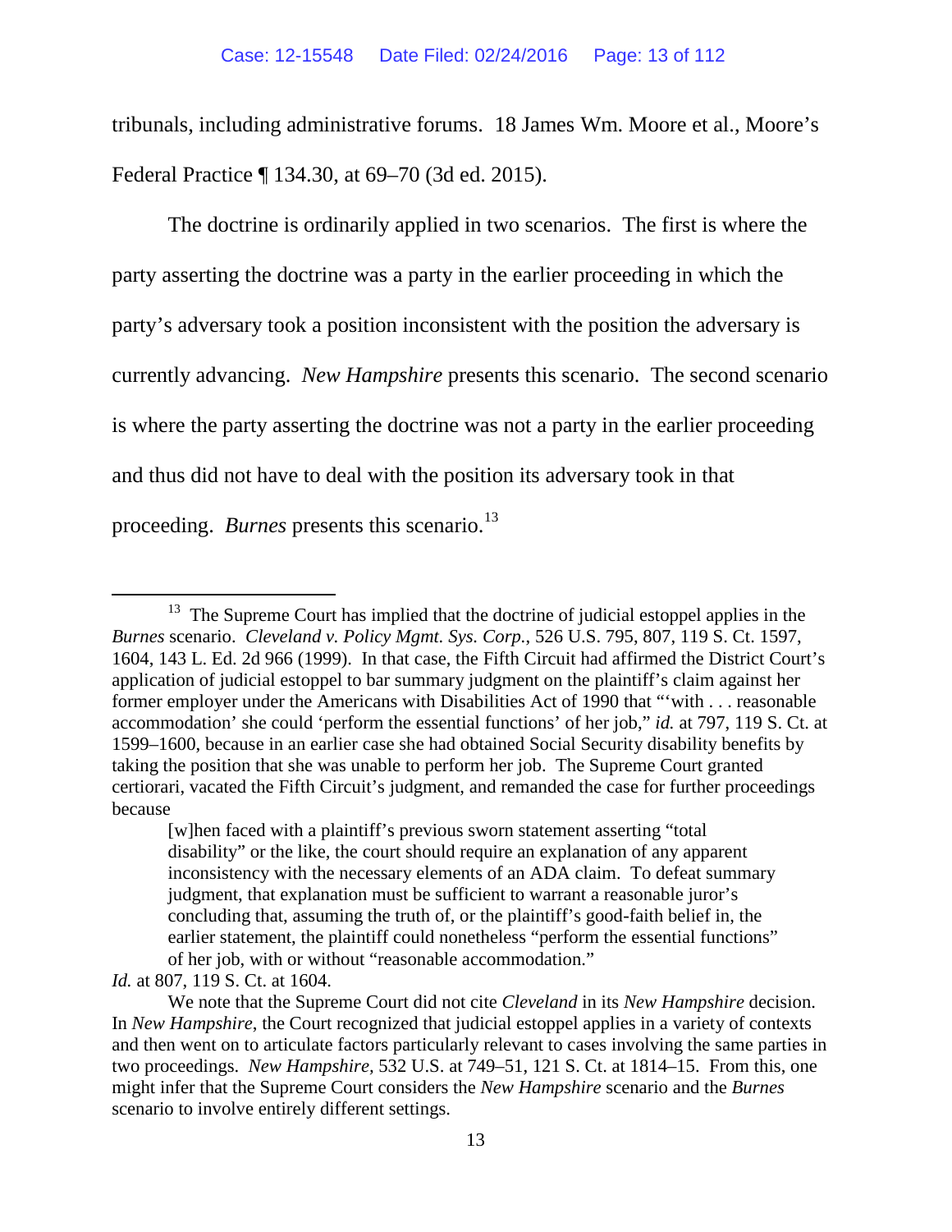tribunals, including administrative forums. 18 James Wm. Moore et al., Moore's Federal Practice ¶ 134.30, at 69–70 (3d ed. 2015).

The doctrine is ordinarily applied in two scenarios. The first is where the party asserting the doctrine was a party in the earlier proceeding in which the party's adversary took a position inconsistent with the position the adversary is currently advancing. *New Hampshire* presents this scenario. The second scenario is where the party asserting the doctrine was not a party in the earlier proceeding and thus did not have to deal with the position its adversary took in that proceeding. *Burnes* presents this scenario.[13]

---

[13] The Supreme Court has implied that the doctrine of judicial estoppel applies in the *Burnes* scenario. *Cleveland v. Policy Mgmt. Sys. Corp.*, 526 U.S. 795, 807, 119 S. Ct. 1597, 1604, 143 L. Ed. 2d 966 (1999). In that case, the Fifth Circuit had affirmed the District Court's application of judicial estoppel to bar summary judgment on the plaintiff's claim against her former employer under the Americans with Disabilities Act of 1990 that "'with . . . reasonable accommodation' she could 'perform the essential functions' of her job," *id.* at 797, 119 S. Ct. at 1599–1600, because in an earlier case she had obtained Social Security disability benefits by taking the position that she was unable to perform her job. The Supreme Court granted certiorari, vacated the Fifth Circuit's judgment, and remanded the case for further proceedings because

> [w]hen faced with a plaintiff's previous sworn statement asserting "total disability" or the like, the court should require an explanation of any apparent inconsistency with the necessary elements of an ADA claim. To defeat summary judgment, that explanation must be sufficient to warrant a reasonable juror's concluding that, assuming the truth of, or the plaintiff's good-faith belief in, the earlier statement, the plaintiff could nonetheless "perform the essential functions" of her job, with or without "reasonable accommodation."

*Id.* at 807, 119 S. Ct. at 1604.

We note that the Supreme Court did not cite *Cleveland* in its *New Hampshire* decision. In *New Hampshire*, the Court recognized that judicial estoppel applies in a variety of contexts and then went on to articulate factors particularly relevant to cases involving the same parties in two proceedings. *New Hampshire*, 532 U.S. at 749–51, 121 S. Ct. at 1814–15. From this, one might infer that the Supreme Court considers the *New Hampshire* scenario and the *Burnes* scenario to involve entirely different settings.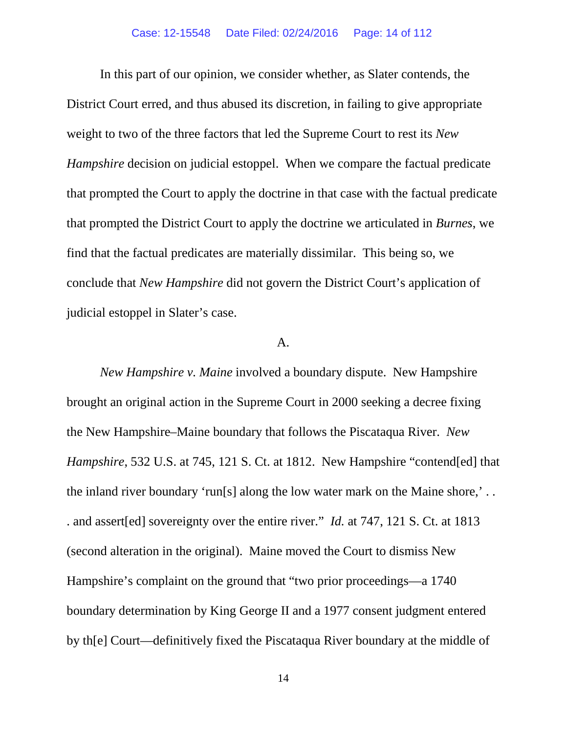In this part of our opinion, we consider whether, as Slater contends, the District Court erred, and thus abused its discretion, in failing to give appropriate weight to two of the three factors that led the Supreme Court to rest its *New Hampshire* decision on judicial estoppel. When we compare the factual predicate that prompted the Court to apply the doctrine in that case with the factual predicate that prompted the District Court to apply the doctrine we articulated in *Burnes*, we find that the factual predicates are materially dissimilar. This being so, we conclude that *New Hampshire* did not govern the District Court's application of judicial estoppel in Slater's case.

A.

*New Hampshire v. Maine* involved a boundary dispute. New Hampshire brought an original action in the Supreme Court in 2000 seeking a decree fixing the New Hampshire–Maine boundary that follows the Piscataqua River. *New Hampshire*, 532 U.S. at 745, 121 S. Ct. at 1812. New Hampshire "contend[ed] that the inland river boundary 'run[s] along the low water mark on the Maine shore,' . . . and assert[ed] sovereignty over the entire river." *Id.* at 747, 121 S. Ct. at 1813 (second alteration in the original). Maine moved the Court to dismiss New Hampshire's complaint on the ground that "two prior proceedings—a 1740 boundary determination by King George II and a 1977 consent judgment entered by th[e] Court—definitively fixed the Piscataqua River boundary at the middle of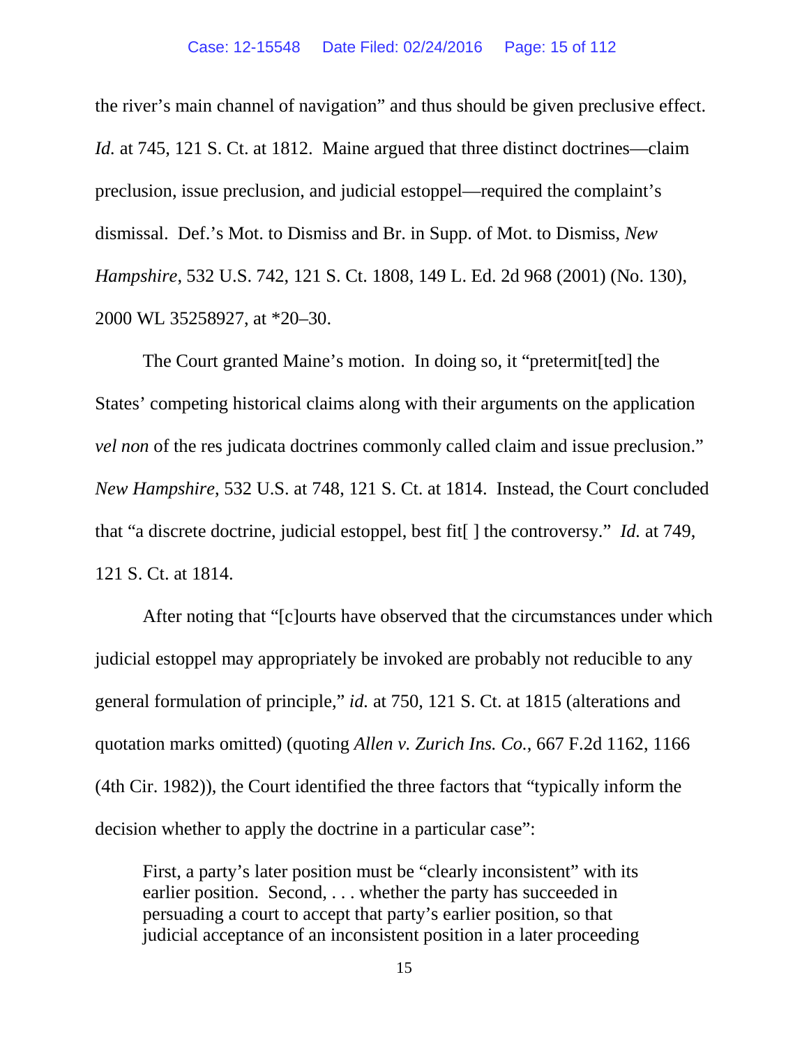the river's main channel of navigation" and thus should be given preclusive effect. *Id.* at 745, 121 S. Ct. at 1812. Maine argued that three distinct doctrines—claim preclusion, issue preclusion, and judicial estoppel—required the complaint's dismissal. Def.'s Mot. to Dismiss and Br. in Supp. of Mot. to Dismiss, *New Hampshire*, 532 U.S. 742, 121 S. Ct. 1808, 149 L. Ed. 2d 968 (2001) (No. 130), 2000 WL 35258927, at *20–30.

The Court granted Maine's motion. In doing so, it "pretermit[ted] the States' competing historical claims along with their arguments on the application *vel non* of the res judicata doctrines commonly called claim and issue preclusion." *New Hampshire*, 532 U.S. at 748, 121 S. Ct. at 1814. Instead, the Court concluded that "a discrete doctrine, judicial estoppel, best fit[ ] the controversy." *Id.* at 749, 121 S. Ct. at 1814.

After noting that "[c]ourts have observed that the circumstances under which judicial estoppel may appropriately be invoked are probably not reducible to any general formulation of principle," *id.* at 750, 121 S. Ct. at 1815 (alterations and quotation marks omitted) (quoting *Allen v. Zurich Ins. Co.*, 667 F.2d 1162, 1166 (4th Cir. 1982)), the Court identified the three factors that "typically inform the decision whether to apply the doctrine in a particular case":

> First, a party's later position must be "clearly inconsistent" with its earlier position. Second, . . . whether the party has succeeded in persuading a court to accept that party's earlier position, so that judicial acceptance of an inconsistent position in a later proceeding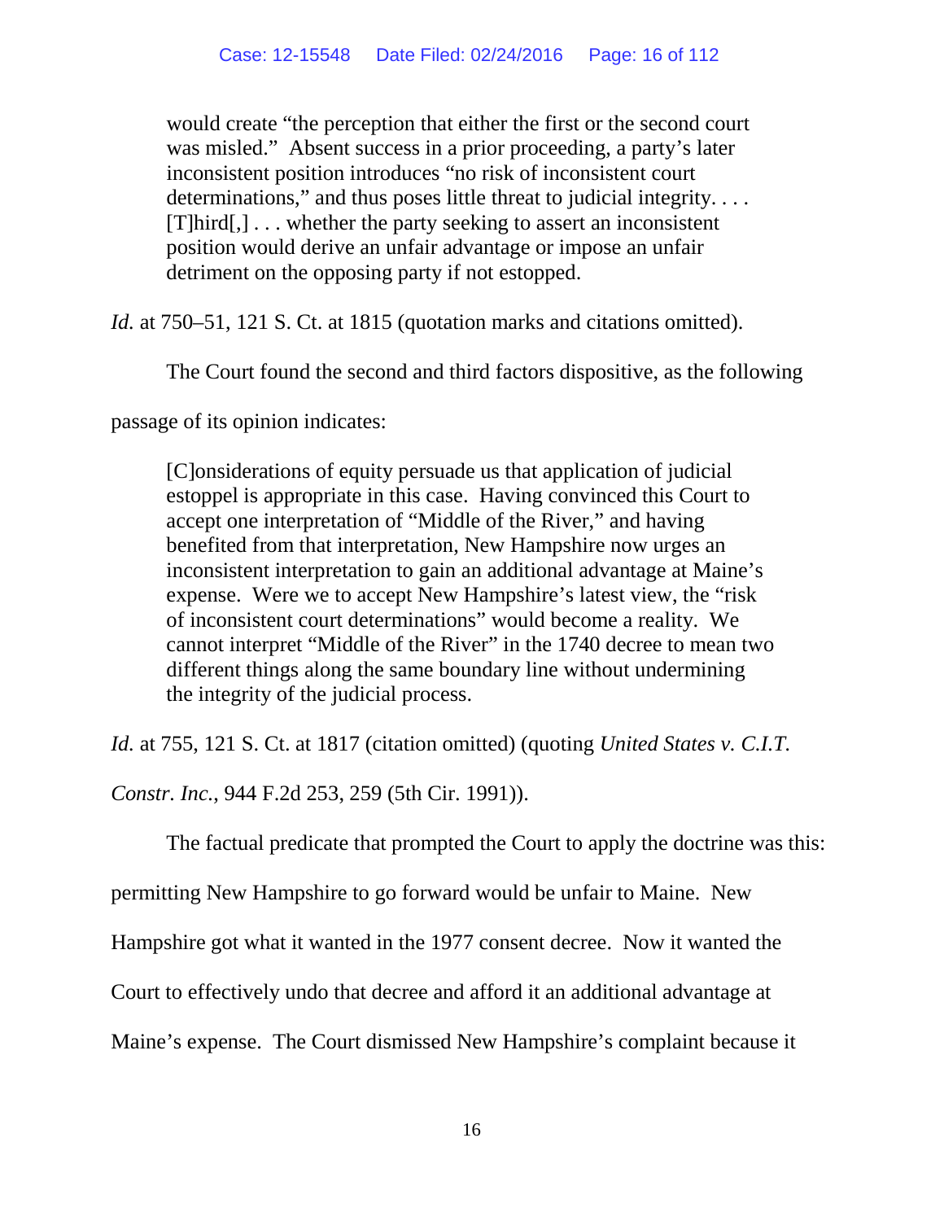> would create "the perception that either the first or the second court was misled." Absent success in a prior proceeding, a party's later inconsistent position introduces "no risk of inconsistent court determinations," and thus poses little threat to judicial integrity. . . . [T]hird[,] . . . whether the party seeking to assert an inconsistent position would derive an unfair advantage or impose an unfair detriment on the opposing party if not estopped.

*Id.* at 750–51, 121 S. Ct. at 1815 (quotation marks and citations omitted).

The Court found the second and third factors dispositive, as the following passage of its opinion indicates:

> [C]onsiderations of equity persuade us that application of judicial estoppel is appropriate in this case. Having convinced this Court to accept one interpretation of "Middle of the River," and having benefited from that interpretation, New Hampshire now urges an inconsistent interpretation to gain an additional advantage at Maine's expense. Were we to accept New Hampshire's latest view, the "risk of inconsistent court determinations" would become a reality. We cannot interpret "Middle of the River" in the 1740 decree to mean two different things along the same boundary line without undermining the integrity of the judicial process.

*Id.* at 755, 121 S. Ct. at 1817 (citation omitted) (quoting *United States v. C.I.T. Constr. Inc.*, 944 F.2d 253, 259 (5th Cir. 1991)).

The factual predicate that prompted the Court to apply the doctrine was this: permitting New Hampshire to go forward would be unfair to Maine. New Hampshire got what it wanted in the 1977 consent decree. Now it wanted the Court to effectively undo that decree and afford it an additional advantage at Maine's expense. The Court dismissed New Hampshire's complaint because it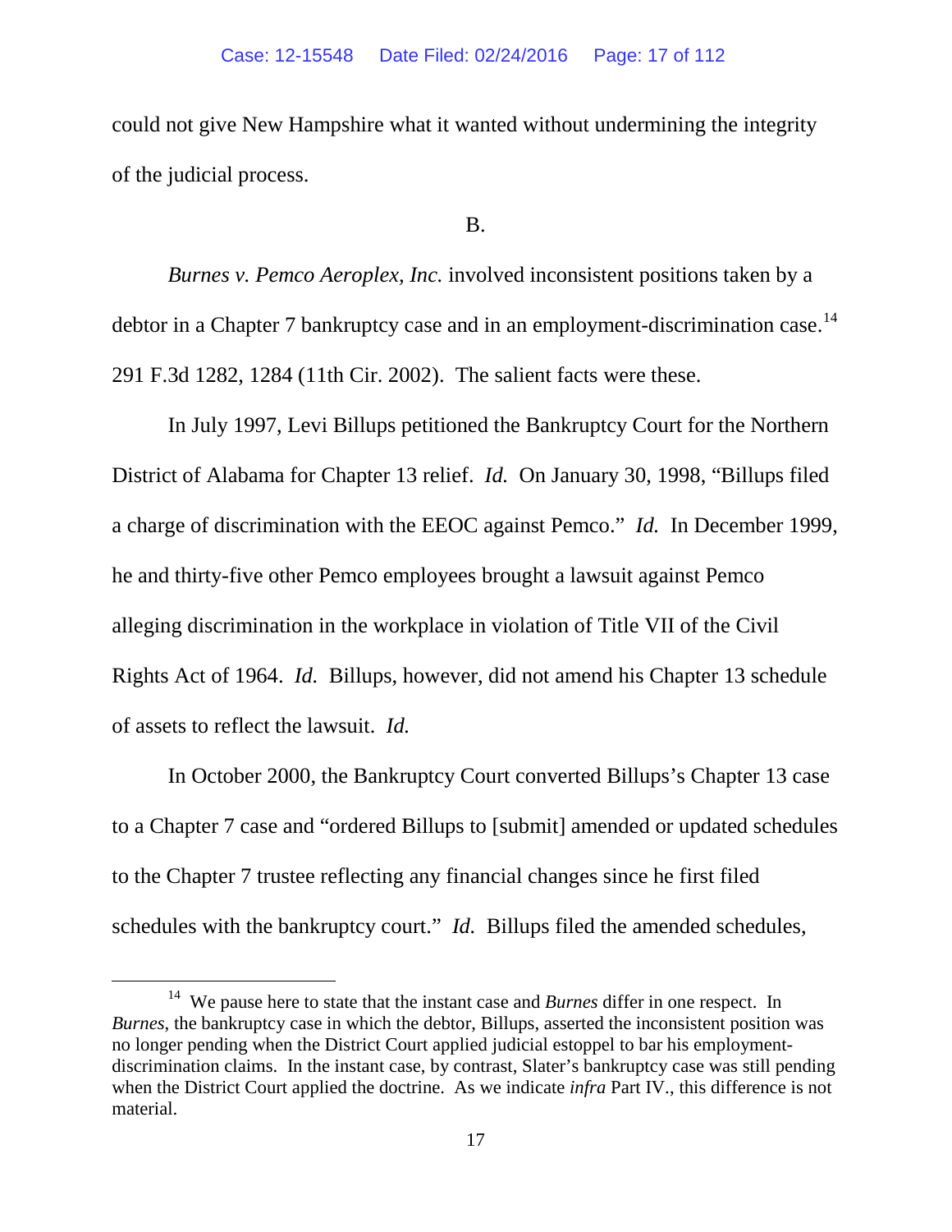could not give New Hampshire what it wanted without undermining the integrity of the judicial process.

B.

*Burnes v. Pemco Aeroplex, Inc.* involved inconsistent positions taken by a debtor in a Chapter 7 bankruptcy case and in an employment-discrimination case.[14] 291 F.3d 1282, 1284 (11th Cir. 2002). The salient facts were these.

In July 1997, Levi Billups petitioned the Bankruptcy Court for the Northern District of Alabama for Chapter 13 relief. *Id.* On January 30, 1998, "Billups filed a charge of discrimination with the EEOC against Pemco." *Id.* In December 1999, he and thirty-five other Pemco employees brought a lawsuit against Pemco alleging discrimination in the workplace in violation of Title VII of the Civil Rights Act of 1964. *Id.* Billups, however, did not amend his Chapter 13 schedule of assets to reflect the lawsuit. *Id.*

In October 2000, the Bankruptcy Court converted Billups's Chapter 13 case to a Chapter 7 case and "ordered Billups to [submit] amended or updated schedules to the Chapter 7 trustee reflecting any financial changes since he first filed schedules with the bankruptcy court." *Id.* Billups filed the amended schedules,

[14] We pause here to state that the instant case and *Burnes* differ in one respect. In *Burnes*, the bankruptcy case in which the debtor, Billups, asserted the inconsistent position was no longer pending when the District Court applied judicial estoppel to bar his employment-discrimination claims. In the instant case, by contrast, Slater's bankruptcy case was still pending when the District Court applied the doctrine. As we indicate *infra* Part IV., this difference is not material.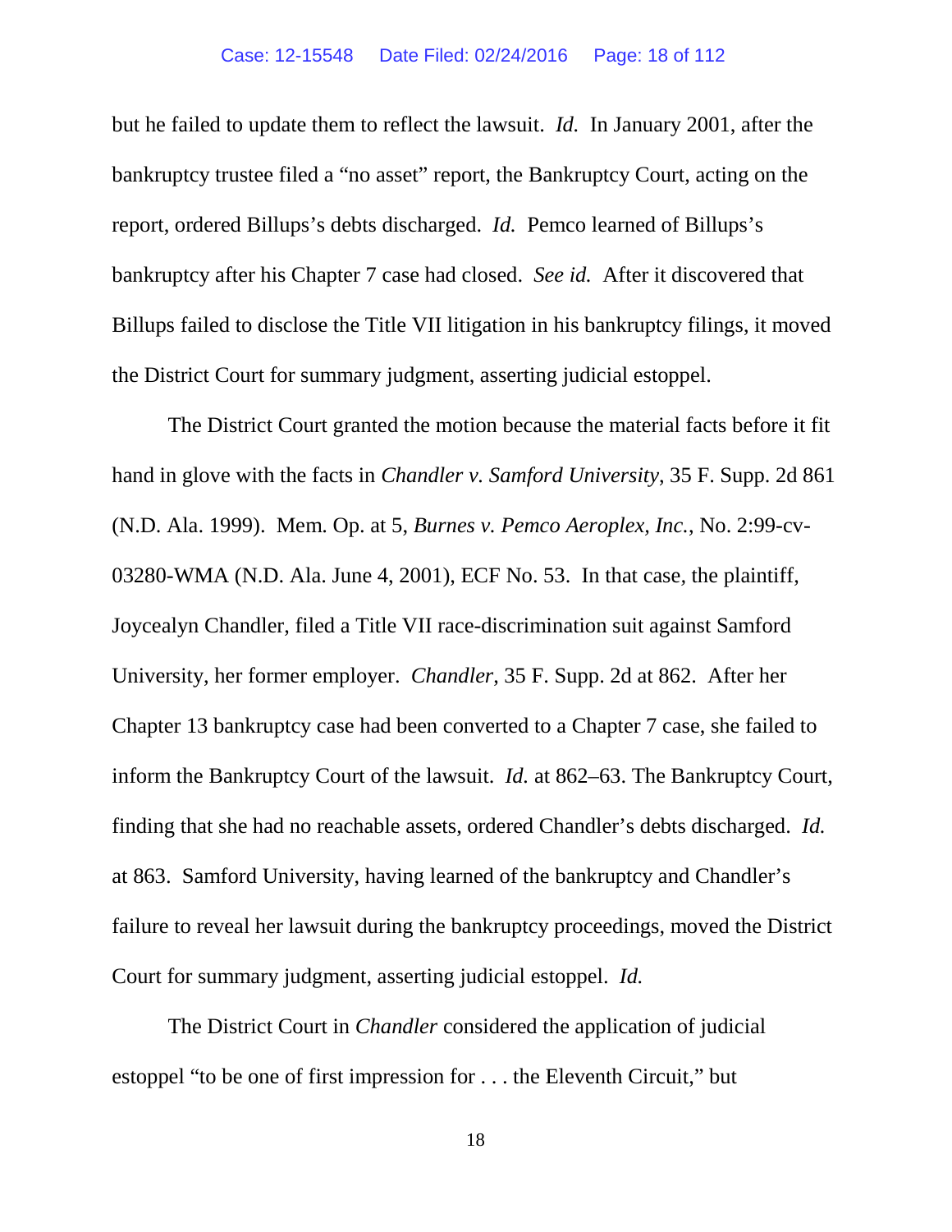but he failed to update them to reflect the lawsuit. *Id.* In January 2001, after the bankruptcy trustee filed a "no asset" report, the Bankruptcy Court, acting on the report, ordered Billups's debts discharged. *Id.* Pemco learned of Billups's bankruptcy after his Chapter 7 case had closed. *See id.* After it discovered that Billups failed to disclose the Title VII litigation in his bankruptcy filings, it moved the District Court for summary judgment, asserting judicial estoppel.

The District Court granted the motion because the material facts before it fit hand in glove with the facts in *Chandler v. Samford University*, 35 F. Supp. 2d 861 (N.D. Ala. 1999). Mem. Op. at 5, *Burnes v. Pemco Aeroplex, Inc.*, No. 2:99-cv-03280-WMA (N.D. Ala. June 4, 2001), ECF No. 53. In that case, the plaintiff, Joycealyn Chandler, filed a Title VII race-discrimination suit against Samford University, her former employer. *Chandler*, 35 F. Supp. 2d at 862. After her Chapter 13 bankruptcy case had been converted to a Chapter 7 case, she failed to inform the Bankruptcy Court of the lawsuit. *Id.* at 862–63. The Bankruptcy Court, finding that she had no reachable assets, ordered Chandler's debts discharged. *Id.* at 863. Samford University, having learned of the bankruptcy and Chandler's failure to reveal her lawsuit during the bankruptcy proceedings, moved the District Court for summary judgment, asserting judicial estoppel. *Id.*

The District Court in *Chandler* considered the application of judicial estoppel "to be one of first impression for . . . the Eleventh Circuit," but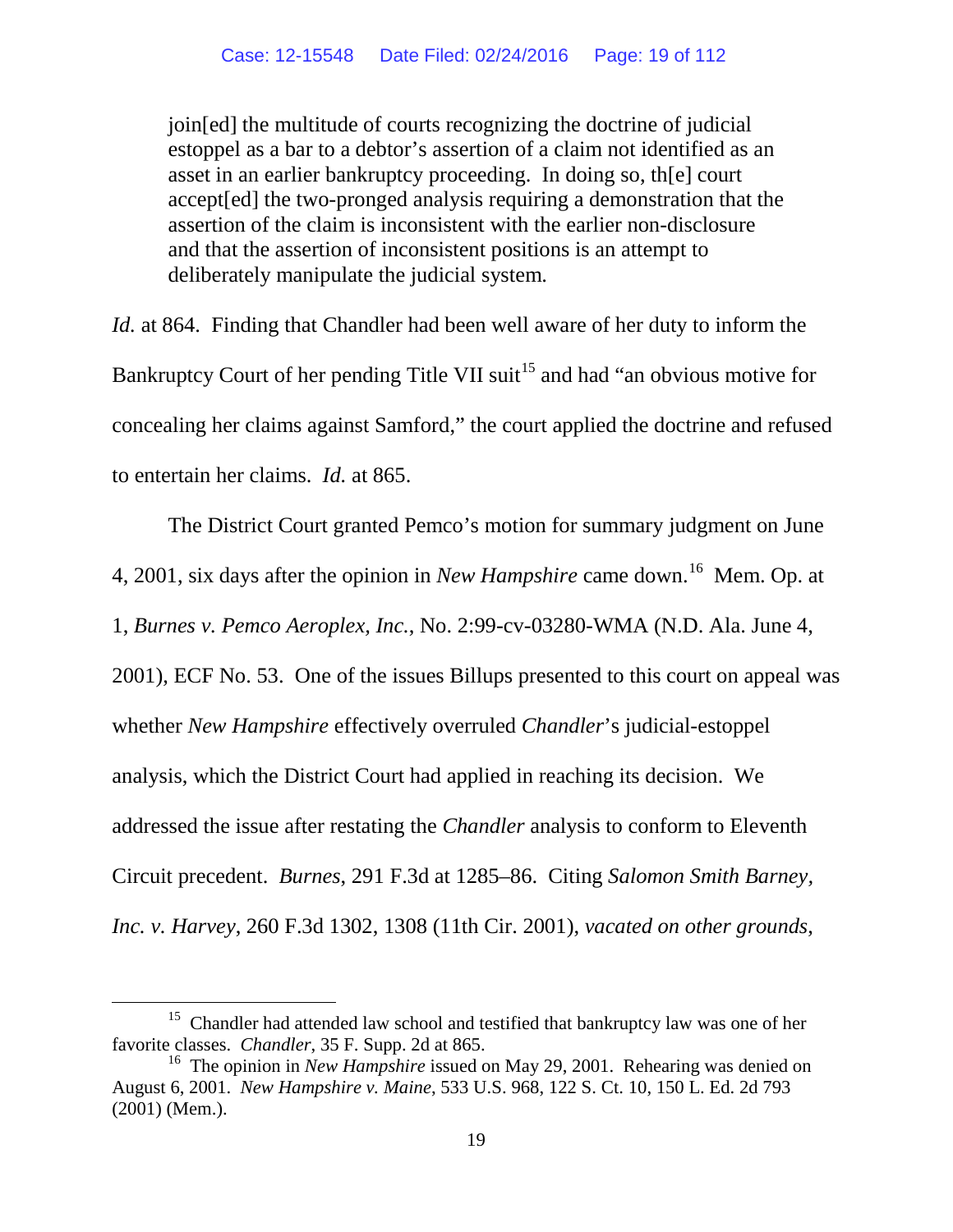> join[ed] the multitude of courts recognizing the doctrine of judicial estoppel as a bar to a debtor's assertion of a claim not identified as an asset in an earlier bankruptcy proceeding. In doing so, th[e] court accept[ed] the two-pronged analysis requiring a demonstration that the assertion of the claim is inconsistent with the earlier non-disclosure and that the assertion of inconsistent positions is an attempt to deliberately manipulate the judicial system.

*Id.* at 864. Finding that Chandler had been well aware of her duty to inform the Bankruptcy Court of her pending Title VII suit[15] and had "an obvious motive for concealing her claims against Samford," the court applied the doctrine and refused to entertain her claims. *Id.* at 865.

The District Court granted Pemco's motion for summary judgment on June 4, 2001, six days after the opinion in *New Hampshire* came down.[16] Mem. Op. at 1, *Burnes v. Pemco Aeroplex, Inc.*, No. 2:99-cv-03280-WMA (N.D. Ala. June 4, 2001), ECF No. 53. One of the issues Billups presented to this court on appeal was whether *New Hampshire* effectively overruled *Chandler*'s judicial-estoppel analysis, which the District Court had applied in reaching its decision. We addressed the issue after restating the *Chandler* analysis to conform to Eleventh Circuit precedent. *Burnes*, 291 F.3d at 1285–86. Citing *Salomon Smith Barney, Inc. v. Harvey*, 260 F.3d 1302, 1308 (11th Cir. 2001), *vacated on other grounds*,

---

[15] Chandler had attended law school and testified that bankruptcy law was one of her favorite classes. *Chandler*, 35 F. Supp. 2d at 865.

[16] The opinion in *New Hampshire* issued on May 29, 2001. Rehearing was denied on August 6, 2001. *New Hampshire v. Maine*, 533 U.S. 968, 122 S. Ct. 10, 150 L. Ed. 2d 793 (2001) (Mem.).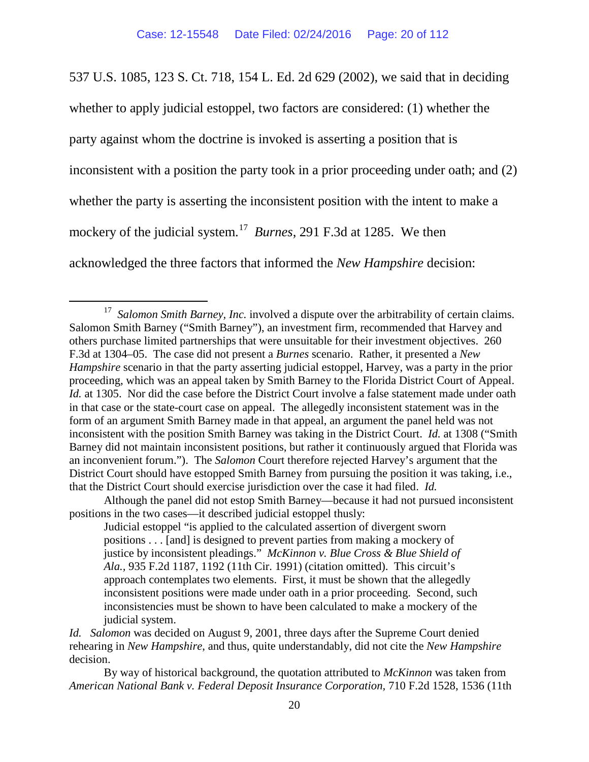537 U.S. 1085, 123 S. Ct. 718, 154 L. Ed. 2d 629 (2002), we said that in deciding whether to apply judicial estoppel, two factors are considered: (1) whether the party against whom the doctrine is invoked is asserting a position that is inconsistent with a position the party took in a prior proceeding under oath; and (2) whether the party is asserting the inconsistent position with the intent to make a mockery of the judicial system.[17] *Burnes*, 291 F.3d at 1285. We then acknowledged the three factors that informed the *New Hampshire* decision:

---

[17] *Salomon Smith Barney, Inc.* involved a dispute over the arbitrability of certain claims. Salomon Smith Barney ("Smith Barney"), an investment firm, recommended that Harvey and others purchase limited partnerships that were unsuitable for their investment objectives. 260 F.3d at 1304–05. The case did not present a *Burnes* scenario. Rather, it presented a *New Hampshire* scenario in that the party asserting judicial estoppel, Harvey, was a party in the prior proceeding, which was an appeal taken by Smith Barney to the Florida District Court of Appeal. *Id.* at 1305. Nor did the case before the District Court involve a false statement made under oath in that case or the state-court case on appeal. The allegedly inconsistent statement was in the form of an argument Smith Barney made in that appeal, an argument the panel held was not inconsistent with the position Smith Barney was taking in the District Court. *Id.* at 1308 ("Smith Barney did not maintain inconsistent positions, but rather it continuously argued that Florida was an inconvenient forum."). The *Salomon* Court therefore rejected Harvey's argument that the District Court should have estopped Smith Barney from pursuing the position it was taking, i.e., that the District Court should exercise jurisdiction over the case it had filed. *Id.*

Although the panel did not estop Smith Barney—because it had not pursued inconsistent positions in the two cases—it described judicial estoppel thusly:

> Judicial estoppel "is applied to the calculated assertion of divergent sworn positions . . . [and] is designed to prevent parties from making a mockery of justice by inconsistent pleadings." *McKinnon v. Blue Cross & Blue Shield of Ala.*, 935 F.2d 1187, 1192 (11th Cir. 1991) (citation omitted). This circuit's approach contemplates two elements. First, it must be shown that the allegedly inconsistent positions were made under oath in a prior proceeding. Second, such inconsistencies must be shown to have been calculated to make a mockery of the judicial system.

*Id.* *Salomon* was decided on August 9, 2001, three days after the Supreme Court denied rehearing in *New Hampshire*, and thus, quite understandably, did not cite the *New Hampshire* decision.

By way of historical background, the quotation attributed to *McKinnon* was taken from *American National Bank v. Federal Deposit Insurance Corporation*, 710 F.2d 1528, 1536 (11th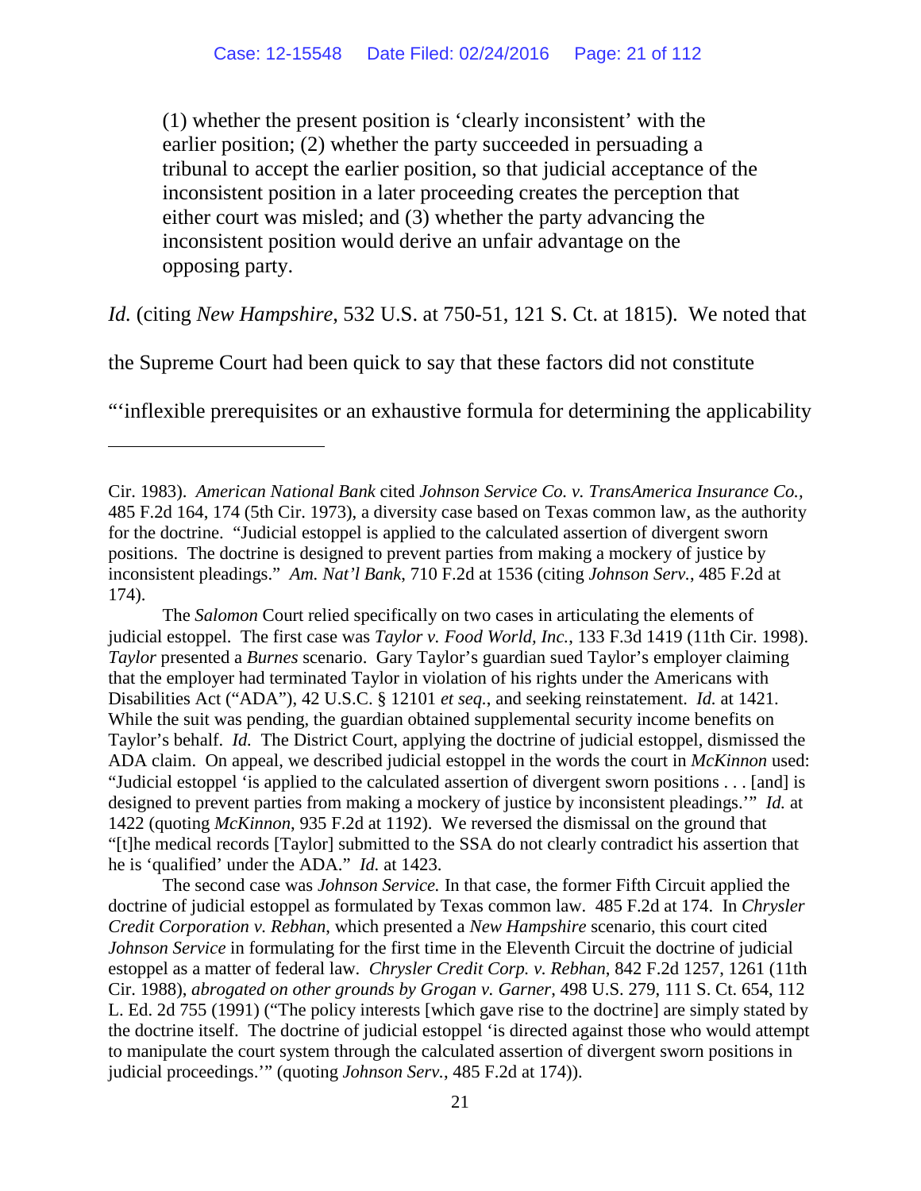> (1) whether the present position is 'clearly inconsistent' with the earlier position; (2) whether the party succeeded in persuading a tribunal to accept the earlier position, so that judicial acceptance of the inconsistent position in a later proceeding creates the perception that either court was misled; and (3) whether the party advancing the inconsistent position would derive an unfair advantage on the opposing party.

*Id.* (citing *New Hampshire*, 532 U.S. at 750-51, 121 S. Ct. at 1815). We noted that the Supreme Court had been quick to say that these factors did not constitute "'inflexible prerequisites or an exhaustive formula for determining the applicability

---

Cir. 1983). *American National Bank* cited *Johnson Service Co. v. TransAmerica Insurance Co.*, 485 F.2d 164, 174 (5th Cir. 1973), a diversity case based on Texas common law, as the authority for the doctrine. "Judicial estoppel is applied to the calculated assertion of divergent sworn positions. The doctrine is designed to prevent parties from making a mockery of justice by inconsistent pleadings." *Am. Nat'l Bank*, 710 F.2d at 1536 (citing *Johnson Serv.*, 485 F.2d at 174).

The *Salomon* Court relied specifically on two cases in articulating the elements of judicial estoppel. The first case was *Taylor v. Food World, Inc.*, 133 F.3d 1419 (11th Cir. 1998). *Taylor* presented a *Burnes* scenario. Gary Taylor's guardian sued Taylor's employer claiming that the employer had terminated Taylor in violation of his rights under the Americans with Disabilities Act ("ADA"), 42 U.S.C. § 12101 *et seq.*, and seeking reinstatement. *Id.* at 1421. While the suit was pending, the guardian obtained supplemental security income benefits on Taylor's behalf. *Id.* The District Court, applying the doctrine of judicial estoppel, dismissed the ADA claim. On appeal, we described judicial estoppel in the words the court in *McKinnon* used: "Judicial estoppel 'is applied to the calculated assertion of divergent sworn positions . . . [and] is designed to prevent parties from making a mockery of justice by inconsistent pleadings.'" *Id.* at 1422 (quoting *McKinnon*, 935 F.2d at 1192). We reversed the dismissal on the ground that "[t]he medical records [Taylor] submitted to the SSA do not clearly contradict his assertion that he is 'qualified' under the ADA." *Id.* at 1423.

The second case was *Johnson Service.* In that case, the former Fifth Circuit applied the doctrine of judicial estoppel as formulated by Texas common law. 485 F.2d at 174. In *Chrysler Credit Corporation v. Rebhan*, which presented a *New Hampshire* scenario, this court cited *Johnson Service* in formulating for the first time in the Eleventh Circuit the doctrine of judicial estoppel as a matter of federal law. *Chrysler Credit Corp. v. Rebhan*, 842 F.2d 1257, 1261 (11th Cir. 1988), *abrogated on other grounds by Grogan v. Garner*, 498 U.S. 279, 111 S. Ct. 654, 112 L. Ed. 2d 755 (1991) ("The policy interests [which gave rise to the doctrine] are simply stated by the doctrine itself. The doctrine of judicial estoppel 'is directed against those who would attempt to manipulate the court system through the calculated assertion of divergent sworn positions in judicial proceedings.'" (quoting *Johnson Serv.*, 485 F.2d at 174)).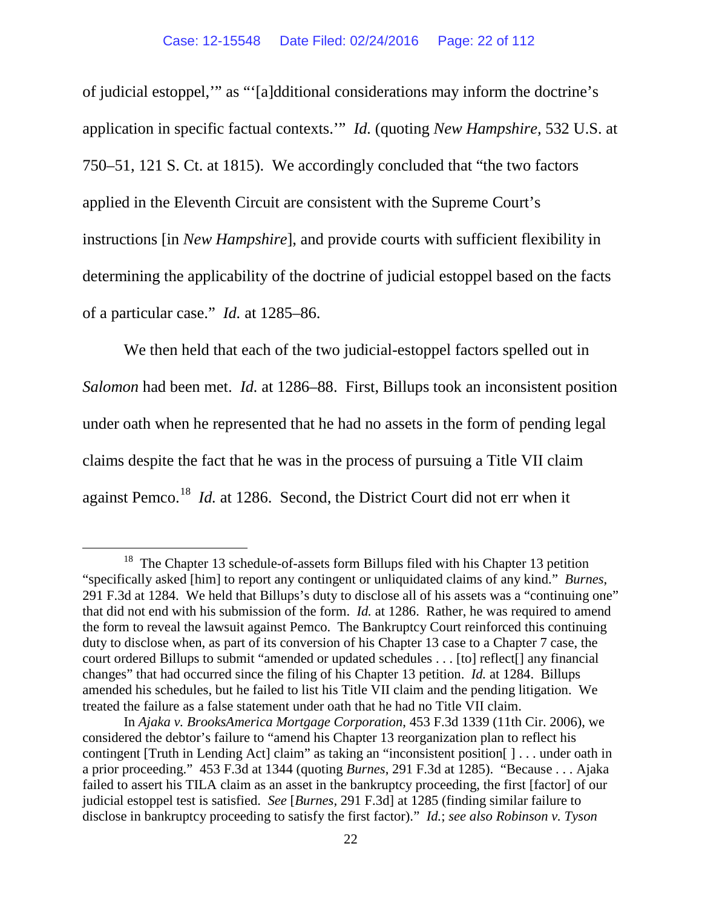of judicial estoppel,'" as "'[a]dditional considerations may inform the doctrine's application in specific factual contexts.'" *Id.* (quoting *New Hampshire*, 532 U.S. at 750–51, 121 S. Ct. at 1815). We accordingly concluded that "the two factors applied in the Eleventh Circuit are consistent with the Supreme Court's instructions [in *New Hampshire*], and provide courts with sufficient flexibility in determining the applicability of the doctrine of judicial estoppel based on the facts of a particular case." *Id.* at 1285–86.

We then held that each of the two judicial-estoppel factors spelled out in *Salomon* had been met. *Id.* at 1286–88. First, Billups took an inconsistent position under oath when he represented that he had no assets in the form of pending legal claims despite the fact that he was in the process of pursuing a Title VII claim against Pemco.[18] *Id.* at 1286. Second, the District Court did not err when it

---

[18] The Chapter 13 schedule-of-assets form Billups filed with his Chapter 13 petition "specifically asked [him] to report any contingent or unliquidated claims of any kind." *Burnes*, 291 F.3d at 1284. We held that Billups's duty to disclose all of his assets was a "continuing one" that did not end with his submission of the form. *Id.* at 1286. Rather, he was required to amend the form to reveal the lawsuit against Pemco. The Bankruptcy Court reinforced this continuing duty to disclose when, as part of its conversion of his Chapter 13 case to a Chapter 7 case, the court ordered Billups to submit "amended or updated schedules . . . [to] reflect[] any financial changes" that had occurred since the filing of his Chapter 13 petition. *Id.* at 1284. Billups amended his schedules, but he failed to list his Title VII claim and the pending litigation. We treated the failure as a false statement under oath that he had no Title VII claim.

In *Ajaka v. BrooksAmerica Mortgage Corporation*, 453 F.3d 1339 (11th Cir. 2006), we considered the debtor's failure to "amend his Chapter 13 reorganization plan to reflect his contingent [Truth in Lending Act] claim" as taking an "inconsistent position[ ] . . . under oath in a prior proceeding." 453 F.3d at 1344 (quoting *Burnes*, 291 F.3d at 1285). "Because . . . Ajaka failed to assert his TILA claim as an asset in the bankruptcy proceeding, the first [factor] of our judicial estoppel test is satisfied. *See* [*Burnes*, 291 F.3d] at 1285 (finding similar failure to disclose in bankruptcy proceeding to satisfy the first factor)." *Id.*; *see also Robinson v. Tyson*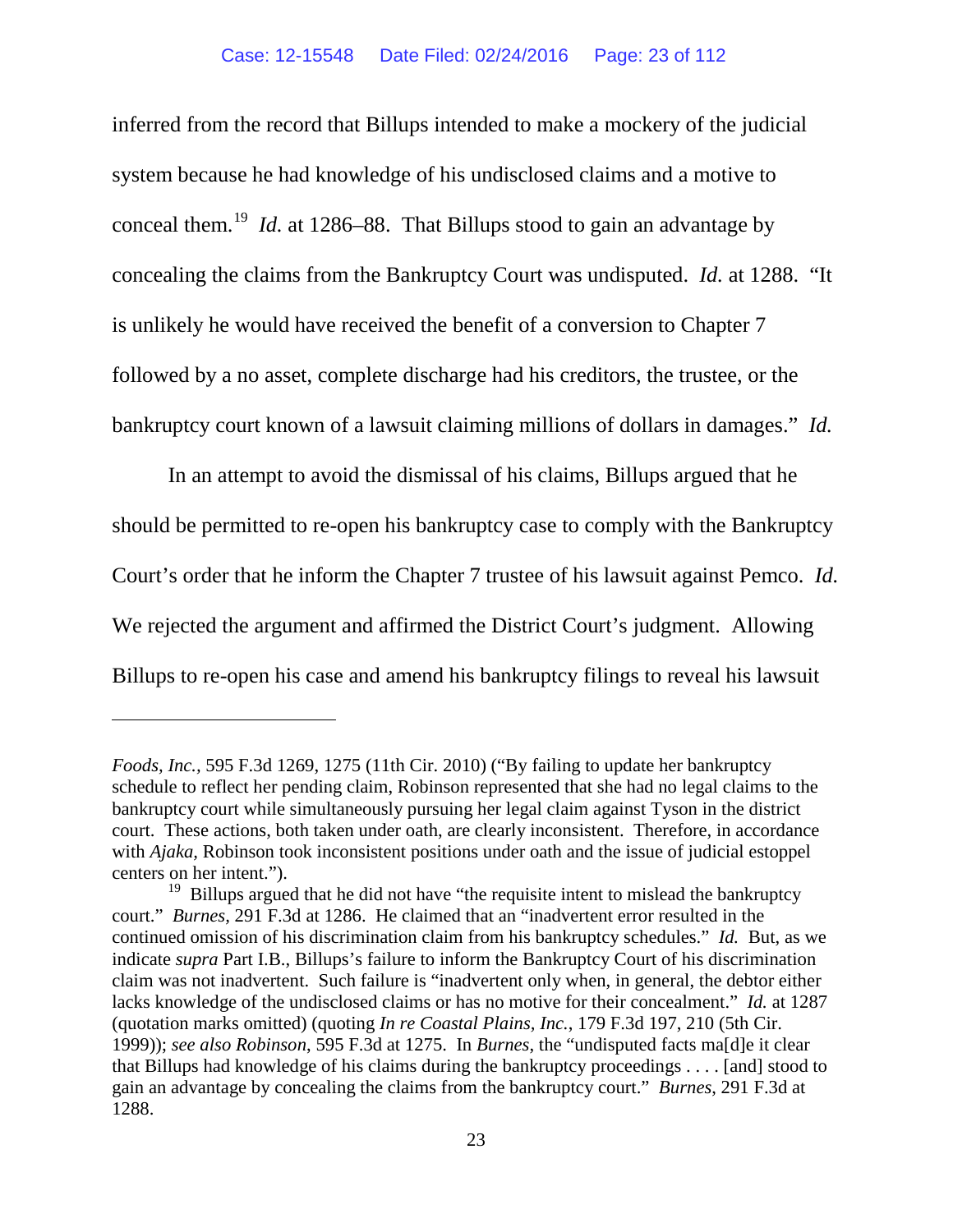inferred from the record that Billups intended to make a mockery of the judicial system because he had knowledge of his undisclosed claims and a motive to conceal them.[19] *Id.* at 1286–88. That Billups stood to gain an advantage by concealing the claims from the Bankruptcy Court was undisputed. *Id.* at 1288. "It is unlikely he would have received the benefit of a conversion to Chapter 7 followed by a no asset, complete discharge had his creditors, the trustee, or the bankruptcy court known of a lawsuit claiming millions of dollars in damages." *Id.*

In an attempt to avoid the dismissal of his claims, Billups argued that he should be permitted to re-open his bankruptcy case to comply with the Bankruptcy Court's order that he inform the Chapter 7 trustee of his lawsuit against Pemco. *Id.* We rejected the argument and affirmed the District Court's judgment. Allowing Billups to re-open his case and amend his bankruptcy filings to reveal his lawsuit

---

*Foods, Inc.*, 595 F.3d 1269, 1275 (11th Cir. 2010) ("By failing to update her bankruptcy schedule to reflect her pending claim, Robinson represented that she had no legal claims to the bankruptcy court while simultaneously pursuing her legal claim against Tyson in the district court. These actions, both taken under oath, are clearly inconsistent. Therefore, in accordance with *Ajaka*, Robinson took inconsistent positions under oath and the issue of judicial estoppel centers on her intent.").

[19] Billups argued that he did not have "the requisite intent to mislead the bankruptcy court." *Burnes*, 291 F.3d at 1286. He claimed that an "inadvertent error resulted in the continued omission of his discrimination claim from his bankruptcy schedules." *Id.* But, as we indicate *supra* Part I.B., Billups's failure to inform the Bankruptcy Court of his discrimination claim was not inadvertent. Such failure is "inadvertent only when, in general, the debtor either lacks knowledge of the undisclosed claims or has no motive for their concealment." *Id.* at 1287 (quotation marks omitted) (quoting *In re Coastal Plains, Inc.*, 179 F.3d 197, 210 (5th Cir. 1999)); *see also Robinson*, 595 F.3d at 1275. In *Burnes*, the "undisputed facts ma[d]e it clear that Billups had knowledge of his claims during the bankruptcy proceedings . . . . [and] stood to gain an advantage by concealing the claims from the bankruptcy court." *Burnes*, 291 F.3d at 1288.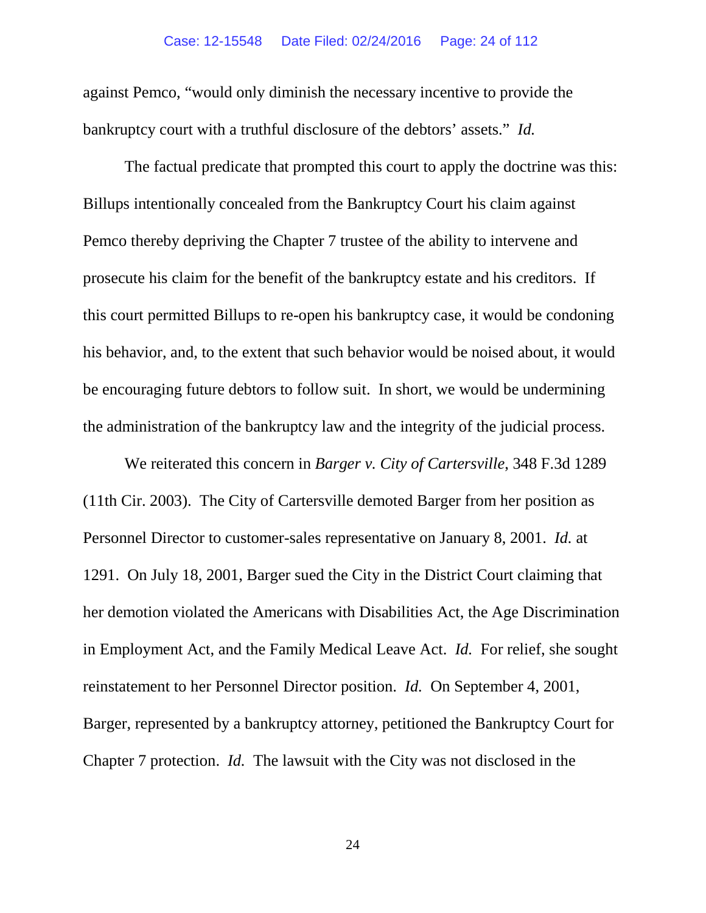against Pemco, "would only diminish the necessary incentive to provide the bankruptcy court with a truthful disclosure of the debtors' assets." *Id.*

The factual predicate that prompted this court to apply the doctrine was this: Billups intentionally concealed from the Bankruptcy Court his claim against Pemco thereby depriving the Chapter 7 trustee of the ability to intervene and prosecute his claim for the benefit of the bankruptcy estate and his creditors. If this court permitted Billups to re-open his bankruptcy case, it would be condoning his behavior, and, to the extent that such behavior would be noised about, it would be encouraging future debtors to follow suit. In short, we would be undermining the administration of the bankruptcy law and the integrity of the judicial process.

We reiterated this concern in *Barger v. City of Cartersville*, 348 F.3d 1289 (11th Cir. 2003). The City of Cartersville demoted Barger from her position as Personnel Director to customer-sales representative on January 8, 2001. *Id.* at 1291. On July 18, 2001, Barger sued the City in the District Court claiming that her demotion violated the Americans with Disabilities Act, the Age Discrimination in Employment Act, and the Family Medical Leave Act. *Id.* For relief, she sought reinstatement to her Personnel Director position. *Id.* On September 4, 2001, Barger, represented by a bankruptcy attorney, petitioned the Bankruptcy Court for Chapter 7 protection. *Id.* The lawsuit with the City was not disclosed in the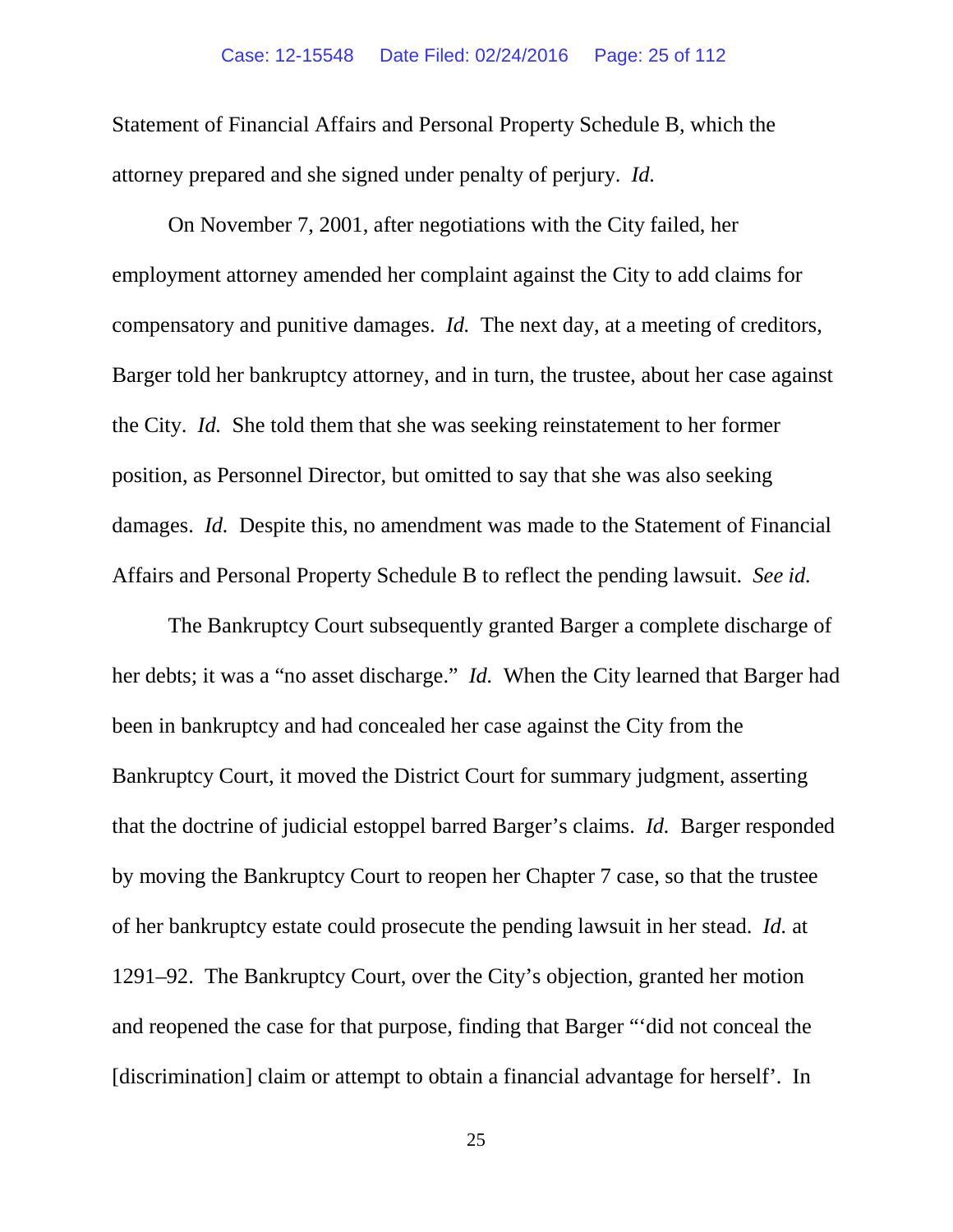Statement of Financial Affairs and Personal Property Schedule B, which the attorney prepared and she signed under penalty of perjury. *Id.*

On November 7, 2001, after negotiations with the City failed, her employment attorney amended her complaint against the City to add claims for compensatory and punitive damages. *Id.* The next day, at a meeting of creditors, Barger told her bankruptcy attorney, and in turn, the trustee, about her case against the City. *Id.* She told them that she was seeking reinstatement to her former position, as Personnel Director, but omitted to say that she was also seeking damages. *Id.* Despite this, no amendment was made to the Statement of Financial Affairs and Personal Property Schedule B to reflect the pending lawsuit. *See id.*

The Bankruptcy Court subsequently granted Barger a complete discharge of her debts; it was a "no asset discharge." *Id.* When the City learned that Barger had been in bankruptcy and had concealed her case against the City from the Bankruptcy Court, it moved the District Court for summary judgment, asserting that the doctrine of judicial estoppel barred Barger's claims. *Id.* Barger responded by moving the Bankruptcy Court to reopen her Chapter 7 case, so that the trustee of her bankruptcy estate could prosecute the pending lawsuit in her stead. *Id.* at 1291–92. The Bankruptcy Court, over the City's objection, granted her motion and reopened the case for that purpose, finding that Barger "'did not conceal the [discrimination] claim or attempt to obtain a financial advantage for herself'. In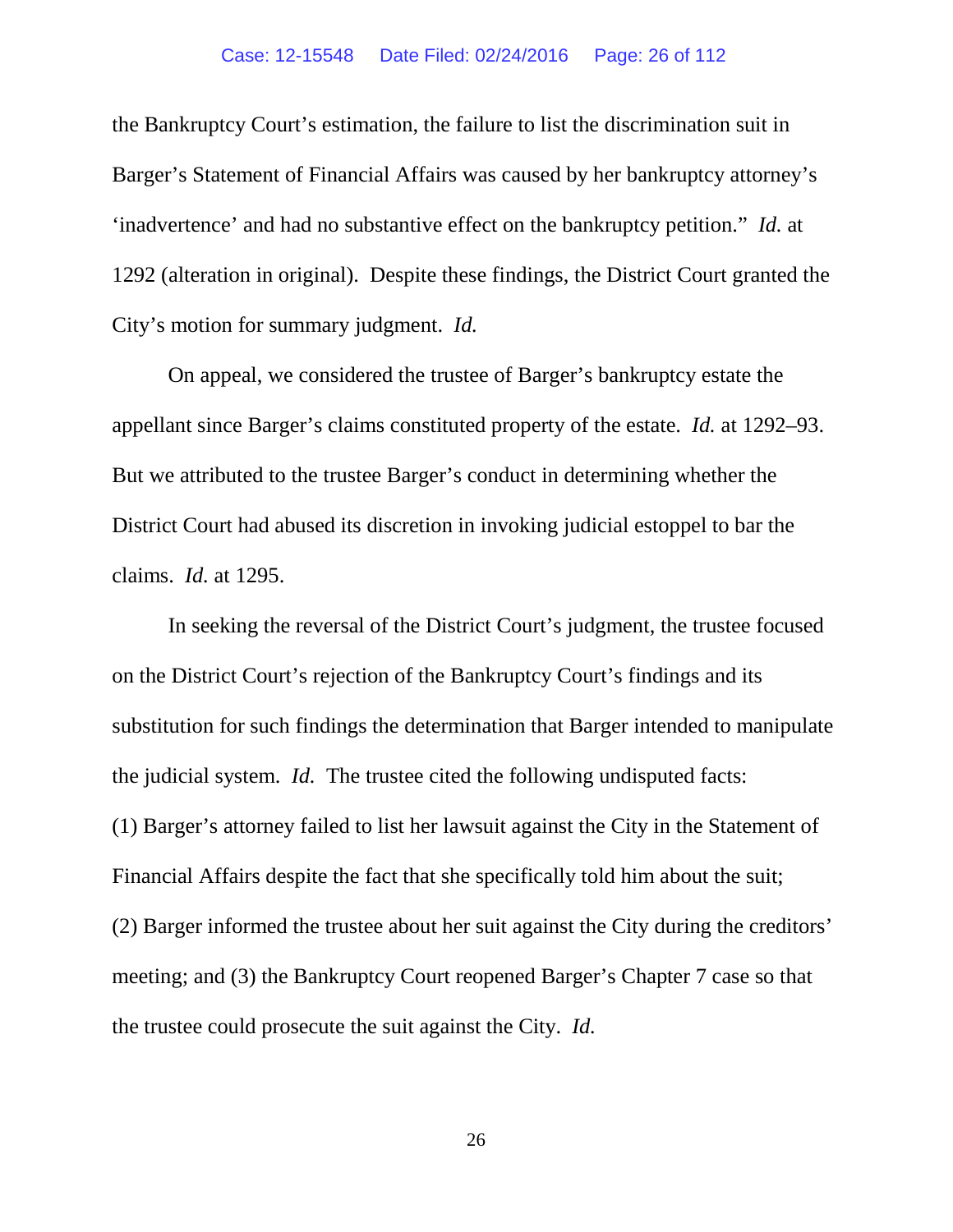the Bankruptcy Court's estimation, the failure to list the discrimination suit in Barger's Statement of Financial Affairs was caused by her bankruptcy attorney's 'inadvertence' and had no substantive effect on the bankruptcy petition." *Id.* at 1292 (alteration in original). Despite these findings, the District Court granted the City's motion for summary judgment. *Id.*

On appeal, we considered the trustee of Barger's bankruptcy estate the appellant since Barger's claims constituted property of the estate. *Id.* at 1292–93. But we attributed to the trustee Barger's conduct in determining whether the District Court had abused its discretion in invoking judicial estoppel to bar the claims. *Id.* at 1295.

In seeking the reversal of the District Court's judgment, the trustee focused on the District Court's rejection of the Bankruptcy Court's findings and its substitution for such findings the determination that Barger intended to manipulate the judicial system. *Id.* The trustee cited the following undisputed facts: (1) Barger's attorney failed to list her lawsuit against the City in the Statement of Financial Affairs despite the fact that she specifically told him about the suit; (2) Barger informed the trustee about her suit against the City during the creditors' meeting; and (3) the Bankruptcy Court reopened Barger's Chapter 7 case so that the trustee could prosecute the suit against the City. *Id.*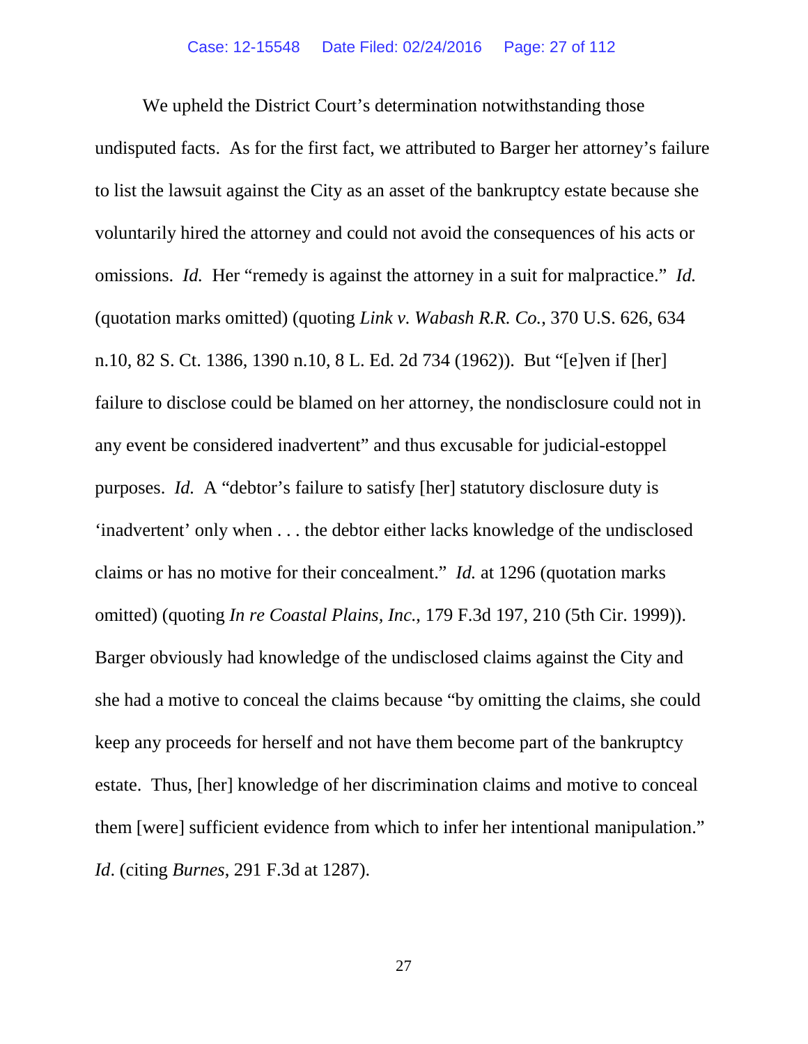We upheld the District Court's determination notwithstanding those undisputed facts. As for the first fact, we attributed to Barger her attorney's failure to list the lawsuit against the City as an asset of the bankruptcy estate because she voluntarily hired the attorney and could not avoid the consequences of his acts or omissions. *Id.* Her "remedy is against the attorney in a suit for malpractice." *Id.* (quotation marks omitted) (quoting *Link v. Wabash R.R. Co.*, 370 U.S. 626, 634 n.10, 82 S. Ct. 1386, 1390 n.10, 8 L. Ed. 2d 734 (1962)). But "[e]ven if [her] failure to disclose could be blamed on her attorney, the nondisclosure could not in any event be considered inadvertent" and thus excusable for judicial-estoppel purposes. *Id.* A "debtor's failure to satisfy [her] statutory disclosure duty is 'inadvertent' only when . . . the debtor either lacks knowledge of the undisclosed claims or has no motive for their concealment." *Id.* at 1296 (quotation marks omitted) (quoting *In re Coastal Plains, Inc.*, 179 F.3d 197, 210 (5th Cir. 1999)). Barger obviously had knowledge of the undisclosed claims against the City and she had a motive to conceal the claims because "by omitting the claims, she could keep any proceeds for herself and not have them become part of the bankruptcy estate. Thus, [her] knowledge of her discrimination claims and motive to conceal them [were] sufficient evidence from which to infer her intentional manipulation." *Id*. (citing *Burnes*, 291 F.3d at 1287).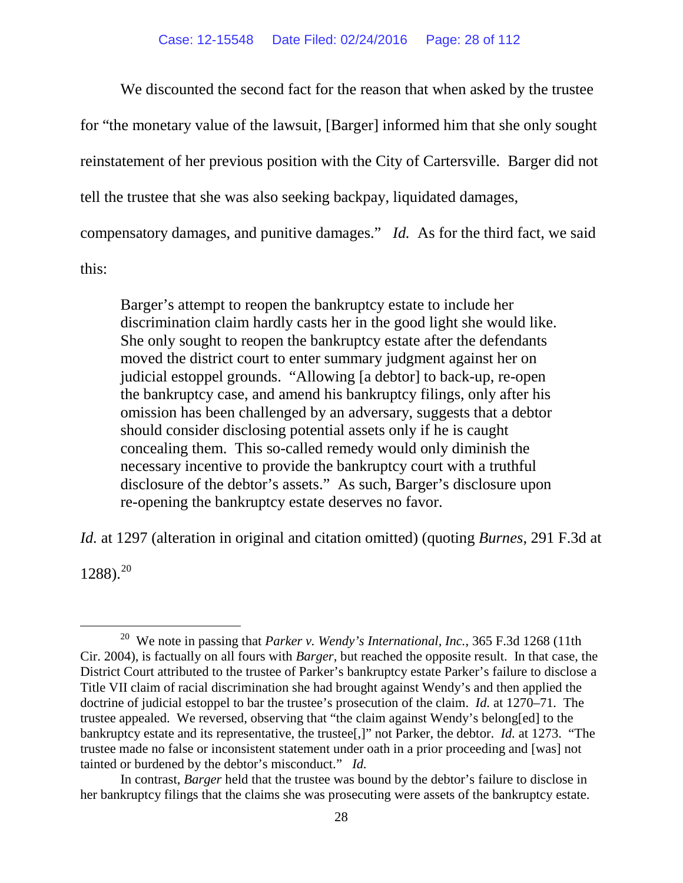We discounted the second fact for the reason that when asked by the trustee for "the monetary value of the lawsuit, [Barger] informed him that she only sought reinstatement of her previous position with the City of Cartersville. Barger did not tell the trustee that she was also seeking backpay, liquidated damages, compensatory damages, and punitive damages." *Id.* As for the third fact, we said this:

> Barger's attempt to reopen the bankruptcy estate to include her discrimination claim hardly casts her in the good light she would like. She only sought to reopen the bankruptcy estate after the defendants moved the district court to enter summary judgment against her on judicial estoppel grounds. "Allowing [a debtor] to back-up, re-open the bankruptcy case, and amend his bankruptcy filings, only after his omission has been challenged by an adversary, suggests that a debtor should consider disclosing potential assets only if he is caught concealing them. This so-called remedy would only diminish the necessary incentive to provide the bankruptcy court with a truthful disclosure of the debtor's assets." As such, Barger's disclosure upon re-opening the bankruptcy estate deserves no favor.

*Id.* at 1297 (alteration in original and citation omitted) (quoting *Burnes*, 291 F.3d at 1288).[20]

---

[20] We note in passing that *Parker v. Wendy's International, Inc.*, 365 F.3d 1268 (11th Cir. 2004), is factually on all fours with *Barger*, but reached the opposite result. In that case, the District Court attributed to the trustee of Parker's bankruptcy estate Parker's failure to disclose a Title VII claim of racial discrimination she had brought against Wendy's and then applied the doctrine of judicial estoppel to bar the trustee's prosecution of the claim. *Id.* at 1270–71. The trustee appealed. We reversed, observing that "the claim against Wendy's belong[ed] to the bankruptcy estate and its representative, the trustee[,]" not Parker, the debtor. *Id.* at 1273. "The trustee made no false or inconsistent statement under oath in a prior proceeding and [was] not tainted or burdened by the debtor's misconduct." *Id.*

In contrast, *Barger* held that the trustee was bound by the debtor's failure to disclose in her bankruptcy filings that the claims she was prosecuting were assets of the bankruptcy estate.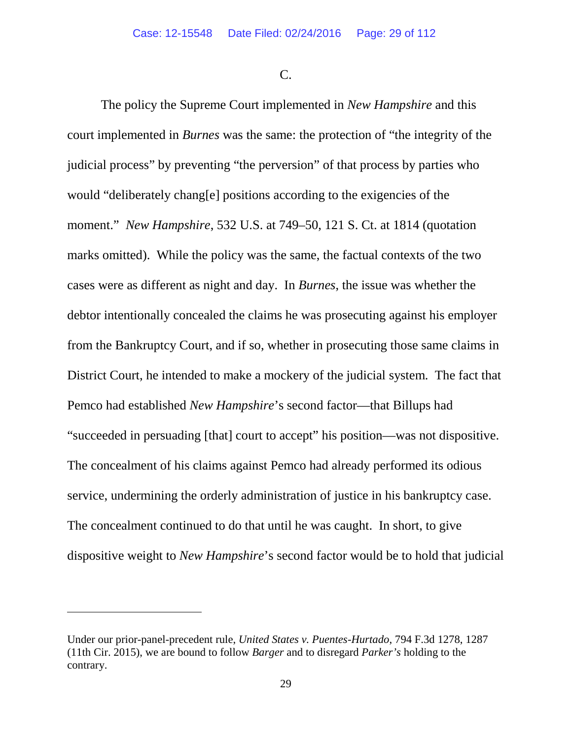C.

The policy the Supreme Court implemented in *New Hampshire* and this court implemented in *Burnes* was the same: the protection of "the integrity of the judicial process" by preventing "the perversion" of that process by parties who would "deliberately chang[e] positions according to the exigencies of the moment." *New Hampshire*, 532 U.S. at 749–50, 121 S. Ct. at 1814 (quotation marks omitted). While the policy was the same, the factual contexts of the two cases were as different as night and day. In *Burnes*, the issue was whether the debtor intentionally concealed the claims he was prosecuting against his employer from the Bankruptcy Court, and if so, whether in prosecuting those same claims in District Court, he intended to make a mockery of the judicial system. The fact that Pemco had established *New Hampshire*'s second factor—that Billups had "succeeded in persuading [that] court to accept" his position—was not dispositive. The concealment of his claims against Pemco had already performed its odious service, undermining the orderly administration of justice in his bankruptcy case. The concealment continued to do that until he was caught. In short, to give dispositive weight to *New Hampshire*'s second factor would be to hold that judicial

---

Under our prior-panel-precedent rule, *United States v. Puentes-Hurtado*, 794 F.3d 1278, 1287 (11th Cir. 2015), we are bound to follow *Barger* and to disregard *Parker's* holding to the contrary.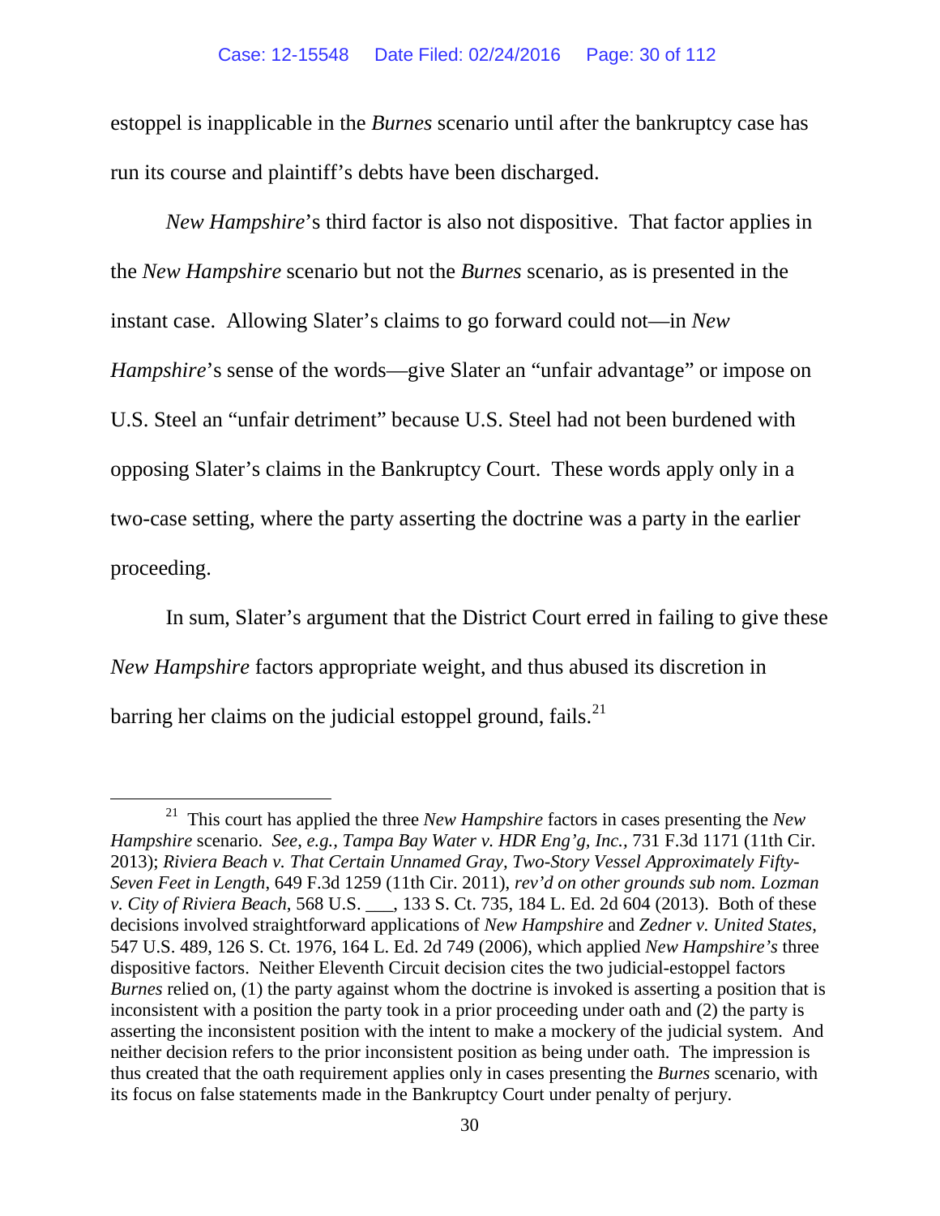estoppel is inapplicable in the *Burnes* scenario until after the bankruptcy case has run its course and plaintiff's debts have been discharged.

*New Hampshire*'s third factor is also not dispositive. That factor applies in the *New Hampshire* scenario but not the *Burnes* scenario, as is presented in the instant case. Allowing Slater's claims to go forward could not—in *New Hampshire*'s sense of the words—give Slater an "unfair advantage" or impose on U.S. Steel an "unfair detriment" because U.S. Steel had not been burdened with opposing Slater's claims in the Bankruptcy Court. These words apply only in a two-case setting, where the party asserting the doctrine was a party in the earlier proceeding.

In sum, Slater's argument that the District Court erred in failing to give these *New Hampshire* factors appropriate weight, and thus abused its discretion in barring her claims on the judicial estoppel ground, fails.[21]

---

[21] This court has applied the three *New Hampshire* factors in cases presenting the *New Hampshire* scenario. *See, e.g.*, *Tampa Bay Water v. HDR Eng'g, Inc.*, 731 F.3d 1171 (11th Cir. 2013); *Riviera Beach v. That Certain Unnamed Gray, Two-Story Vessel Approximately Fifty-Seven Feet in Length*, 649 F.3d 1259 (11th Cir. 2011), *rev'd on other grounds sub nom. Lozman v. City of Riviera Beach*, 568 U.S. ___, 133 S. Ct. 735, 184 L. Ed. 2d 604 (2013). Both of these decisions involved straightforward applications of *New Hampshire* and *Zedner v. United States*, 547 U.S. 489, 126 S. Ct. 1976, 164 L. Ed. 2d 749 (2006), which applied *New Hampshire's* three dispositive factors. Neither Eleventh Circuit decision cites the two judicial-estoppel factors *Burnes* relied on, (1) the party against whom the doctrine is invoked is asserting a position that is inconsistent with a position the party took in a prior proceeding under oath and (2) the party is asserting the inconsistent position with the intent to make a mockery of the judicial system. And neither decision refers to the prior inconsistent position as being under oath. The impression is thus created that the oath requirement applies only in cases presenting the *Burnes* scenario, with its focus on false statements made in the Bankruptcy Court under penalty of perjury.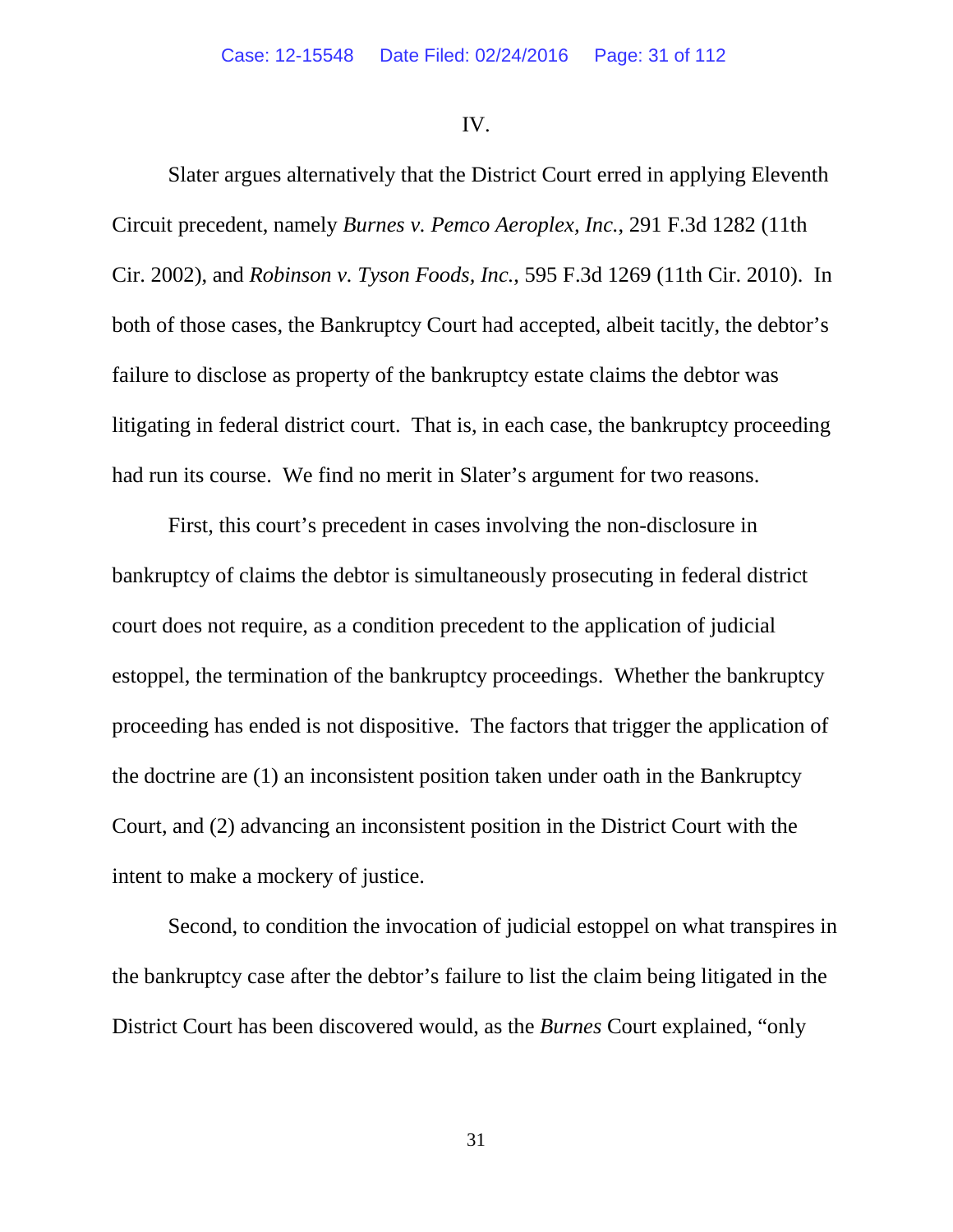IV.

Slater argues alternatively that the District Court erred in applying Eleventh Circuit precedent, namely *Burnes v. Pemco Aeroplex, Inc.*, 291 F.3d 1282 (11th Cir. 2002), and *Robinson v. Tyson Foods, Inc.*, 595 F.3d 1269 (11th Cir. 2010). In both of those cases, the Bankruptcy Court had accepted, albeit tacitly, the debtor's failure to disclose as property of the bankruptcy estate claims the debtor was litigating in federal district court. That is, in each case, the bankruptcy proceeding had run its course. We find no merit in Slater's argument for two reasons.

First, this court's precedent in cases involving the non-disclosure in bankruptcy of claims the debtor is simultaneously prosecuting in federal district court does not require, as a condition precedent to the application of judicial estoppel, the termination of the bankruptcy proceedings. Whether the bankruptcy proceeding has ended is not dispositive. The factors that trigger the application of the doctrine are (1) an inconsistent position taken under oath in the Bankruptcy Court, and (2) advancing an inconsistent position in the District Court with the intent to make a mockery of justice.

Second, to condition the invocation of judicial estoppel on what transpires in the bankruptcy case after the debtor's failure to list the claim being litigated in the District Court has been discovered would, as the *Burnes* Court explained, "only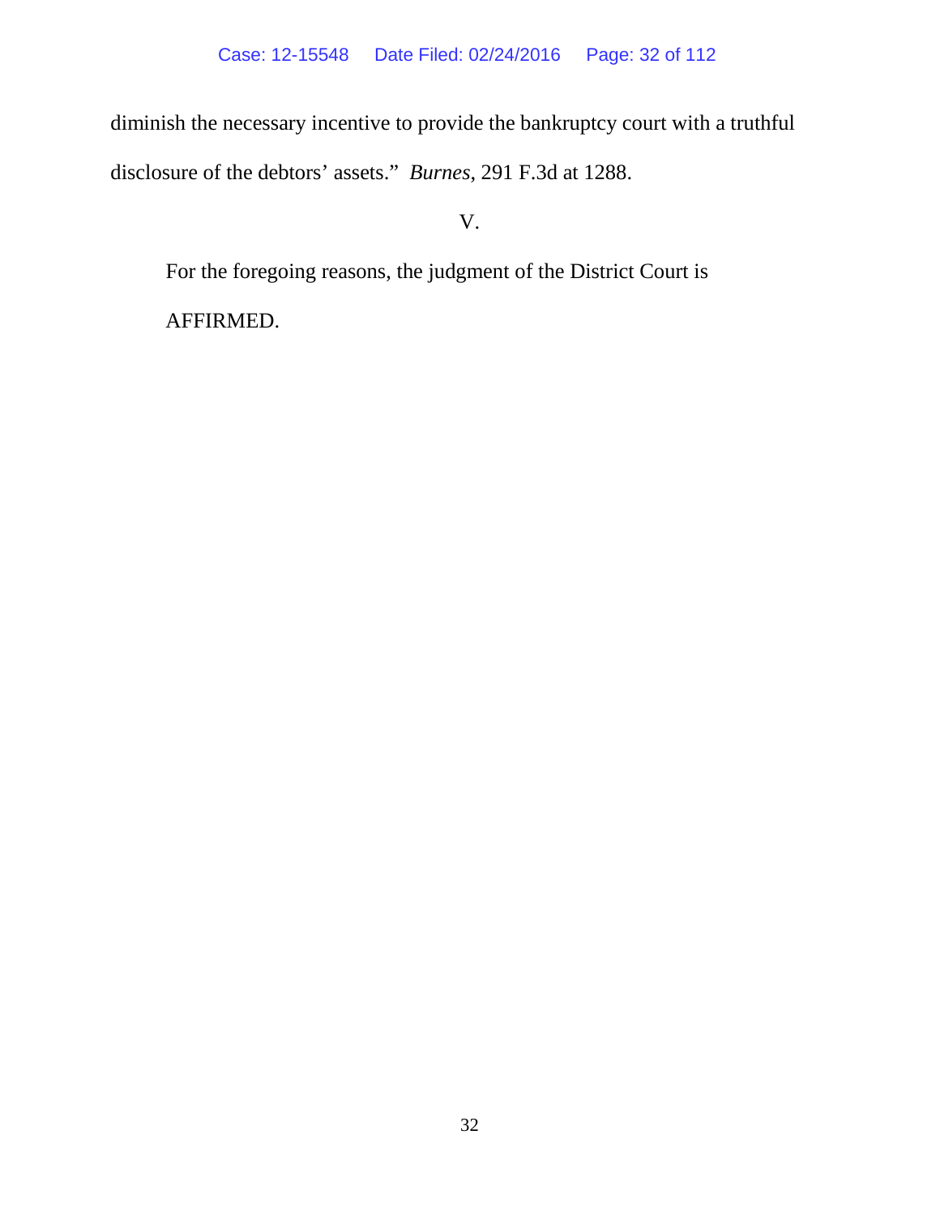diminish the necessary incentive to provide the bankruptcy court with a truthful disclosure of the debtors' assets." *Burnes*, 291 F.3d at 1288.

V.

For the foregoing reasons, the judgment of the District Court is AFFIRMED.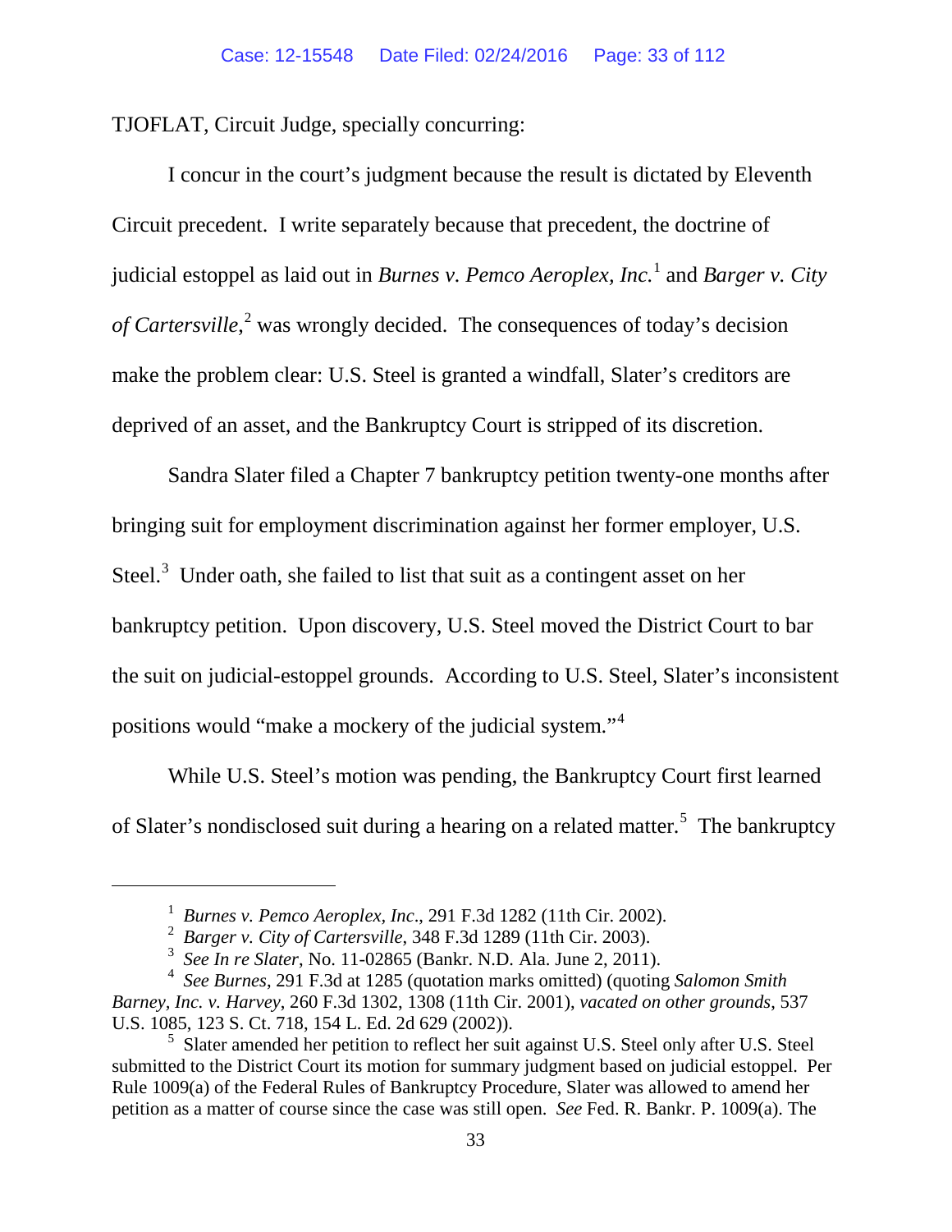TJOFLAT, Circuit Judge, specially concurring:

I concur in the court's judgment because the result is dictated by Eleventh Circuit precedent. I write separately because that precedent, the doctrine of judicial estoppel as laid out in *Burnes v. Pemco Aeroplex, Inc.*[1] and *Barger v. City of Cartersville*,[2] was wrongly decided. The consequences of today's decision make the problem clear: U.S. Steel is granted a windfall, Slater's creditors are deprived of an asset, and the Bankruptcy Court is stripped of its discretion.

Sandra Slater filed a Chapter 7 bankruptcy petition twenty-one months after bringing suit for employment discrimination against her former employer, U.S. Steel.[3] Under oath, she failed to list that suit as a contingent asset on her bankruptcy petition. Upon discovery, U.S. Steel moved the District Court to bar the suit on judicial-estoppel grounds. According to U.S. Steel, Slater's inconsistent positions would "make a mockery of the judicial system."[4]

While U.S. Steel's motion was pending, the Bankruptcy Court first learned of Slater's nondisclosed suit during a hearing on a related matter.[5] The bankruptcy

---

[1] *Burnes v. Pemco Aeroplex, Inc*., 291 F.3d 1282 (11th Cir. 2002).

[2] *Barger v. City of Cartersville*, 348 F.3d 1289 (11th Cir. 2003).

[3] *See In re Slater*, No. 11-02865 (Bankr. N.D. Ala. June 2, 2011).

[4] *See Burnes*, 291 F.3d at 1285 (quotation marks omitted) (quoting *Salomon Smith Barney, Inc. v. Harvey*, 260 F.3d 1302, 1308 (11th Cir. 2001), *vacated on other grounds*, 537 U.S. 1085, 123 S. Ct. 718, 154 L. Ed. 2d 629 (2002)).

[5] Slater amended her petition to reflect her suit against U.S. Steel only after U.S. Steel submitted to the District Court its motion for summary judgment based on judicial estoppel. Per Rule 1009(a) of the Federal Rules of Bankruptcy Procedure, Slater was allowed to amend her petition as a matter of course since the case was still open. *See* Fed. R. Bankr. P. 1009(a). The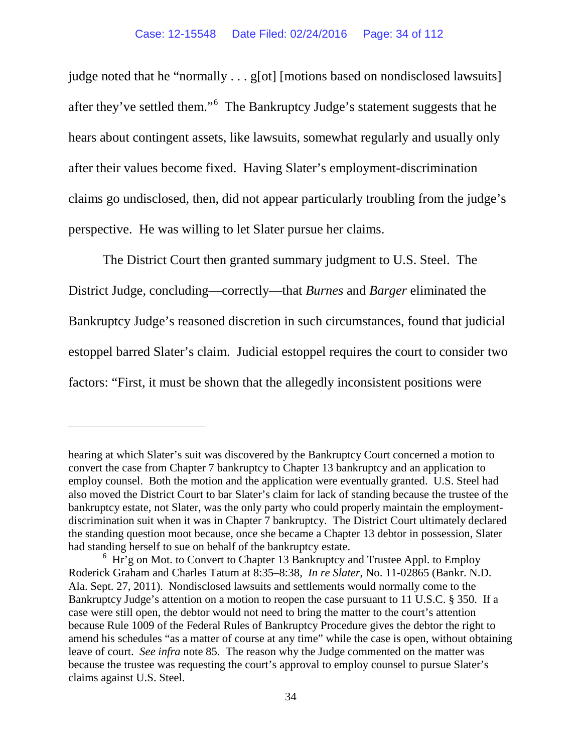judge noted that he "normally . . . g[ot] [motions based on nondisclosed lawsuits] after they've settled them."[6] The Bankruptcy Judge's statement suggests that he hears about contingent assets, like lawsuits, somewhat regularly and usually only after their values become fixed. Having Slater's employment-discrimination claims go undisclosed, then, did not appear particularly troubling from the judge's perspective. He was willing to let Slater pursue her claims.

The District Court then granted summary judgment to U.S. Steel. The District Judge, concluding—correctly—that *Burnes* and *Barger* eliminated the Bankruptcy Judge's reasoned discretion in such circumstances, found that judicial estoppel barred Slater's claim. Judicial estoppel requires the court to consider two factors: "First, it must be shown that the allegedly inconsistent positions were

---

hearing at which Slater's suit was discovered by the Bankruptcy Court concerned a motion to convert the case from Chapter 7 bankruptcy to Chapter 13 bankruptcy and an application to employ counsel. Both the motion and the application were eventually granted. U.S. Steel had also moved the District Court to bar Slater's claim for lack of standing because the trustee of the bankruptcy estate, not Slater, was the only party who could properly maintain the employment-discrimination suit when it was in Chapter 7 bankruptcy. The District Court ultimately declared the standing question moot because, once she became a Chapter 13 debtor in possession, Slater had standing herself to sue on behalf of the bankruptcy estate.

[6] Hr'g on Mot. to Convert to Chapter 13 Bankruptcy and Trustee Appl. to Employ Roderick Graham and Charles Tatum at 8:35–8:38, *In re Slater*, No. 11-02865 (Bankr. N.D. Ala. Sept. 27, 2011). Nondisclosed lawsuits and settlements would normally come to the Bankruptcy Judge's attention on a motion to reopen the case pursuant to 11 U.S.C. § 350. If a case were still open, the debtor would not need to bring the matter to the court's attention because Rule 1009 of the Federal Rules of Bankruptcy Procedure gives the debtor the right to amend his schedules "as a matter of course at any time" while the case is open, without obtaining leave of court. *See infra* note 85. The reason why the Judge commented on the matter was because the trustee was requesting the court's approval to employ counsel to pursue Slater's claims against U.S. Steel.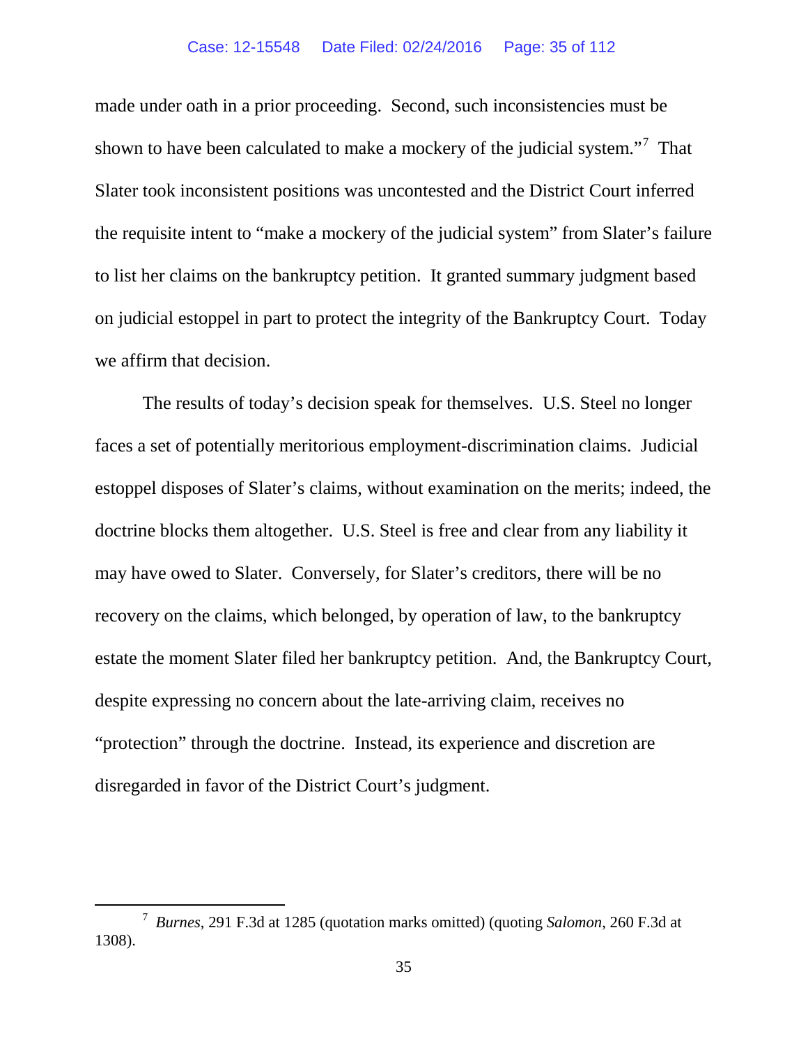made under oath in a prior proceeding. Second, such inconsistencies must be shown to have been calculated to make a mockery of the judicial system."[7] That Slater took inconsistent positions was uncontested and the District Court inferred the requisite intent to "make a mockery of the judicial system" from Slater's failure to list her claims on the bankruptcy petition. It granted summary judgment based on judicial estoppel in part to protect the integrity of the Bankruptcy Court. Today we affirm that decision.

The results of today's decision speak for themselves. U.S. Steel no longer faces a set of potentially meritorious employment-discrimination claims. Judicial estoppel disposes of Slater's claims, without examination on the merits; indeed, the doctrine blocks them altogether. U.S. Steel is free and clear from any liability it may have owed to Slater. Conversely, for Slater's creditors, there will be no recovery on the claims, which belonged, by operation of law, to the bankruptcy estate the moment Slater filed her bankruptcy petition. And, the Bankruptcy Court, despite expressing no concern about the late-arriving claim, receives no "protection" through the doctrine. Instead, its experience and discretion are disregarded in favor of the District Court's judgment.

---

[7] *Burnes*, 291 F.3d at 1285 (quotation marks omitted) (quoting *Salomon*, 260 F.3d at 1308).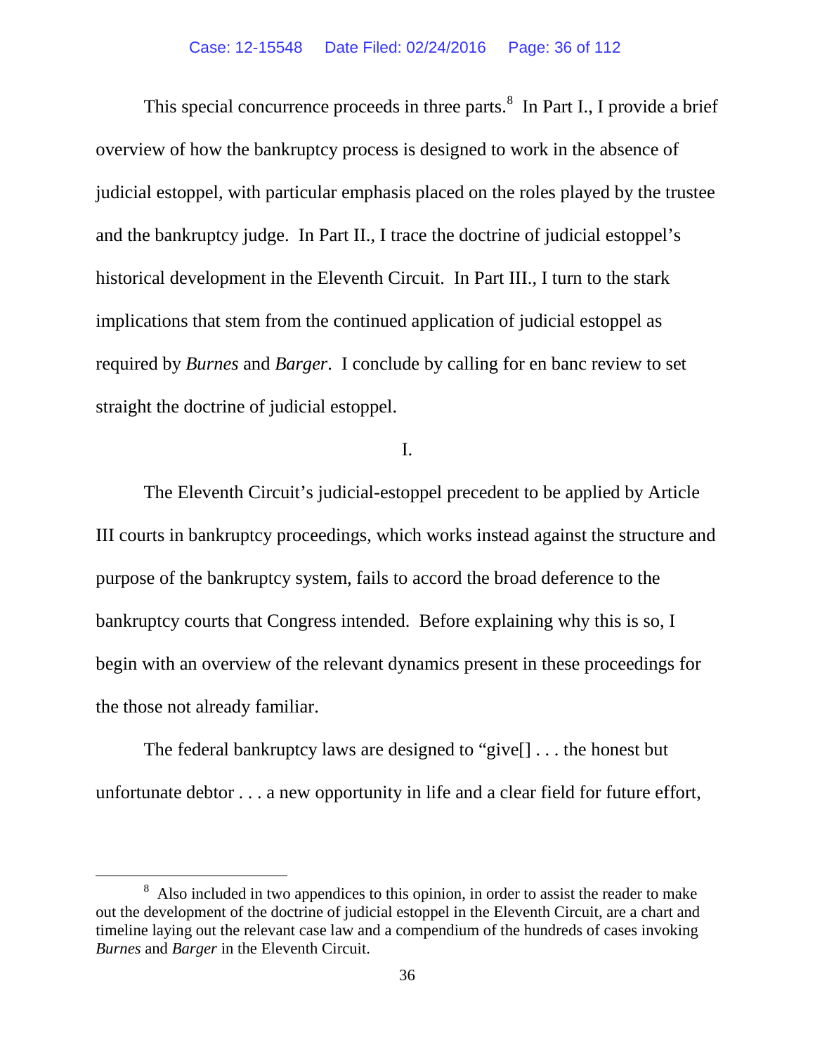This special concurrence proceeds in three parts.[8] In Part I., I provide a brief overview of how the bankruptcy process is designed to work in the absence of judicial estoppel, with particular emphasis placed on the roles played by the trustee and the bankruptcy judge. In Part II., I trace the doctrine of judicial estoppel's historical development in the Eleventh Circuit. In Part III., I turn to the stark implications that stem from the continued application of judicial estoppel as required by *Burnes* and *Barger*. I conclude by calling for en banc review to set straight the doctrine of judicial estoppel.

I.

The Eleventh Circuit's judicial-estoppel precedent to be applied by Article III courts in bankruptcy proceedings, which works instead against the structure and purpose of the bankruptcy system, fails to accord the broad deference to the bankruptcy courts that Congress intended. Before explaining why this is so, I begin with an overview of the relevant dynamics present in these proceedings for the those not already familiar.

The federal bankruptcy laws are designed to "give[] . . . the honest but unfortunate debtor . . . a new opportunity in life and a clear field for future effort,

[8] Also included in two appendices to this opinion, in order to assist the reader to make out the development of the doctrine of judicial estoppel in the Eleventh Circuit, are a chart and timeline laying out the relevant case law and a compendium of the hundreds of cases invoking *Burnes* and *Barger* in the Eleventh Circuit.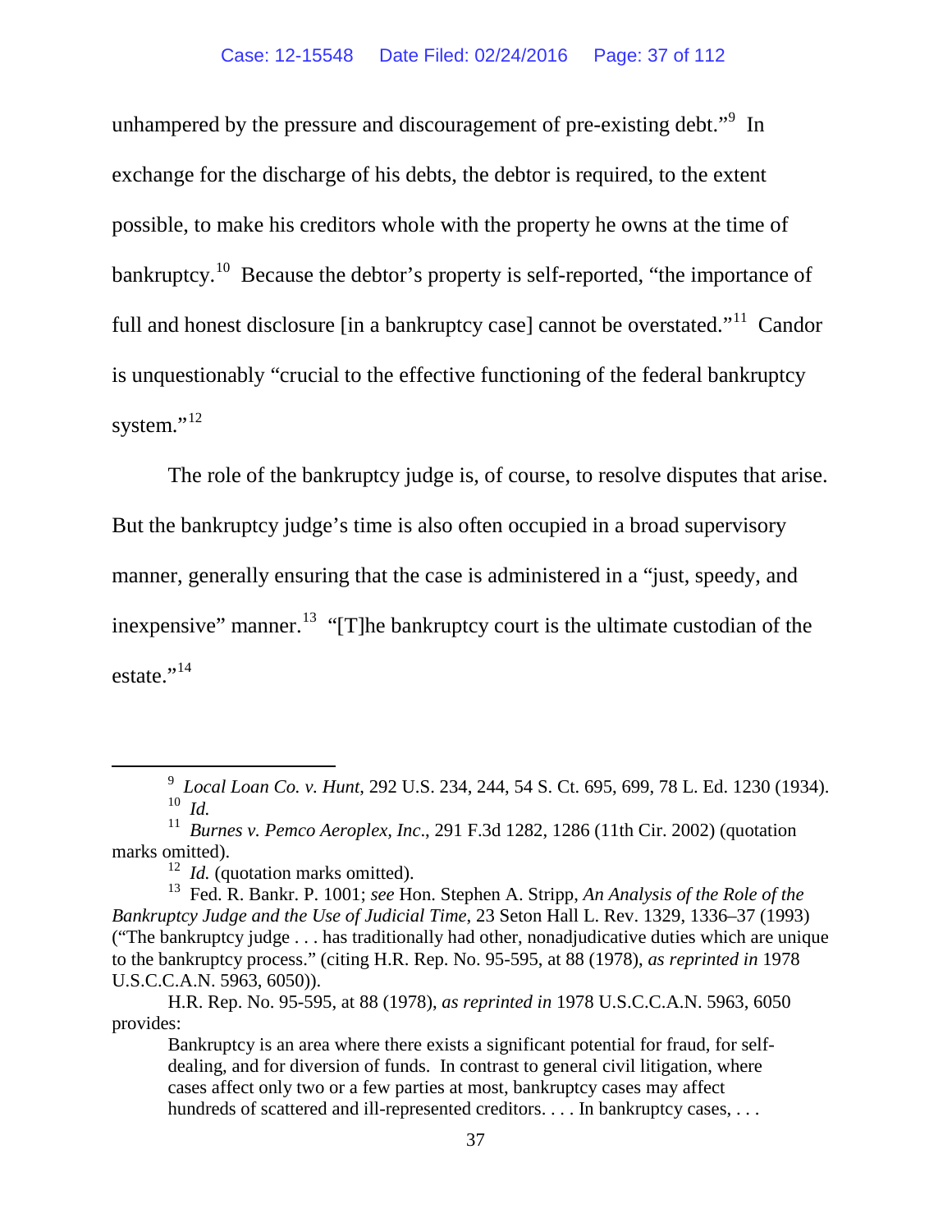unhampered by the pressure and discouragement of pre-existing debt."[9] In exchange for the discharge of his debts, the debtor is required, to the extent possible, to make his creditors whole with the property he owns at the time of bankruptcy.[10] Because the debtor's property is self-reported, "the importance of full and honest disclosure [in a bankruptcy case] cannot be overstated."[11] Candor is unquestionably "crucial to the effective functioning of the federal bankruptcy system."[12]

The role of the bankruptcy judge is, of course, to resolve disputes that arise. But the bankruptcy judge's time is also often occupied in a broad supervisory manner, generally ensuring that the case is administered in a "just, speedy, and inexpensive" manner.[13] "[T]he bankruptcy court is the ultimate custodian of the estate."[14]

---

[9] *Local Loan Co. v. Hunt*, 292 U.S. 234, 244, 54 S. Ct. 695, 699, 78 L. Ed. 1230 (1934).

[10] *Id.*

[11] *Burnes v. Pemco Aeroplex, Inc*., 291 F.3d 1282, 1286 (11th Cir. 2002) (quotation marks omitted).

[12] *Id.* (quotation marks omitted).

[13] Fed. R. Bankr. P. 1001; *see* Hon. Stephen A. Stripp, *An Analysis of the Role of the Bankruptcy Judge and the Use of Judicial Time*, 23 Seton Hall L. Rev. 1329, 1336–37 (1993) ("The bankruptcy judge . . . has traditionally had other, nonadjudicative duties which are unique to the bankruptcy process." (citing H.R. Rep. No. 95-595, at 88 (1978), *as reprinted in* 1978 U.S.C.C.A.N. 5963, 6050)).

H.R. Rep. No. 95-595, at 88 (1978), *as reprinted in* 1978 U.S.C.C.A.N. 5963, 6050 provides:

> Bankruptcy is an area where there exists a significant potential for fraud, for self-dealing, and for diversion of funds. In contrast to general civil litigation, where cases affect only two or a few parties at most, bankruptcy cases may affect hundreds of scattered and ill-represented creditors. . . . In bankruptcy cases, . . .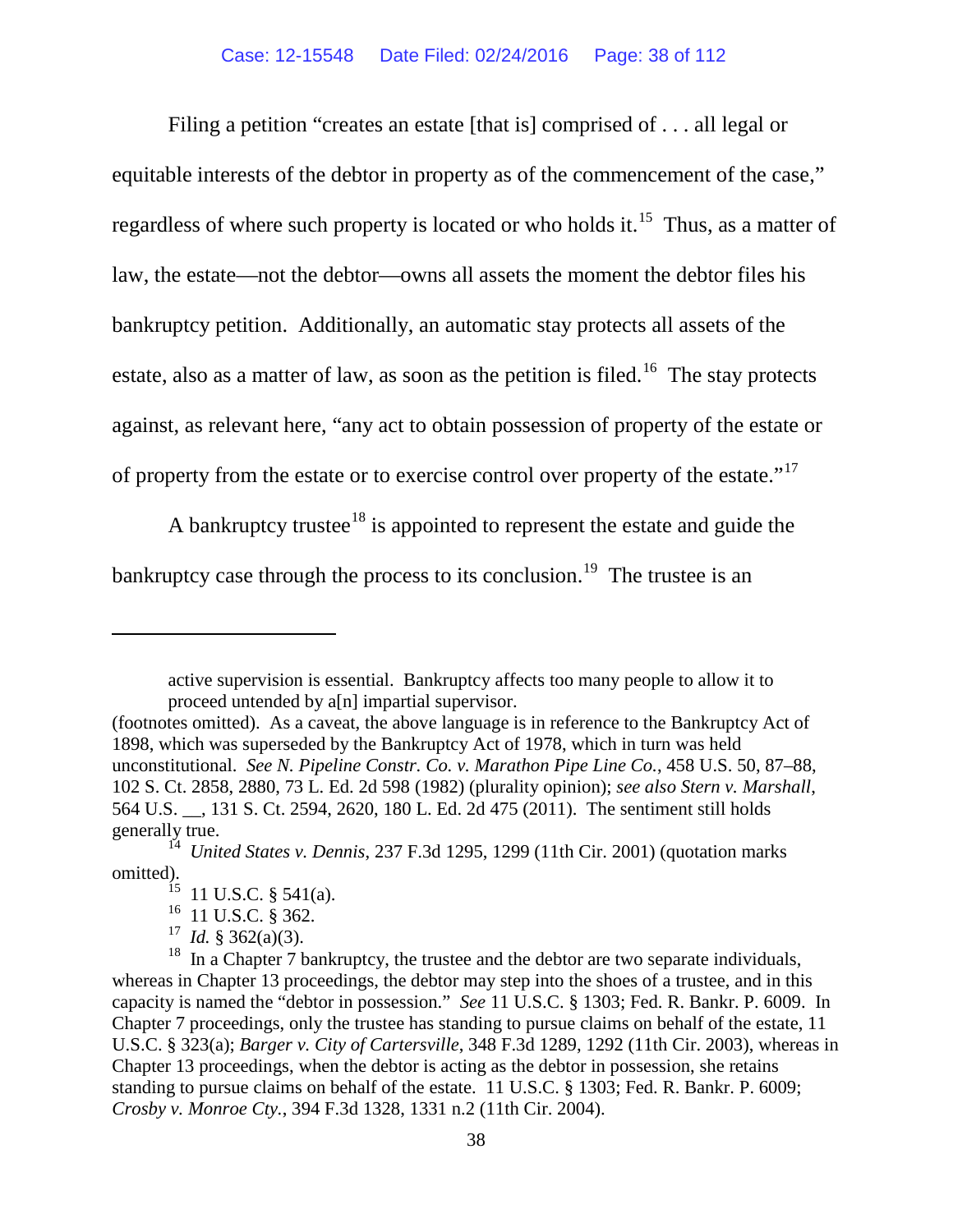Filing a petition "creates an estate [that is] comprised of . . . all legal or equitable interests of the debtor in property as of the commencement of the case," regardless of where such property is located or who holds it.[15] Thus, as a matter of law, the estate—not the debtor—owns all assets the moment the debtor files his bankruptcy petition. Additionally, an automatic stay protects all assets of the estate, also as a matter of law, as soon as the petition is filed.[16] The stay protects against, as relevant here, "any act to obtain possession of property of the estate or of property from the estate or to exercise control over property of the estate."[17]

A bankruptcy trustee[18] is appointed to represent the estate and guide the bankruptcy case through the process to its conclusion.[19] The trustee is an

---

> active supervision is essential. Bankruptcy affects too many people to allow it to proceed untended by a[n] impartial supervisor.

(footnotes omitted). As a caveat, the above language is in reference to the Bankruptcy Act of 1898, which was superseded by the Bankruptcy Act of 1978, which in turn was held unconstitutional. *See N. Pipeline Constr. Co. v. Marathon Pipe Line Co.*, 458 U.S. 50, 87–88, 102 S. Ct. 2858, 2880, 73 L. Ed. 2d 598 (1982) (plurality opinion); *see also Stern v. Marshall*, 564 U.S. __, 131 S. Ct. 2594, 2620, 180 L. Ed. 2d 475 (2011). The sentiment still holds generally true.

[14] *United States v. Dennis*, 237 F.3d 1295, 1299 (11th Cir. 2001) (quotation marks omitted).

[15] 11 U.S.C. § 541(a).

[16] 11 U.S.C. § 362.

[17] *Id.* § 362(a)(3).

[18] In a Chapter 7 bankruptcy, the trustee and the debtor are two separate individuals, whereas in Chapter 13 proceedings, the debtor may step into the shoes of a trustee, and in this capacity is named the "debtor in possession." *See* 11 U.S.C. § 1303; Fed. R. Bankr. P. 6009. In Chapter 7 proceedings, only the trustee has standing to pursue claims on behalf of the estate, 11 U.S.C. § 323(a); *Barger v. City of Cartersville*, 348 F.3d 1289, 1292 (11th Cir. 2003), whereas in Chapter 13 proceedings, when the debtor is acting as the debtor in possession, she retains standing to pursue claims on behalf of the estate. 11 U.S.C. § 1303; Fed. R. Bankr. P. 6009; *Crosby v. Monroe Cty.*, 394 F.3d 1328, 1331 n.2 (11th Cir. 2004).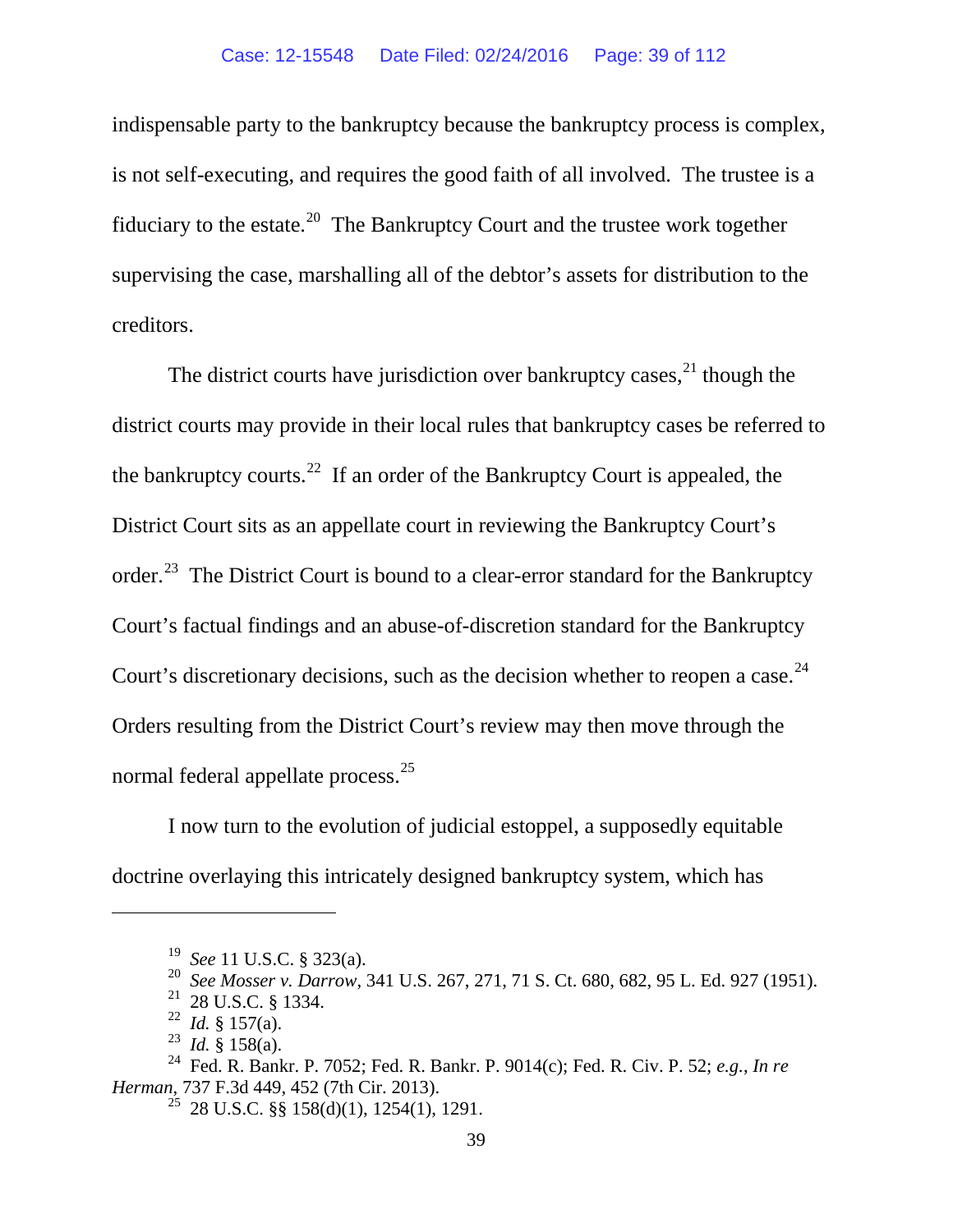indispensable party to the bankruptcy because the bankruptcy process is complex, is not self-executing, and requires the good faith of all involved. The trustee is a fiduciary to the estate.[20] The Bankruptcy Court and the trustee work together supervising the case, marshalling all of the debtor's assets for distribution to the creditors.

The district courts have jurisdiction over bankruptcy cases,[21] though the district courts may provide in their local rules that bankruptcy cases be referred to the bankruptcy courts.[22] If an order of the Bankruptcy Court is appealed, the District Court sits as an appellate court in reviewing the Bankruptcy Court's order.[23] The District Court is bound to a clear-error standard for the Bankruptcy Court's factual findings and an abuse-of-discretion standard for the Bankruptcy Court's discretionary decisions, such as the decision whether to reopen a case.[24] Orders resulting from the District Court's review may then move through the normal federal appellate process.[25]

I now turn to the evolution of judicial estoppel, a supposedly equitable doctrine overlaying this intricately designed bankruptcy system, which has

---

[19] *See* 11 U.S.C. § 323(a).

[20] *See Mosser v. Darrow*, 341 U.S. 267, 271, 71 S. Ct. 680, 682, 95 L. Ed. 927 (1951).

[21] 28 U.S.C. § 1334.

[22] *Id.* § 157(a).

[23] *Id.* § 158(a).

[24] Fed. R. Bankr. P. 7052; Fed. R. Bankr. P. 9014(c); Fed. R. Civ. P. 52; *e.g.*, *In re Herman*, 737 F.3d 449, 452 (7th Cir. 2013).

[25] 28 U.S.C. §§ 158(d)(1), 1254(1), 1291.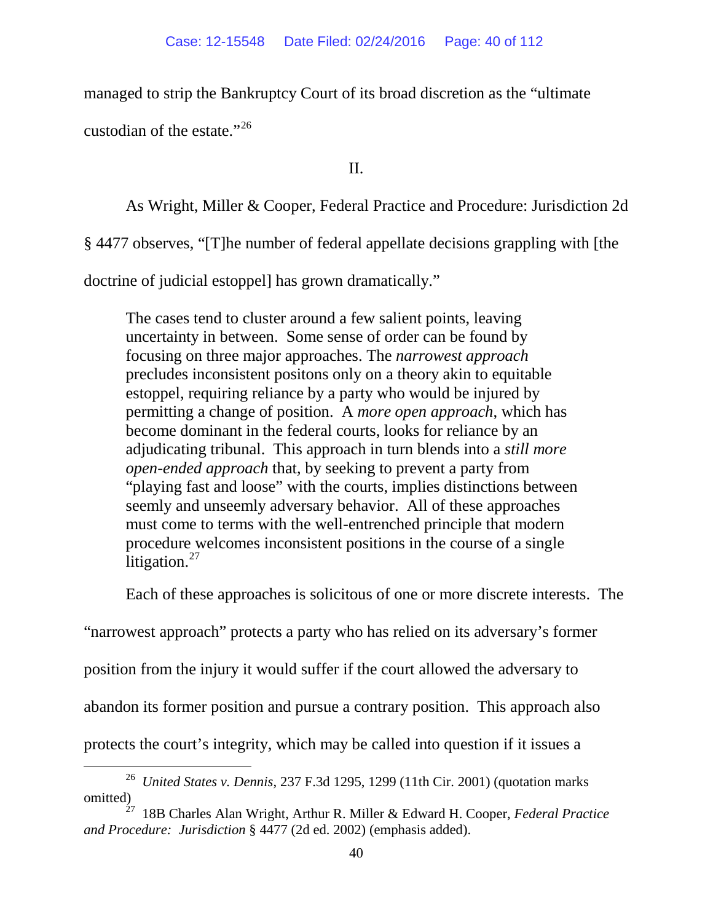managed to strip the Bankruptcy Court of its broad discretion as the "ultimate custodian of the estate."[26]

II.

As Wright, Miller & Cooper, Federal Practice and Procedure: Jurisdiction 2d § 4477 observes, "[T]he number of federal appellate decisions grappling with [the doctrine of judicial estoppel] has grown dramatically."

> The cases tend to cluster around a few salient points, leaving uncertainty in between. Some sense of order can be found by focusing on three major approaches. The *narrowest approach* precludes inconsistent positons only on a theory akin to equitable estoppel, requiring reliance by a party who would be injured by permitting a change of position. A *more open approach*, which has become dominant in the federal courts, looks for reliance by an adjudicating tribunal. This approach in turn blends into a *still more open-ended approach* that, by seeking to prevent a party from "playing fast and loose" with the courts, implies distinctions between seemly and unseemly adversary behavior. All of these approaches must come to terms with the well-entrenched principle that modern procedure welcomes inconsistent positions in the course of a single litigation.[27]

Each of these approaches is solicitous of one or more discrete interests. The "narrowest approach" protects a party who has relied on its adversary's former position from the injury it would suffer if the court allowed the adversary to abandon its former position and pursue a contrary position. This approach also protects the court's integrity, which may be called into question if it issues a

---

[26] *United States v. Dennis*, 237 F.3d 1295, 1299 (11th Cir. 2001) (quotation marks omitted)

[27] 18B Charles Alan Wright, Arthur R. Miller & Edward H. Cooper, *Federal Practice and Procedure: Jurisdiction* § 4477 (2d ed. 2002) (emphasis added).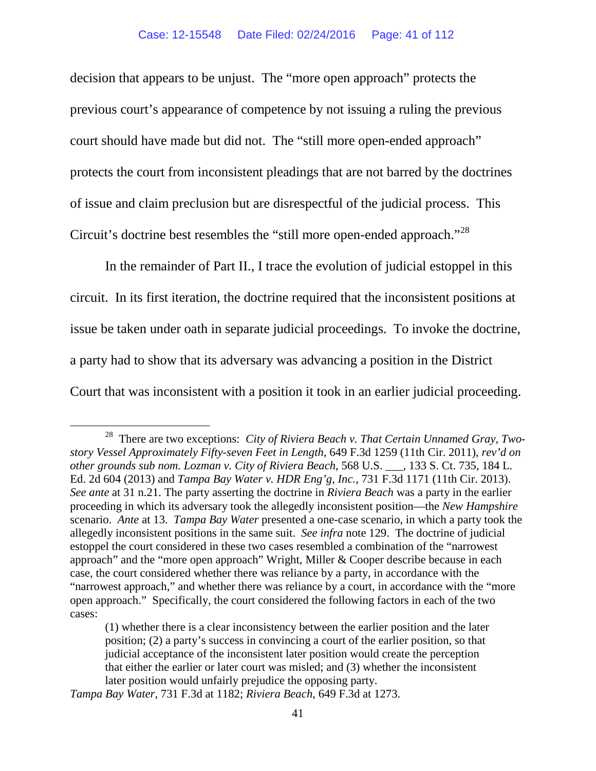decision that appears to be unjust. The "more open approach" protects the previous court's appearance of competence by not issuing a ruling the previous court should have made but did not. The "still more open-ended approach" protects the court from inconsistent pleadings that are not barred by the doctrines of issue and claim preclusion but are disrespectful of the judicial process. This Circuit's doctrine best resembles the "still more open-ended approach."[28]

In the remainder of Part II., I trace the evolution of judicial estoppel in this circuit. In its first iteration, the doctrine required that the inconsistent positions at issue be taken under oath in separate judicial proceedings. To invoke the doctrine, a party had to show that its adversary was advancing a position in the District Court that was inconsistent with a position it took in an earlier judicial proceeding.

---

[28] There are two exceptions: *City of Riviera Beach v. That Certain Unnamed Gray, Two-story Vessel Approximately Fifty-seven Feet in Length*, 649 F.3d 1259 (11th Cir. 2011), *rev'd on other grounds sub nom. Lozman v. City of Riviera Beach*, 568 U.S. \_\_\_, 133 S. Ct. 735, 184 L. Ed. 2d 604 (2013) and *Tampa Bay Water v. HDR Eng'g, Inc.*, 731 F.3d 1171 (11th Cir. 2013). *See ante* at 31 n.21. The party asserting the doctrine in *Riviera Beach* was a party in the earlier proceeding in which its adversary took the allegedly inconsistent position—the *New Hampshire* scenario. *Ante* at 13. *Tampa Bay Water* presented a one-case scenario, in which a party took the allegedly inconsistent positions in the same suit. *See infra* note 129. The doctrine of judicial estoppel the court considered in these two cases resembled a combination of the "narrowest approach" and the "more open approach" Wright, Miller & Cooper describe because in each case, the court considered whether there was reliance by a party, in accordance with the "narrowest approach," and whether there was reliance by a court, in accordance with the "more open approach." Specifically, the court considered the following factors in each of the two cases:

> (1) whether there is a clear inconsistency between the earlier position and the later position; (2) a party's success in convincing a court of the earlier position, so that judicial acceptance of the inconsistent later position would create the perception that either the earlier or later court was misled; and (3) whether the inconsistent later position would unfairly prejudice the opposing party.

*Tampa Bay Water*, 731 F.3d at 1182; *Riviera Beach*, 649 F.3d at 1273.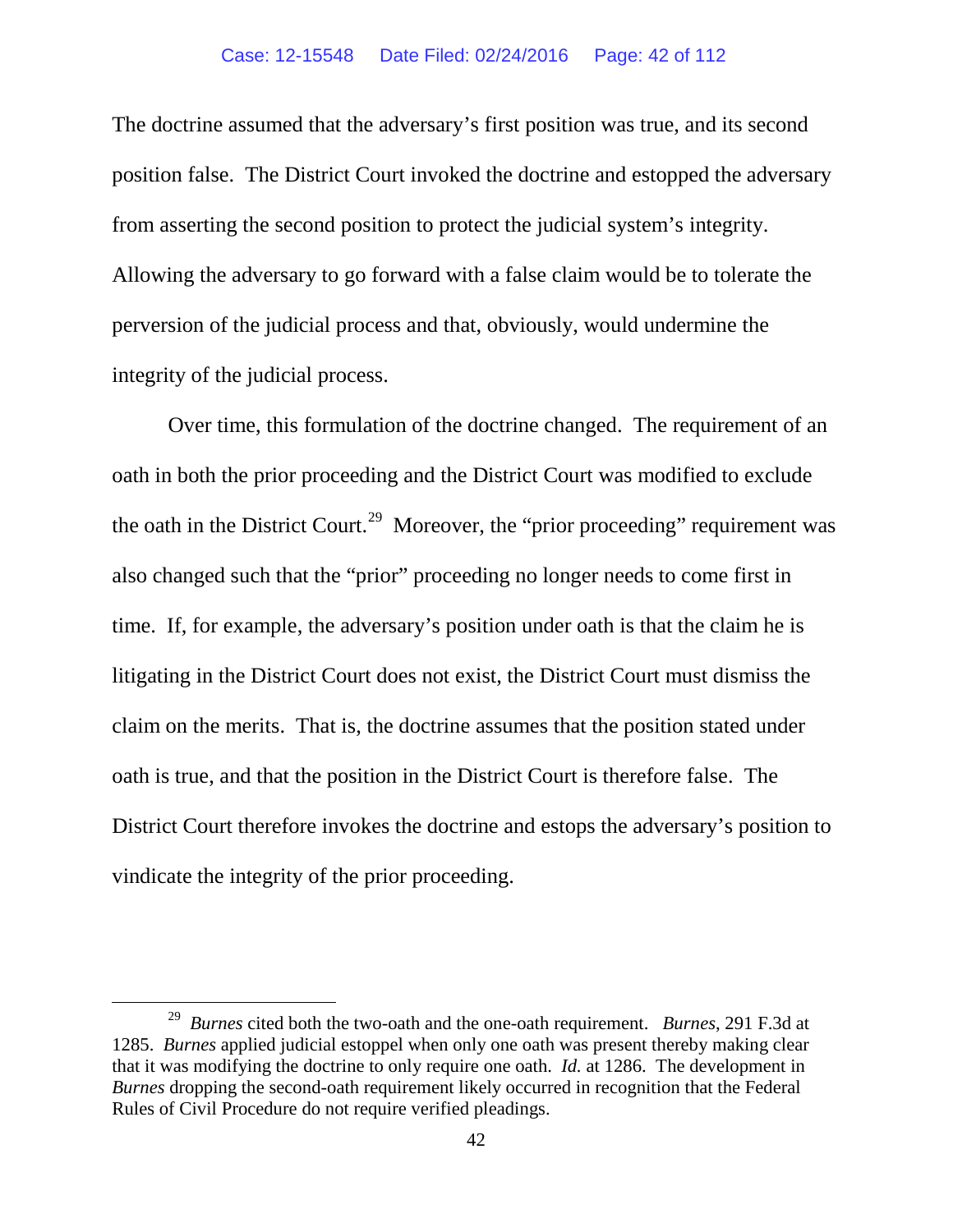The doctrine assumed that the adversary's first position was true, and its second position false. The District Court invoked the doctrine and estopped the adversary from asserting the second position to protect the judicial system's integrity. Allowing the adversary to go forward with a false claim would be to tolerate the perversion of the judicial process and that, obviously, would undermine the integrity of the judicial process.

Over time, this formulation of the doctrine changed. The requirement of an oath in both the prior proceeding and the District Court was modified to exclude the oath in the District Court.[29] Moreover, the "prior proceeding" requirement was also changed such that the "prior" proceeding no longer needs to come first in time. If, for example, the adversary's position under oath is that the claim he is litigating in the District Court does not exist, the District Court must dismiss the claim on the merits. That is, the doctrine assumes that the position stated under oath is true, and that the position in the District Court is therefore false. The District Court therefore invokes the doctrine and estops the adversary's position to vindicate the integrity of the prior proceeding.

---

[29] *Burnes* cited both the two-oath and the one-oath requirement. *Burnes*, 291 F.3d at 1285. *Burnes* applied judicial estoppel when only one oath was present thereby making clear that it was modifying the doctrine to only require one oath. *Id.* at 1286. The development in *Burnes* dropping the second-oath requirement likely occurred in recognition that the Federal Rules of Civil Procedure do not require verified pleadings.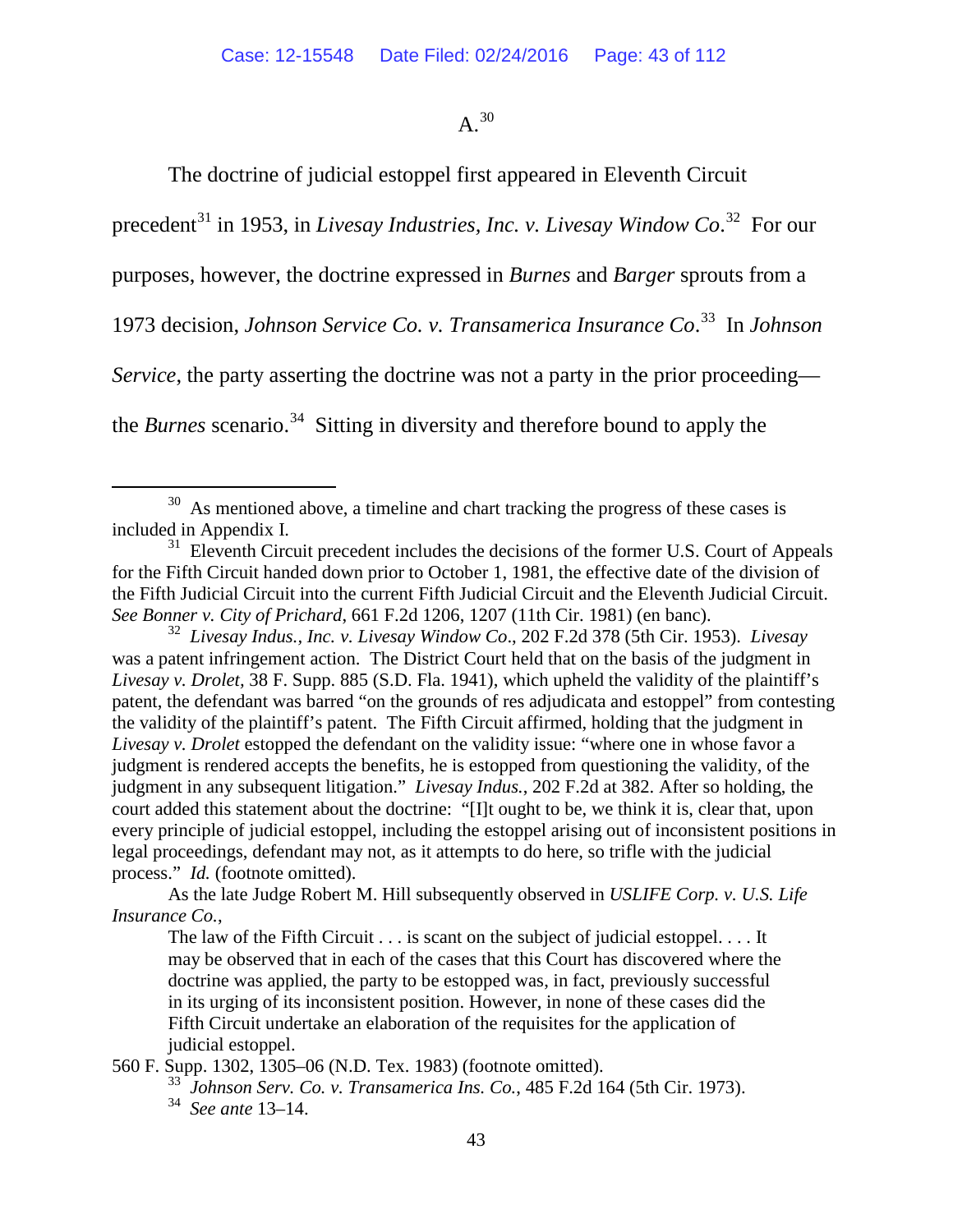## A.[30]

The doctrine of judicial estoppel first appeared in Eleventh Circuit precedent[31] in 1953, in *Livesay Industries, Inc. v. Livesay Window Co*.[32] For our purposes, however, the doctrine expressed in *Burnes* and *Barger* sprouts from a 1973 decision, *Johnson Service Co. v. Transamerica Insurance Co*.[33] In *Johnson Service*, the party asserting the doctrine was not a party in the prior proceeding—the *Burnes* scenario.[34] Sitting in diversity and therefore bound to apply the

---

[30] As mentioned above, a timeline and chart tracking the progress of these cases is included in Appendix I.

[31] Eleventh Circuit precedent includes the decisions of the former U.S. Court of Appeals for the Fifth Circuit handed down prior to October 1, 1981, the effective date of the division of the Fifth Judicial Circuit into the current Fifth Judicial Circuit and the Eleventh Judicial Circuit. *See Bonner v. City of Prichard*, 661 F.2d 1206, 1207 (11th Cir. 1981) (en banc).

[32] *Livesay Indus., Inc. v. Livesay Window Co*., 202 F.2d 378 (5th Cir. 1953). *Livesay* was a patent infringement action. The District Court held that on the basis of the judgment in *Livesay v. Drolet*, 38 F. Supp. 885 (S.D. Fla. 1941), which upheld the validity of the plaintiff's patent, the defendant was barred "on the grounds of res adjudicata and estoppel" from contesting the validity of the plaintiff's patent. The Fifth Circuit affirmed, holding that the judgment in *Livesay v. Drolet* estopped the defendant on the validity issue: "where one in whose favor a judgment is rendered accepts the benefits, he is estopped from questioning the validity, of the judgment in any subsequent litigation." *Livesay Indus.*, 202 F.2d at 382. After so holding, the court added this statement about the doctrine: "[I]t ought to be, we think it is, clear that, upon every principle of judicial estoppel, including the estoppel arising out of inconsistent positions in legal proceedings, defendant may not, as it attempts to do here, so trifle with the judicial process." *Id.* (footnote omitted).

As the late Judge Robert M. Hill subsequently observed in *USLIFE Corp. v. U.S. Life Insurance Co.*,

> The law of the Fifth Circuit . . . is scant on the subject of judicial estoppel. . . . It may be observed that in each of the cases that this Court has discovered where the doctrine was applied, the party to be estopped was, in fact, previously successful in its urging of its inconsistent position. However, in none of these cases did the Fifth Circuit undertake an elaboration of the requisites for the application of judicial estoppel.

560 F. Supp. 1302, 1305–06 (N.D. Tex. 1983) (footnote omitted).

[33] *Johnson Serv. Co. v. Transamerica Ins. Co.*, 485 F.2d 164 (5th Cir. 1973).

[34] *See ante* 13–14.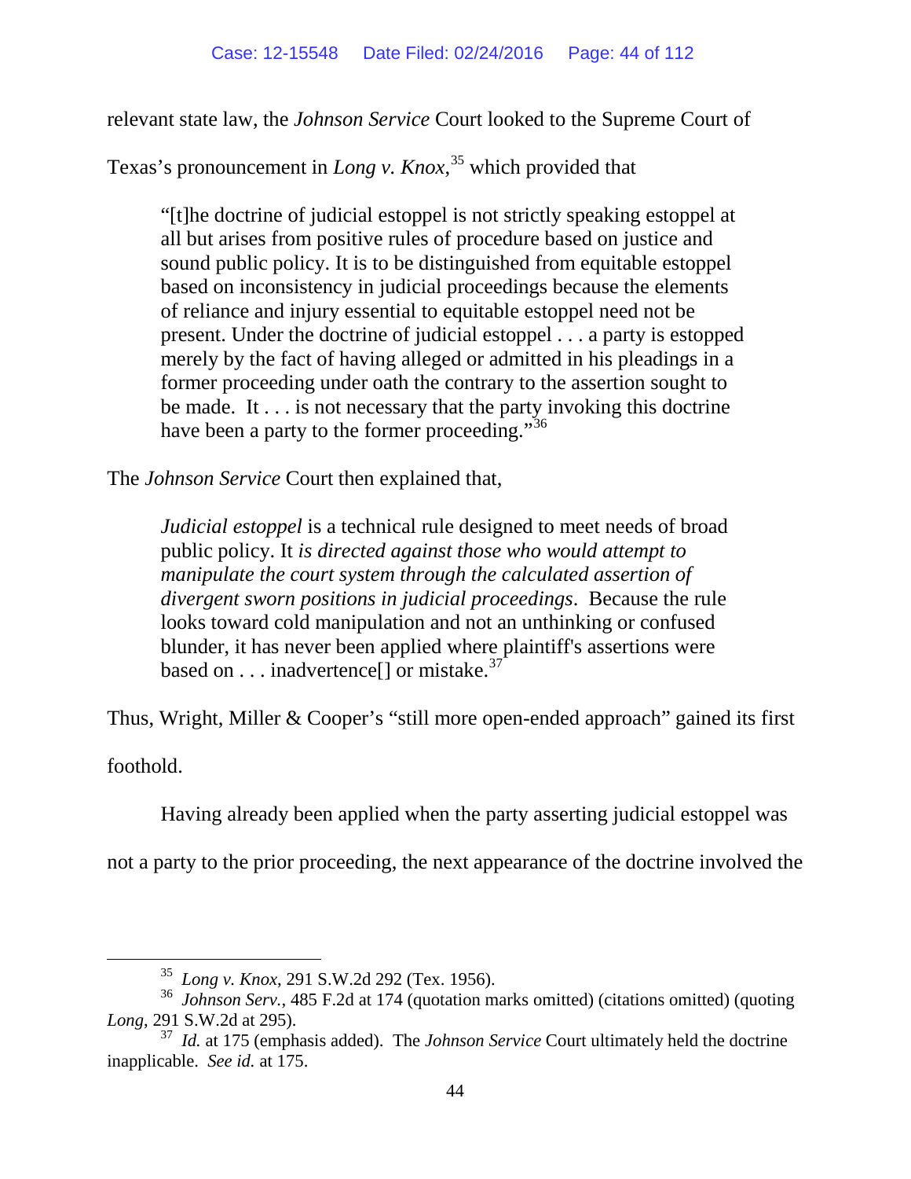relevant state law, the *Johnson Service* Court looked to the Supreme Court of Texas's pronouncement in *Long v. Knox*,[35] which provided that

> "[t]he doctrine of judicial estoppel is not strictly speaking estoppel at all but arises from positive rules of procedure based on justice and sound public policy. It is to be distinguished from equitable estoppel based on inconsistency in judicial proceedings because the elements of reliance and injury essential to equitable estoppel need not be present. Under the doctrine of judicial estoppel . . . a party is estopped merely by the fact of having alleged or admitted in his pleadings in a former proceeding under oath the contrary to the assertion sought to be made. It . . . is not necessary that the party invoking this doctrine have been a party to the former proceeding."[36]

The *Johnson Service* Court then explained that,

> *Judicial estoppel* is a technical rule designed to meet needs of broad public policy. It *is directed against those who would attempt to manipulate the court system through the calculated assertion of divergent sworn positions in judicial proceedings*. Because the rule looks toward cold manipulation and not an unthinking or confused blunder, it has never been applied where plaintiff's assertions were based on . . . inadvertence[] or mistake.[37]

Thus, Wright, Miller & Cooper's "still more open-ended approach" gained its first foothold.

Having already been applied when the party asserting judicial estoppel was not a party to the prior proceeding, the next appearance of the doctrine involved the

---

[35] *Long v. Knox*, 291 S.W.2d 292 (Tex. 1956).

[36] *Johnson Serv.*, 485 F.2d at 174 (quotation marks omitted) (citations omitted) (quoting *Long*, 291 S.W.2d at 295).

[37] *Id.* at 175 (emphasis added). The *Johnson Service* Court ultimately held the doctrine inapplicable. *See id.* at 175.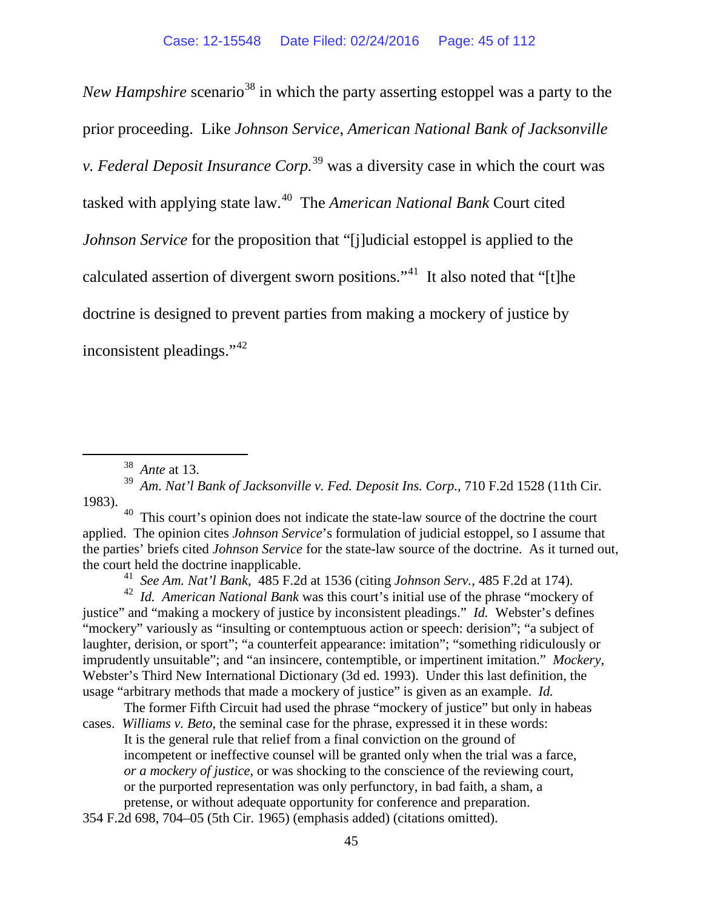*New Hampshire* scenario[38] in which the party asserting estoppel was a party to the prior proceeding. Like *Johnson Service*, *American National Bank of Jacksonville v. Federal Deposit Insurance Corp.*[39] was a diversity case in which the court was tasked with applying state law.[40] The *American National Bank* Court cited *Johnson Service* for the proposition that "[j]udicial estoppel is applied to the calculated assertion of divergent sworn positions."[41] It also noted that "[t]he doctrine is designed to prevent parties from making a mockery of justice by inconsistent pleadings."[42]

---

[38] *Ante* at 13.

[39] *Am. Nat'l Bank of Jacksonville v. Fed. Deposit Ins. Corp.*, 710 F.2d 1528 (11th Cir. 1983).

[40] This court's opinion does not indicate the state-law source of the doctrine the court applied. The opinion cites *Johnson Service*'s formulation of judicial estoppel, so I assume that the parties' briefs cited *Johnson Service* for the state-law source of the doctrine. As it turned out, the court held the doctrine inapplicable.

[41] *See Am. Nat'l Bank*, 485 F.2d at 1536 (citing *Johnson Serv.*, 485 F.2d at 174).

[42] *Id. American National Bank* was this court's initial use of the phrase "mockery of justice" and "making a mockery of justice by inconsistent pleadings." *Id.* Webster's defines "mockery" variously as "insulting or contemptuous action or speech: derision"; "a subject of laughter, derision, or sport"; "a counterfeit appearance: imitation"; "something ridiculously or imprudently unsuitable"; and "an insincere, contemptible, or impertinent imitation." *Mockery*, Webster's Third New International Dictionary (3d ed. 1993). Under this last definition, the usage "arbitrary methods that made a mockery of justice" is given as an example. *Id.*

The former Fifth Circuit had used the phrase "mockery of justice" but only in habeas cases. *Williams v. Beto*, the seminal case for the phrase, expressed it in these words:

> It is the general rule that relief from a final conviction on the ground of incompetent or ineffective counsel will be granted only when the trial was a farce, *or a mockery of justice*, or was shocking to the conscience of the reviewing court, or the purported representation was only perfunctory, in bad faith, a sham, a pretense, or without adequate opportunity for conference and preparation.

354 F.2d 698, 704–05 (5th Cir. 1965) (emphasis added) (citations omitted).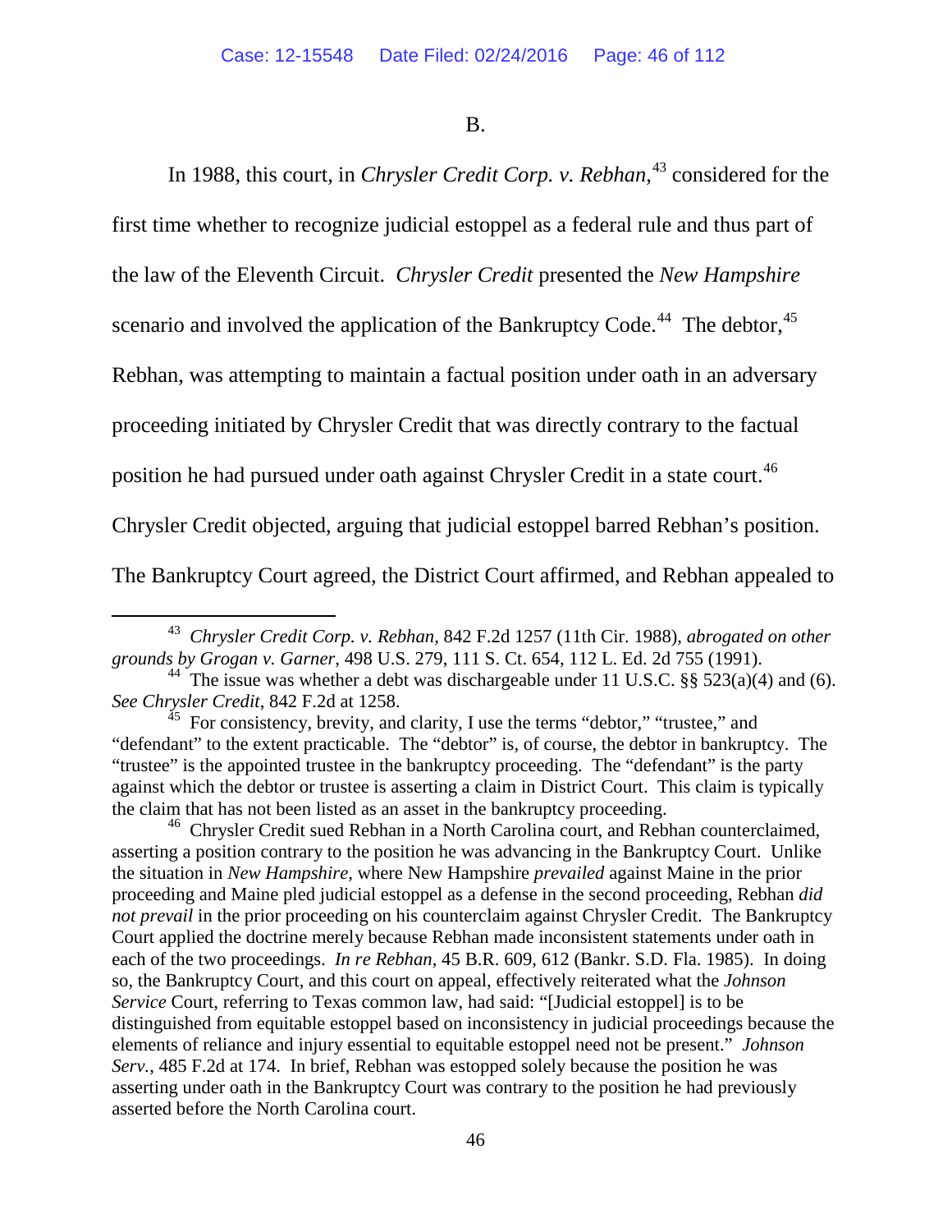B.

In 1988, this court, in *Chrysler Credit Corp. v. Rebhan*,[43] considered for the first time whether to recognize judicial estoppel as a federal rule and thus part of the law of the Eleventh Circuit. *Chrysler Credit* presented the *New Hampshire* scenario and involved the application of the Bankruptcy Code.[44] The debtor,[45] Rebhan, was attempting to maintain a factual position under oath in an adversary proceeding initiated by Chrysler Credit that was directly contrary to the factual position he had pursued under oath against Chrysler Credit in a state court.[46] Chrysler Credit objected, arguing that judicial estoppel barred Rebhan's position. The Bankruptcy Court agreed, the District Court affirmed, and Rebhan appealed to

---

[43] *Chrysler Credit Corp. v. Rebhan*, 842 F.2d 1257 (11th Cir. 1988), *abrogated on other grounds by Grogan v. Garner*, 498 U.S. 279, 111 S. Ct. 654, 112 L. Ed. 2d 755 (1991).

[44] The issue was whether a debt was dischargeable under 11 U.S.C. §§ 523(a)(4) and (6). *See Chrysler Credit*, 842 F.2d at 1258.

[45] For consistency, brevity, and clarity, I use the terms "debtor," "trustee," and "defendant" to the extent practicable. The "debtor" is, of course, the debtor in bankruptcy. The "trustee" is the appointed trustee in the bankruptcy proceeding. The "defendant" is the party against which the debtor or trustee is asserting a claim in District Court. This claim is typically the claim that has not been listed as an asset in the bankruptcy proceeding.

[46] Chrysler Credit sued Rebhan in a North Carolina court, and Rebhan counterclaimed, asserting a position contrary to the position he was advancing in the Bankruptcy Court. Unlike the situation in *New Hampshire*, where New Hampshire *prevailed* against Maine in the prior proceeding and Maine pled judicial estoppel as a defense in the second proceeding, Rebhan *did not prevail* in the prior proceeding on his counterclaim against Chrysler Credit. The Bankruptcy Court applied the doctrine merely because Rebhan made inconsistent statements under oath in each of the two proceedings. *In re Rebhan*, 45 B.R. 609, 612 (Bankr. S.D. Fla. 1985). In doing so, the Bankruptcy Court, and this court on appeal, effectively reiterated what the *Johnson Service* Court, referring to Texas common law, had said: "[Judicial estoppel] is to be distinguished from equitable estoppel based on inconsistency in judicial proceedings because the elements of reliance and injury essential to equitable estoppel need not be present." *Johnson Serv.*, 485 F.2d at 174. In brief, Rebhan was estopped solely because the position he was asserting under oath in the Bankruptcy Court was contrary to the position he had previously asserted before the North Carolina court.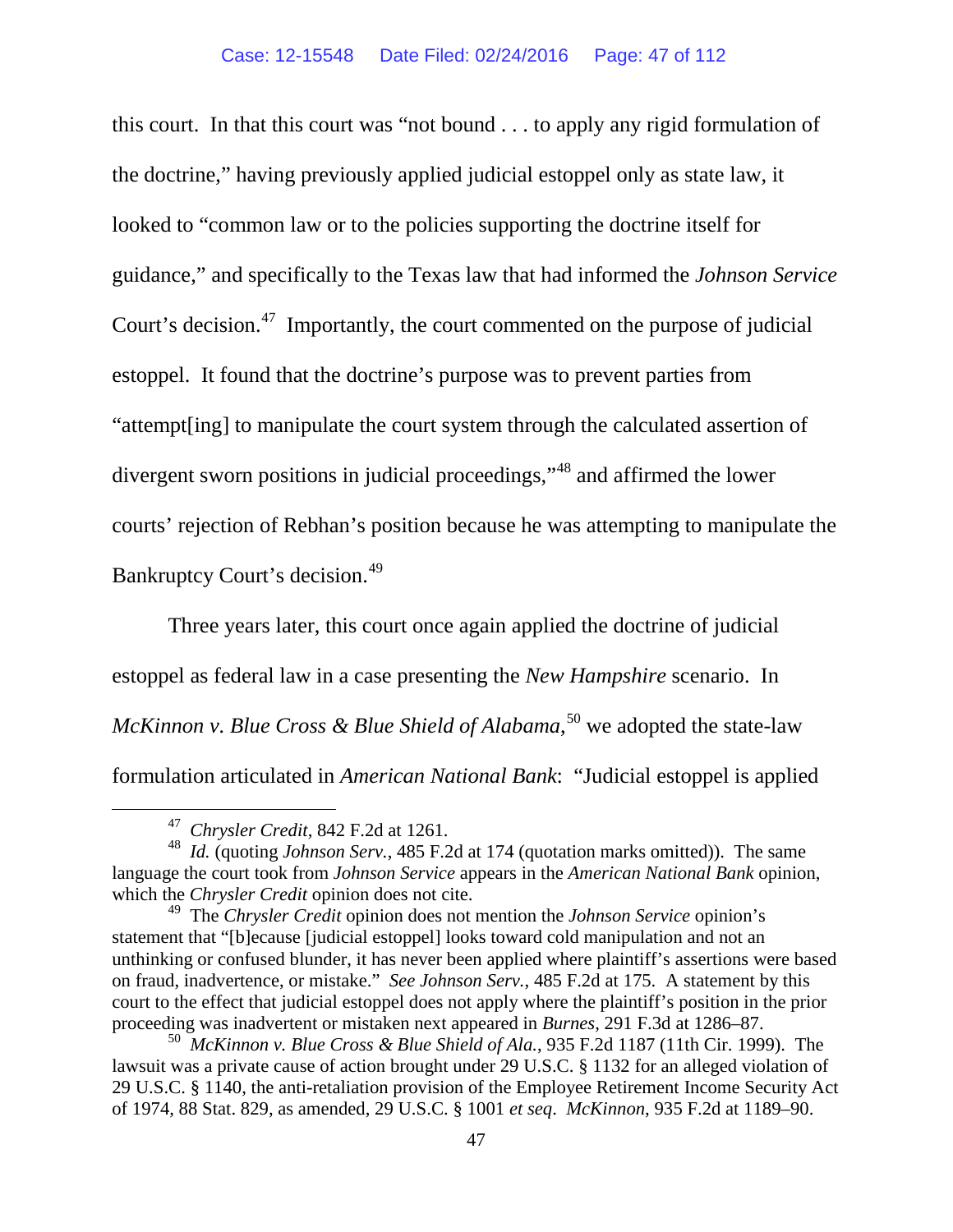this court. In that this court was "not bound . . . to apply any rigid formulation of the doctrine," having previously applied judicial estoppel only as state law, it looked to "common law or to the policies supporting the doctrine itself for guidance," and specifically to the Texas law that had informed the *Johnson Service* Court's decision.[47] Importantly, the court commented on the purpose of judicial estoppel. It found that the doctrine's purpose was to prevent parties from "attempt[ing] to manipulate the court system through the calculated assertion of divergent sworn positions in judicial proceedings,"[48] and affirmed the lower courts' rejection of Rebhan's position because he was attempting to manipulate the Bankruptcy Court's decision.[49]

Three years later, this court once again applied the doctrine of judicial estoppel as federal law in a case presenting the *New Hampshire* scenario. In *McKinnon v. Blue Cross & Blue Shield of Alabama*,[50] we adopted the state-law formulation articulated in *American National Bank*: "Judicial estoppel is applied

---

[47] *Chrysler Credit*, 842 F.2d at 1261.

[48] *Id.* (quoting *Johnson Serv.*, 485 F.2d at 174 (quotation marks omitted)). The same language the court took from *Johnson Service* appears in the *American National Bank* opinion, which the *Chrysler Credit* opinion does not cite.

[49] The *Chrysler Credit* opinion does not mention the *Johnson Service* opinion's statement that "[b]ecause [judicial estoppel] looks toward cold manipulation and not an unthinking or confused blunder, it has never been applied where plaintiff's assertions were based on fraud, inadvertence, or mistake." *See Johnson Serv.*, 485 F.2d at 175. A statement by this court to the effect that judicial estoppel does not apply where the plaintiff's position in the prior proceeding was inadvertent or mistaken next appeared in *Burnes*, 291 F.3d at 1286–87.

[50] *McKinnon v. Blue Cross & Blue Shield of Ala.*, 935 F.2d 1187 (11th Cir. 1999). The lawsuit was a private cause of action brought under 29 U.S.C. § 1132 for an alleged violation of 29 U.S.C. § 1140, the anti-retaliation provision of the Employee Retirement Income Security Act of 1974, 88 Stat. 829, as amended, 29 U.S.C. § 1001 *et seq*. *McKinnon*, 935 F.2d at 1189–90.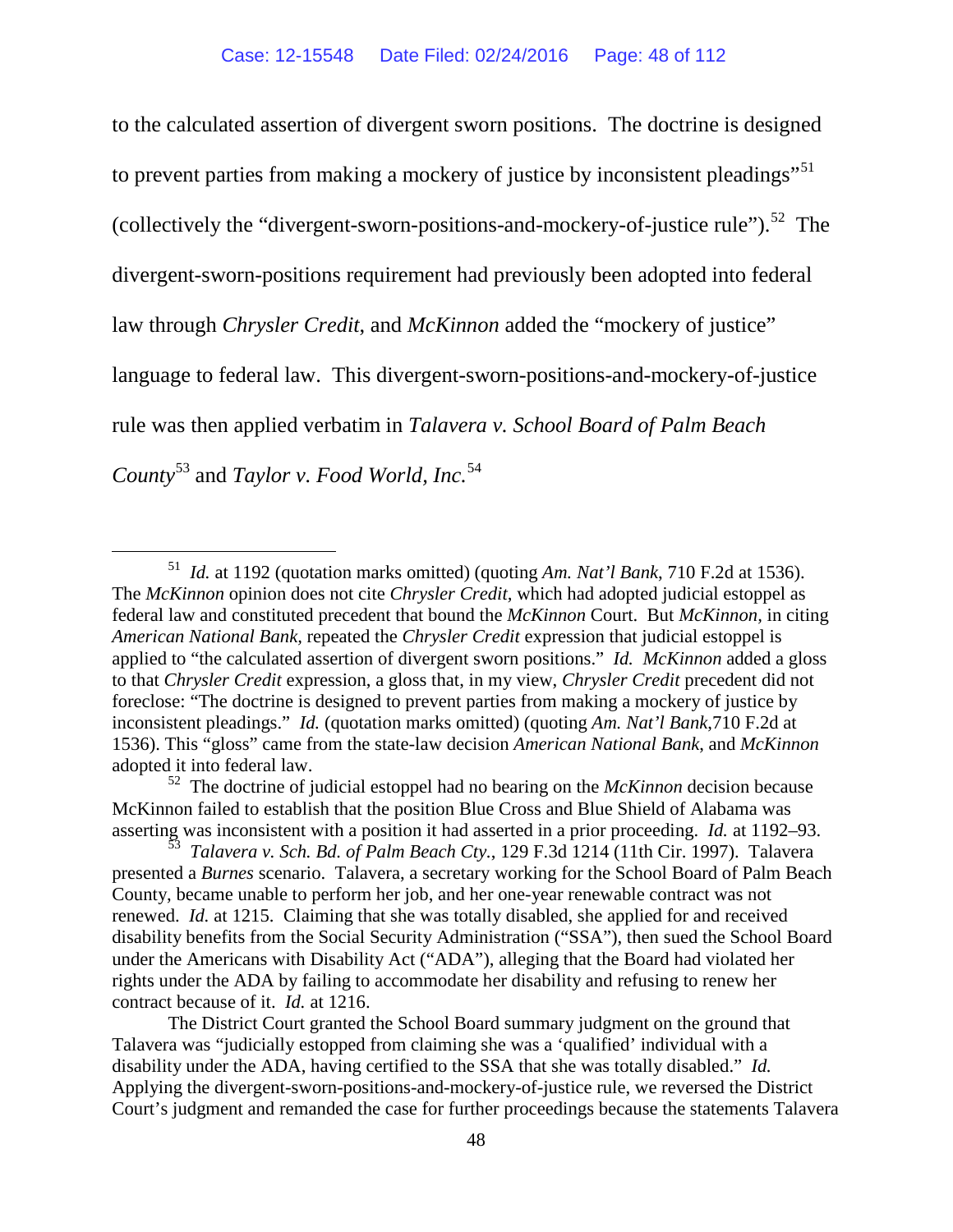to the calculated assertion of divergent sworn positions. The doctrine is designed to prevent parties from making a mockery of justice by inconsistent pleadings"[51] (collectively the "divergent-sworn-positions-and-mockery-of-justice rule").[52] The divergent-sworn-positions requirement had previously been adopted into federal law through *Chrysler Credit*, and *McKinnon* added the "mockery of justice" language to federal law. This divergent-sworn-positions-and-mockery-of-justice rule was then applied verbatim in *Talavera v. School Board of Palm Beach County*[53] and *Taylor v. Food World, Inc.*[54]

---

[51] *Id.* at 1192 (quotation marks omitted) (quoting *Am. Nat'l Bank*, 710 F.2d at 1536). The *McKinnon* opinion does not cite *Chrysler Credit*, which had adopted judicial estoppel as federal law and constituted precedent that bound the *McKinnon* Court. But *McKinnon*, in citing *American National Bank*, repeated the *Chrysler Credit* expression that judicial estoppel is applied to "the calculated assertion of divergent sworn positions." *Id.* *McKinnon* added a gloss to that *Chrysler Credit* expression, a gloss that, in my view, *Chrysler Credit* precedent did not foreclose: "The doctrine is designed to prevent parties from making a mockery of justice by inconsistent pleadings." *Id.* (quotation marks omitted) (quoting *Am. Nat'l Bank*,710 F.2d at 1536). This "gloss" came from the state-law decision *American National Bank*, and *McKinnon* adopted it into federal law.

[52] The doctrine of judicial estoppel had no bearing on the *McKinnon* decision because McKinnon failed to establish that the position Blue Cross and Blue Shield of Alabama was asserting was inconsistent with a position it had asserted in a prior proceeding. *Id.* at 1192–93.

[53] *Talavera v. Sch. Bd. of Palm Beach Cty.*, 129 F.3d 1214 (11th Cir. 1997). Talavera presented a *Burnes* scenario. Talavera, a secretary working for the School Board of Palm Beach County, became unable to perform her job, and her one-year renewable contract was not renewed. *Id.* at 1215. Claiming that she was totally disabled, she applied for and received disability benefits from the Social Security Administration ("SSA"), then sued the School Board under the Americans with Disability Act ("ADA"), alleging that the Board had violated her rights under the ADA by failing to accommodate her disability and refusing to renew her contract because of it. *Id.* at 1216.

The District Court granted the School Board summary judgment on the ground that Talavera was "judicially estopped from claiming she was a 'qualified' individual with a disability under the ADA, having certified to the SSA that she was totally disabled." *Id.* Applying the divergent-sworn-positions-and-mockery-of-justice rule, we reversed the District Court's judgment and remanded the case for further proceedings because the statements Talavera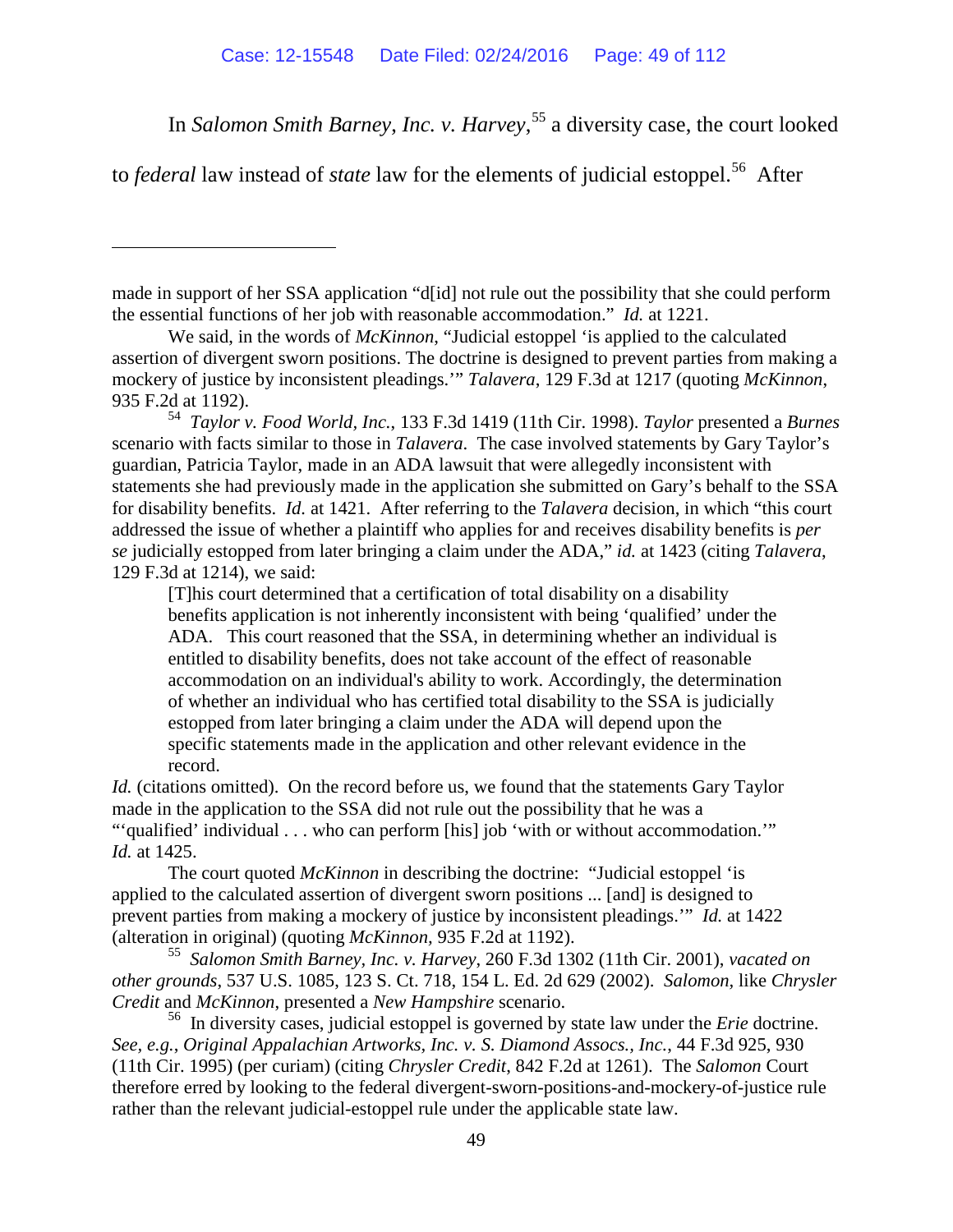In *Salomon Smith Barney, Inc. v. Harvey*,[55] a diversity case, the court looked to *federal* law instead of *state* law for the elements of judicial estoppel.[56] After

---

made in support of her SSA application "d[id] not rule out the possibility that she could perform the essential functions of her job with reasonable accommodation." *Id.* at 1221.

We said, in the words of *McKinnon*, "Judicial estoppel 'is applied to the calculated assertion of divergent sworn positions. The doctrine is designed to prevent parties from making a mockery of justice by inconsistent pleadings.'" *Talavera*, 129 F.3d at 1217 (quoting *McKinnon*, 935 F.2d at 1192).

[54] *Taylor v. Food World, Inc.*, 133 F.3d 1419 (11th Cir. 1998). *Taylor* presented a *Burnes* scenario with facts similar to those in *Talavera*. The case involved statements by Gary Taylor's guardian, Patricia Taylor, made in an ADA lawsuit that were allegedly inconsistent with statements she had previously made in the application she submitted on Gary's behalf to the SSA for disability benefits. *Id.* at 1421. After referring to the *Talavera* decision, in which "this court addressed the issue of whether a plaintiff who applies for and receives disability benefits is *per se* judicially estopped from later bringing a claim under the ADA," *id.* at 1423 (citing *Talavera*, 129 F.3d at 1214), we said:

> [T]his court determined that a certification of total disability on a disability benefits application is not inherently inconsistent with being 'qualified' under the ADA. This court reasoned that the SSA, in determining whether an individual is entitled to disability benefits, does not take account of the effect of reasonable accommodation on an individual's ability to work. Accordingly, the determination of whether an individual who has certified total disability to the SSA is judicially estopped from later bringing a claim under the ADA will depend upon the specific statements made in the application and other relevant evidence in the record.

*Id.* (citations omitted). On the record before us, we found that the statements Gary Taylor made in the application to the SSA did not rule out the possibility that he was a "'qualified' individual . . . who can perform [his] job 'with or without accommodation.'" *Id.* at 1425.

The court quoted *McKinnon* in describing the doctrine: "Judicial estoppel 'is applied to the calculated assertion of divergent sworn positions ... [and] is designed to prevent parties from making a mockery of justice by inconsistent pleadings.'" *Id.* at 1422 (alteration in original) (quoting *McKinnon*, 935 F.2d at 1192).

[55] *Salomon Smith Barney, Inc. v. Harvey*, 260 F.3d 1302 (11th Cir. 2001), *vacated on other grounds*, 537 U.S. 1085, 123 S. Ct. 718, 154 L. Ed. 2d 629 (2002). *Salomon*, like *Chrysler Credit* and *McKinnon*, presented a *New Hampshire* scenario.

[56] In diversity cases, judicial estoppel is governed by state law under the *Erie* doctrine. *See, e.g.*, *Original Appalachian Artworks, Inc. v. S. Diamond Assocs., Inc.*, 44 F.3d 925, 930 (11th Cir. 1995) (per curiam) (citing *Chrysler Credit*, 842 F.2d at 1261). The *Salomon* Court therefore erred by looking to the federal divergent-sworn-positions-and-mockery-of-justice rule rather than the relevant judicial-estoppel rule under the applicable state law.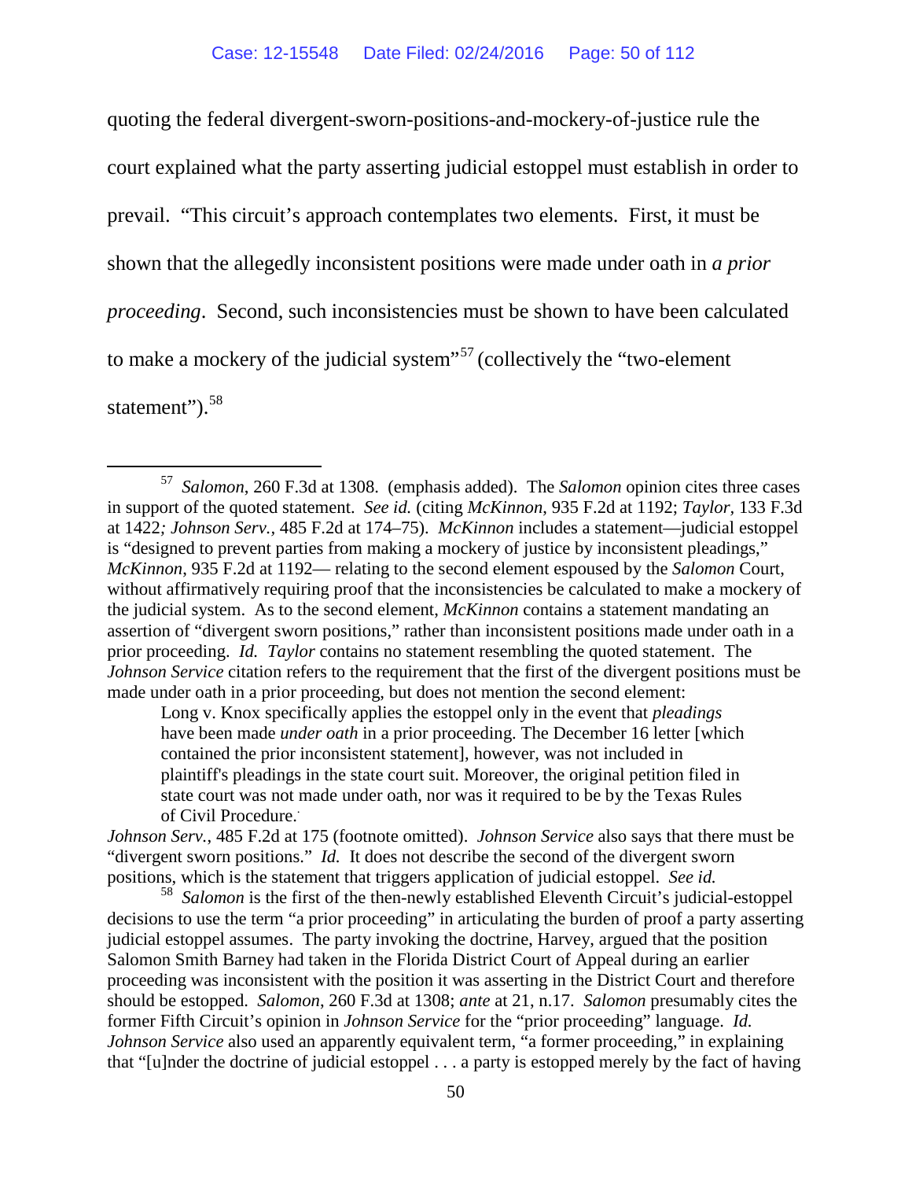quoting the federal divergent-sworn-positions-and-mockery-of-justice rule the court explained what the party asserting judicial estoppel must establish in order to prevail. "This circuit's approach contemplates two elements. First, it must be shown that the allegedly inconsistent positions were made under oath in *a prior proceeding*. Second, such inconsistencies must be shown to have been calculated to make a mockery of the judicial system"[57] (collectively the "two-element statement").[58]

---

[57] *Salomon*, 260 F.3d at 1308. (emphasis added). The *Salomon* opinion cites three cases in support of the quoted statement. *See id.* (citing *McKinnon*, 935 F.2d at 1192; *Taylor*, 133 F.3d at 1422*; Johnson Serv.*, 485 F.2d at 174–75). *McKinnon* includes a statement—judicial estoppel is "designed to prevent parties from making a mockery of justice by inconsistent pleadings," *McKinnon*, 935 F.2d at 1192— relating to the second element espoused by the *Salomon* Court, without affirmatively requiring proof that the inconsistencies be calculated to make a mockery of the judicial system. As to the second element, *McKinnon* contains a statement mandating an assertion of "divergent sworn positions," rather than inconsistent positions made under oath in a prior proceeding. *Id. Taylor* contains no statement resembling the quoted statement. The *Johnson Service* citation refers to the requirement that the first of the divergent positions must be made under oath in a prior proceeding, but does not mention the second element:

> Long v. Knox specifically applies the estoppel only in the event that *pleadings* have been made *under oath* in a prior proceeding. The December 16 letter [which contained the prior inconsistent statement], however, was not included in plaintiff's pleadings in the state court suit. Moreover, the original petition filed in state court was not made under oath, nor was it required to be by the Texas Rules of Civil Procedure.

*Johnson Serv.*, 485 F.2d at 175 (footnote omitted). *Johnson Service* also says that there must be "divergent sworn positions." *Id.* It does not describe the second of the divergent sworn positions, which is the statement that triggers application of judicial estoppel. *See id.*

[58] *Salomon* is the first of the then-newly established Eleventh Circuit's judicial-estoppel decisions to use the term "a prior proceeding" in articulating the burden of proof a party asserting judicial estoppel assumes. The party invoking the doctrine, Harvey, argued that the position Salomon Smith Barney had taken in the Florida District Court of Appeal during an earlier proceeding was inconsistent with the position it was asserting in the District Court and therefore should be estopped. *Salomon*, 260 F.3d at 1308; *ante* at 21, n.17. *Salomon* presumably cites the former Fifth Circuit's opinion in *Johnson Service* for the "prior proceeding" language. *Id. Johnson Service* also used an apparently equivalent term, "a former proceeding," in explaining that "[u]nder the doctrine of judicial estoppel . . . a party is estopped merely by the fact of having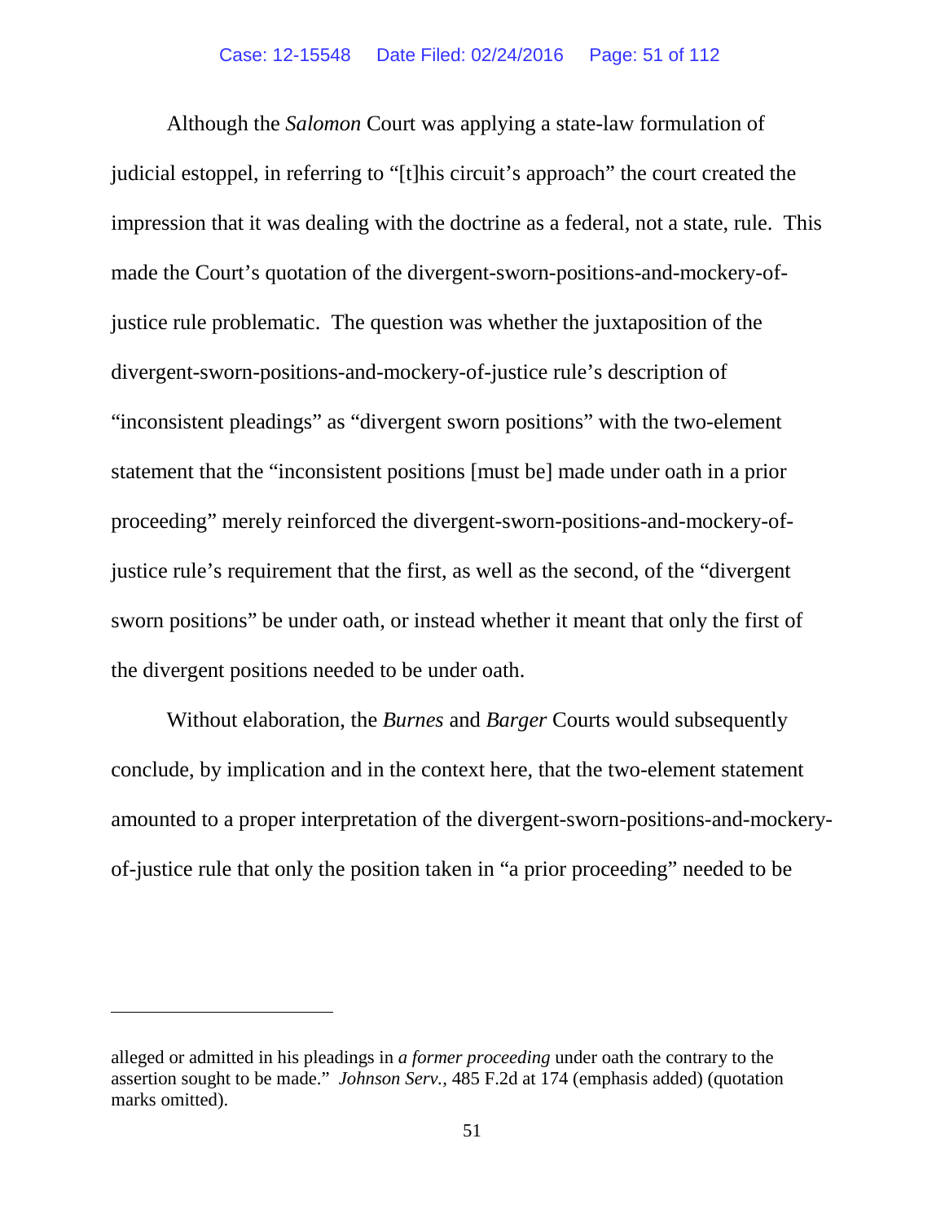Although the *Salomon* Court was applying a state-law formulation of judicial estoppel, in referring to "[t]his circuit's approach" the court created the impression that it was dealing with the doctrine as a federal, not a state, rule. This made the Court's quotation of the divergent-sworn-positions-and-mockery-of-justice rule problematic. The question was whether the juxtaposition of the divergent-sworn-positions-and-mockery-of-justice rule's description of "inconsistent pleadings" as "divergent sworn positions" with the two-element statement that the "inconsistent positions [must be] made under oath in a prior proceeding" merely reinforced the divergent-sworn-positions-and-mockery-of-justice rule's requirement that the first, as well as the second, of the "divergent sworn positions" be under oath, or instead whether it meant that only the first of the divergent positions needed to be under oath.

Without elaboration, the *Burnes* and *Barger* Courts would subsequently conclude, by implication and in the context here, that the two-element statement amounted to a proper interpretation of the divergent-sworn-positions-and-mockery-of-justice rule that only the position taken in "a prior proceeding" needed to be

---

alleged or admitted in his pleadings in *a former proceeding* under oath the contrary to the assertion sought to be made." *Johnson Serv.*, 485 F.2d at 174 (emphasis added) (quotation marks omitted).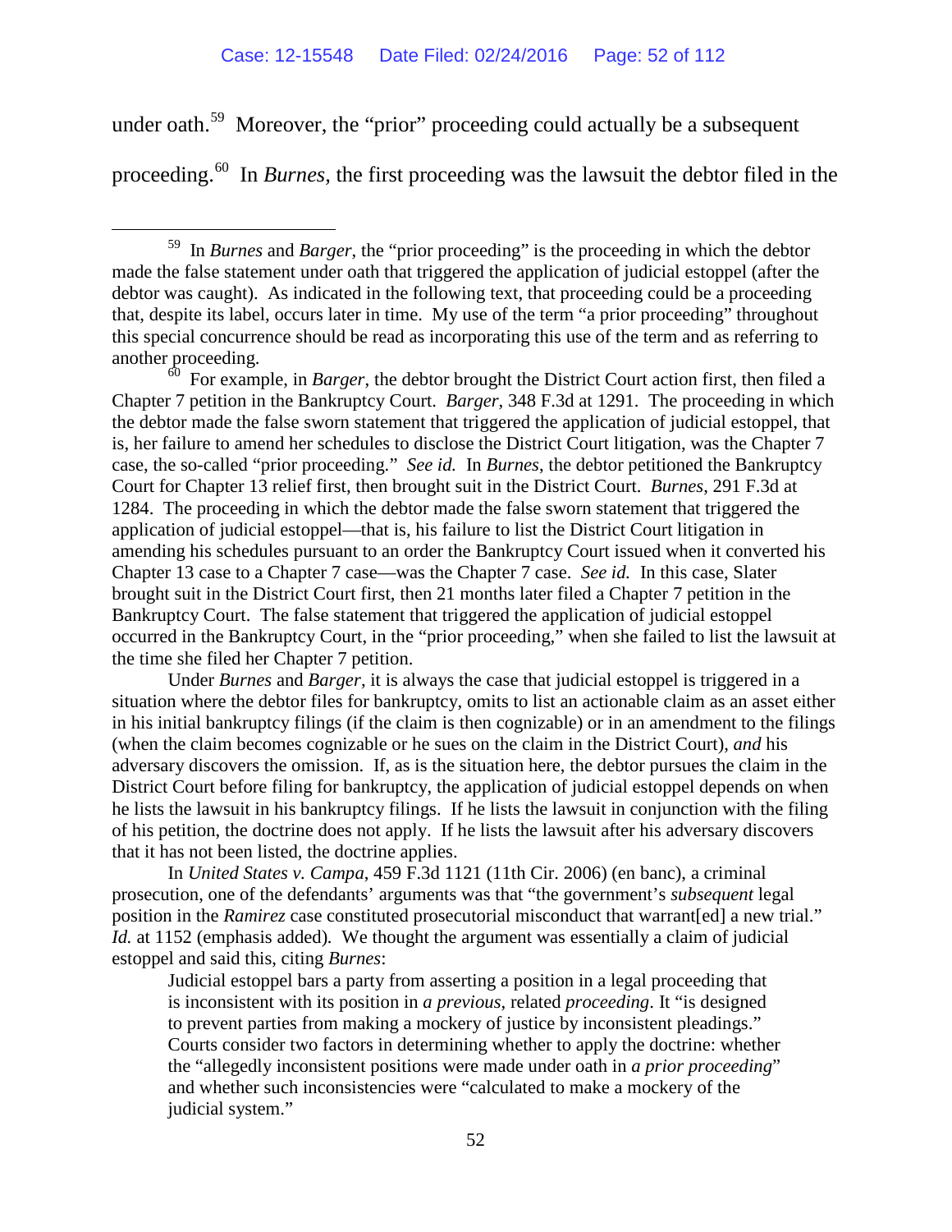under oath.[59] Moreover, the "prior" proceeding could actually be a subsequent proceeding.[60] In *Burnes*, the first proceeding was the lawsuit the debtor filed in the

---

[59] In *Burnes* and *Barger*, the "prior proceeding" is the proceeding in which the debtor made the false statement under oath that triggered the application of judicial estoppel (after the debtor was caught). As indicated in the following text, that proceeding could be a proceeding that, despite its label, occurs later in time. My use of the term "a prior proceeding" throughout this special concurrence should be read as incorporating this use of the term and as referring to another proceeding.

[60] For example, in *Barger*, the debtor brought the District Court action first, then filed a Chapter 7 petition in the Bankruptcy Court. *Barger*, 348 F.3d at 1291. The proceeding in which the debtor made the false sworn statement that triggered the application of judicial estoppel, that is, her failure to amend her schedules to disclose the District Court litigation, was the Chapter 7 case, the so-called "prior proceeding." *See id.* In *Burnes*, the debtor petitioned the Bankruptcy Court for Chapter 13 relief first, then brought suit in the District Court. *Burnes*, 291 F.3d at 1284. The proceeding in which the debtor made the false sworn statement that triggered the application of judicial estoppel—that is, his failure to list the District Court litigation in amending his schedules pursuant to an order the Bankruptcy Court issued when it converted his Chapter 13 case to a Chapter 7 case—was the Chapter 7 case. *See id.* In this case, Slater brought suit in the District Court first, then 21 months later filed a Chapter 7 petition in the Bankruptcy Court. The false statement that triggered the application of judicial estoppel occurred in the Bankruptcy Court, in the "prior proceeding," when she failed to list the lawsuit at the time she filed her Chapter 7 petition.

Under *Burnes* and *Barger*, it is always the case that judicial estoppel is triggered in a situation where the debtor files for bankruptcy, omits to list an actionable claim as an asset either in his initial bankruptcy filings (if the claim is then cognizable) or in an amendment to the filings (when the claim becomes cognizable or he sues on the claim in the District Court), *and* his adversary discovers the omission. If, as is the situation here, the debtor pursues the claim in the District Court before filing for bankruptcy, the application of judicial estoppel depends on when he lists the lawsuit in his bankruptcy filings. If he lists the lawsuit in conjunction with the filing of his petition, the doctrine does not apply. If he lists the lawsuit after his adversary discovers that it has not been listed, the doctrine applies.

In *United States v. Campa*, 459 F.3d 1121 (11th Cir. 2006) (en banc), a criminal prosecution, one of the defendants' arguments was that "the government's *subsequent* legal position in the *Ramirez* case constituted prosecutorial misconduct that warrant[ed] a new trial." *Id.* at 1152 (emphasis added). We thought the argument was essentially a claim of judicial estoppel and said this, citing *Burnes*:

> Judicial estoppel bars a party from asserting a position in a legal proceeding that is inconsistent with its position in *a previous*, related *proceeding*. It "is designed to prevent parties from making a mockery of justice by inconsistent pleadings." Courts consider two factors in determining whether to apply the doctrine: whether the "allegedly inconsistent positions were made under oath in *a prior proceeding*" and whether such inconsistencies were "calculated to make a mockery of the judicial system."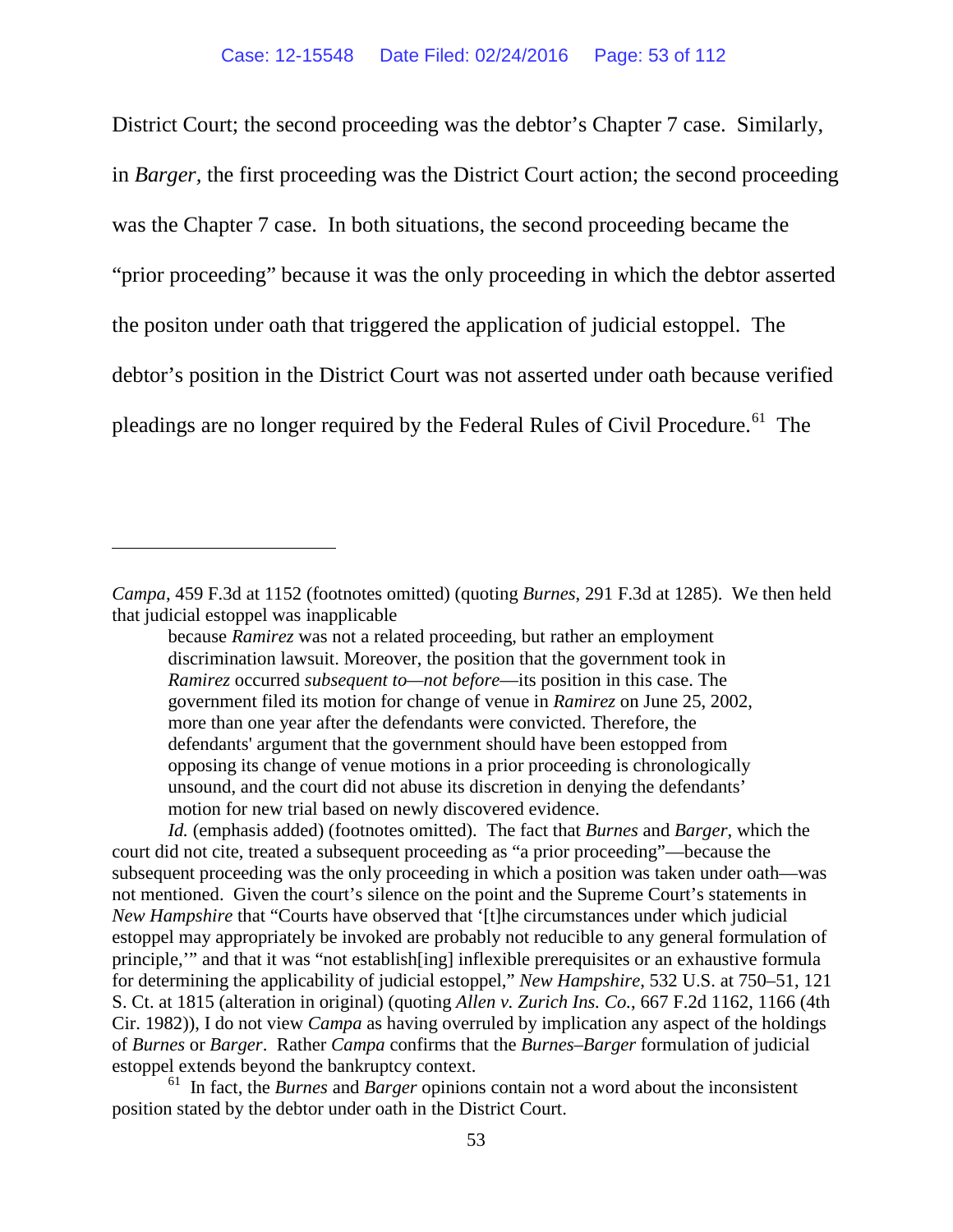District Court; the second proceeding was the debtor's Chapter 7 case. Similarly, in *Barger*, the first proceeding was the District Court action; the second proceeding was the Chapter 7 case. In both situations, the second proceeding became the "prior proceeding" because it was the only proceeding in which the debtor asserted the positon under oath that triggered the application of judicial estoppel. The debtor's position in the District Court was not asserted under oath because verified pleadings are no longer required by the Federal Rules of Civil Procedure.[61] The

---

*Campa*, 459 F.3d at 1152 (footnotes omitted) (quoting *Burnes*, 291 F.3d at 1285). We then held that judicial estoppel was inapplicable

> because *Ramirez* was not a related proceeding, but rather an employment discrimination lawsuit. Moreover, the position that the government took in *Ramirez* occurred *subsequent to*—*not before*—its position in this case. The government filed its motion for change of venue in *Ramirez* on June 25, 2002, more than one year after the defendants were convicted. Therefore, the defendants' argument that the government should have been estopped from opposing its change of venue motions in a prior proceeding is chronologically unsound, and the court did not abuse its discretion in denying the defendants' motion for new trial based on newly discovered evidence.

*Id.* (emphasis added) (footnotes omitted). The fact that *Burnes* and *Barger*, which the court did not cite, treated a subsequent proceeding as "a prior proceeding"—because the subsequent proceeding was the only proceeding in which a position was taken under oath—was not mentioned. Given the court's silence on the point and the Supreme Court's statements in *New Hampshire* that "Courts have observed that '[t]he circumstances under which judicial estoppel may appropriately be invoked are probably not reducible to any general formulation of principle,'" and that it was "not establish[ing] inflexible prerequisites or an exhaustive formula for determining the applicability of judicial estoppel," *New Hampshire*, 532 U.S. at 750–51, 121 S. Ct. at 1815 (alteration in original) (quoting *Allen v. Zurich Ins. Co.*, 667 F.2d 1162, 1166 (4th Cir. 1982)), I do not view *Campa* as having overruled by implication any aspect of the holdings of *Burnes* or *Barger*. Rather *Campa* confirms that the *Burnes*–*Barger* formulation of judicial estoppel extends beyond the bankruptcy context.

[61] In fact, the *Burnes* and *Barger* opinions contain not a word about the inconsistent position stated by the debtor under oath in the District Court.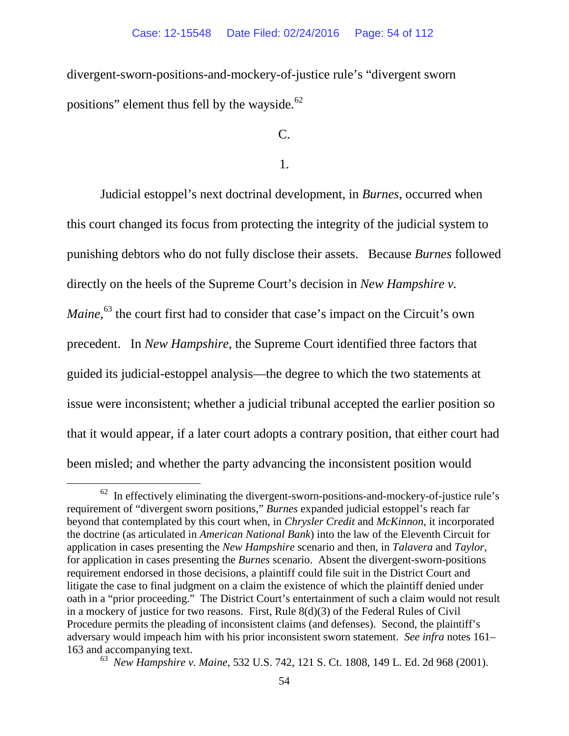divergent-sworn-positions-and-mockery-of-justice rule's "divergent sworn positions" element thus fell by the wayside.[62]

C.

1.

Judicial estoppel's next doctrinal development, in *Burnes*, occurred when this court changed its focus from protecting the integrity of the judicial system to punishing debtors who do not fully disclose their assets. Because *Burnes* followed directly on the heels of the Supreme Court's decision in *New Hampshire v. Maine*,[63] the court first had to consider that case's impact on the Circuit's own precedent. In *New Hampshire*, the Supreme Court identified three factors that guided its judicial-estoppel analysis—the degree to which the two statements at issue were inconsistent; whether a judicial tribunal accepted the earlier position so that it would appear, if a later court adopts a contrary position, that either court had been misled; and whether the party advancing the inconsistent position would

---

[62] In effectively eliminating the divergent-sworn-positions-and-mockery-of-justice rule's requirement of "divergent sworn positions," *Burnes* expanded judicial estoppel's reach far beyond that contemplated by this court when, in *Chrysler Credit* and *McKinnon*, it incorporated the doctrine (as articulated in *American National Bank*) into the law of the Eleventh Circuit for application in cases presenting the *New Hampshire* scenario and then, in *Talavera* and *Taylor*, for application in cases presenting the *Burnes* scenario. Absent the divergent-sworn-positions requirement endorsed in those decisions, a plaintiff could file suit in the District Court and litigate the case to final judgment on a claim the existence of which the plaintiff denied under oath in a "prior proceeding." The District Court's entertainment of such a claim would not result in a mockery of justice for two reasons. First, Rule 8(d)(3) of the Federal Rules of Civil Procedure permits the pleading of inconsistent claims (and defenses). Second, the plaintiff's adversary would impeach him with his prior inconsistent sworn statement. *See infra* notes 161–163 and accompanying text.

[63] *New Hampshire v. Maine*, 532 U.S. 742, 121 S. Ct. 1808, 149 L. Ed. 2d 968 (2001).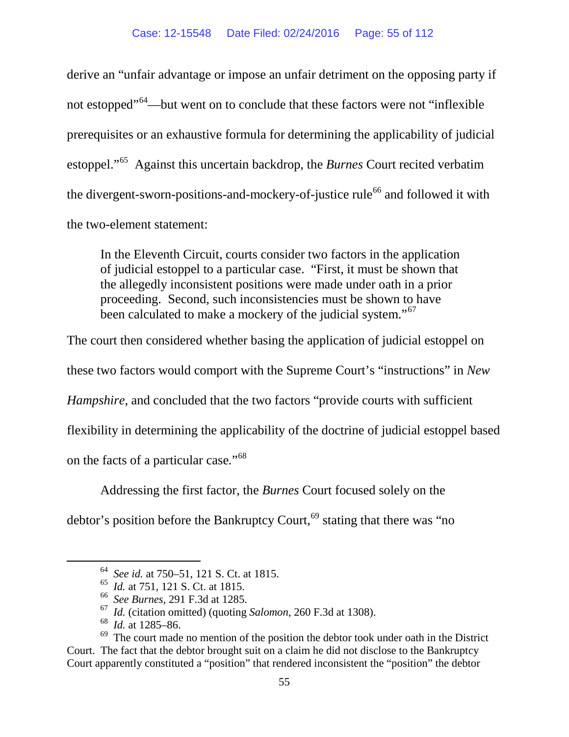derive an "unfair advantage or impose an unfair detriment on the opposing party if not estopped"[64]—but went on to conclude that these factors were not "inflexible prerequisites or an exhaustive formula for determining the applicability of judicial estoppel."[65] Against this uncertain backdrop, the *Burnes* Court recited verbatim the divergent-sworn-positions-and-mockery-of-justice rule[66] and followed it with the two-element statement:

> In the Eleventh Circuit, courts consider two factors in the application of judicial estoppel to a particular case. "First, it must be shown that the allegedly inconsistent positions were made under oath in a prior proceeding. Second, such inconsistencies must be shown to have been calculated to make a mockery of the judicial system."[67]

The court then considered whether basing the application of judicial estoppel on these two factors would comport with the Supreme Court's "instructions" in *New Hampshire*, and concluded that the two factors "provide courts with sufficient flexibility in determining the applicability of the doctrine of judicial estoppel based on the facts of a particular case."[68]

Addressing the first factor, the *Burnes* Court focused solely on the debtor's position before the Bankruptcy Court,[69] stating that there was "no

---

[64] *See id.* at 750–51, 121 S. Ct. at 1815.

[65] *Id.* at 751, 121 S. Ct. at 1815.

[66] *See Burnes*, 291 F.3d at 1285.

[67] *Id.* (citation omitted) (quoting *Salomon*, 260 F.3d at 1308).

[68] *Id.* at 1285–86.

[69] The court made no mention of the position the debtor took under oath in the District Court. The fact that the debtor brought suit on a claim he did not disclose to the Bankruptcy Court apparently constituted a "position" that rendered inconsistent the "position" the debtor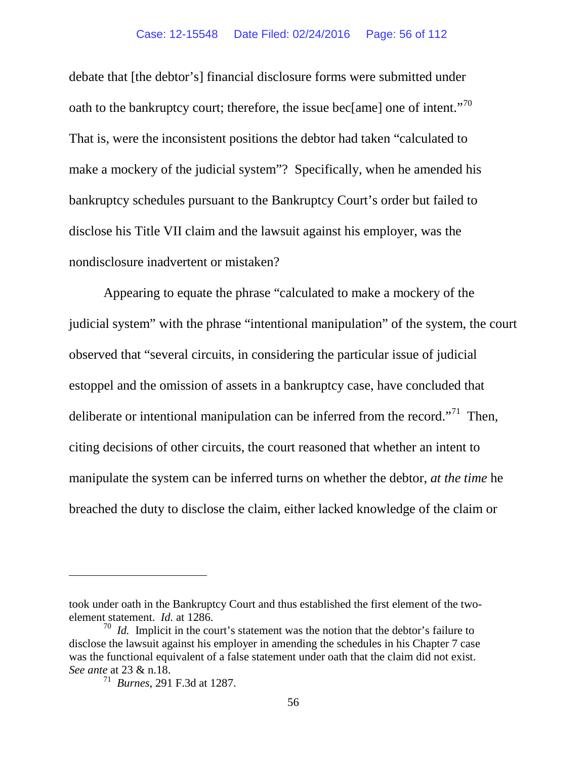debate that [the debtor's] financial disclosure forms were submitted under oath to the bankruptcy court; therefore, the issue bec[ame] one of intent."[70] That is, were the inconsistent positions the debtor had taken "calculated to make a mockery of the judicial system"? Specifically, when he amended his bankruptcy schedules pursuant to the Bankruptcy Court's order but failed to disclose his Title VII claim and the lawsuit against his employer, was the nondisclosure inadvertent or mistaken?

Appearing to equate the phrase "calculated to make a mockery of the judicial system" with the phrase "intentional manipulation" of the system, the court observed that "several circuits, in considering the particular issue of judicial estoppel and the omission of assets in a bankruptcy case, have concluded that deliberate or intentional manipulation can be inferred from the record."[71] Then, citing decisions of other circuits, the court reasoned that whether an intent to manipulate the system can be inferred turns on whether the debtor, *at the time* he breached the duty to disclose the claim, either lacked knowledge of the claim or

---

took under oath in the Bankruptcy Court and thus established the first element of the two-element statement. *Id.* at 1286.

[70] *Id.* Implicit in the court's statement was the notion that the debtor's failure to disclose the lawsuit against his employer in amending the schedules in his Chapter 7 case was the functional equivalent of a false statement under oath that the claim did not exist. *See ante* at 23 & n.18.

[71] *Burnes*, 291 F.3d at 1287.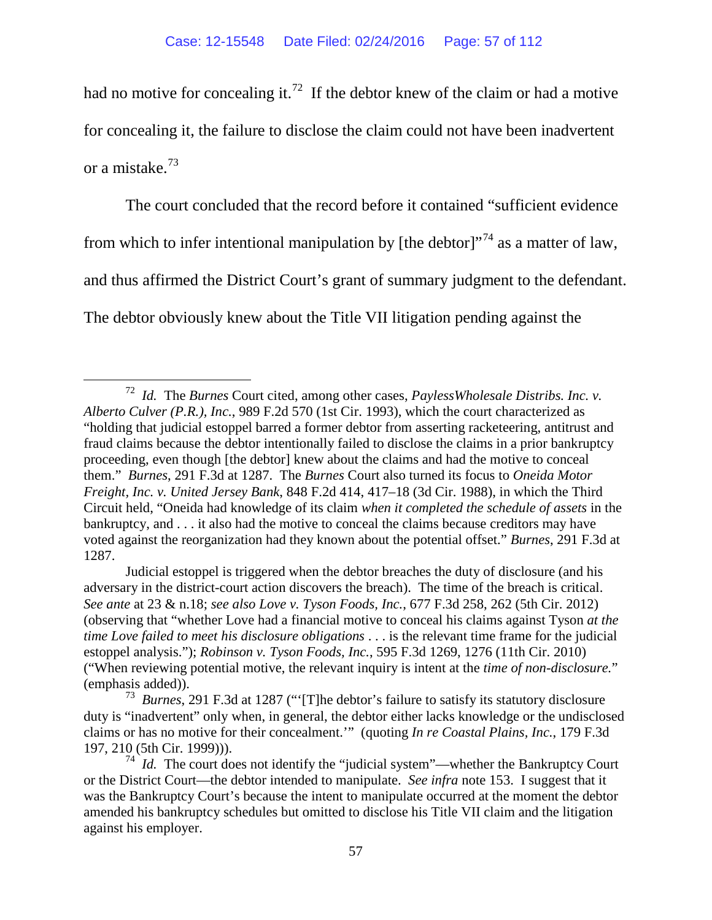had no motive for concealing it.[72] If the debtor knew of the claim or had a motive for concealing it, the failure to disclose the claim could not have been inadvertent or a mistake.[73]

The court concluded that the record before it contained "sufficient evidence from which to infer intentional manipulation by [the debtor]"[74] as a matter of law, and thus affirmed the District Court's grant of summary judgment to the defendant. The debtor obviously knew about the Title VII litigation pending against the

---

[72] *Id.* The *Burnes* Court cited, among other cases, *PaylessWholesale Distribs. Inc. v. Alberto Culver (P.R.), Inc.*, 989 F.2d 570 (1st Cir. 1993), which the court characterized as "holding that judicial estoppel barred a former debtor from asserting racketeering, antitrust and fraud claims because the debtor intentionally failed to disclose the claims in a prior bankruptcy proceeding, even though [the debtor] knew about the claims and had the motive to conceal them." *Burnes*, 291 F.3d at 1287. The *Burnes* Court also turned its focus to *Oneida Motor Freight, Inc. v. United Jersey Bank*, 848 F.2d 414, 417–18 (3d Cir. 1988), in which the Third Circuit held, "Oneida had knowledge of its claim *when it completed the schedule of assets* in the bankruptcy, and . . . it also had the motive to conceal the claims because creditors may have voted against the reorganization had they known about the potential offset." *Burnes*, 291 F.3d at 1287.

Judicial estoppel is triggered when the debtor breaches the duty of disclosure (and his adversary in the district-court action discovers the breach). The time of the breach is critical. *See ante* at 23 & n.18; *see also Love v. Tyson Foods, Inc.*, 677 F.3d 258, 262 (5th Cir. 2012) (observing that "whether Love had a financial motive to conceal his claims against Tyson *at the time Love failed to meet his disclosure obligations* . . . is the relevant time frame for the judicial estoppel analysis."); *Robinson v. Tyson Foods, Inc.*, 595 F.3d 1269, 1276 (11th Cir. 2010) ("When reviewing potential motive, the relevant inquiry is intent at the *time of non-disclosure.*" (emphasis added)).

[73] *Burnes*, 291 F.3d at 1287 ("'[T]he debtor's failure to satisfy its statutory disclosure duty is "inadvertent" only when, in general, the debtor either lacks knowledge or the undisclosed claims or has no motive for their concealment.'" (quoting *In re Coastal Plains, Inc.*, 179 F.3d 197, 210 (5th Cir. 1999))).

[74] *Id.* The court does not identify the "judicial system"—whether the Bankruptcy Court or the District Court—the debtor intended to manipulate. *See infra* note 153. I suggest that it was the Bankruptcy Court's because the intent to manipulate occurred at the moment the debtor amended his bankruptcy schedules but omitted to disclose his Title VII claim and the litigation against his employer.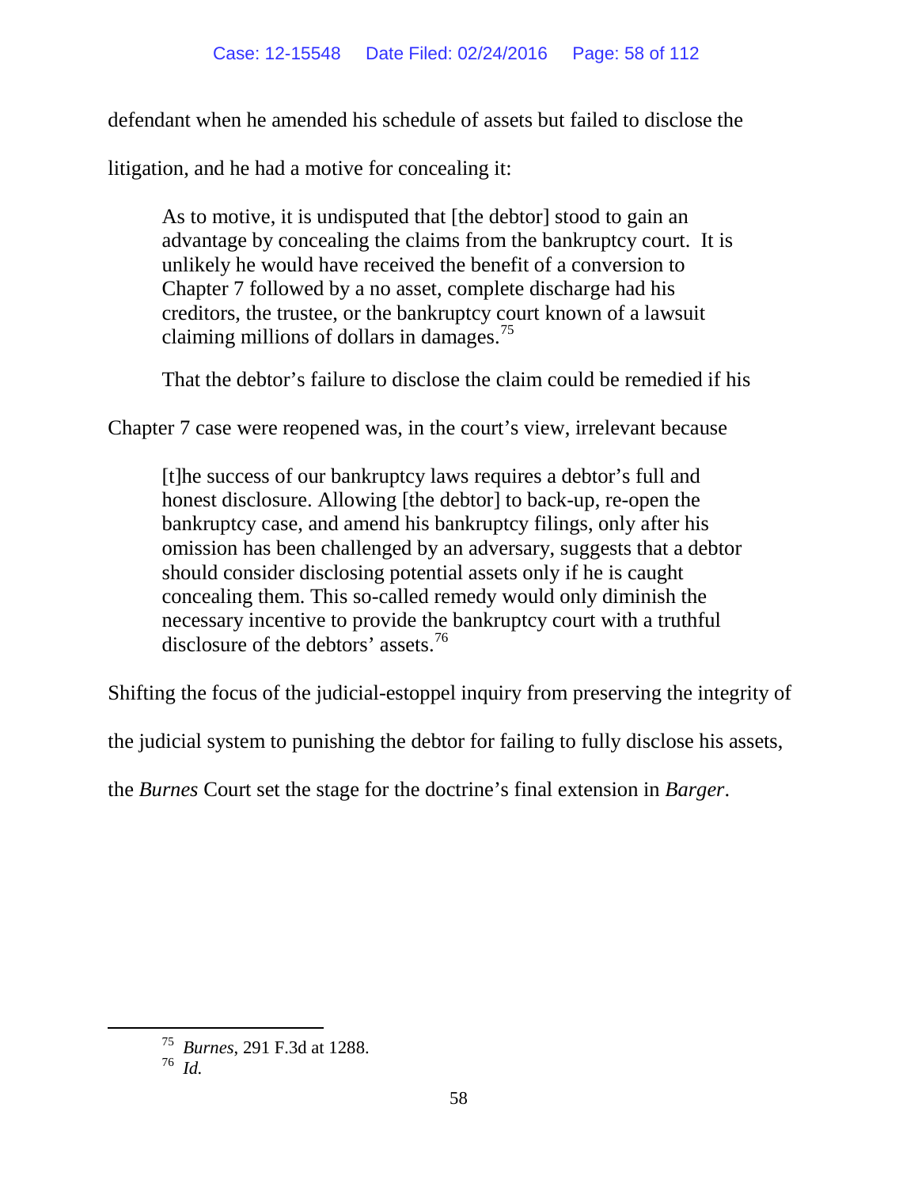defendant when he amended his schedule of assets but failed to disclose the litigation, and he had a motive for concealing it:

> As to motive, it is undisputed that [the debtor] stood to gain an advantage by concealing the claims from the bankruptcy court. It is unlikely he would have received the benefit of a conversion to Chapter 7 followed by a no asset, complete discharge had his creditors, the trustee, or the bankruptcy court known of a lawsuit claiming millions of dollars in damages.[75]

That the debtor's failure to disclose the claim could be remedied if his Chapter 7 case were reopened was, in the court's view, irrelevant because

> [t]he success of our bankruptcy laws requires a debtor's full and honest disclosure. Allowing [the debtor] to back-up, re-open the bankruptcy case, and amend his bankruptcy filings, only after his omission has been challenged by an adversary, suggests that a debtor should consider disclosing potential assets only if he is caught concealing them. This so-called remedy would only diminish the necessary incentive to provide the bankruptcy court with a truthful disclosure of the debtors' assets.[76]

Shifting the focus of the judicial-estoppel inquiry from preserving the integrity of the judicial system to punishing the debtor for failing to fully disclose his assets, the *Burnes* Court set the stage for the doctrine's final extension in *Barger*.

---

[75] *Burnes*, 291 F.3d at 1288.

[76] *Id.*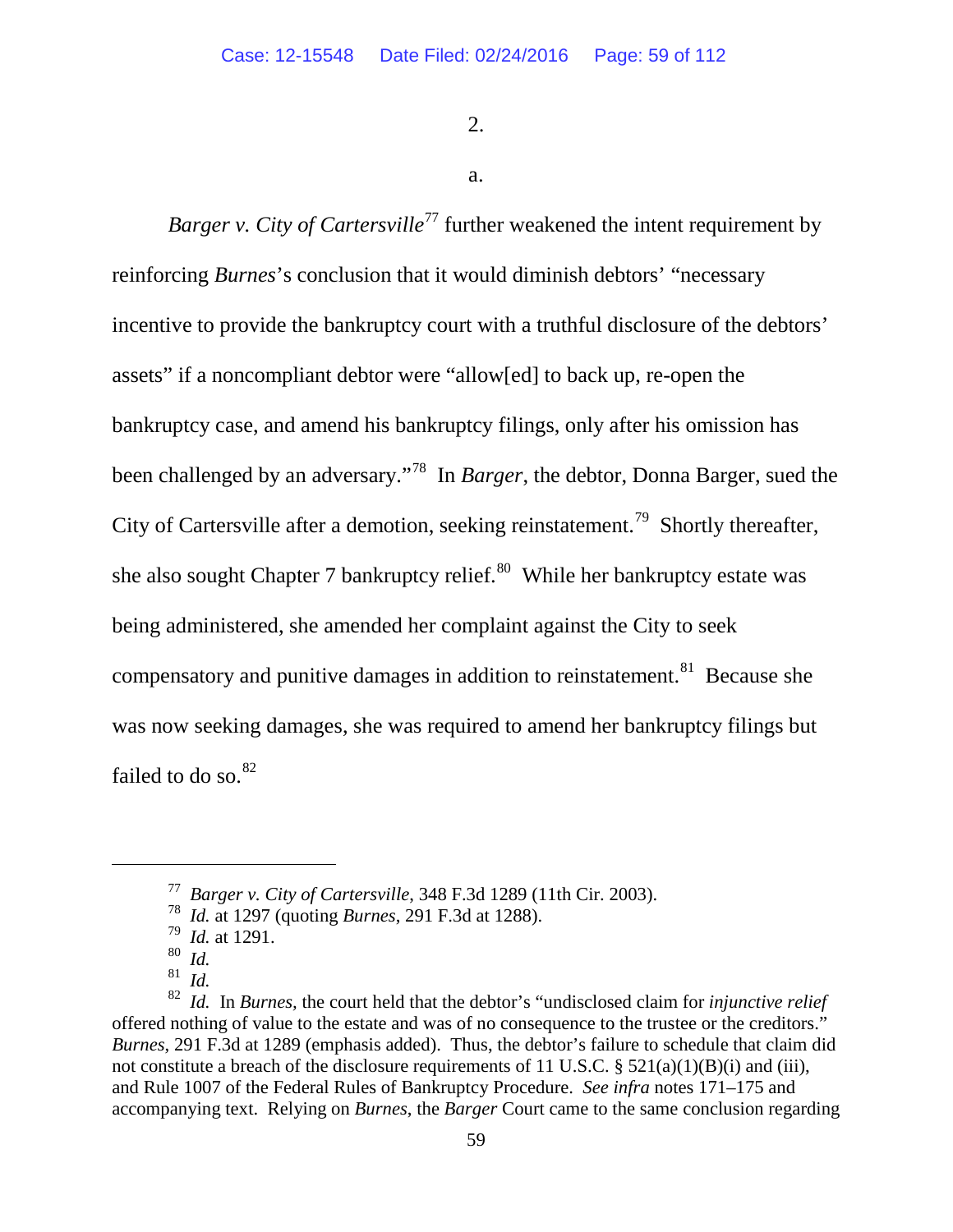2.

a.

*Barger v. City of Cartersville*[77] further weakened the intent requirement by reinforcing *Burnes*'s conclusion that it would diminish debtors' "necessary incentive to provide the bankruptcy court with a truthful disclosure of the debtors' assets" if a noncompliant debtor were "allow[ed] to back up, re-open the bankruptcy case, and amend his bankruptcy filings, only after his omission has been challenged by an adversary."[78] In *Barger*, the debtor, Donna Barger, sued the City of Cartersville after a demotion, seeking reinstatement.[79] Shortly thereafter, she also sought Chapter 7 bankruptcy relief.[80] While her bankruptcy estate was being administered, she amended her complaint against the City to seek compensatory and punitive damages in addition to reinstatement.[81] Because she was now seeking damages, she was required to amend her bankruptcy filings but failed to do so.[82]

---

[77] *Barger v. City of Cartersville*, 348 F.3d 1289 (11th Cir. 2003).

[78] *Id.* at 1297 (quoting *Burnes*, 291 F.3d at 1288).

[79] *Id.* at 1291.

[80] *Id.*

[81] *Id.*

[82] *Id.* In *Burnes*, the court held that the debtor's "undisclosed claim for *injunctive relief* offered nothing of value to the estate and was of no consequence to the trustee or the creditors." *Burnes*, 291 F.3d at 1289 (emphasis added). Thus, the debtor's failure to schedule that claim did not constitute a breach of the disclosure requirements of 11 U.S.C. § 521(a)(1)(B)(i) and (iii), and Rule 1007 of the Federal Rules of Bankruptcy Procedure. *See infra* notes 171–175 and accompanying text. Relying on *Burnes*, the *Barger* Court came to the same conclusion regarding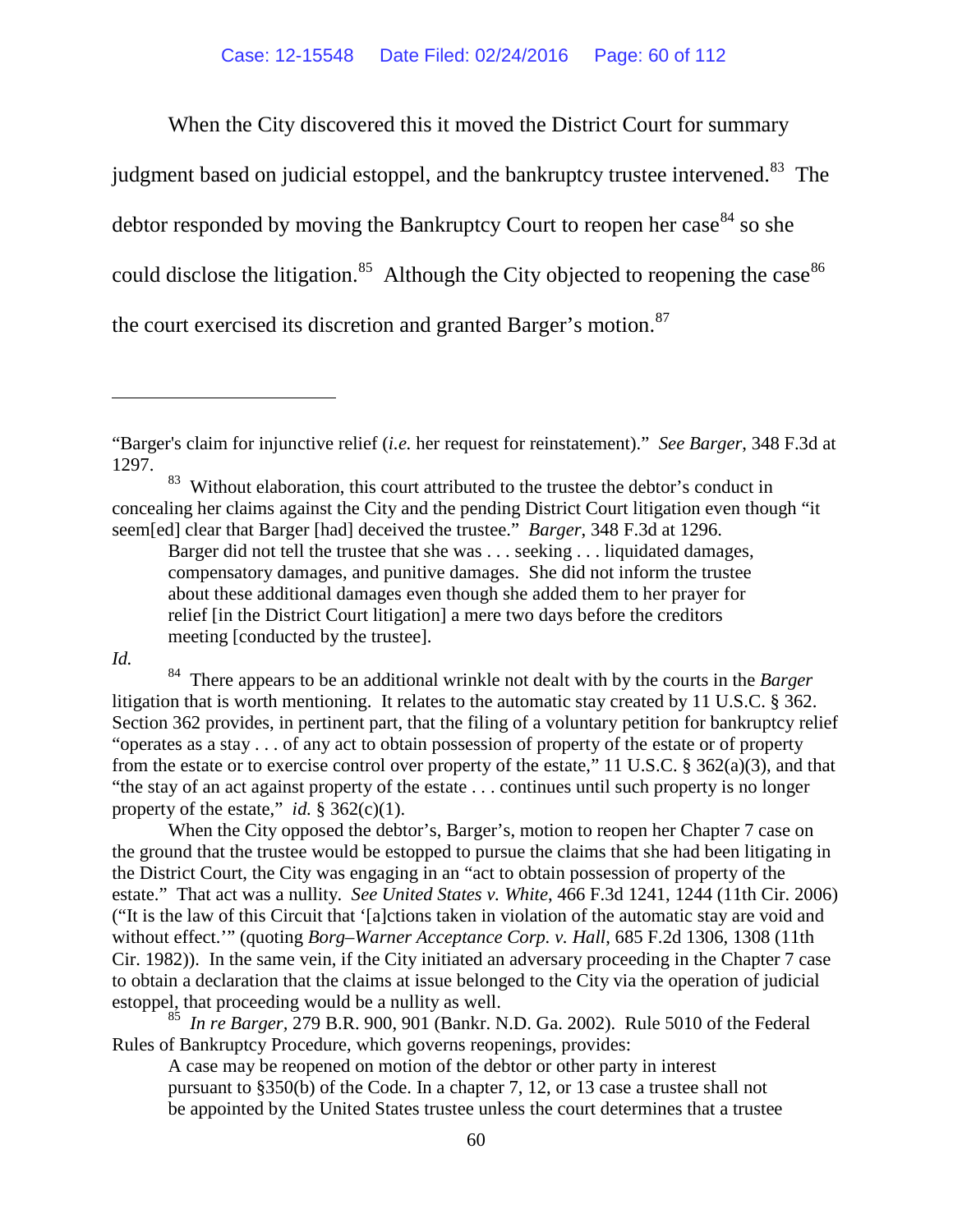When the City discovered this it moved the District Court for summary judgment based on judicial estoppel, and the bankruptcy trustee intervened.[83] The debtor responded by moving the Bankruptcy Court to reopen her case[84] so she could disclose the litigation.[85] Although the City objected to reopening the case[86] the court exercised its discretion and granted Barger's motion.[87]

---

"Barger's claim for injunctive relief (*i.e.* her request for reinstatement)." *See Barger*, 348 F.3d at 1297.

[83] Without elaboration, this court attributed to the trustee the debtor's conduct in concealing her claims against the City and the pending District Court litigation even though "it seem[ed] clear that Barger [had] deceived the trustee." *Barger*, 348 F.3d at 1296.

> Barger did not tell the trustee that she was . . . seeking . . . liquidated damages, compensatory damages, and punitive damages. She did not inform the trustee about these additional damages even though she added them to her prayer for relief [in the District Court litigation] a mere two days before the creditors meeting [conducted by the trustee].

*Id.*

[84] There appears to be an additional wrinkle not dealt with by the courts in the *Barger* litigation that is worth mentioning. It relates to the automatic stay created by 11 U.S.C. § 362. Section 362 provides, in pertinent part, that the filing of a voluntary petition for bankruptcy relief "operates as a stay . . . of any act to obtain possession of property of the estate or of property from the estate or to exercise control over property of the estate," 11 U.S.C. § 362(a)(3), and that "the stay of an act against property of the estate . . . continues until such property is no longer property of the estate," *id.* § 362(c)(1).

When the City opposed the debtor's, Barger's, motion to reopen her Chapter 7 case on the ground that the trustee would be estopped to pursue the claims that she had been litigating in the District Court, the City was engaging in an "act to obtain possession of property of the estate." That act was a nullity. *See United States v. White*, 466 F.3d 1241, 1244 (11th Cir. 2006) ("It is the law of this Circuit that '[a]ctions taken in violation of the automatic stay are void and without effect.'" (quoting *Borg–Warner Acceptance Corp. v. Hall*, 685 F.2d 1306, 1308 (11th Cir. 1982)). In the same vein, if the City initiated an adversary proceeding in the Chapter 7 case to obtain a declaration that the claims at issue belonged to the City via the operation of judicial estoppel, that proceeding would be a nullity as well.

[85] *In re Barger*, 279 B.R. 900, 901 (Bankr. N.D. Ga. 2002). Rule 5010 of the Federal Rules of Bankruptcy Procedure, which governs reopenings, provides:

> A case may be reopened on motion of the debtor or other party in interest pursuant to §350(b) of the Code. In a chapter 7, 12, or 13 case a trustee shall not be appointed by the United States trustee unless the court determines that a trustee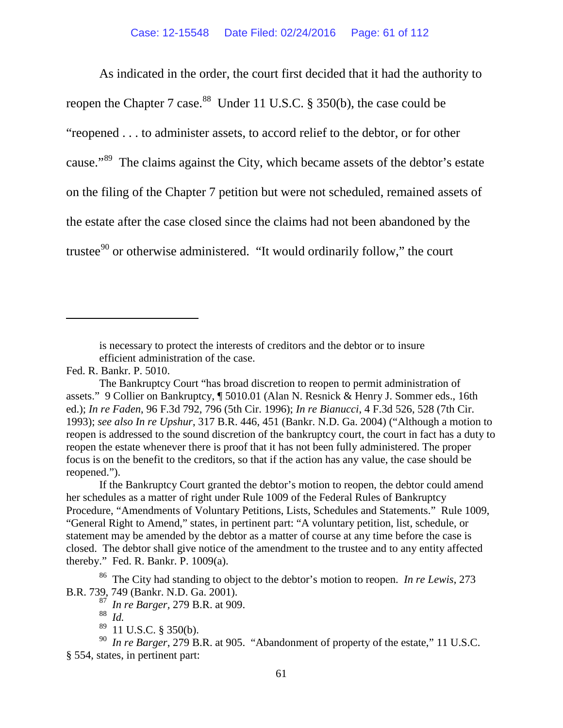As indicated in the order, the court first decided that it had the authority to reopen the Chapter 7 case.[88] Under 11 U.S.C. § 350(b), the case could be "reopened . . . to administer assets, to accord relief to the debtor, or for other cause."[89] The claims against the City, which became assets of the debtor's estate on the filing of the Chapter 7 petition but were not scheduled, remained assets of the estate after the case closed since the claims had not been abandoned by the trustee[90] or otherwise administered. "It would ordinarily follow," the court

---

> is necessary to protect the interests of creditors and the debtor or to insure efficient administration of the case.

Fed. R. Bankr. P. 5010.

The Bankruptcy Court "has broad discretion to reopen to permit administration of assets." 9 Collier on Bankruptcy, ¶ 5010.01 (Alan N. Resnick & Henry J. Sommer eds., 16th ed.); *In re Faden*, 96 F.3d 792, 796 (5th Cir. 1996); *In re Bianucci*, 4 F.3d 526, 528 (7th Cir. 1993); *see also In re Upshur*, 317 B.R. 446, 451 (Bankr. N.D. Ga. 2004) ("Although a motion to reopen is addressed to the sound discretion of the bankruptcy court, the court in fact has a duty to reopen the estate whenever there is proof that it has not been fully administered. The proper focus is on the benefit to the creditors, so that if the action has any value, the case should be reopened.").

If the Bankruptcy Court granted the debtor's motion to reopen, the debtor could amend her schedules as a matter of right under Rule 1009 of the Federal Rules of Bankruptcy Procedure, "Amendments of Voluntary Petitions, Lists, Schedules and Statements." Rule 1009, "General Right to Amend," states, in pertinent part: "A voluntary petition, list, schedule, or statement may be amended by the debtor as a matter of course at any time before the case is closed. The debtor shall give notice of the amendment to the trustee and to any entity affected thereby." Fed. R. Bankr. P. 1009(a).

[86] The City had standing to object to the debtor's motion to reopen. *In re Lewis*, 273 B.R. 739, 749 (Bankr. N.D. Ga. 2001).

[87] *In re Barger*, 279 B.R. at 909.

[88] *Id.*

[89] 11 U.S.C. § 350(b).

[90] *In re Barger*, 279 B.R. at 905. "Abandonment of property of the estate," 11 U.S.C. § 554, states, in pertinent part: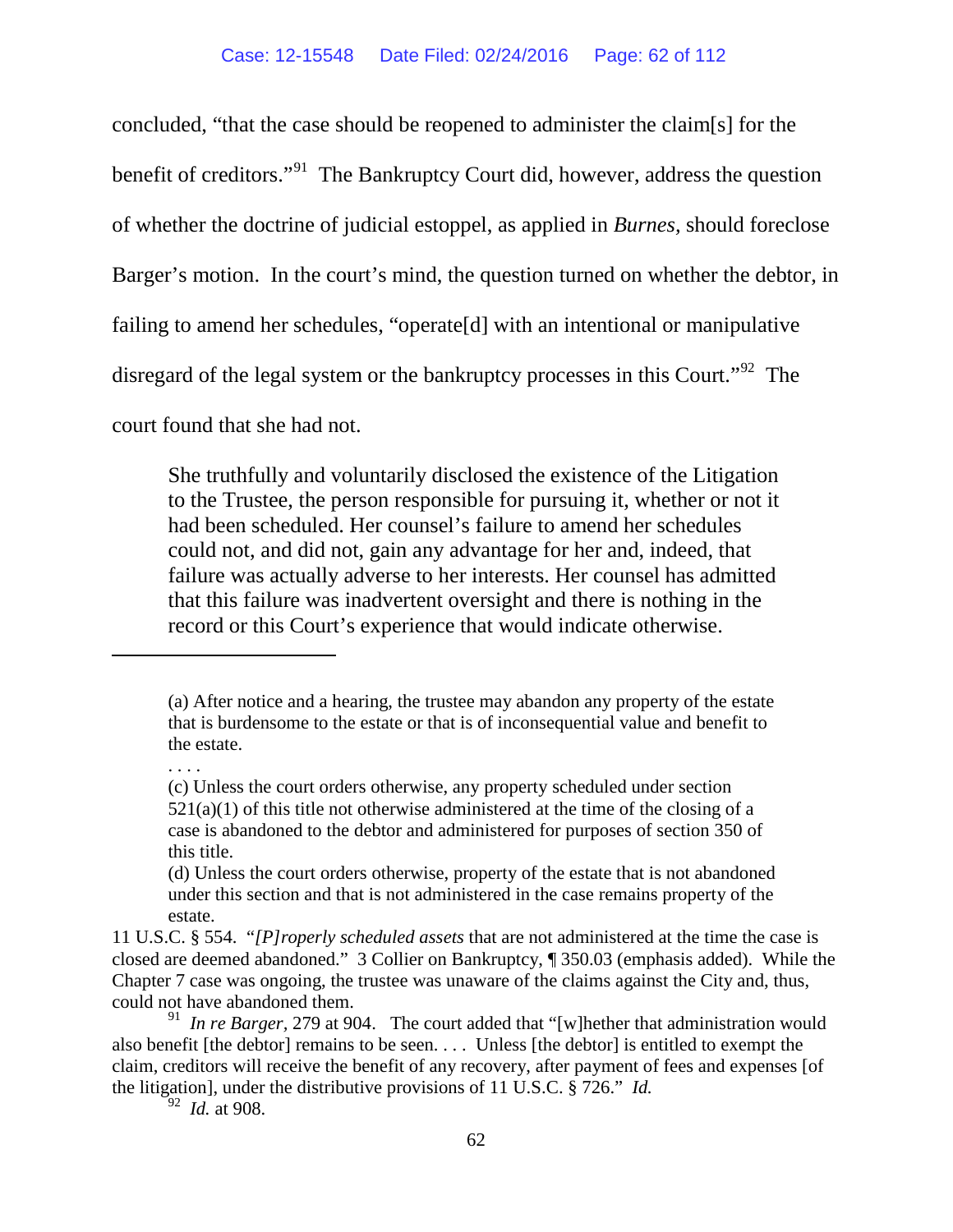concluded, "that the case should be reopened to administer the claim[s] for the benefit of creditors."[91] The Bankruptcy Court did, however, address the question of whether the doctrine of judicial estoppel, as applied in *Burnes,* should foreclose Barger's motion. In the court's mind, the question turned on whether the debtor, in failing to amend her schedules, "operate[d] with an intentional or manipulative disregard of the legal system or the bankruptcy processes in this Court."[92] The court found that she had not.

> She truthfully and voluntarily disclosed the existence of the Litigation to the Trustee, the person responsible for pursuing it, whether or not it had been scheduled. Her counsel's failure to amend her schedules could not, and did not, gain any advantage for her and, indeed, that failure was actually adverse to her interests. Her counsel has admitted that this failure was inadvertent oversight and there is nothing in the record or this Court's experience that would indicate otherwise.

---

> (a) After notice and a hearing, the trustee may abandon any property of the estate that is burdensome to the estate or that is of inconsequential value and benefit to the estate.
>
> . . . .
>
> (c) Unless the court orders otherwise, any property scheduled under section 521(a)(1) of this title not otherwise administered at the time of the closing of a case is abandoned to the debtor and administered for purposes of section 350 of this title.
>
> (d) Unless the court orders otherwise, property of the estate that is not abandoned under this section and that is not administered in the case remains property of the estate.

11 U.S.C. § 554. "*[P]roperly scheduled assets* that are not administered at the time the case is closed are deemed abandoned." 3 Collier on Bankruptcy, ¶ 350.03 (emphasis added). While the Chapter 7 case was ongoing, the trustee was unaware of the claims against the City and, thus, could not have abandoned them.

[91] *In re Barger*, 279 at 904. The court added that "[w]hether that administration would also benefit [the debtor] remains to be seen. . . . Unless [the debtor] is entitled to exempt the claim, creditors will receive the benefit of any recovery, after payment of fees and expenses [of the litigation], under the distributive provisions of 11 U.S.C. § 726." *Id.*

[92] *Id.* at 908.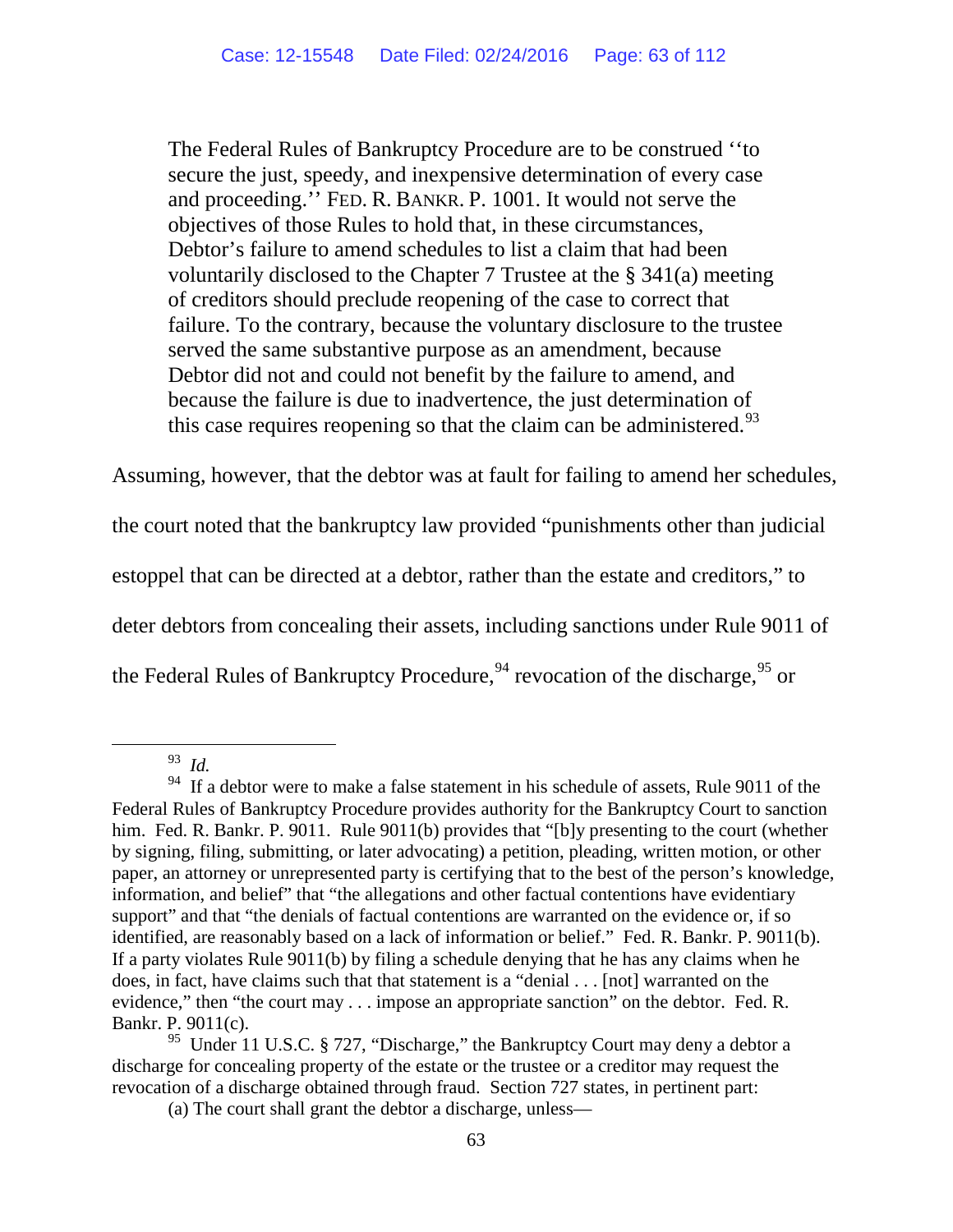> The Federal Rules of Bankruptcy Procedure are to be construed ''to secure the just, speedy, and inexpensive determination of every case and proceeding.'' FED. R. BANKR. P. 1001. It would not serve the objectives of those Rules to hold that, in these circumstances, Debtor's failure to amend schedules to list a claim that had been voluntarily disclosed to the Chapter 7 Trustee at the § 341(a) meeting of creditors should preclude reopening of the case to correct that failure. To the contrary, because the voluntary disclosure to the trustee served the same substantive purpose as an amendment, because Debtor did not and could not benefit by the failure to amend, and because the failure is due to inadvertence, the just determination of this case requires reopening so that the claim can be administered.[93]

Assuming, however, that the debtor was at fault for failing to amend her schedules, the court noted that the bankruptcy law provided "punishments other than judicial estoppel that can be directed at a debtor, rather than the estate and creditors," to deter debtors from concealing their assets, including sanctions under Rule 9011 of the Federal Rules of Bankruptcy Procedure,[94] revocation of the discharge,[95] or

---

[93] *Id.*

[94] If a debtor were to make a false statement in his schedule of assets, Rule 9011 of the Federal Rules of Bankruptcy Procedure provides authority for the Bankruptcy Court to sanction him. Fed. R. Bankr. P. 9011. Rule 9011(b) provides that "[b]y presenting to the court (whether by signing, filing, submitting, or later advocating) a petition, pleading, written motion, or other paper, an attorney or unrepresented party is certifying that to the best of the person's knowledge, information, and belief" that "the allegations and other factual contentions have evidentiary support" and that "the denials of factual contentions are warranted on the evidence or, if so identified, are reasonably based on a lack of information or belief." Fed. R. Bankr. P. 9011(b). If a party violates Rule 9011(b) by filing a schedule denying that he has any claims when he does, in fact, have claims such that that statement is a "denial . . . [not] warranted on the evidence," then "the court may . . . impose an appropriate sanction" on the debtor. Fed. R. Bankr. P. 9011(c).

[95] Under 11 U.S.C. § 727, "Discharge," the Bankruptcy Court may deny a debtor a discharge for concealing property of the estate or the trustee or a creditor may request the revocation of a discharge obtained through fraud. Section 727 states, in pertinent part:

> (a) The court shall grant the debtor a discharge, unless—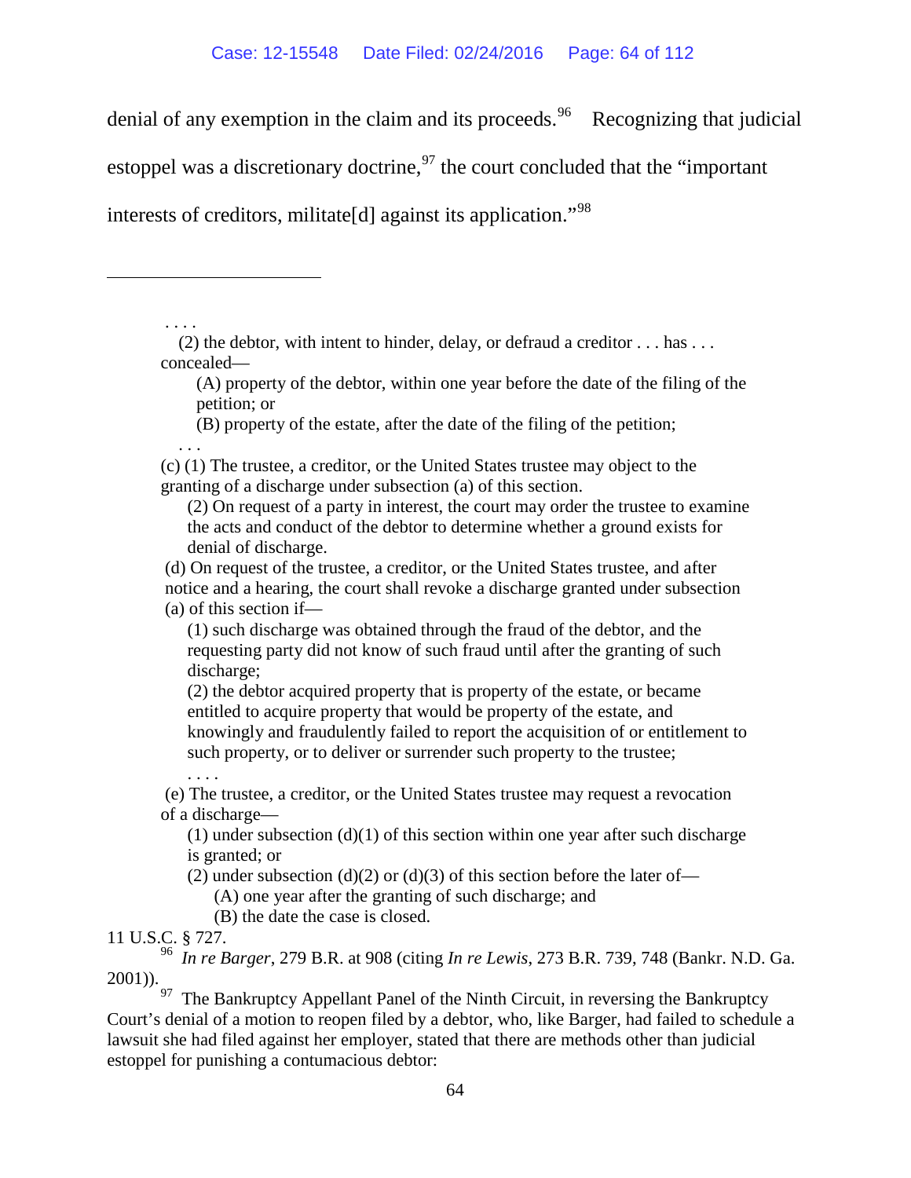denial of any exemption in the claim and its proceeds.[96] Recognizing that judicial estoppel was a discretionary doctrine,[97] the court concluded that the "important interests of creditors, militate[d] against its application."[98]

---

. . . .

(2) the debtor, with intent to hinder, delay, or defraud a creditor . . . has . . . concealed—

(A) property of the debtor, within one year before the date of the filing of the petition; or

(B) property of the estate, after the date of the filing of the petition;

. . .

(c) (1) The trustee, a creditor, or the United States trustee may object to the granting of a discharge under subsection (a) of this section.

(2) On request of a party in interest, the court may order the trustee to examine the acts and conduct of the debtor to determine whether a ground exists for denial of discharge.

(d) On request of the trustee, a creditor, or the United States trustee, and after notice and a hearing, the court shall revoke a discharge granted under subsection (a) of this section if—

(1) such discharge was obtained through the fraud of the debtor, and the requesting party did not know of such fraud until after the granting of such discharge;

(2) the debtor acquired property that is property of the estate, or became entitled to acquire property that would be property of the estate, and knowingly and fraudulently failed to report the acquisition of or entitlement to such property, or to deliver or surrender such property to the trustee;

. . . .

(e) The trustee, a creditor, or the United States trustee may request a revocation of a discharge—

(1) under subsection (d)(1) of this section within one year after such discharge is granted; or

(2) under subsection (d)(2) or (d)(3) of this section before the later of—

(A) one year after the granting of such discharge; and

(B) the date the case is closed.

11 U.S.C. § 727.

[96] *In re Barger*, 279 B.R. at 908 (citing *In re Lewis*, 273 B.R. 739, 748 (Bankr. N.D. Ga. 2001)).

[97] The Bankruptcy Appellant Panel of the Ninth Circuit, in reversing the Bankruptcy Court's denial of a motion to reopen filed by a debtor, who, like Barger, had failed to schedule a lawsuit she had filed against her employer, stated that there are methods other than judicial estoppel for punishing a contumacious debtor: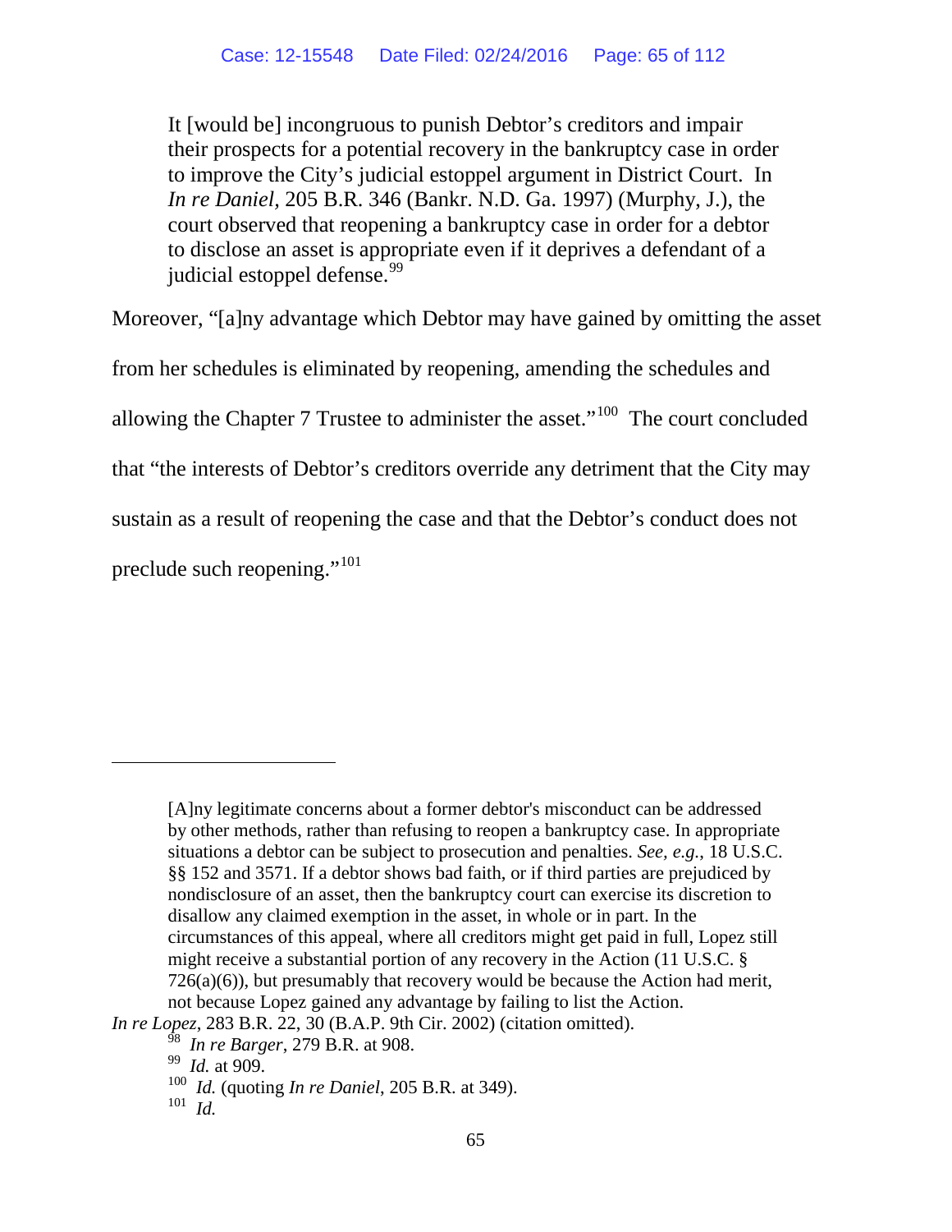> It [would be] incongruous to punish Debtor's creditors and impair their prospects for a potential recovery in the bankruptcy case in order to improve the City's judicial estoppel argument in District Court. In *In re Daniel*, 205 B.R. 346 (Bankr. N.D. Ga. 1997) (Murphy, J.), the court observed that reopening a bankruptcy case in order for a debtor to disclose an asset is appropriate even if it deprives a defendant of a judicial estoppel defense.[99]

Moreover, "[a]ny advantage which Debtor may have gained by omitting the asset from her schedules is eliminated by reopening, amending the schedules and allowing the Chapter 7 Trustee to administer the asset."[100] The court concluded that "the interests of Debtor's creditors override any detriment that the City may sustain as a result of reopening the case and that the Debtor's conduct does not preclude such reopening."[101]

---

> [A]ny legitimate concerns about a former debtor's misconduct can be addressed by other methods, rather than refusing to reopen a bankruptcy case. In appropriate situations a debtor can be subject to prosecution and penalties. *See, e.g.*, 18 U.S.C. §§ 152 and 3571. If a debtor shows bad faith, or if third parties are prejudiced by nondisclosure of an asset, then the bankruptcy court can exercise its discretion to disallow any claimed exemption in the asset, in whole or in part. In the circumstances of this appeal, where all creditors might get paid in full, Lopez still might receive a substantial portion of any recovery in the Action (11 U.S.C. § 726(a)(6)), but presumably that recovery would be because the Action had merit, not because Lopez gained any advantage by failing to list the Action.

*In re Lopez*, 283 B.R. 22, 30 (B.A.P. 9th Cir. 2002) (citation omitted).

[98] *In re Barger*, 279 B.R. at 908.

[99] *Id.* at 909.

[100] *Id.* (quoting *In re Daniel*, 205 B.R. at 349).

[101] *Id.*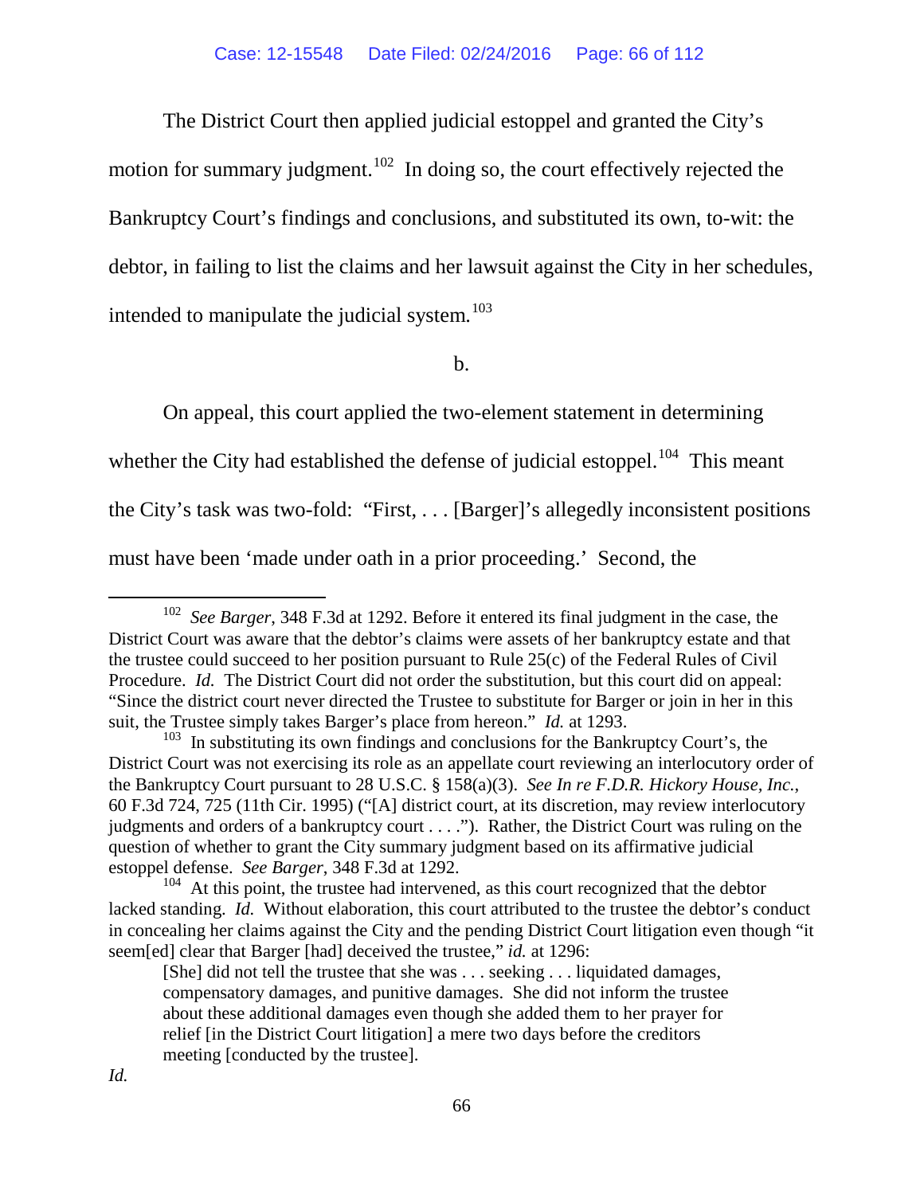The District Court then applied judicial estoppel and granted the City's motion for summary judgment.[102] In doing so, the court effectively rejected the Bankruptcy Court's findings and conclusions, and substituted its own, to-wit: the debtor, in failing to list the claims and her lawsuit against the City in her schedules, intended to manipulate the judicial system.[103]

b.

On appeal, this court applied the two-element statement in determining whether the City had established the defense of judicial estoppel.[104] This meant the City's task was two-fold: "First, . . . [Barger]'s allegedly inconsistent positions must have been 'made under oath in a prior proceeding.' Second, the

---

[102] *See Barger*, 348 F.3d at 1292. Before it entered its final judgment in the case, the District Court was aware that the debtor's claims were assets of her bankruptcy estate and that the trustee could succeed to her position pursuant to Rule 25(c) of the Federal Rules of Civil Procedure. *Id.* The District Court did not order the substitution, but this court did on appeal: "Since the district court never directed the Trustee to substitute for Barger or join in her in this suit, the Trustee simply takes Barger's place from hereon." *Id.* at 1293.

[103] In substituting its own findings and conclusions for the Bankruptcy Court's, the District Court was not exercising its role as an appellate court reviewing an interlocutory order of the Bankruptcy Court pursuant to 28 U.S.C. § 158(a)(3). *See In re F.D.R. Hickory House, Inc.*, 60 F.3d 724, 725 (11th Cir. 1995) ("[A] district court, at its discretion, may review interlocutory judgments and orders of a bankruptcy court . . . ."). Rather, the District Court was ruling on the question of whether to grant the City summary judgment based on its affirmative judicial estoppel defense. *See Barger*, 348 F.3d at 1292.

[104] At this point, the trustee had intervened, as this court recognized that the debtor lacked standing. *Id.* Without elaboration, this court attributed to the trustee the debtor's conduct in concealing her claims against the City and the pending District Court litigation even though "it seem[ed] clear that Barger [had] deceived the trustee," *id.* at 1296:

> [She] did not tell the trustee that she was . . . seeking . . . liquidated damages, compensatory damages, and punitive damages. She did not inform the trustee about these additional damages even though she added them to her prayer for relief [in the District Court litigation] a mere two days before the creditors meeting [conducted by the trustee].

*Id.*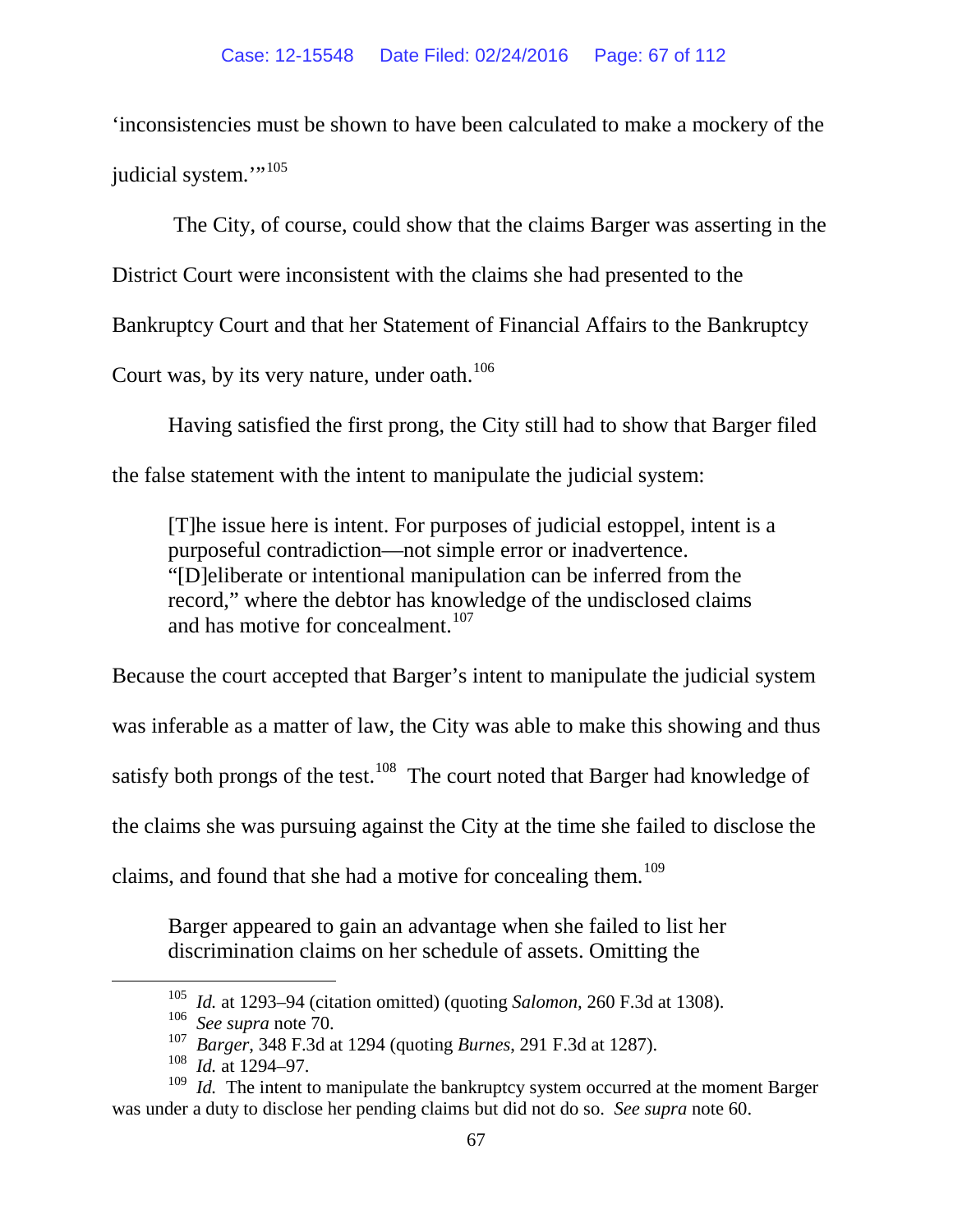'inconsistencies must be shown to have been calculated to make a mockery of the judicial system.'"[105]

The City, of course, could show that the claims Barger was asserting in the District Court were inconsistent with the claims she had presented to the Bankruptcy Court and that her Statement of Financial Affairs to the Bankruptcy Court was, by its very nature, under oath.[106]

Having satisfied the first prong, the City still had to show that Barger filed the false statement with the intent to manipulate the judicial system:

> [T]he issue here is intent. For purposes of judicial estoppel, intent is a purposeful contradiction—not simple error or inadvertence. "[D]eliberate or intentional manipulation can be inferred from the record," where the debtor has knowledge of the undisclosed claims and has motive for concealment.[107]

Because the court accepted that Barger's intent to manipulate the judicial system was inferable as a matter of law, the City was able to make this showing and thus satisfy both prongs of the test.[108] The court noted that Barger had knowledge of the claims she was pursuing against the City at the time she failed to disclose the claims, and found that she had a motive for concealing them.[109]

> Barger appeared to gain an advantage when she failed to list her discrimination claims on her schedule of assets. Omitting the

---

[105] *Id.* at 1293–94 (citation omitted) (quoting *Salomon*, 260 F.3d at 1308).

[106] *See supra* note 70.

[107] *Barger*, 348 F.3d at 1294 (quoting *Burnes*, 291 F.3d at 1287).

[108] *Id.* at 1294–97.

[109] *Id.* The intent to manipulate the bankruptcy system occurred at the moment Barger was under a duty to disclose her pending claims but did not do so. *See supra* note 60.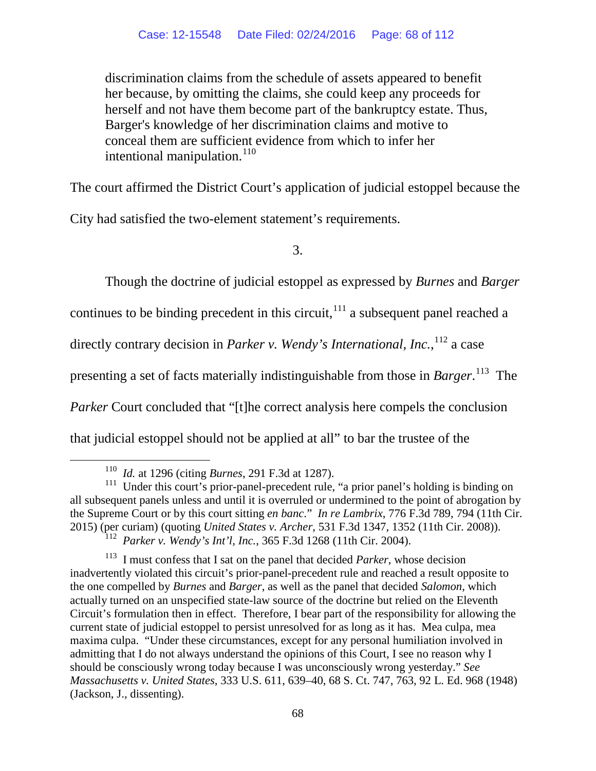> discrimination claims from the schedule of assets appeared to benefit her because, by omitting the claims, she could keep any proceeds for herself and not have them become part of the bankruptcy estate. Thus, Barger's knowledge of her discrimination claims and motive to conceal them are sufficient evidence from which to infer her intentional manipulation.[110]

The court affirmed the District Court's application of judicial estoppel because the City had satisfied the two-element statement's requirements.

3.

Though the doctrine of judicial estoppel as expressed by *Burnes* and *Barger* continues to be binding precedent in this circuit,[111] a subsequent panel reached a directly contrary decision in *Parker v. Wendy's International, Inc.*,[112] a case presenting a set of facts materially indistinguishable from those in *Barger*.[113] The *Parker* Court concluded that "[t]he correct analysis here compels the conclusion that judicial estoppel should not be applied at all" to bar the trustee of the

---

[110] *Id.* at 1296 (citing *Burnes*, 291 F.3d at 1287).

[111] Under this court's prior-panel-precedent rule, "a prior panel's holding is binding on all subsequent panels unless and until it is overruled or undermined to the point of abrogation by the Supreme Court or by this court sitting *en banc*." *In re Lambrix*, 776 F.3d 789, 794 (11th Cir. 2015) (per curiam) (quoting *United States v. Archer*, 531 F.3d 1347, 1352 (11th Cir. 2008)).

[112] *Parker v. Wendy's Int'l, Inc.*, 365 F.3d 1268 (11th Cir. 2004).

[113] I must confess that I sat on the panel that decided *Parker*, whose decision inadvertently violated this circuit's prior-panel-precedent rule and reached a result opposite to the one compelled by *Burnes* and *Barger*, as well as the panel that decided *Salomon*, which actually turned on an unspecified state-law source of the doctrine but relied on the Eleventh Circuit's formulation then in effect. Therefore, I bear part of the responsibility for allowing the current state of judicial estoppel to persist unresolved for as long as it has. Mea culpa, mea maxima culpa. "Under these circumstances, except for any personal humiliation involved in admitting that I do not always understand the opinions of this Court, I see no reason why I should be consciously wrong today because I was unconsciously wrong yesterday." *See Massachusetts v. United States*, 333 U.S. 611, 639–40, 68 S. Ct. 747, 763, 92 L. Ed. 968 (1948) (Jackson, J., dissenting).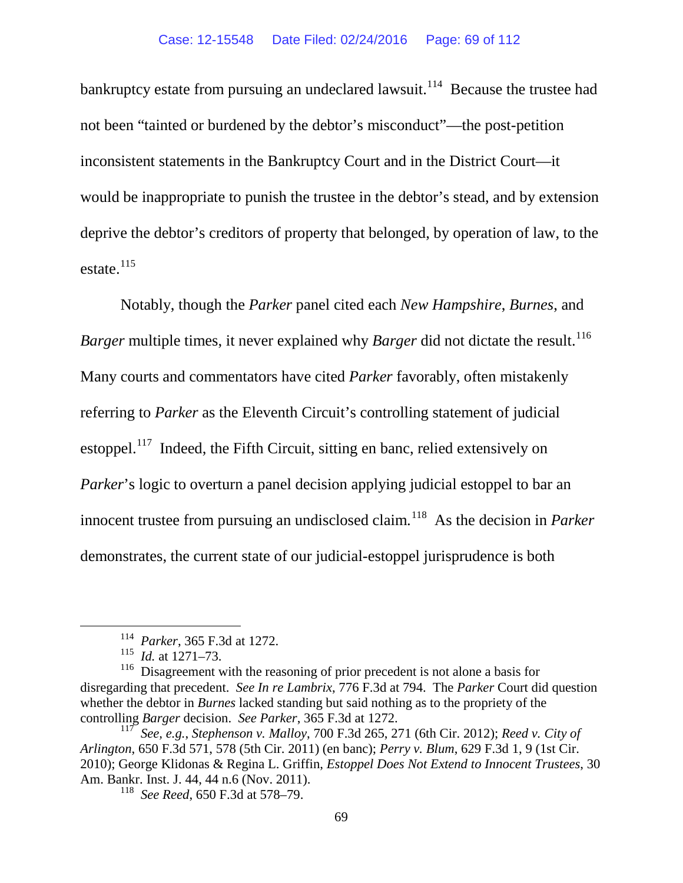bankruptcy estate from pursuing an undeclared lawsuit.[114] Because the trustee had not been "tainted or burdened by the debtor's misconduct"—the post-petition inconsistent statements in the Bankruptcy Court and in the District Court—it would be inappropriate to punish the trustee in the debtor's stead, and by extension deprive the debtor's creditors of property that belonged, by operation of law, to the estate.[115]

Notably, though the *Parker* panel cited each *New Hampshire*, *Burnes*, and *Barger* multiple times, it never explained why *Barger* did not dictate the result.[116] Many courts and commentators have cited *Parker* favorably, often mistakenly referring to *Parker* as the Eleventh Circuit's controlling statement of judicial estoppel.[117] Indeed, the Fifth Circuit, sitting en banc, relied extensively on *Parker*'s logic to overturn a panel decision applying judicial estoppel to bar an innocent trustee from pursuing an undisclosed claim.[118] As the decision in *Parker* demonstrates, the current state of our judicial-estoppel jurisprudence is both

---

[114] *Parker*, 365 F.3d at 1272.

[115] *Id.* at 1271–73.

[116] Disagreement with the reasoning of prior precedent is not alone a basis for disregarding that precedent. *See In re Lambrix*, 776 F.3d at 794. The *Parker* Court did question whether the debtor in *Burnes* lacked standing but said nothing as to the propriety of the controlling *Barger* decision. *See Parker*, 365 F.3d at 1272.

[117] *See, e.g.*, *Stephenson v. Malloy*, 700 F.3d 265, 271 (6th Cir. 2012); *Reed v. City of Arlington*, 650 F.3d 571, 578 (5th Cir. 2011) (en banc); *Perry v. Blum*, 629 F.3d 1, 9 (1st Cir. 2010); George Klidonas & Regina L. Griffin, *Estoppel Does Not Extend to Innocent Trustees*, 30 Am. Bankr. Inst. J. 44, 44 n.6 (Nov. 2011).

[118] *See Reed*, 650 F.3d at 578–79.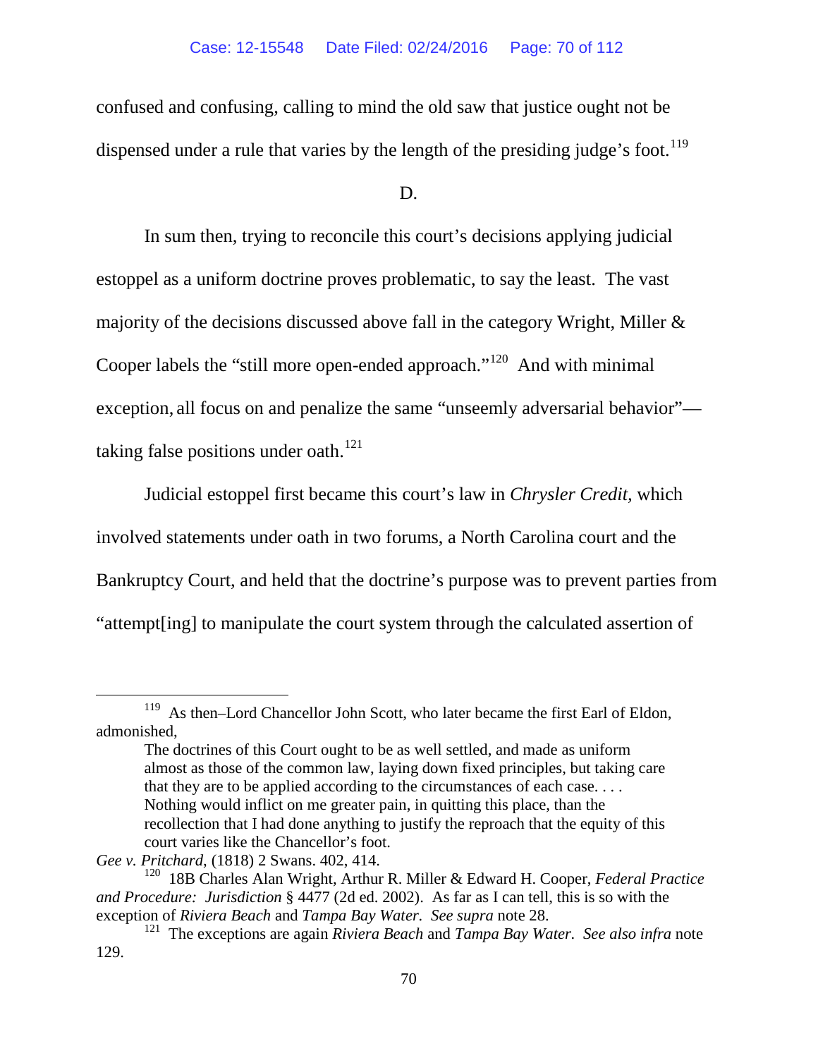confused and confusing, calling to mind the old saw that justice ought not be dispensed under a rule that varies by the length of the presiding judge's foot.[119]

D.

In sum then, trying to reconcile this court's decisions applying judicial estoppel as a uniform doctrine proves problematic, to say the least. The vast majority of the decisions discussed above fall in the category Wright, Miller & Cooper labels the "still more open-ended approach."[120] And with minimal exception, all focus on and penalize the same "unseemly adversarial behavior"—taking false positions under oath.[121]

Judicial estoppel first became this court's law in *Chrysler Credit*, which involved statements under oath in two forums, a North Carolina court and the Bankruptcy Court, and held that the doctrine's purpose was to prevent parties from "attempt[ing] to manipulate the court system through the calculated assertion of

---

[119] As then–Lord Chancellor John Scott, who later became the first Earl of Eldon, admonished,

> The doctrines of this Court ought to be as well settled, and made as uniform almost as those of the common law, laying down fixed principles, but taking care that they are to be applied according to the circumstances of each case. . . . Nothing would inflict on me greater pain, in quitting this place, than the recollection that I had done anything to justify the reproach that the equity of this court varies like the Chancellor's foot.

*Gee v. Pritchard*, (1818) 2 Swans. 402, 414.

[120] 18B Charles Alan Wright, Arthur R. Miller & Edward H. Cooper, *Federal Practice and Procedure: Jurisdiction* § 4477 (2d ed. 2002). As far as I can tell, this is so with the exception of *Riviera Beach* and *Tampa Bay Water*. *See supra* note 28.

[121] The exceptions are again *Riviera Beach* and *Tampa Bay Water*. *See also infra* note 129.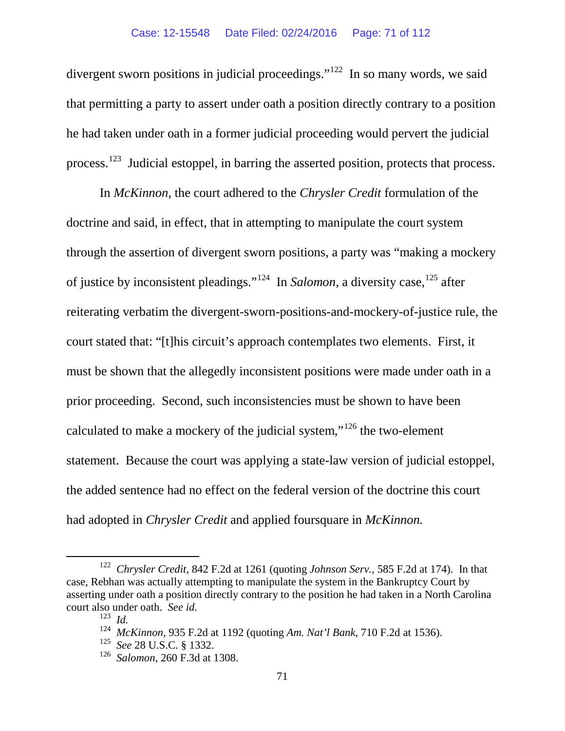divergent sworn positions in judicial proceedings."[122] In so many words, we said that permitting a party to assert under oath a position directly contrary to a position he had taken under oath in a former judicial proceeding would pervert the judicial process.[123] Judicial estoppel, in barring the asserted position, protects that process.

In *McKinnon*, the court adhered to the *Chrysler Credit* formulation of the doctrine and said, in effect, that in attempting to manipulate the court system through the assertion of divergent sworn positions, a party was "making a mockery of justice by inconsistent pleadings."[124] In *Salomon*, a diversity case,[125] after reiterating verbatim the divergent-sworn-positions-and-mockery-of-justice rule, the court stated that: "[t]his circuit's approach contemplates two elements. First, it must be shown that the allegedly inconsistent positions were made under oath in a prior proceeding. Second, such inconsistencies must be shown to have been calculated to make a mockery of the judicial system,"[126] the two-element statement. Because the court was applying a state-law version of judicial estoppel, the added sentence had no effect on the federal version of the doctrine this court had adopted in *Chrysler Credit* and applied foursquare in *McKinnon*.

---

[122] *Chrysler Credit*, 842 F.2d at 1261 (quoting *Johnson Serv.*, 585 F.2d at 174). In that case, Rebhan was actually attempting to manipulate the system in the Bankruptcy Court by asserting under oath a position directly contrary to the position he had taken in a North Carolina court also under oath. *See id.*

[123] *Id.*

[124] *McKinnon*, 935 F.2d at 1192 (quoting *Am. Nat'l Bank*, 710 F.2d at 1536).

[125] *See* 28 U.S.C. § 1332.

[126] *Salomon*, 260 F.3d at 1308.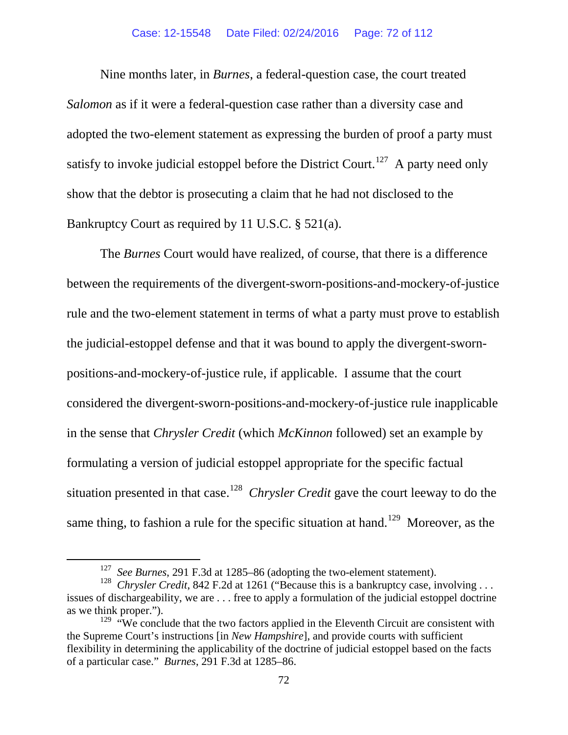Nine months later, in *Burnes*, a federal-question case, the court treated *Salomon* as if it were a federal-question case rather than a diversity case and adopted the two-element statement as expressing the burden of proof a party must satisfy to invoke judicial estoppel before the District Court.[127] A party need only show that the debtor is prosecuting a claim that he had not disclosed to the Bankruptcy Court as required by 11 U.S.C. § 521(a).

The *Burnes* Court would have realized, of course, that there is a difference between the requirements of the divergent-sworn-positions-and-mockery-of-justice rule and the two-element statement in terms of what a party must prove to establish the judicial-estoppel defense and that it was bound to apply the divergent-sworn-positions-and-mockery-of-justice rule, if applicable. I assume that the court considered the divergent-sworn-positions-and-mockery-of-justice rule inapplicable in the sense that *Chrysler Credit* (which *McKinnon* followed) set an example by formulating a version of judicial estoppel appropriate for the specific factual situation presented in that case.[128] *Chrysler Credit* gave the court leeway to do the same thing, to fashion a rule for the specific situation at hand.[129] Moreover, as the

---

[127] *See Burnes*, 291 F.3d at 1285–86 (adopting the two-element statement).

[128] *Chrysler Credit*, 842 F.2d at 1261 ("Because this is a bankruptcy case, involving . . . issues of dischargeability, we are . . . free to apply a formulation of the judicial estoppel doctrine as we think proper.").

[129] "We conclude that the two factors applied in the Eleventh Circuit are consistent with the Supreme Court's instructions [in *New Hampshire*], and provide courts with sufficient flexibility in determining the applicability of the doctrine of judicial estoppel based on the facts of a particular case." *Burnes*, 291 F.3d at 1285–86.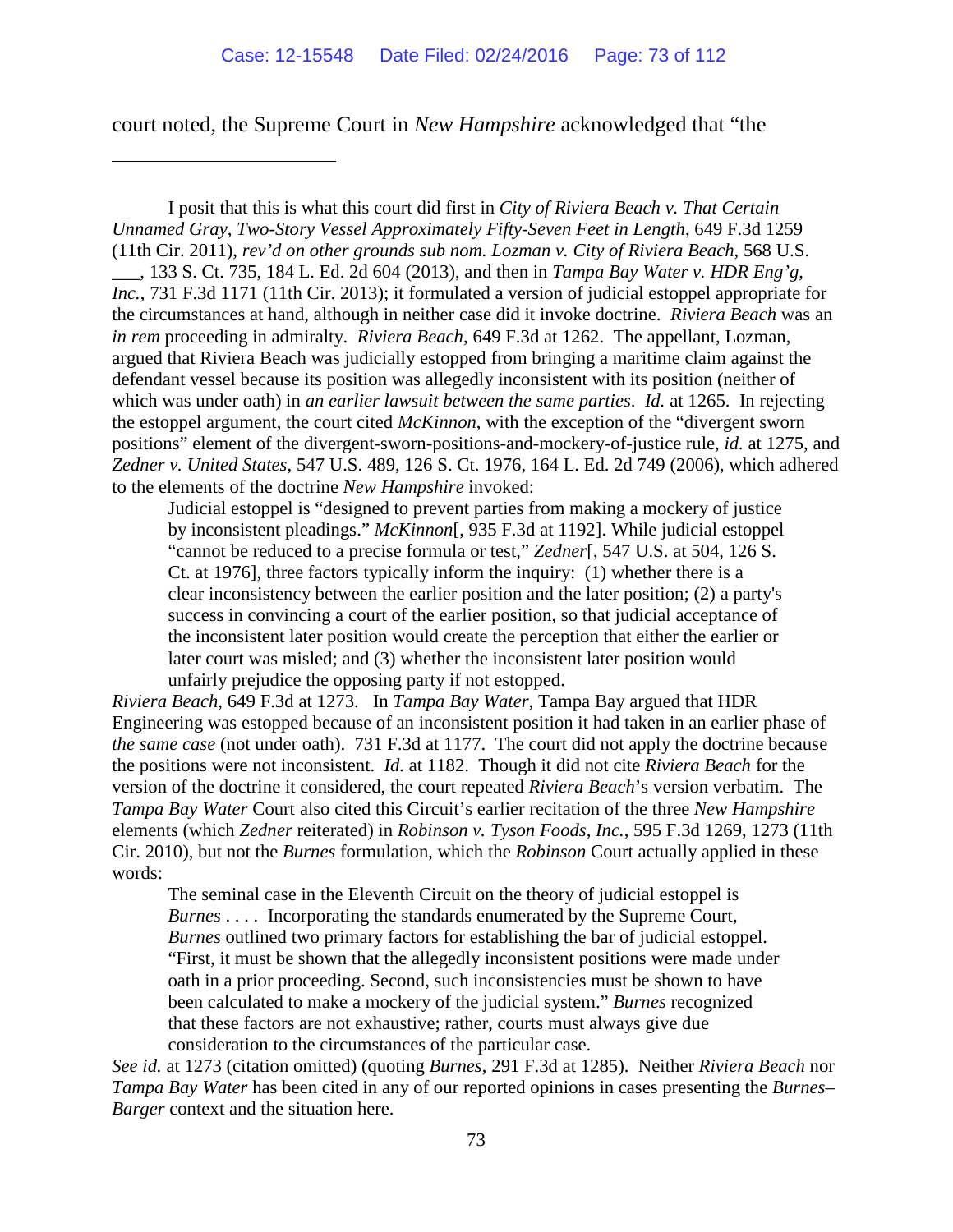court noted, the Supreme Court in *New Hampshire* acknowledged that "the

---

I posit that this is what this court did first in *City of Riviera Beach v. That Certain Unnamed Gray, Two-Story Vessel Approximately Fifty-Seven Feet in Length*, 649 F.3d 1259 (11th Cir. 2011), *rev'd on other grounds sub nom. Lozman v. City of Riviera Beach*, 568 U.S. ___, 133 S. Ct. 735, 184 L. Ed. 2d 604 (2013), and then in *Tampa Bay Water v. HDR Eng'g, Inc.*, 731 F.3d 1171 (11th Cir. 2013); it formulated a version of judicial estoppel appropriate for the circumstances at hand, although in neither case did it invoke doctrine. *Riviera Beach* was an *in rem* proceeding in admiralty. *Riviera Beach*, 649 F.3d at 1262. The appellant, Lozman, argued that Riviera Beach was judicially estopped from bringing a maritime claim against the defendant vessel because its position was allegedly inconsistent with its position (neither of which was under oath) in *an earlier lawsuit between the same parties*. *Id.* at 1265. In rejecting the estoppel argument, the court cited *McKinnon*, with the exception of the "divergent sworn positions" element of the divergent-sworn-positions-and-mockery-of-justice rule, *id.* at 1275, and *Zedner v. United States*, 547 U.S. 489, 126 S. Ct. 1976, 164 L. Ed. 2d 749 (2006), which adhered to the elements of the doctrine *New Hampshire* invoked:

> Judicial estoppel is "designed to prevent parties from making a mockery of justice by inconsistent pleadings." *McKinnon*[, 935 F.3d at 1192]. While judicial estoppel "cannot be reduced to a precise formula or test," *Zedner*[, 547 U.S. at 504, 126 S. Ct. at 1976], three factors typically inform the inquiry: (1) whether there is a clear inconsistency between the earlier position and the later position; (2) a party's success in convincing a court of the earlier position, so that judicial acceptance of the inconsistent later position would create the perception that either the earlier or later court was misled; and (3) whether the inconsistent later position would unfairly prejudice the opposing party if not estopped.

*Riviera Beach*, 649 F.3d at 1273. In *Tampa Bay Water*, Tampa Bay argued that HDR Engineering was estopped because of an inconsistent position it had taken in an earlier phase of *the same case* (not under oath). 731 F.3d at 1177. The court did not apply the doctrine because the positions were not inconsistent. *Id.* at 1182. Though it did not cite *Riviera Beach* for the version of the doctrine it considered, the court repeated *Riviera Beach*'s version verbatim. The *Tampa Bay Water* Court also cited this Circuit's earlier recitation of the three *New Hampshire* elements (which *Zedner* reiterated) in *Robinson v. Tyson Foods, Inc.*, 595 F.3d 1269, 1273 (11th Cir. 2010), but not the *Burnes* formulation, which the *Robinson* Court actually applied in these words:

> The seminal case in the Eleventh Circuit on the theory of judicial estoppel is *Burnes* . . . . Incorporating the standards enumerated by the Supreme Court, *Burnes* outlined two primary factors for establishing the bar of judicial estoppel. "First, it must be shown that the allegedly inconsistent positions were made under oath in a prior proceeding. Second, such inconsistencies must be shown to have been calculated to make a mockery of the judicial system." *Burnes* recognized that these factors are not exhaustive; rather, courts must always give due consideration to the circumstances of the particular case.

*See id.* at 1273 (citation omitted) (quoting *Burnes*, 291 F.3d at 1285). Neither *Riviera Beach* nor *Tampa Bay Water* has been cited in any of our reported opinions in cases presenting the *Burnes*–*Barger* context and the situation here.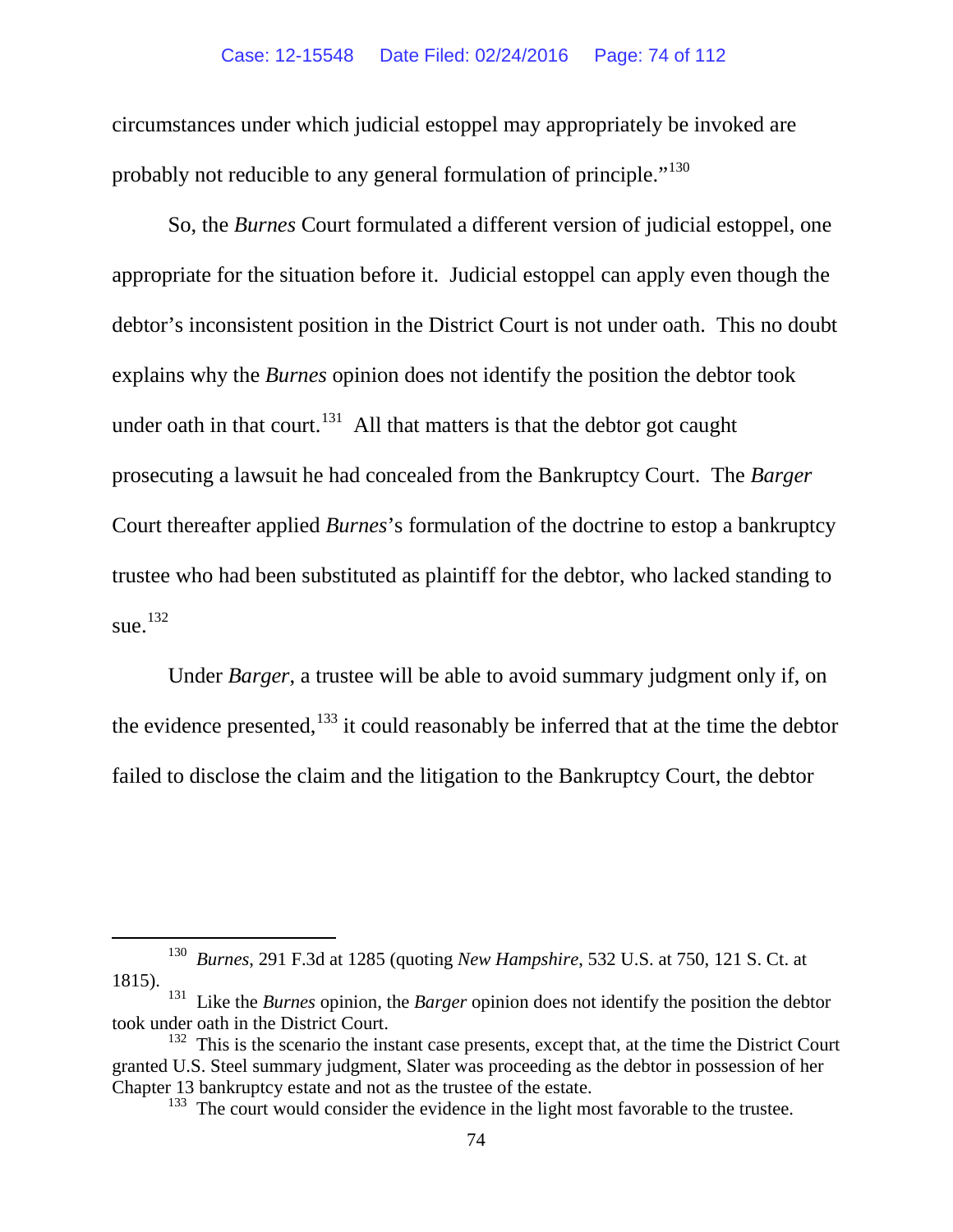circumstances under which judicial estoppel may appropriately be invoked are probably not reducible to any general formulation of principle."[130]

So, the *Burnes* Court formulated a different version of judicial estoppel, one appropriate for the situation before it. Judicial estoppel can apply even though the debtor's inconsistent position in the District Court is not under oath. This no doubt explains why the *Burnes* opinion does not identify the position the debtor took under oath in that court.[131] All that matters is that the debtor got caught prosecuting a lawsuit he had concealed from the Bankruptcy Court. The *Barger* Court thereafter applied *Burnes*'s formulation of the doctrine to estop a bankruptcy trustee who had been substituted as plaintiff for the debtor, who lacked standing to sue.[132]

Under *Barger*, a trustee will be able to avoid summary judgment only if, on the evidence presented,[133] it could reasonably be inferred that at the time the debtor failed to disclose the claim and the litigation to the Bankruptcy Court, the debtor

---

[130] *Burnes*, 291 F.3d at 1285 (quoting *New Hampshire*, 532 U.S. at 750, 121 S. Ct. at 1815).

[131] Like the *Burnes* opinion, the *Barger* opinion does not identify the position the debtor took under oath in the District Court.

[132] This is the scenario the instant case presents, except that, at the time the District Court granted U.S. Steel summary judgment, Slater was proceeding as the debtor in possession of her Chapter 13 bankruptcy estate and not as the trustee of the estate.

[133] The court would consider the evidence in the light most favorable to the trustee.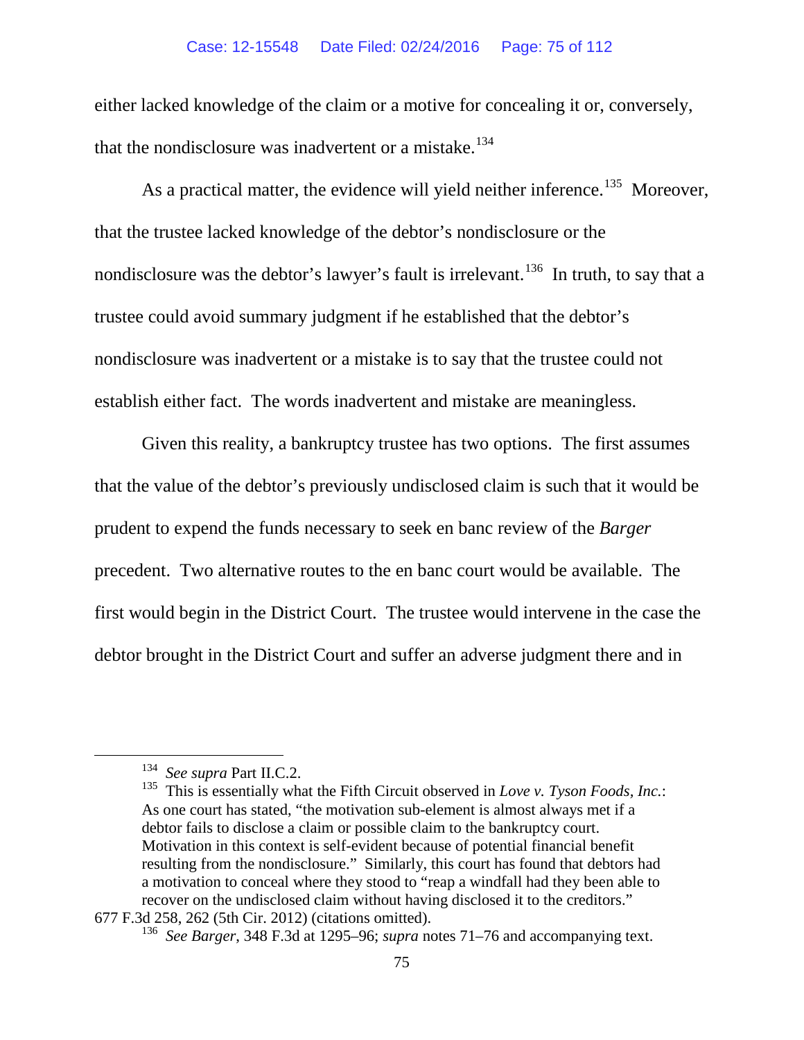either lacked knowledge of the claim or a motive for concealing it or, conversely, that the nondisclosure was inadvertent or a mistake.[134]

As a practical matter, the evidence will yield neither inference.[135] Moreover, that the trustee lacked knowledge of the debtor's nondisclosure or the nondisclosure was the debtor's lawyer's fault is irrelevant.[136] In truth, to say that a trustee could avoid summary judgment if he established that the debtor's nondisclosure was inadvertent or a mistake is to say that the trustee could not establish either fact. The words inadvertent and mistake are meaningless.

Given this reality, a bankruptcy trustee has two options. The first assumes that the value of the debtor's previously undisclosed claim is such that it would be prudent to expend the funds necessary to seek en banc review of the *Barger* precedent. Two alternative routes to the en banc court would be available. The first would begin in the District Court. The trustee would intervene in the case the debtor brought in the District Court and suffer an adverse judgment there and in

---

[134] *See supra* Part II.C.2.

[135] This is essentially what the Fifth Circuit observed in *Love v. Tyson Foods, Inc.*:

> As one court has stated, "the motivation sub-element is almost always met if a debtor fails to disclose a claim or possible claim to the bankruptcy court. Motivation in this context is self-evident because of potential financial benefit resulting from the nondisclosure." Similarly, this court has found that debtors had a motivation to conceal where they stood to "reap a windfall had they been able to recover on the undisclosed claim without having disclosed it to the creditors."

677 F.3d 258, 262 (5th Cir. 2012) (citations omitted).

[136] *See Barger*, 348 F.3d at 1295–96; *supra* notes 71–76 and accompanying text.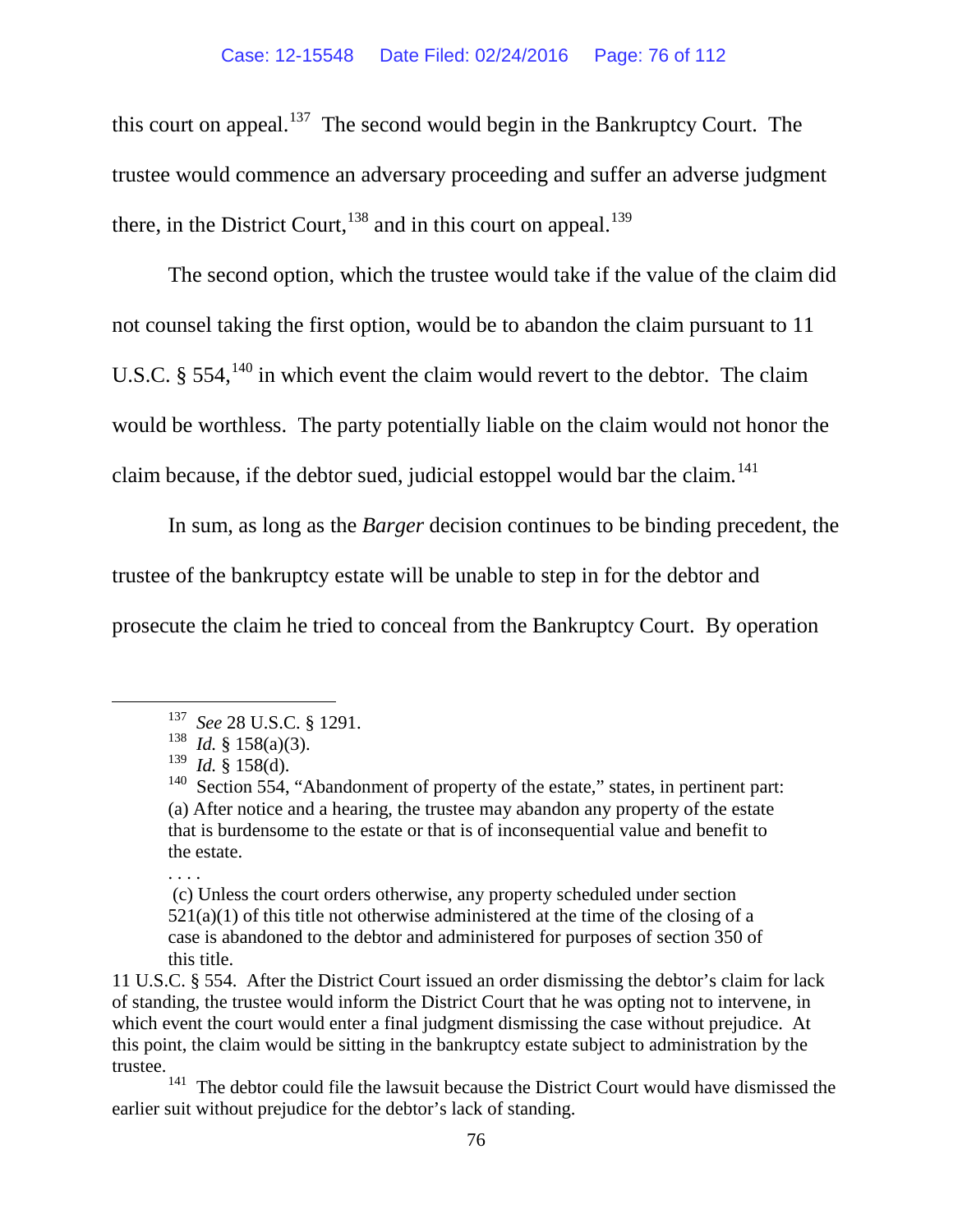this court on appeal.[137] The second would begin in the Bankruptcy Court. The trustee would commence an adversary proceeding and suffer an adverse judgment there, in the District Court,[138] and in this court on appeal.[139]

The second option, which the trustee would take if the value of the claim did not counsel taking the first option, would be to abandon the claim pursuant to 11 U.S.C. § 554,[140] in which event the claim would revert to the debtor. The claim would be worthless. The party potentially liable on the claim would not honor the claim because, if the debtor sued, judicial estoppel would bar the claim.[141]

In sum, as long as the *Barger* decision continues to be binding precedent, the trustee of the bankruptcy estate will be unable to step in for the debtor and prosecute the claim he tried to conceal from the Bankruptcy Court. By operation

---

[137] *See* 28 U.S.C. § 1291.

[138] *Id.* § 158(a)(3).

[139] *Id.* § 158(d).

[140] Section 554, "Abandonment of property of the estate," states, in pertinent part:

> (a) After notice and a hearing, the trustee may abandon any property of the estate that is burdensome to the estate or that is of inconsequential value and benefit to the estate.
>
> . . . .
>
> (c) Unless the court orders otherwise, any property scheduled under section 521(a)(1) of this title not otherwise administered at the time of the closing of a case is abandoned to the debtor and administered for purposes of section 350 of this title.

11 U.S.C. § 554. After the District Court issued an order dismissing the debtor's claim for lack of standing, the trustee would inform the District Court that he was opting not to intervene, in which event the court would enter a final judgment dismissing the case without prejudice. At this point, the claim would be sitting in the bankruptcy estate subject to administration by the trustee.

[141] The debtor could file the lawsuit because the District Court would have dismissed the earlier suit without prejudice for the debtor's lack of standing.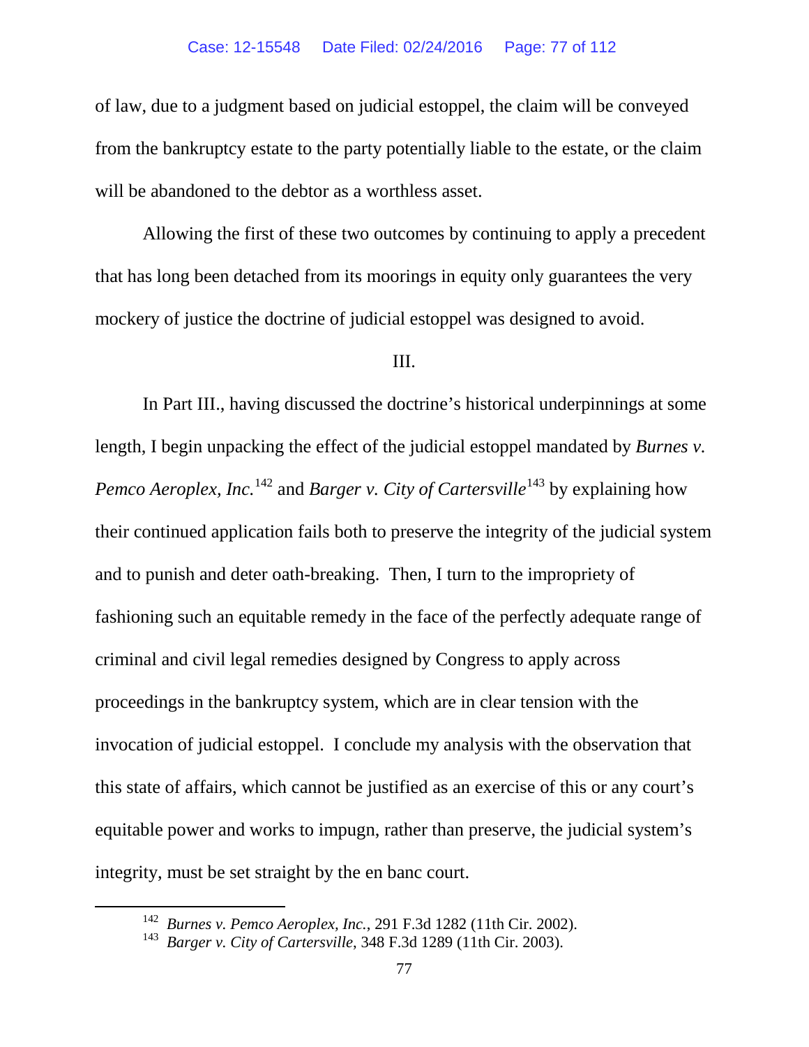of law, due to a judgment based on judicial estoppel, the claim will be conveyed from the bankruptcy estate to the party potentially liable to the estate, or the claim will be abandoned to the debtor as a worthless asset.

Allowing the first of these two outcomes by continuing to apply a precedent that has long been detached from its moorings in equity only guarantees the very mockery of justice the doctrine of judicial estoppel was designed to avoid.

## III.

In Part III., having discussed the doctrine's historical underpinnings at some length, I begin unpacking the effect of the judicial estoppel mandated by *Burnes v. Pemco Aeroplex, Inc.*[142] and *Barger v. City of Cartersville*[143] by explaining how their continued application fails both to preserve the integrity of the judicial system and to punish and deter oath-breaking. Then, I turn to the impropriety of fashioning such an equitable remedy in the face of the perfectly adequate range of criminal and civil legal remedies designed by Congress to apply across proceedings in the bankruptcy system, which are in clear tension with the invocation of judicial estoppel. I conclude my analysis with the observation that this state of affairs, which cannot be justified as an exercise of this or any court's equitable power and works to impugn, rather than preserve, the judicial system's integrity, must be set straight by the en banc court.

[142] *Burnes v. Pemco Aeroplex, Inc.*, 291 F.3d 1282 (11th Cir. 2002).

[143] *Barger v. City of Cartersville*, 348 F.3d 1289 (11th Cir. 2003).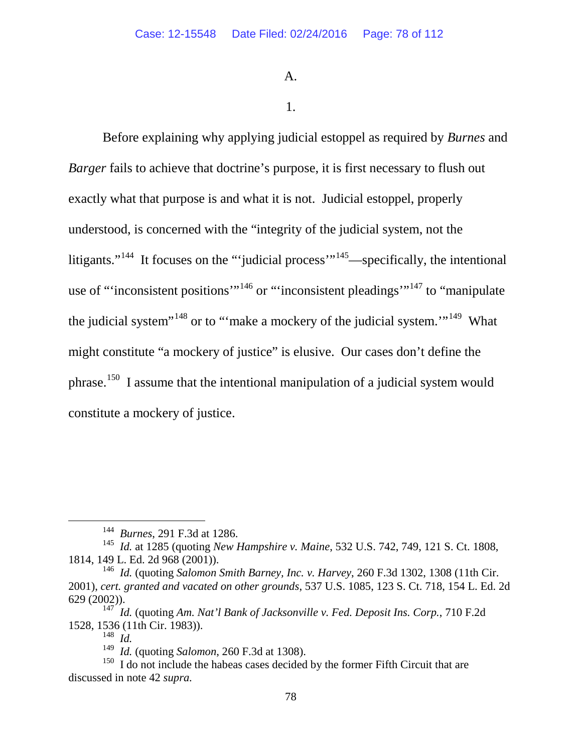A.

1.

Before explaining why applying judicial estoppel as required by *Burnes* and *Barger* fails to achieve that doctrine's purpose, it is first necessary to flush out exactly what that purpose is and what it is not. Judicial estoppel, properly understood, is concerned with the "integrity of the judicial system, not the litigants."[144] It focuses on the "'judicial process'"[145]—specifically, the intentional use of "'inconsistent positions'"[146] or "'inconsistent pleadings'"[147] to "manipulate the judicial system"[148] or to "'make a mockery of the judicial system.'"[149] What might constitute "a mockery of justice" is elusive. Our cases don't define the phrase.[150] I assume that the intentional manipulation of a judicial system would constitute a mockery of justice.

---

[144] *Burnes*, 291 F.3d at 1286.

[145] *Id.* at 1285 (quoting *New Hampshire v. Maine*, 532 U.S. 742, 749, 121 S. Ct. 1808, 1814, 149 L. Ed. 2d 968 (2001)).

[146] *Id.* (quoting *Salomon Smith Barney, Inc. v. Harvey*, 260 F.3d 1302, 1308 (11th Cir. 2001), *cert. granted and vacated on other grounds*, 537 U.S. 1085, 123 S. Ct. 718, 154 L. Ed. 2d 629 (2002)).

[147] *Id.* (quoting *Am. Nat'l Bank of Jacksonville v. Fed. Deposit Ins. Corp.*, 710 F.2d 1528, 1536 (11th Cir. 1983)).

[148] *Id.*

[149] *Id.* (quoting *Salomon*, 260 F.3d at 1308).

[150] I do not include the habeas cases decided by the former Fifth Circuit that are discussed in note 42 *supra*.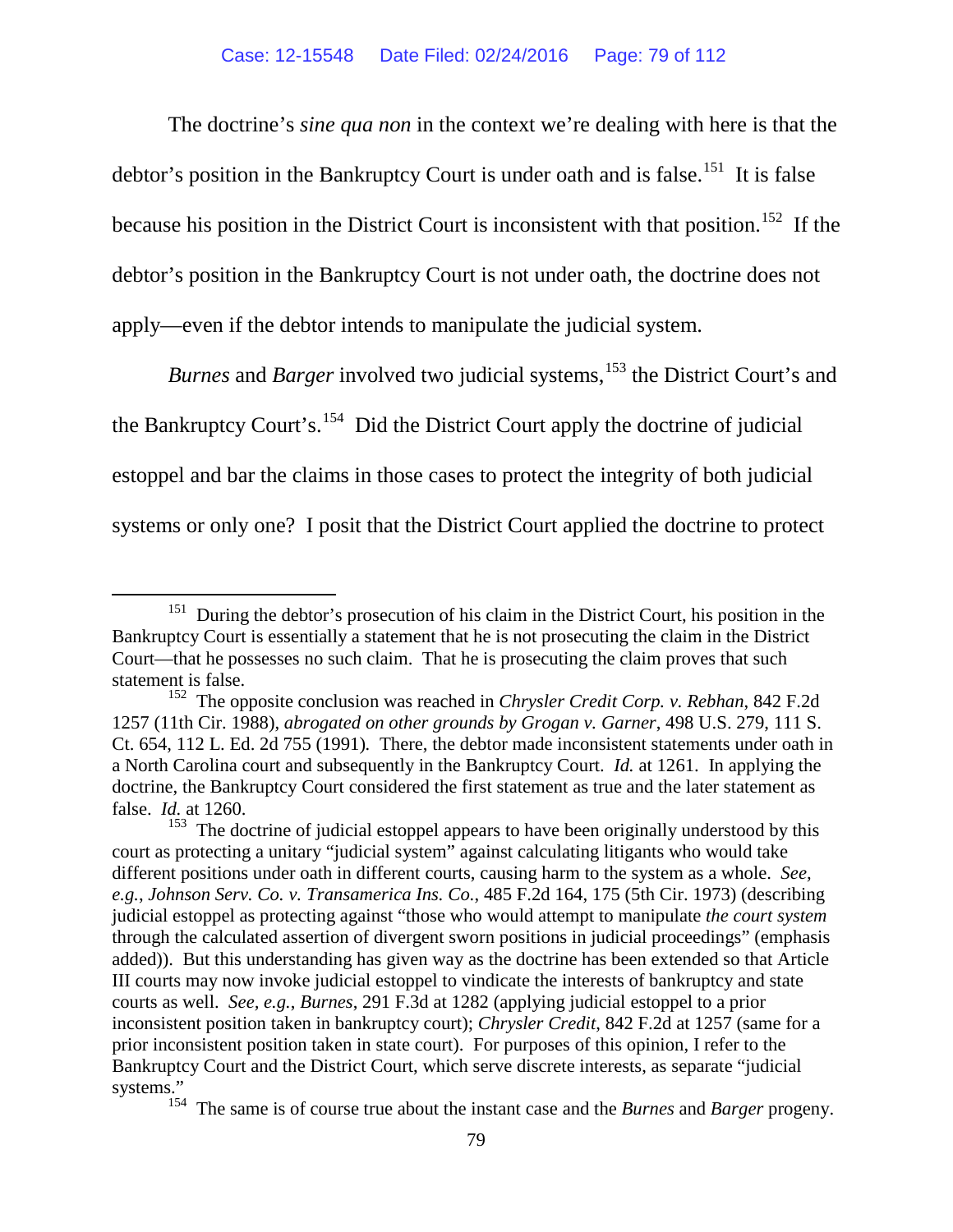The doctrine's *sine qua non* in the context we're dealing with here is that the debtor's position in the Bankruptcy Court is under oath and is false.[151] It is false because his position in the District Court is inconsistent with that position.[152] If the debtor's position in the Bankruptcy Court is not under oath, the doctrine does not apply—even if the debtor intends to manipulate the judicial system.

*Burnes* and *Barger* involved two judicial systems,[153] the District Court's and the Bankruptcy Court's.[154] Did the District Court apply the doctrine of judicial estoppel and bar the claims in those cases to protect the integrity of both judicial systems or only one? I posit that the District Court applied the doctrine to protect

---

[151] During the debtor's prosecution of his claim in the District Court, his position in the Bankruptcy Court is essentially a statement that he is not prosecuting the claim in the District Court—that he possesses no such claim. That he is prosecuting the claim proves that such statement is false.

[152] The opposite conclusion was reached in *Chrysler Credit Corp. v. Rebhan*, 842 F.2d 1257 (11th Cir. 1988), *abrogated on other grounds by Grogan v. Garner*, 498 U.S. 279, 111 S. Ct. 654, 112 L. Ed. 2d 755 (1991). There, the debtor made inconsistent statements under oath in a North Carolina court and subsequently in the Bankruptcy Court. *Id.* at 1261. In applying the doctrine, the Bankruptcy Court considered the first statement as true and the later statement as false. *Id.* at 1260.

[153] The doctrine of judicial estoppel appears to have been originally understood by this court as protecting a unitary "judicial system" against calculating litigants who would take different positions under oath in different courts, causing harm to the system as a whole. *See, e.g.*, *Johnson Serv. Co. v. Transamerica Ins. Co.*, 485 F.2d 164, 175 (5th Cir. 1973) (describing judicial estoppel as protecting against "those who would attempt to manipulate *the court system* through the calculated assertion of divergent sworn positions in judicial proceedings" (emphasis added)). But this understanding has given way as the doctrine has been extended so that Article III courts may now invoke judicial estoppel to vindicate the interests of bankruptcy and state courts as well. *See, e.g.*, *Burnes*, 291 F.3d at 1282 (applying judicial estoppel to a prior inconsistent position taken in bankruptcy court); *Chrysler Credit*, 842 F.2d at 1257 (same for a prior inconsistent position taken in state court). For purposes of this opinion, I refer to the Bankruptcy Court and the District Court, which serve discrete interests, as separate "judicial systems."

[154] The same is of course true about the instant case and the *Burnes* and *Barger* progeny.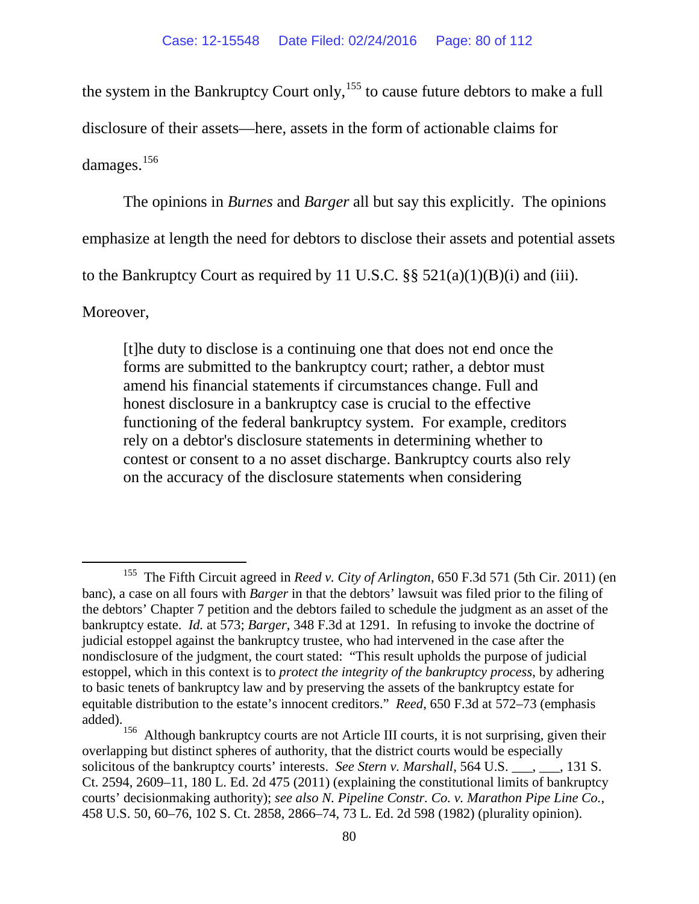the system in the Bankruptcy Court only,[155] to cause future debtors to make a full disclosure of their assets—here, assets in the form of actionable claims for damages.[156]

The opinions in *Burnes* and *Barger* all but say this explicitly. The opinions emphasize at length the need for debtors to disclose their assets and potential assets to the Bankruptcy Court as required by 11 U.S.C. §§ 521(a)(1)(B)(i) and (iii). Moreover,

> [t]he duty to disclose is a continuing one that does not end once the forms are submitted to the bankruptcy court; rather, a debtor must amend his financial statements if circumstances change. Full and honest disclosure in a bankruptcy case is crucial to the effective functioning of the federal bankruptcy system. For example, creditors rely on a debtor's disclosure statements in determining whether to contest or consent to a no asset discharge. Bankruptcy courts also rely on the accuracy of the disclosure statements when considering

---

[155] The Fifth Circuit agreed in *Reed v. City of Arlington*, 650 F.3d 571 (5th Cir. 2011) (en banc), a case on all fours with *Barger* in that the debtors' lawsuit was filed prior to the filing of the debtors' Chapter 7 petition and the debtors failed to schedule the judgment as an asset of the bankruptcy estate. *Id.* at 573; *Barger*, 348 F.3d at 1291. In refusing to invoke the doctrine of judicial estoppel against the bankruptcy trustee, who had intervened in the case after the nondisclosure of the judgment, the court stated: "This result upholds the purpose of judicial estoppel, which in this context is to *protect the integrity of the bankruptcy process*, by adhering to basic tenets of bankruptcy law and by preserving the assets of the bankruptcy estate for equitable distribution to the estate's innocent creditors." *Reed*, 650 F.3d at 572–73 (emphasis added).

[156] Although bankruptcy courts are not Article III courts, it is not surprising, given their overlapping but distinct spheres of authority, that the district courts would be especially solicitous of the bankruptcy courts' interests. *See Stern v. Marshall*, 564 U.S. ___, ___, 131 S. Ct. 2594, 2609–11, 180 L. Ed. 2d 475 (2011) (explaining the constitutional limits of bankruptcy courts' decisionmaking authority); *see also N. Pipeline Constr. Co. v. Marathon Pipe Line Co.*, 458 U.S. 50, 60–76, 102 S. Ct. 2858, 2866–74, 73 L. Ed. 2d 598 (1982) (plurality opinion).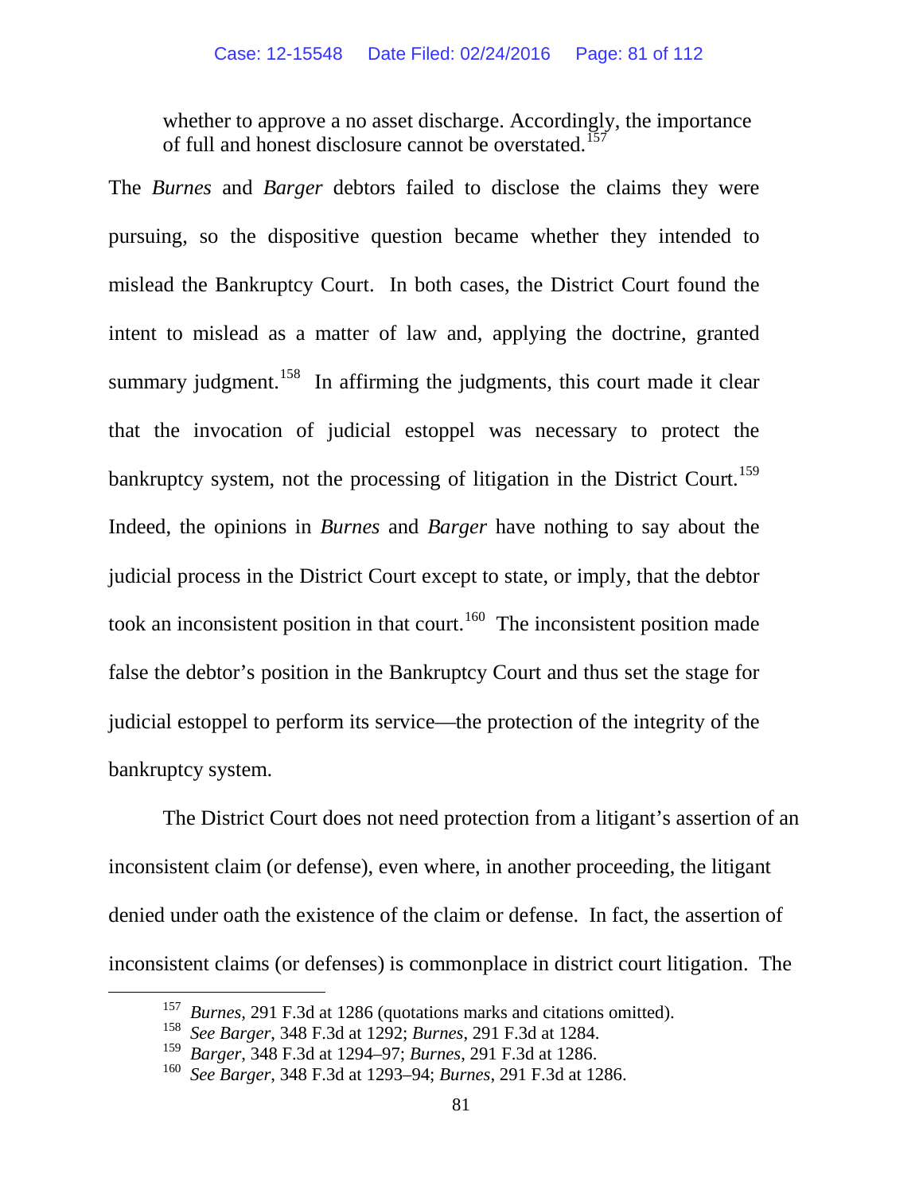> whether to approve a no asset discharge. Accordingly, the importance of full and honest disclosure cannot be overstated.[157]

The *Burnes* and *Barger* debtors failed to disclose the claims they were pursuing, so the dispositive question became whether they intended to mislead the Bankruptcy Court. In both cases, the District Court found the intent to mislead as a matter of law and, applying the doctrine, granted summary judgment.[158] In affirming the judgments, this court made it clear that the invocation of judicial estoppel was necessary to protect the bankruptcy system, not the processing of litigation in the District Court.[159] Indeed, the opinions in *Burnes* and *Barger* have nothing to say about the judicial process in the District Court except to state, or imply, that the debtor took an inconsistent position in that court.[160] The inconsistent position made false the debtor's position in the Bankruptcy Court and thus set the stage for judicial estoppel to perform its service—the protection of the integrity of the bankruptcy system.

The District Court does not need protection from a litigant's assertion of an inconsistent claim (or defense), even where, in another proceeding, the litigant denied under oath the existence of the claim or defense. In fact, the assertion of inconsistent claims (or defenses) is commonplace in district court litigation. The

---

[157] *Burnes*, 291 F.3d at 1286 (quotations marks and citations omitted).

[158] *See Barger*, 348 F.3d at 1292; *Burnes*, 291 F.3d at 1284.

[159] *Barger*, 348 F.3d at 1294–97; *Burnes*, 291 F.3d at 1286.

[160] *See Barger*, 348 F.3d at 1293–94; *Burnes*, 291 F.3d at 1286.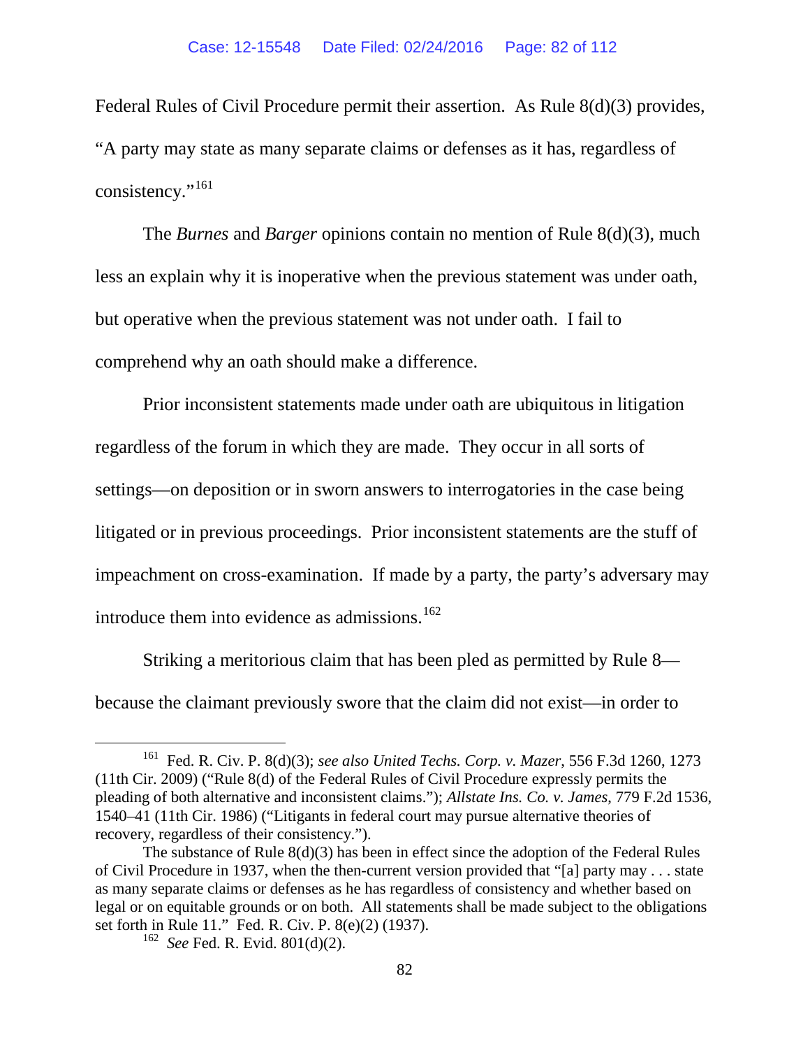Federal Rules of Civil Procedure permit their assertion. As Rule 8(d)(3) provides, "A party may state as many separate claims or defenses as it has, regardless of consistency."[161]

The *Burnes* and *Barger* opinions contain no mention of Rule 8(d)(3), much less an explain why it is inoperative when the previous statement was under oath, but operative when the previous statement was not under oath. I fail to comprehend why an oath should make a difference.

Prior inconsistent statements made under oath are ubiquitous in litigation regardless of the forum in which they are made. They occur in all sorts of settings—on deposition or in sworn answers to interrogatories in the case being litigated or in previous proceedings. Prior inconsistent statements are the stuff of impeachment on cross-examination. If made by a party, the party's adversary may introduce them into evidence as admissions.[162]

Striking a meritorious claim that has been pled as permitted by Rule 8—because the claimant previously swore that the claim did not exist—in order to

---

[161] Fed. R. Civ. P. 8(d)(3); *see also United Techs. Corp. v. Mazer*, 556 F.3d 1260, 1273 (11th Cir. 2009) ("Rule 8(d) of the Federal Rules of Civil Procedure expressly permits the pleading of both alternative and inconsistent claims."); *Allstate Ins. Co. v. James*, 779 F.2d 1536, 1540–41 (11th Cir. 1986) ("Litigants in federal court may pursue alternative theories of recovery, regardless of their consistency.").

The substance of Rule 8(d)(3) has been in effect since the adoption of the Federal Rules of Civil Procedure in 1937, when the then-current version provided that "[a] party may . . . state as many separate claims or defenses as he has regardless of consistency and whether based on legal or on equitable grounds or on both. All statements shall be made subject to the obligations set forth in Rule 11." Fed. R. Civ. P. 8(e)(2) (1937).

[162] *See* Fed. R. Evid. 801(d)(2).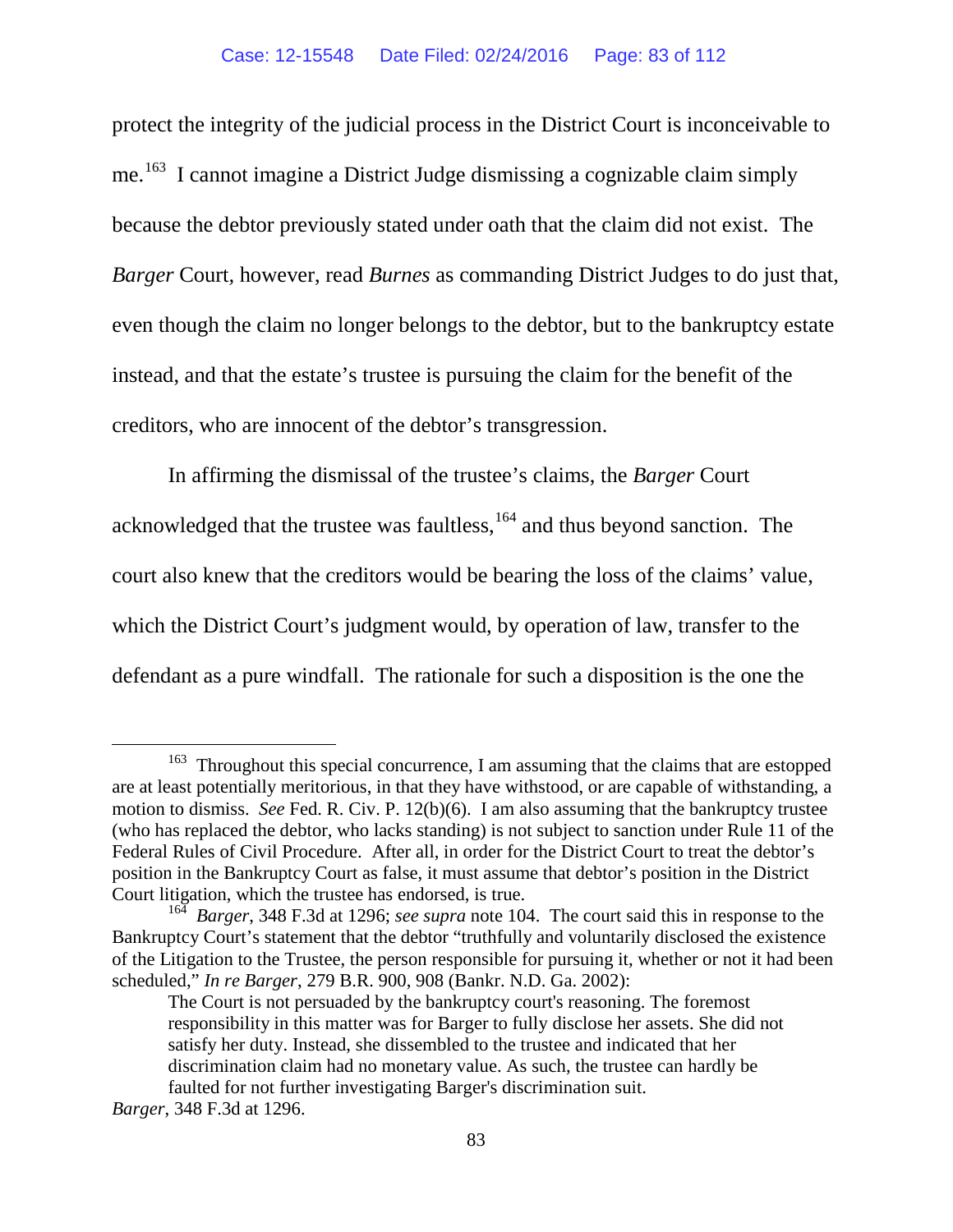protect the integrity of the judicial process in the District Court is inconceivable to me.[163] I cannot imagine a District Judge dismissing a cognizable claim simply because the debtor previously stated under oath that the claim did not exist. The *Barger* Court, however, read *Burnes* as commanding District Judges to do just that, even though the claim no longer belongs to the debtor, but to the bankruptcy estate instead, and that the estate's trustee is pursuing the claim for the benefit of the creditors, who are innocent of the debtor's transgression.

In affirming the dismissal of the trustee's claims, the *Barger* Court acknowledged that the trustee was faultless,[164] and thus beyond sanction. The court also knew that the creditors would be bearing the loss of the claims' value, which the District Court's judgment would, by operation of law, transfer to the defendant as a pure windfall. The rationale for such a disposition is the one the

---

[163] Throughout this special concurrence, I am assuming that the claims that are estopped are at least potentially meritorious, in that they have withstood, or are capable of withstanding, a motion to dismiss. *See* Fed. R. Civ. P. 12(b)(6). I am also assuming that the bankruptcy trustee (who has replaced the debtor, who lacks standing) is not subject to sanction under Rule 11 of the Federal Rules of Civil Procedure. After all, in order for the District Court to treat the debtor's position in the Bankruptcy Court as false, it must assume that debtor's position in the District Court litigation, which the trustee has endorsed, is true.

[164] *Barger*, 348 F.3d at 1296; *see supra* note 104. The court said this in response to the Bankruptcy Court's statement that the debtor "truthfully and voluntarily disclosed the existence of the Litigation to the Trustee, the person responsible for pursuing it, whether or not it had been scheduled," *In re Barger*, 279 B.R. 900, 908 (Bankr. N.D. Ga. 2002):

> The Court is not persuaded by the bankruptcy court's reasoning. The foremost responsibility in this matter was for Barger to fully disclose her assets. She did not satisfy her duty. Instead, she dissembled to the trustee and indicated that her discrimination claim had no monetary value. As such, the trustee can hardly be faulted for not further investigating Barger's discrimination suit.

*Barger*, 348 F.3d at 1296.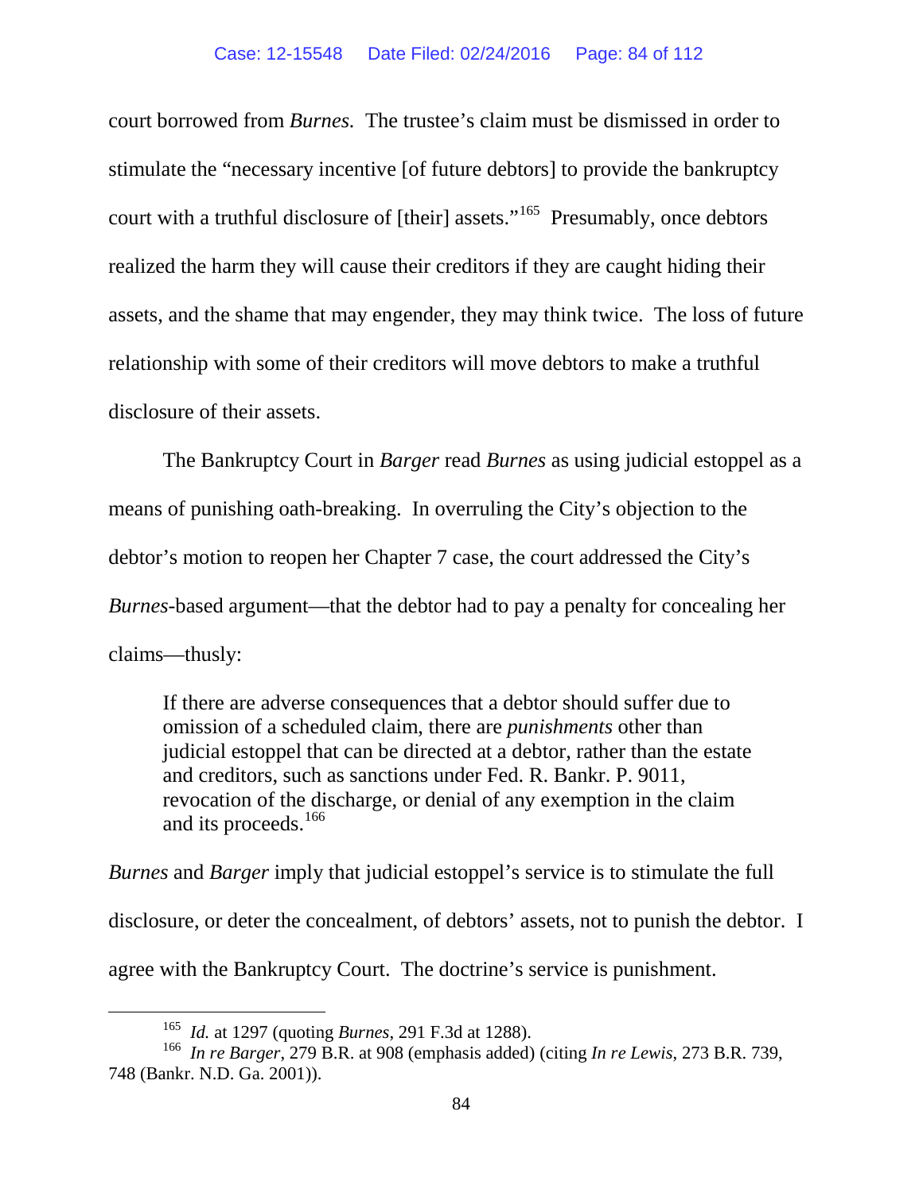court borrowed from *Burnes.* The trustee's claim must be dismissed in order to stimulate the "necessary incentive [of future debtors] to provide the bankruptcy court with a truthful disclosure of [their] assets."[165] Presumably, once debtors realized the harm they will cause their creditors if they are caught hiding their assets, and the shame that may engender, they may think twice. The loss of future relationship with some of their creditors will move debtors to make a truthful disclosure of their assets.

The Bankruptcy Court in *Barger* read *Burnes* as using judicial estoppel as a means of punishing oath-breaking. In overruling the City's objection to the debtor's motion to reopen her Chapter 7 case, the court addressed the City's *Burnes*-based argument—that the debtor had to pay a penalty for concealing her claims—thusly:

> If there are adverse consequences that a debtor should suffer due to omission of a scheduled claim, there are *punishments* other than judicial estoppel that can be directed at a debtor, rather than the estate and creditors, such as sanctions under Fed. R. Bankr. P. 9011, revocation of the discharge, or denial of any exemption in the claim and its proceeds.[166]

*Burnes* and *Barger* imply that judicial estoppel's service is to stimulate the full disclosure, or deter the concealment, of debtors' assets, not to punish the debtor. I agree with the Bankruptcy Court. The doctrine's service is punishment.

---

[165] *Id.* at 1297 (quoting *Burnes*, 291 F.3d at 1288).

[166] *In re Barger*, 279 B.R. at 908 (emphasis added) (citing *In re Lewis*, 273 B.R. 739, 748 (Bankr. N.D. Ga. 2001)).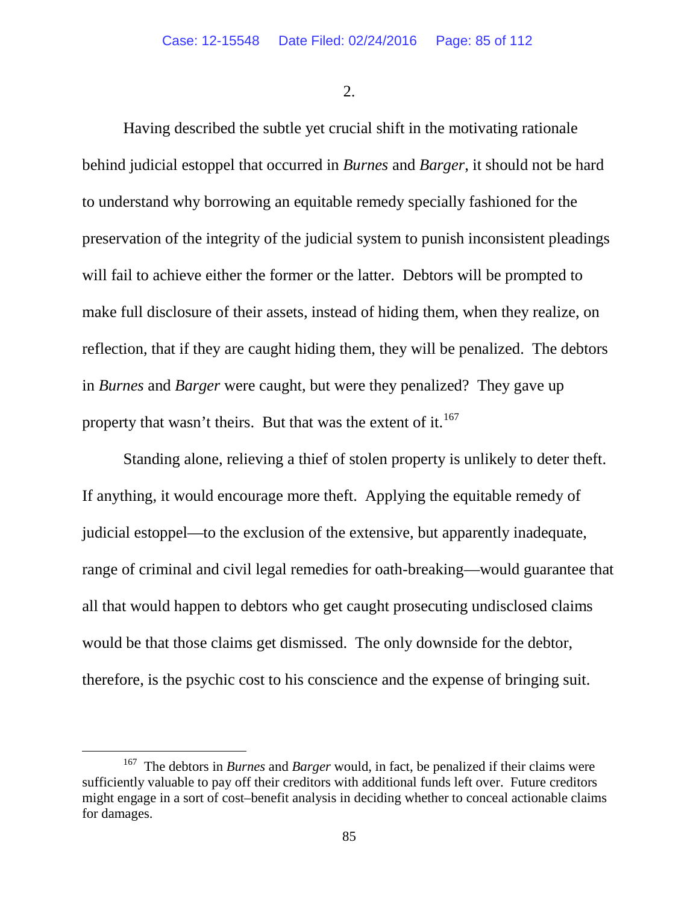2.

Having described the subtle yet crucial shift in the motivating rationale behind judicial estoppel that occurred in *Burnes* and *Barger*, it should not be hard to understand why borrowing an equitable remedy specially fashioned for the preservation of the integrity of the judicial system to punish inconsistent pleadings will fail to achieve either the former or the latter. Debtors will be prompted to make full disclosure of their assets, instead of hiding them, when they realize, on reflection, that if they are caught hiding them, they will be penalized. The debtors in *Burnes* and *Barger* were caught, but were they penalized? They gave up property that wasn't theirs. But that was the extent of it.[167]

Standing alone, relieving a thief of stolen property is unlikely to deter theft. If anything, it would encourage more theft. Applying the equitable remedy of judicial estoppel—to the exclusion of the extensive, but apparently inadequate, range of criminal and civil legal remedies for oath-breaking—would guarantee that all that would happen to debtors who get caught prosecuting undisclosed claims would be that those claims get dismissed. The only downside for the debtor, therefore, is the psychic cost to his conscience and the expense of bringing suit.

[167] The debtors in *Burnes* and *Barger* would, in fact, be penalized if their claims were sufficiently valuable to pay off their creditors with additional funds left over. Future creditors might engage in a sort of cost–benefit analysis in deciding whether to conceal actionable claims for damages.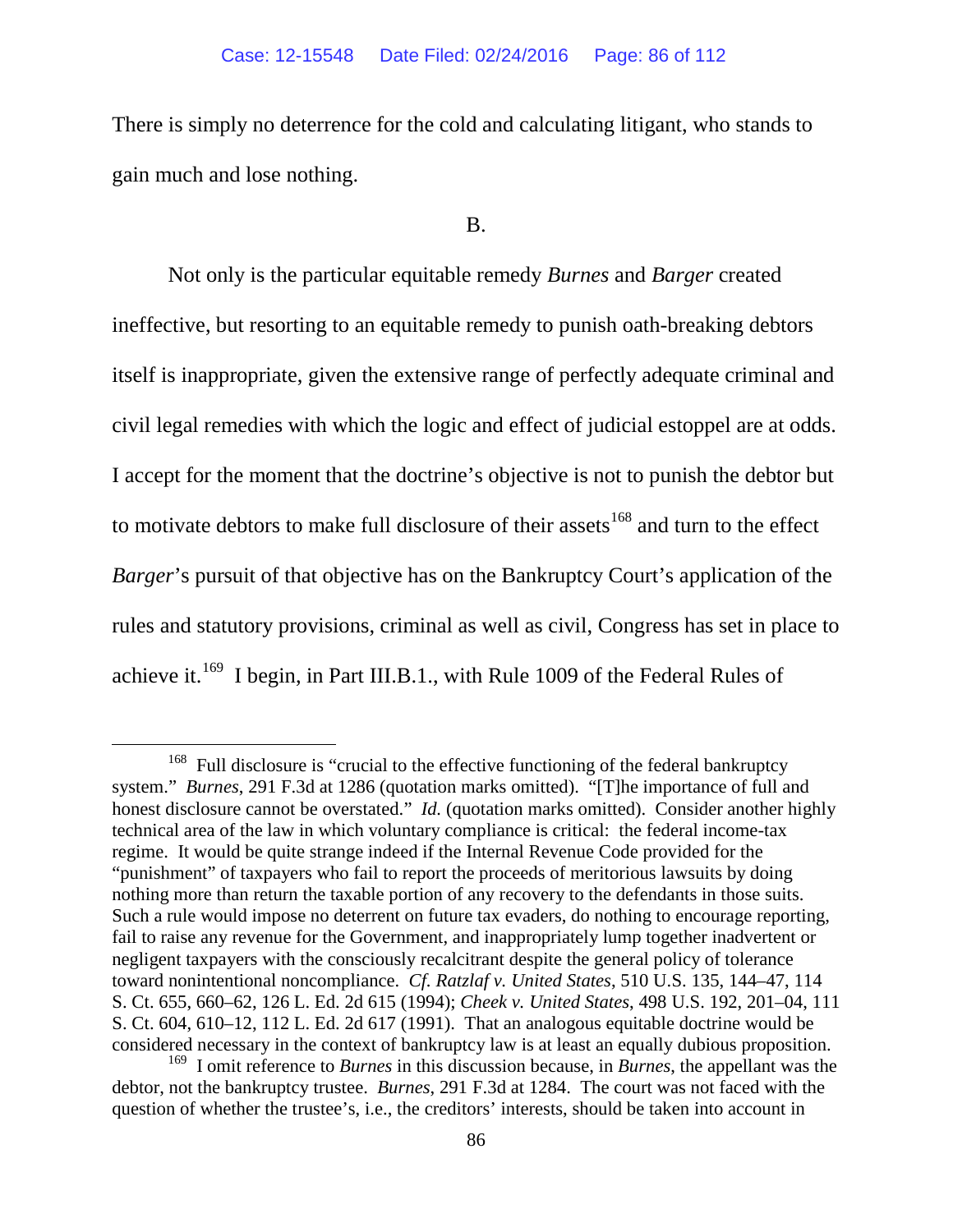There is simply no deterrence for the cold and calculating litigant, who stands to gain much and lose nothing.

B.

Not only is the particular equitable remedy *Burnes* and *Barger* created ineffective, but resorting to an equitable remedy to punish oath-breaking debtors itself is inappropriate, given the extensive range of perfectly adequate criminal and civil legal remedies with which the logic and effect of judicial estoppel are at odds. I accept for the moment that the doctrine's objective is not to punish the debtor but to motivate debtors to make full disclosure of their assets[168] and turn to the effect *Barger*'s pursuit of that objective has on the Bankruptcy Court's application of the rules and statutory provisions, criminal as well as civil, Congress has set in place to achieve it.[169] I begin, in Part III.B.1., with Rule 1009 of the Federal Rules of

---

[168] Full disclosure is "crucial to the effective functioning of the federal bankruptcy system." *Burnes*, 291 F.3d at 1286 (quotation marks omitted). "[T]he importance of full and honest disclosure cannot be overstated." *Id.* (quotation marks omitted). Consider another highly technical area of the law in which voluntary compliance is critical: the federal income-tax regime. It would be quite strange indeed if the Internal Revenue Code provided for the "punishment" of taxpayers who fail to report the proceeds of meritorious lawsuits by doing nothing more than return the taxable portion of any recovery to the defendants in those suits. Such a rule would impose no deterrent on future tax evaders, do nothing to encourage reporting, fail to raise any revenue for the Government, and inappropriately lump together inadvertent or negligent taxpayers with the consciously recalcitrant despite the general policy of tolerance toward nonintentional noncompliance. *Cf. Ratzlaf v. United States*, 510 U.S. 135, 144–47, 114 S. Ct. 655, 660–62, 126 L. Ed. 2d 615 (1994); *Cheek v. United States*, 498 U.S. 192, 201–04, 111 S. Ct. 604, 610–12, 112 L. Ed. 2d 617 (1991). That an analogous equitable doctrine would be considered necessary in the context of bankruptcy law is at least an equally dubious proposition.

[169] I omit reference to *Burnes* in this discussion because, in *Burnes*, the appellant was the debtor, not the bankruptcy trustee. *Burnes*, 291 F.3d at 1284. The court was not faced with the question of whether the trustee's, i.e., the creditors' interests, should be taken into account in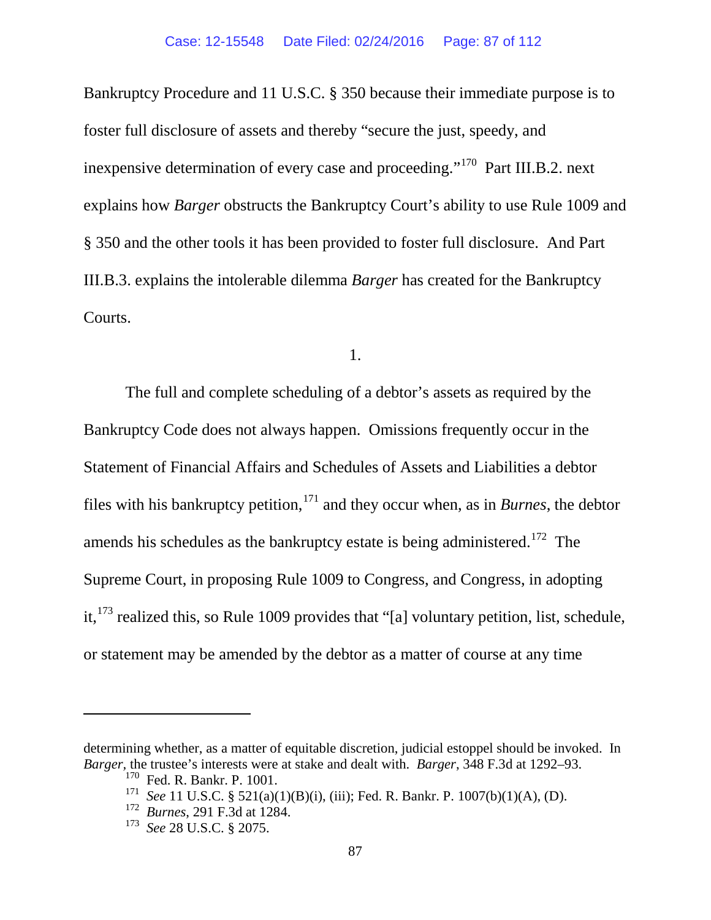Bankruptcy Procedure and 11 U.S.C. § 350 because their immediate purpose is to foster full disclosure of assets and thereby "secure the just, speedy, and inexpensive determination of every case and proceeding."[170] Part III.B.2. next explains how *Barger* obstructs the Bankruptcy Court's ability to use Rule 1009 and § 350 and the other tools it has been provided to foster full disclosure. And Part III.B.3. explains the intolerable dilemma *Barger* has created for the Bankruptcy Courts.

1.

The full and complete scheduling of a debtor's assets as required by the Bankruptcy Code does not always happen. Omissions frequently occur in the Statement of Financial Affairs and Schedules of Assets and Liabilities a debtor files with his bankruptcy petition,[171] and they occur when, as in *Burnes*, the debtor amends his schedules as the bankruptcy estate is being administered.[172] The Supreme Court, in proposing Rule 1009 to Congress, and Congress, in adopting it,[173] realized this, so Rule 1009 provides that "[a] voluntary petition, list, schedule, or statement may be amended by the debtor as a matter of course at any time

---

determining whether, as a matter of equitable discretion, judicial estoppel should be invoked. In *Barger*, the trustee's interests were at stake and dealt with. *Barger*, 348 F.3d at 1292–93.

[170] Fed. R. Bankr. P. 1001.

[171] *See* 11 U.S.C. § 521(a)(1)(B)(i), (iii); Fed. R. Bankr. P. 1007(b)(1)(A), (D).

[172] *Burnes*, 291 F.3d at 1284.

[173] *See* 28 U.S.C. § 2075.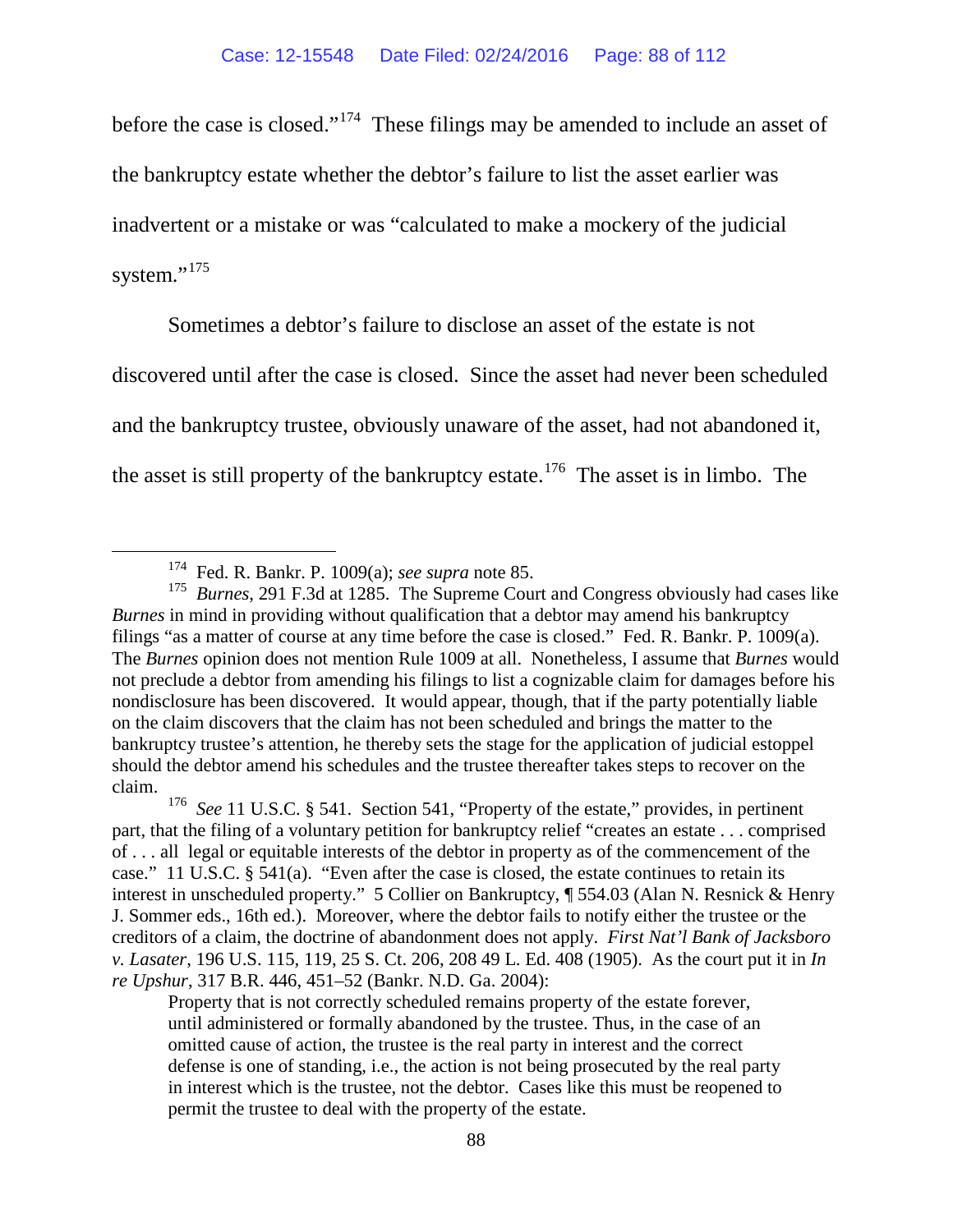before the case is closed."[174] These filings may be amended to include an asset of the bankruptcy estate whether the debtor's failure to list the asset earlier was inadvertent or a mistake or was "calculated to make a mockery of the judicial system."[175]

Sometimes a debtor's failure to disclose an asset of the estate is not discovered until after the case is closed. Since the asset had never been scheduled and the bankruptcy trustee, obviously unaware of the asset, had not abandoned it, the asset is still property of the bankruptcy estate.[176] The asset is in limbo. The

---

[174] Fed. R. Bankr. P. 1009(a); *see supra* note 85.

[175] *Burnes*, 291 F.3d at 1285. The Supreme Court and Congress obviously had cases like *Burnes* in mind in providing without qualification that a debtor may amend his bankruptcy filings "as a matter of course at any time before the case is closed." Fed. R. Bankr. P. 1009(a). The *Burnes* opinion does not mention Rule 1009 at all. Nonetheless, I assume that *Burnes* would not preclude a debtor from amending his filings to list a cognizable claim for damages before his nondisclosure has been discovered. It would appear, though, that if the party potentially liable on the claim discovers that the claim has not been scheduled and brings the matter to the bankruptcy trustee's attention, he thereby sets the stage for the application of judicial estoppel should the debtor amend his schedules and the trustee thereafter takes steps to recover on the claim.

[176] *See* 11 U.S.C. § 541. Section 541, "Property of the estate," provides, in pertinent part, that the filing of a voluntary petition for bankruptcy relief "creates an estate . . . comprised of . . . all legal or equitable interests of the debtor in property as of the commencement of the case." 11 U.S.C. § 541(a). "Even after the case is closed, the estate continues to retain its interest in unscheduled property." 5 Collier on Bankruptcy, ¶ 554.03 (Alan N. Resnick & Henry J. Sommer eds., 16th ed.). Moreover, where the debtor fails to notify either the trustee or the creditors of a claim, the doctrine of abandonment does not apply. *First Nat'l Bank of Jacksboro v. Lasater*, 196 U.S. 115, 119, 25 S. Ct. 206, 208 49 L. Ed. 408 (1905). As the court put it in *In re Upshur*, 317 B.R. 446, 451–52 (Bankr. N.D. Ga. 2004):

> Property that is not correctly scheduled remains property of the estate forever, until administered or formally abandoned by the trustee. Thus, in the case of an omitted cause of action, the trustee is the real party in interest and the correct defense is one of standing, i.e., the action is not being prosecuted by the real party in interest which is the trustee, not the debtor. Cases like this must be reopened to permit the trustee to deal with the property of the estate.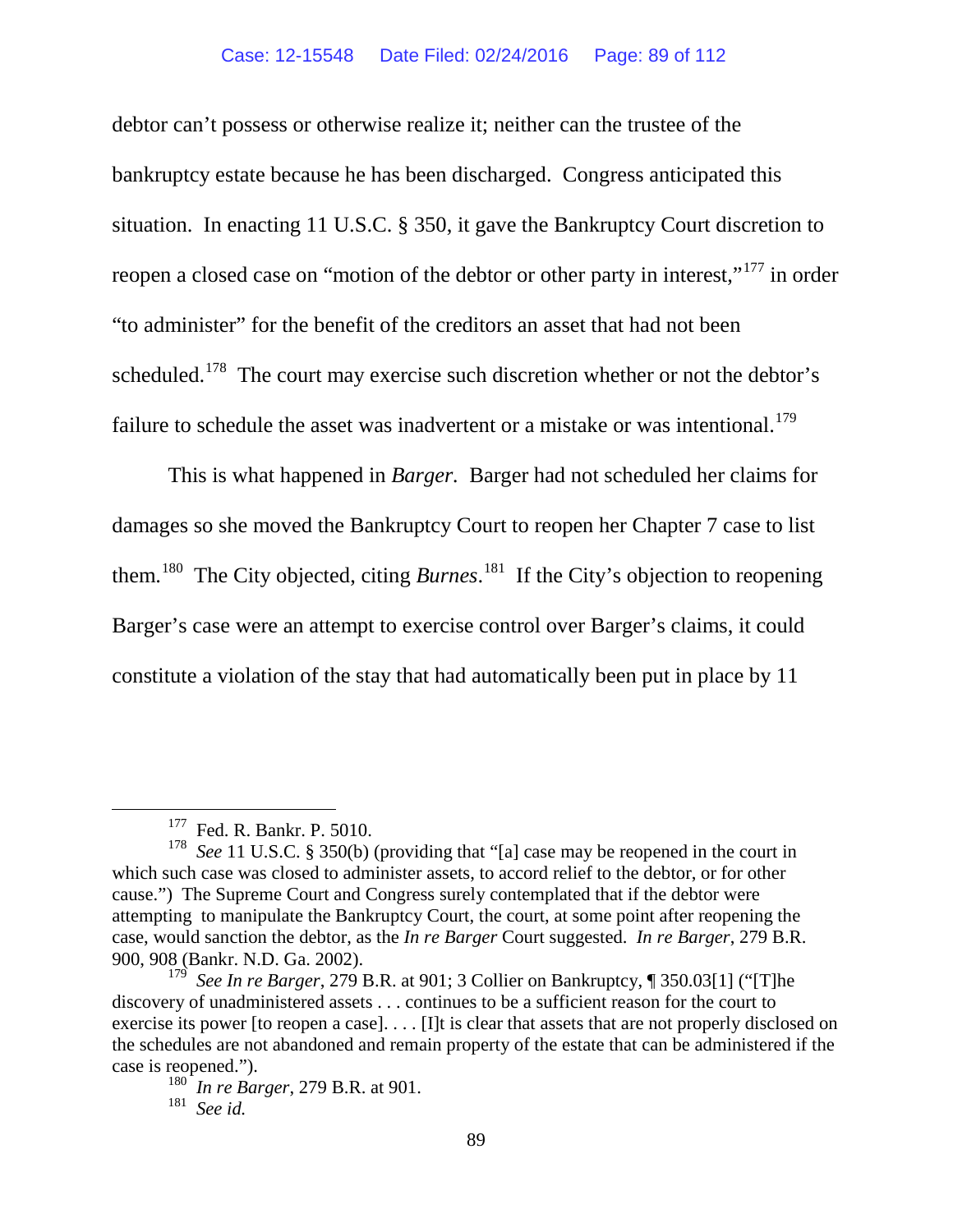debtor can't possess or otherwise realize it; neither can the trustee of the bankruptcy estate because he has been discharged. Congress anticipated this situation. In enacting 11 U.S.C. § 350, it gave the Bankruptcy Court discretion to reopen a closed case on "motion of the debtor or other party in interest,"[177] in order "to administer" for the benefit of the creditors an asset that had not been scheduled.[178] The court may exercise such discretion whether or not the debtor's failure to schedule the asset was inadvertent or a mistake or was intentional.[179]

This is what happened in *Barger*. Barger had not scheduled her claims for damages so she moved the Bankruptcy Court to reopen her Chapter 7 case to list them.[180] The City objected, citing *Burnes*.[181] If the City's objection to reopening Barger's case were an attempt to exercise control over Barger's claims, it could constitute a violation of the stay that had automatically been put in place by 11

---

[177] Fed. R. Bankr. P. 5010.

[178] *See* 11 U.S.C. § 350(b) (providing that "[a] case may be reopened in the court in which such case was closed to administer assets, to accord relief to the debtor, or for other cause.") The Supreme Court and Congress surely contemplated that if the debtor were attempting to manipulate the Bankruptcy Court, the court, at some point after reopening the case, would sanction the debtor, as the *In re Barger* Court suggested. *In re Barger*, 279 B.R. 900, 908 (Bankr. N.D. Ga. 2002).

[179] *See In re Barger*, 279 B.R. at 901; 3 Collier on Bankruptcy, ¶ 350.03[1] ("[T]he discovery of unadministered assets . . . continues to be a sufficient reason for the court to exercise its power [to reopen a case]. . . . [I]t is clear that assets that are not properly disclosed on the schedules are not abandoned and remain property of the estate that can be administered if the case is reopened.").

[180] *In re Barger*, 279 B.R. at 901.

[181] *See id.*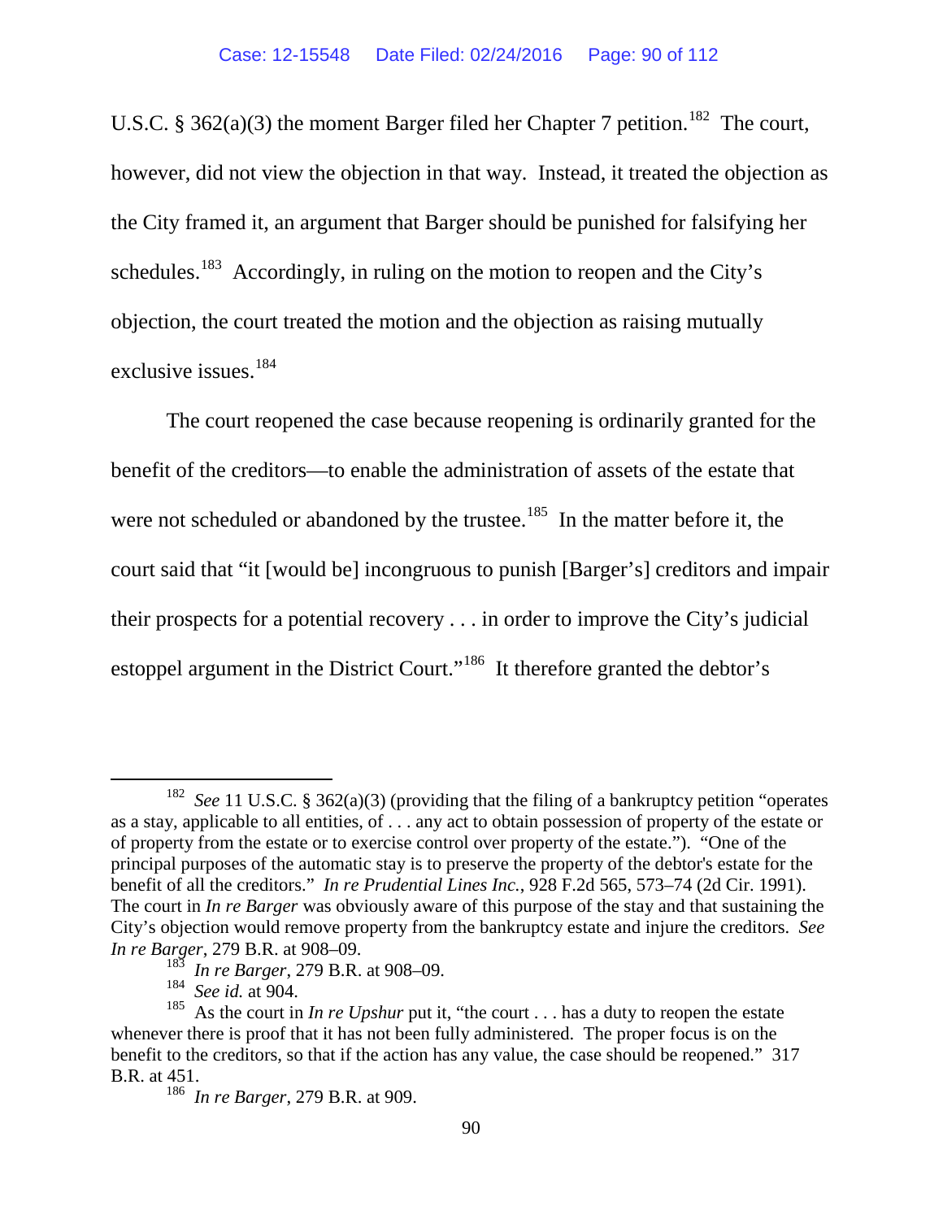U.S.C. § 362(a)(3) the moment Barger filed her Chapter 7 petition.[182] The court, however, did not view the objection in that way. Instead, it treated the objection as the City framed it, an argument that Barger should be punished for falsifying her schedules.[183] Accordingly, in ruling on the motion to reopen and the City's objection, the court treated the motion and the objection as raising mutually exclusive issues.[184]

The court reopened the case because reopening is ordinarily granted for the benefit of the creditors—to enable the administration of assets of the estate that were not scheduled or abandoned by the trustee.[185] In the matter before it, the court said that "it [would be] incongruous to punish [Barger's] creditors and impair their prospects for a potential recovery . . . in order to improve the City's judicial estoppel argument in the District Court."[186] It therefore granted the debtor's

---

[182] *See* 11 U.S.C. § 362(a)(3) (providing that the filing of a bankruptcy petition "operates as a stay, applicable to all entities, of . . . any act to obtain possession of property of the estate or of property from the estate or to exercise control over property of the estate."). "One of the principal purposes of the automatic stay is to preserve the property of the debtor's estate for the benefit of all the creditors." *In re Prudential Lines Inc.*, 928 F.2d 565, 573–74 (2d Cir. 1991). The court in *In re Barger* was obviously aware of this purpose of the stay and that sustaining the City's objection would remove property from the bankruptcy estate and injure the creditors. *See In re Barger*, 279 B.R. at 908–09.

[183] *In re Barger*, 279 B.R. at 908–09.

[184] *See id.* at 904.

[185] As the court in *In re Upshur* put it, "the court . . . has a duty to reopen the estate whenever there is proof that it has not been fully administered. The proper focus is on the benefit to the creditors, so that if the action has any value, the case should be reopened." 317 B.R. at 451.

[186] *In re Barger*, 279 B.R. at 909.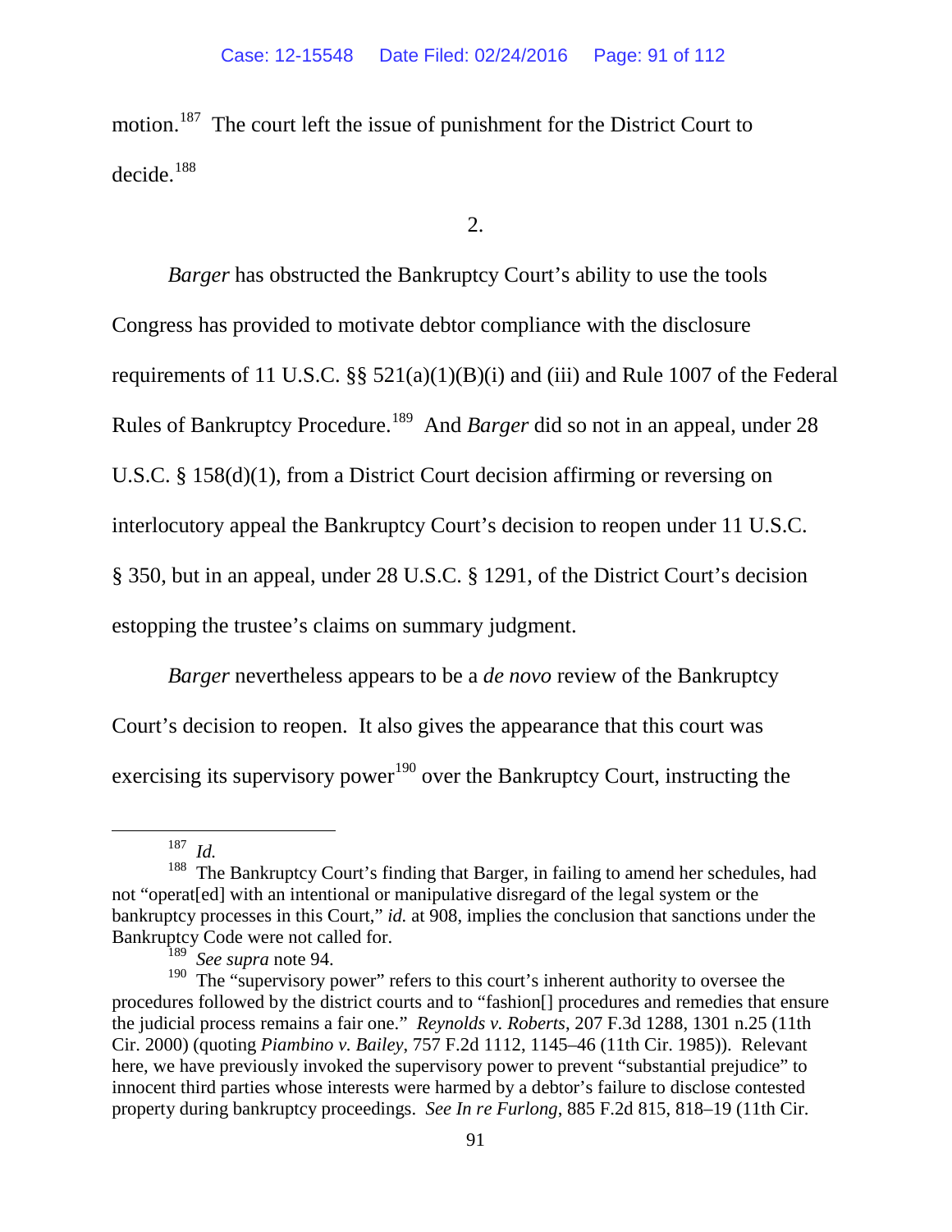motion.[187] The court left the issue of punishment for the District Court to decide.[188]

2.

*Barger* has obstructed the Bankruptcy Court's ability to use the tools Congress has provided to motivate debtor compliance with the disclosure requirements of 11 U.S.C. §§ 521(a)(1)(B)(i) and (iii) and Rule 1007 of the Federal Rules of Bankruptcy Procedure.[189] And *Barger* did so not in an appeal, under 28 U.S.C. § 158(d)(1), from a District Court decision affirming or reversing on interlocutory appeal the Bankruptcy Court's decision to reopen under 11 U.S.C. § 350, but in an appeal, under 28 U.S.C. § 1291, of the District Court's decision estopping the trustee's claims on summary judgment.

*Barger* nevertheless appears to be a *de novo* review of the Bankruptcy Court's decision to reopen. It also gives the appearance that this court was exercising its supervisory power[190] over the Bankruptcy Court, instructing the

---

[187] *Id.*

[188] The Bankruptcy Court's finding that Barger, in failing to amend her schedules, had not "operat[ed] with an intentional or manipulative disregard of the legal system or the bankruptcy processes in this Court," *id.* at 908, implies the conclusion that sanctions under the Bankruptcy Code were not called for.

[189] *See supra* note 94.

[190] The "supervisory power" refers to this court's inherent authority to oversee the procedures followed by the district courts and to "fashion[] procedures and remedies that ensure the judicial process remains a fair one." *Reynolds v. Roberts*, 207 F.3d 1288, 1301 n.25 (11th Cir. 2000) (quoting *Piambino v. Bailey*, 757 F.2d 1112, 1145–46 (11th Cir. 1985)). Relevant here, we have previously invoked the supervisory power to prevent "substantial prejudice" to innocent third parties whose interests were harmed by a debtor's failure to disclose contested property during bankruptcy proceedings. *See In re Furlong*, 885 F.2d 815, 818–19 (11th Cir.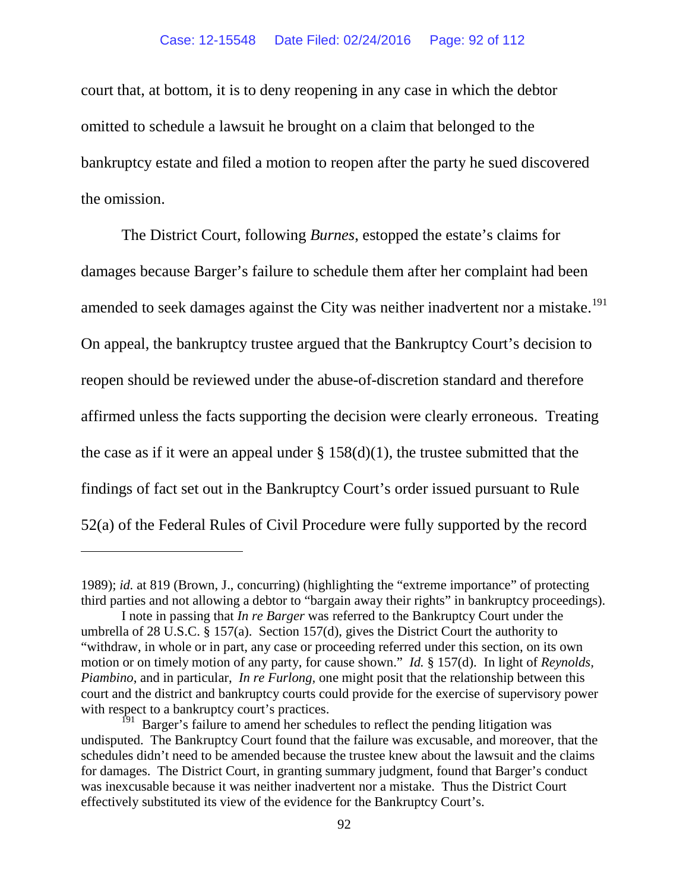court that, at bottom, it is to deny reopening in any case in which the debtor omitted to schedule a lawsuit he brought on a claim that belonged to the bankruptcy estate and filed a motion to reopen after the party he sued discovered the omission.

The District Court, following *Burnes*, estopped the estate's claims for damages because Barger's failure to schedule them after her complaint had been amended to seek damages against the City was neither inadvertent nor a mistake.[191] On appeal, the bankruptcy trustee argued that the Bankruptcy Court's decision to reopen should be reviewed under the abuse-of-discretion standard and therefore affirmed unless the facts supporting the decision were clearly erroneous. Treating the case as if it were an appeal under § 158(d)(1), the trustee submitted that the findings of fact set out in the Bankruptcy Court's order issued pursuant to Rule 52(a) of the Federal Rules of Civil Procedure were fully supported by the record

---

1989); *id.* at 819 (Brown, J., concurring) (highlighting the "extreme importance" of protecting third parties and not allowing a debtor to "bargain away their rights" in bankruptcy proceedings).

I note in passing that *In re Barger* was referred to the Bankruptcy Court under the umbrella of 28 U.S.C. § 157(a). Section 157(d), gives the District Court the authority to "withdraw, in whole or in part, any case or proceeding referred under this section, on its own motion or on timely motion of any party, for cause shown." *Id.* § 157(d). In light of *Reynolds*, *Piambino*, and in particular, *In re Furlong*, one might posit that the relationship between this court and the district and bankruptcy courts could provide for the exercise of supervisory power with respect to a bankruptcy court's practices.

[191] Barger's failure to amend her schedules to reflect the pending litigation was undisputed. The Bankruptcy Court found that the failure was excusable, and moreover, that the schedules didn't need to be amended because the trustee knew about the lawsuit and the claims for damages. The District Court, in granting summary judgment, found that Barger's conduct was inexcusable because it was neither inadvertent nor a mistake. Thus the District Court effectively substituted its view of the evidence for the Bankruptcy Court's.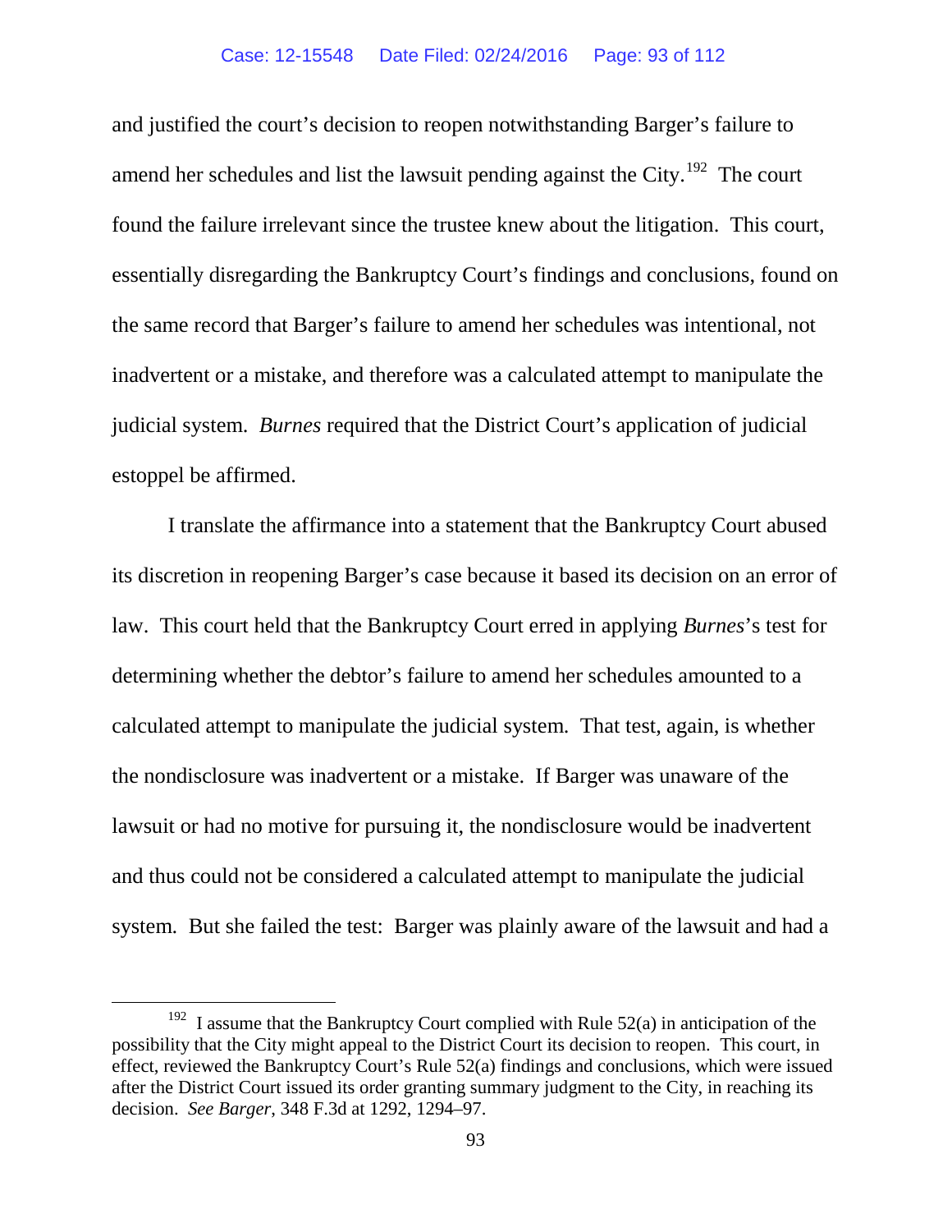and justified the court's decision to reopen notwithstanding Barger's failure to amend her schedules and list the lawsuit pending against the City.[192] The court found the failure irrelevant since the trustee knew about the litigation. This court, essentially disregarding the Bankruptcy Court's findings and conclusions, found on the same record that Barger's failure to amend her schedules was intentional, not inadvertent or a mistake, and therefore was a calculated attempt to manipulate the judicial system. *Burnes* required that the District Court's application of judicial estoppel be affirmed.

I translate the affirmance into a statement that the Bankruptcy Court abused its discretion in reopening Barger's case because it based its decision on an error of law. This court held that the Bankruptcy Court erred in applying *Burnes*'s test for determining whether the debtor's failure to amend her schedules amounted to a calculated attempt to manipulate the judicial system. That test, again, is whether the nondisclosure was inadvertent or a mistake. If Barger was unaware of the lawsuit or had no motive for pursuing it, the nondisclosure would be inadvertent and thus could not be considered a calculated attempt to manipulate the judicial system. But she failed the test: Barger was plainly aware of the lawsuit and had a

[192] I assume that the Bankruptcy Court complied with Rule 52(a) in anticipation of the possibility that the City might appeal to the District Court its decision to reopen. This court, in effect, reviewed the Bankruptcy Court's Rule 52(a) findings and conclusions, which were issued after the District Court issued its order granting summary judgment to the City, in reaching its decision. *See Barger*, 348 F.3d at 1292, 1294–97.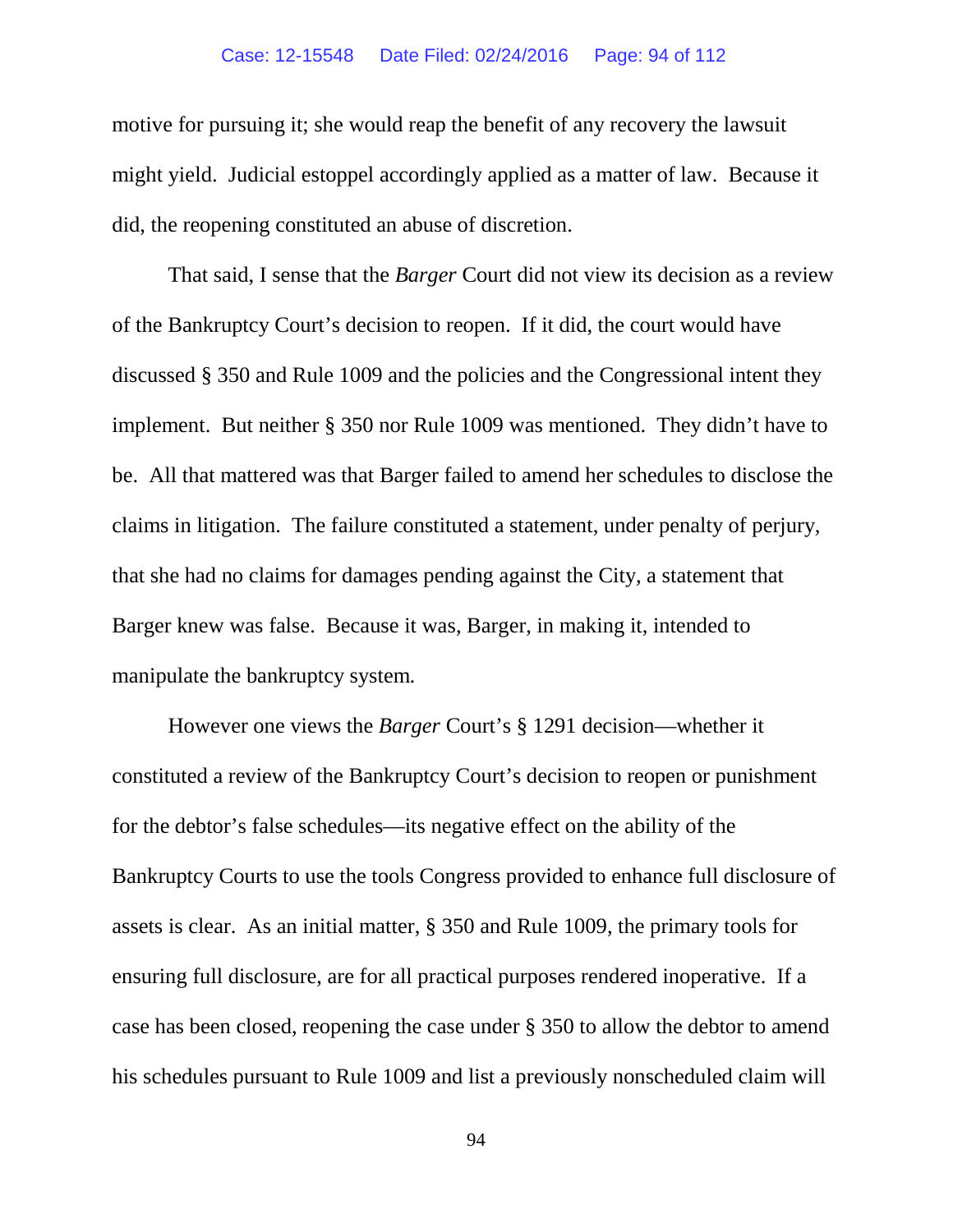motive for pursuing it; she would reap the benefit of any recovery the lawsuit might yield. Judicial estoppel accordingly applied as a matter of law. Because it did, the reopening constituted an abuse of discretion.

That said, I sense that the *Barger* Court did not view its decision as a review of the Bankruptcy Court's decision to reopen. If it did, the court would have discussed § 350 and Rule 1009 and the policies and the Congressional intent they implement. But neither § 350 nor Rule 1009 was mentioned. They didn't have to be. All that mattered was that Barger failed to amend her schedules to disclose the claims in litigation. The failure constituted a statement, under penalty of perjury, that she had no claims for damages pending against the City, a statement that Barger knew was false. Because it was, Barger, in making it, intended to manipulate the bankruptcy system.

However one views the *Barger* Court's § 1291 decision—whether it constituted a review of the Bankruptcy Court's decision to reopen or punishment for the debtor's false schedules—its negative effect on the ability of the Bankruptcy Courts to use the tools Congress provided to enhance full disclosure of assets is clear. As an initial matter, § 350 and Rule 1009, the primary tools for ensuring full disclosure, are for all practical purposes rendered inoperative. If a case has been closed, reopening the case under § 350 to allow the debtor to amend his schedules pursuant to Rule 1009 and list a previously nonscheduled claim will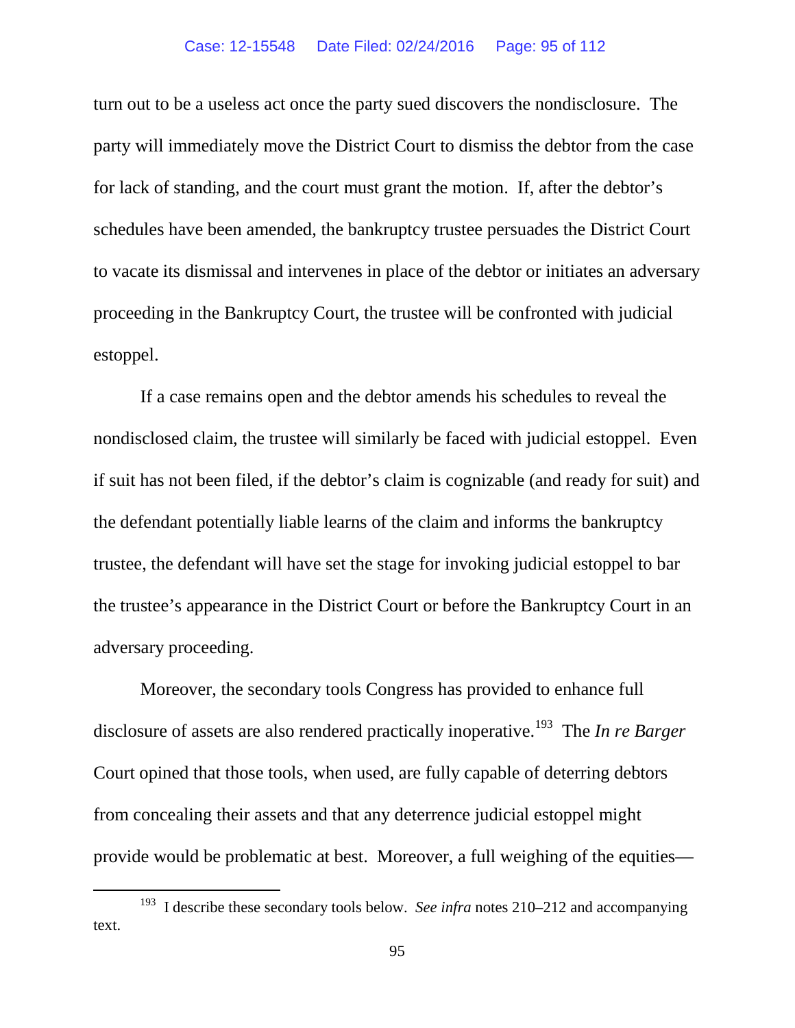turn out to be a useless act once the party sued discovers the nondisclosure. The party will immediately move the District Court to dismiss the debtor from the case for lack of standing, and the court must grant the motion. If, after the debtor's schedules have been amended, the bankruptcy trustee persuades the District Court to vacate its dismissal and intervenes in place of the debtor or initiates an adversary proceeding in the Bankruptcy Court, the trustee will be confronted with judicial estoppel.

If a case remains open and the debtor amends his schedules to reveal the nondisclosed claim, the trustee will similarly be faced with judicial estoppel. Even if suit has not been filed, if the debtor's claim is cognizable (and ready for suit) and the defendant potentially liable learns of the claim and informs the bankruptcy trustee, the defendant will have set the stage for invoking judicial estoppel to bar the trustee's appearance in the District Court or before the Bankruptcy Court in an adversary proceeding.

Moreover, the secondary tools Congress has provided to enhance full disclosure of assets are also rendered practically inoperative.[193] The *In re Barger* Court opined that those tools, when used, are fully capable of deterring debtors from concealing their assets and that any deterrence judicial estoppel might provide would be problematic at best. Moreover, a full weighing of the equities—

[193] I describe these secondary tools below. *See infra* notes 210–212 and accompanying text.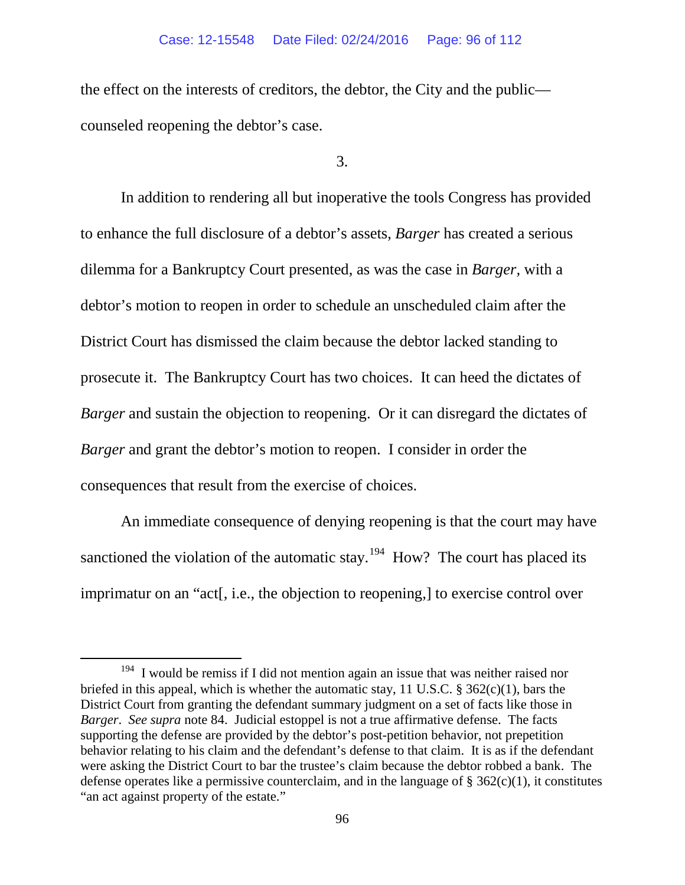the effect on the interests of creditors, the debtor, the City and the public—counseled reopening the debtor's case.

3.

In addition to rendering all but inoperative the tools Congress has provided to enhance the full disclosure of a debtor's assets, *Barger* has created a serious dilemma for a Bankruptcy Court presented, as was the case in *Barger,* with a debtor's motion to reopen in order to schedule an unscheduled claim after the District Court has dismissed the claim because the debtor lacked standing to prosecute it. The Bankruptcy Court has two choices. It can heed the dictates of *Barger* and sustain the objection to reopening. Or it can disregard the dictates of *Barger* and grant the debtor's motion to reopen. I consider in order the consequences that result from the exercise of choices.

An immediate consequence of denying reopening is that the court may have sanctioned the violation of the automatic stay.[194] How? The court has placed its imprimatur on an "act[, i.e., the objection to reopening,] to exercise control over

[194] I would be remiss if I did not mention again an issue that was neither raised nor briefed in this appeal, which is whether the automatic stay, 11 U.S.C. § 362(c)(1), bars the District Court from granting the defendant summary judgment on a set of facts like those in *Barger*. *See supra* note 84. Judicial estoppel is not a true affirmative defense. The facts supporting the defense are provided by the debtor's post-petition behavior, not prepetition behavior relating to his claim and the defendant's defense to that claim. It is as if the defendant were asking the District Court to bar the trustee's claim because the debtor robbed a bank. The defense operates like a permissive counterclaim, and in the language of § 362(c)(1), it constitutes "an act against property of the estate."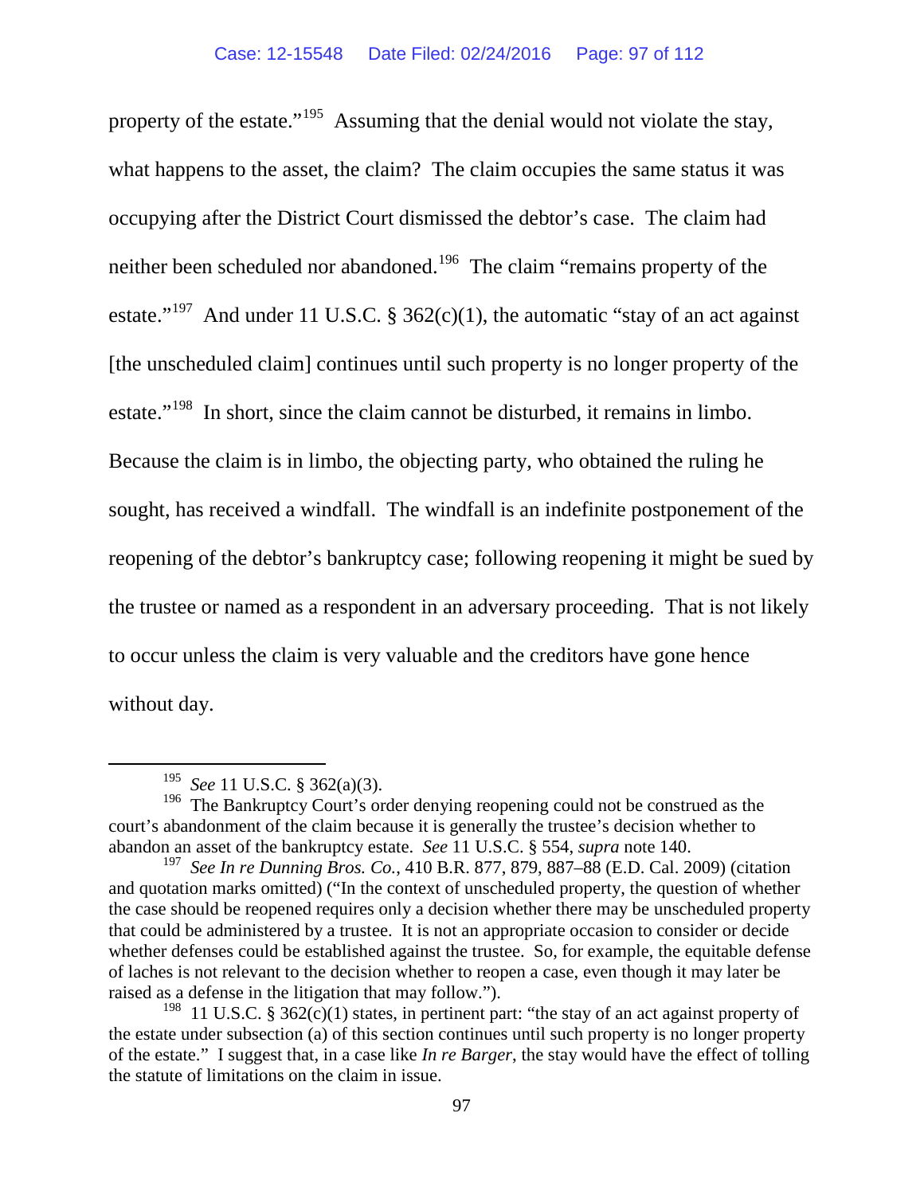property of the estate."[195] Assuming that the denial would not violate the stay, what happens to the asset, the claim? The claim occupies the same status it was occupying after the District Court dismissed the debtor's case. The claim had neither been scheduled nor abandoned.[196] The claim "remains property of the estate."[197] And under 11 U.S.C. § 362(c)(1), the automatic "stay of an act against [the unscheduled claim] continues until such property is no longer property of the estate."[198] In short, since the claim cannot be disturbed, it remains in limbo. Because the claim is in limbo, the objecting party, who obtained the ruling he sought, has received a windfall. The windfall is an indefinite postponement of the reopening of the debtor's bankruptcy case; following reopening it might be sued by the trustee or named as a respondent in an adversary proceeding. That is not likely to occur unless the claim is very valuable and the creditors have gone hence without day.

---

[195] *See* 11 U.S.C. § 362(a)(3).

[196] The Bankruptcy Court's order denying reopening could not be construed as the court's abandonment of the claim because it is generally the trustee's decision whether to abandon an asset of the bankruptcy estate. *See* 11 U.S.C. § 554, *supra* note 140.

[197] *See In re Dunning Bros. Co.*, 410 B.R. 877, 879, 887–88 (E.D. Cal. 2009) (citation and quotation marks omitted) ("In the context of unscheduled property, the question of whether the case should be reopened requires only a decision whether there may be unscheduled property that could be administered by a trustee. It is not an appropriate occasion to consider or decide whether defenses could be established against the trustee. So, for example, the equitable defense of laches is not relevant to the decision whether to reopen a case, even though it may later be raised as a defense in the litigation that may follow.").

[198] 11 U.S.C. § 362(c)(1) states, in pertinent part: "the stay of an act against property of the estate under subsection (a) of this section continues until such property is no longer property of the estate." I suggest that, in a case like *In re Barger*, the stay would have the effect of tolling the statute of limitations on the claim in issue.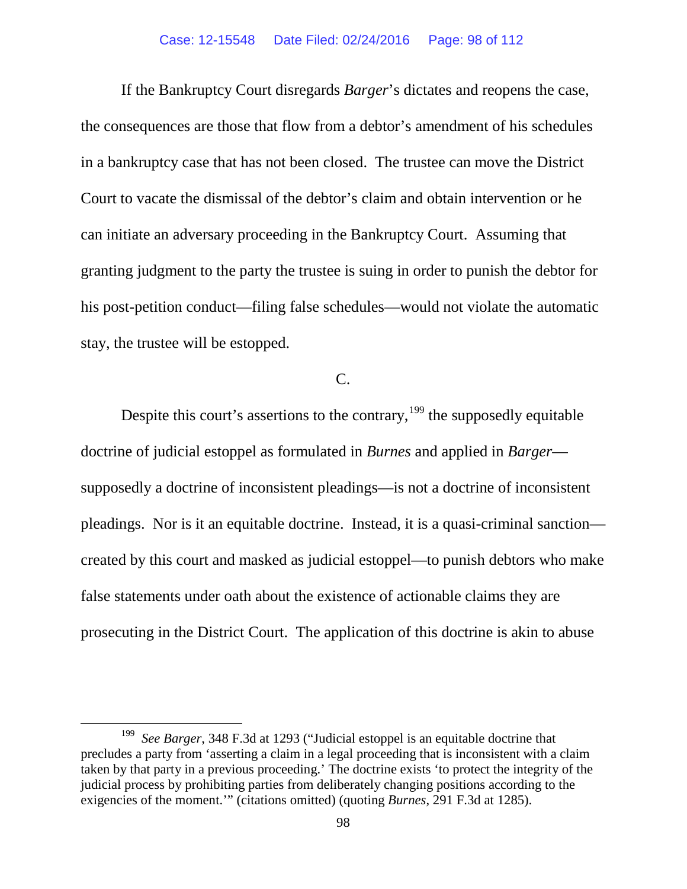If the Bankruptcy Court disregards *Barger*'s dictates and reopens the case, the consequences are those that flow from a debtor's amendment of his schedules in a bankruptcy case that has not been closed. The trustee can move the District Court to vacate the dismissal of the debtor's claim and obtain intervention or he can initiate an adversary proceeding in the Bankruptcy Court. Assuming that granting judgment to the party the trustee is suing in order to punish the debtor for his post-petition conduct—filing false schedules—would not violate the automatic stay, the trustee will be estopped.

C.

Despite this court's assertions to the contrary,[199] the supposedly equitable doctrine of judicial estoppel as formulated in *Burnes* and applied in *Barger*—supposedly a doctrine of inconsistent pleadings—is not a doctrine of inconsistent pleadings. Nor is it an equitable doctrine. Instead, it is a quasi-criminal sanction—created by this court and masked as judicial estoppel—to punish debtors who make false statements under oath about the existence of actionable claims they are prosecuting in the District Court. The application of this doctrine is akin to abuse

[199] *See Barger*, 348 F.3d at 1293 ("Judicial estoppel is an equitable doctrine that precludes a party from 'asserting a claim in a legal proceeding that is inconsistent with a claim taken by that party in a previous proceeding.' The doctrine exists 'to protect the integrity of the judicial process by prohibiting parties from deliberately changing positions according to the exigencies of the moment.'" (citations omitted) (quoting *Burnes*, 291 F.3d at 1285).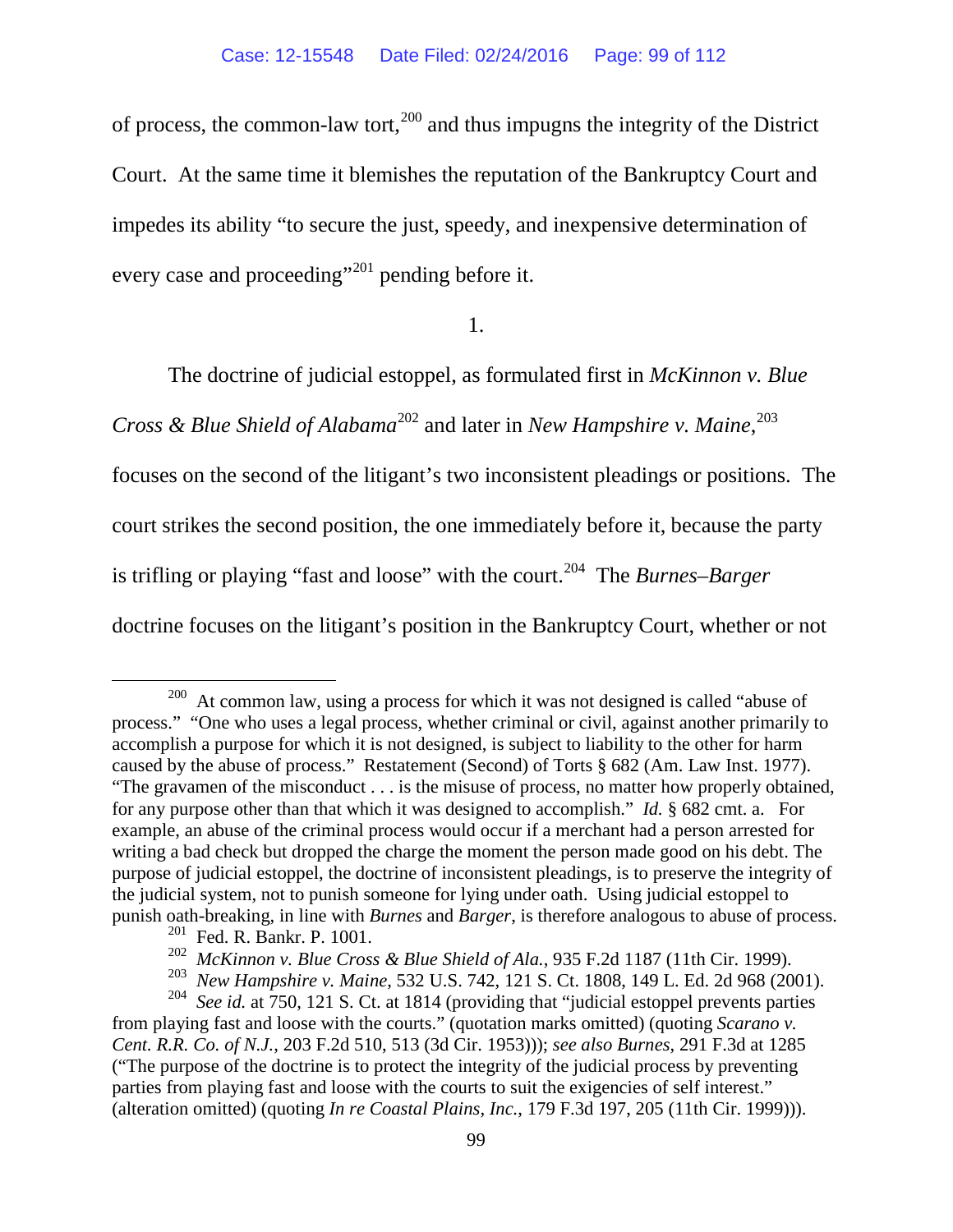of process, the common-law tort,[200] and thus impugns the integrity of the District Court. At the same time it blemishes the reputation of the Bankruptcy Court and impedes its ability "to secure the just, speedy, and inexpensive determination of every case and proceeding"[201] pending before it.

1.

The doctrine of judicial estoppel, as formulated first in *McKinnon v. Blue Cross & Blue Shield of Alabama*[202] and later in *New Hampshire v. Maine*,[203] focuses on the second of the litigant's two inconsistent pleadings or positions. The court strikes the second position, the one immediately before it, because the party is trifling or playing "fast and loose" with the court.[204] The *Burnes–Barger* doctrine focuses on the litigant's position in the Bankruptcy Court, whether or not

---

[200] At common law, using a process for which it was not designed is called "abuse of process." "One who uses a legal process, whether criminal or civil, against another primarily to accomplish a purpose for which it is not designed, is subject to liability to the other for harm caused by the abuse of process." Restatement (Second) of Torts § 682 (Am. Law Inst. 1977). "The gravamen of the misconduct . . . is the misuse of process, no matter how properly obtained, for any purpose other than that which it was designed to accomplish." *Id.* § 682 cmt. a. For example, an abuse of the criminal process would occur if a merchant had a person arrested for writing a bad check but dropped the charge the moment the person made good on his debt. The purpose of judicial estoppel, the doctrine of inconsistent pleadings, is to preserve the integrity of the judicial system, not to punish someone for lying under oath. Using judicial estoppel to punish oath-breaking, in line with *Burnes* and *Barger*, is therefore analogous to abuse of process.

[201] Fed. R. Bankr. P. 1001.

[202] *McKinnon v. Blue Cross & Blue Shield of Ala.*, 935 F.2d 1187 (11th Cir. 1999).

[203] *New Hampshire v. Maine*, 532 U.S. 742, 121 S. Ct. 1808, 149 L. Ed. 2d 968 (2001).

[204] *See id.* at 750, 121 S. Ct. at 1814 (providing that "judicial estoppel prevents parties from playing fast and loose with the courts." (quotation marks omitted) (quoting *Scarano v. Cent. R.R. Co. of N.J.*, 203 F.2d 510, 513 (3d Cir. 1953))); *see also Burnes*, 291 F.3d at 1285 ("The purpose of the doctrine is to protect the integrity of the judicial process by preventing parties from playing fast and loose with the courts to suit the exigencies of self interest." (alteration omitted) (quoting *In re Coastal Plains, Inc.*, 179 F.3d 197, 205 (11th Cir. 1999))).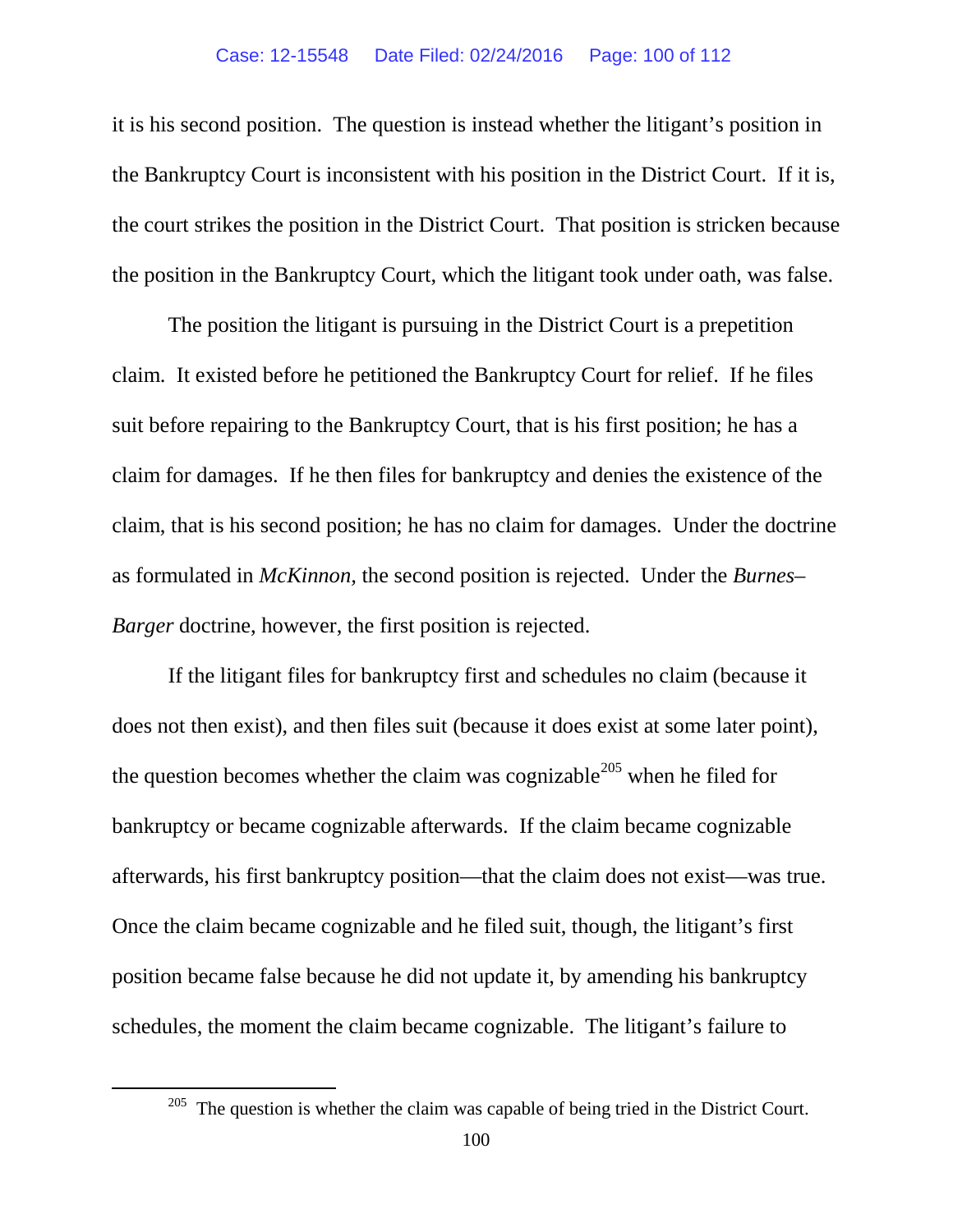it is his second position. The question is instead whether the litigant's position in the Bankruptcy Court is inconsistent with his position in the District Court. If it is, the court strikes the position in the District Court. That position is stricken because the position in the Bankruptcy Court, which the litigant took under oath, was false.

The position the litigant is pursuing in the District Court is a prepetition claim. It existed before he petitioned the Bankruptcy Court for relief. If he files suit before repairing to the Bankruptcy Court, that is his first position; he has a claim for damages. If he then files for bankruptcy and denies the existence of the claim, that is his second position; he has no claim for damages. Under the doctrine as formulated in *McKinnon*, the second position is rejected. Under the *Burnes–Barger* doctrine, however, the first position is rejected.

If the litigant files for bankruptcy first and schedules no claim (because it does not then exist), and then files suit (because it does exist at some later point), the question becomes whether the claim was cognizable[205] when he filed for bankruptcy or became cognizable afterwards. If the claim became cognizable afterwards, his first bankruptcy position—that the claim does not exist—was true. Once the claim became cognizable and he filed suit, though, the litigant's first position became false because he did not update it, by amending his bankruptcy schedules, the moment the claim became cognizable. The litigant's failure to

[205] The question is whether the claim was capable of being tried in the District Court.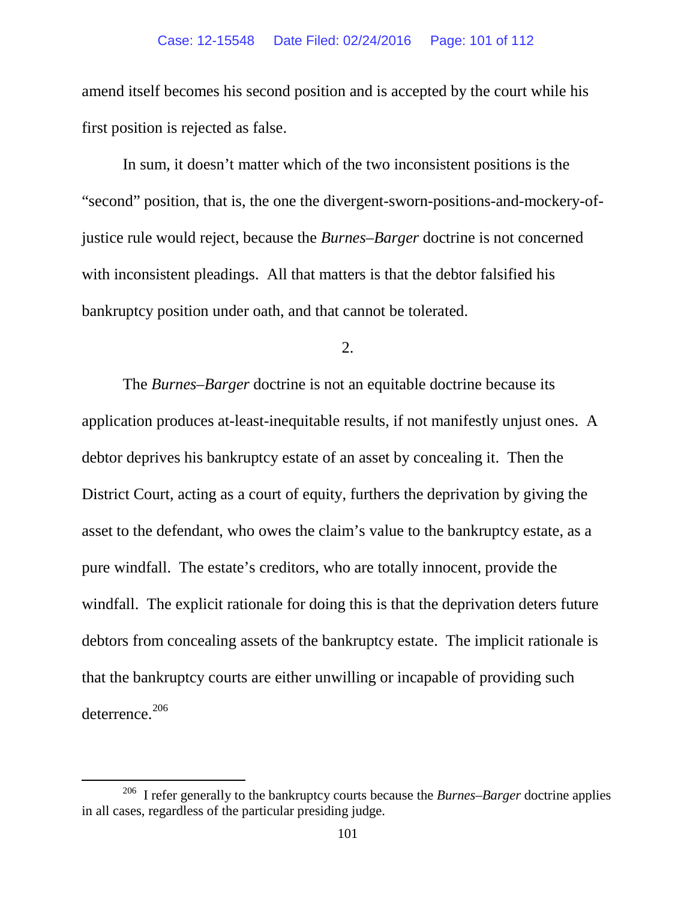amend itself becomes his second position and is accepted by the court while his first position is rejected as false.

In sum, it doesn't matter which of the two inconsistent positions is the "second" position, that is, the one the divergent-sworn-positions-and-mockery-of-justice rule would reject, because the *Burnes–Barger* doctrine is not concerned with inconsistent pleadings. All that matters is that the debtor falsified his bankruptcy position under oath, and that cannot be tolerated.

2.

The *Burnes–Barger* doctrine is not an equitable doctrine because its application produces at-least-inequitable results, if not manifestly unjust ones. A debtor deprives his bankruptcy estate of an asset by concealing it. Then the District Court, acting as a court of equity, furthers the deprivation by giving the asset to the defendant, who owes the claim's value to the bankruptcy estate, as a pure windfall. The estate's creditors, who are totally innocent, provide the windfall. The explicit rationale for doing this is that the deprivation deters future debtors from concealing assets of the bankruptcy estate. The implicit rationale is that the bankruptcy courts are either unwilling or incapable of providing such deterrence.[206]

[206] I refer generally to the bankruptcy courts because the *Burnes–Barger* doctrine applies in all cases, regardless of the particular presiding judge.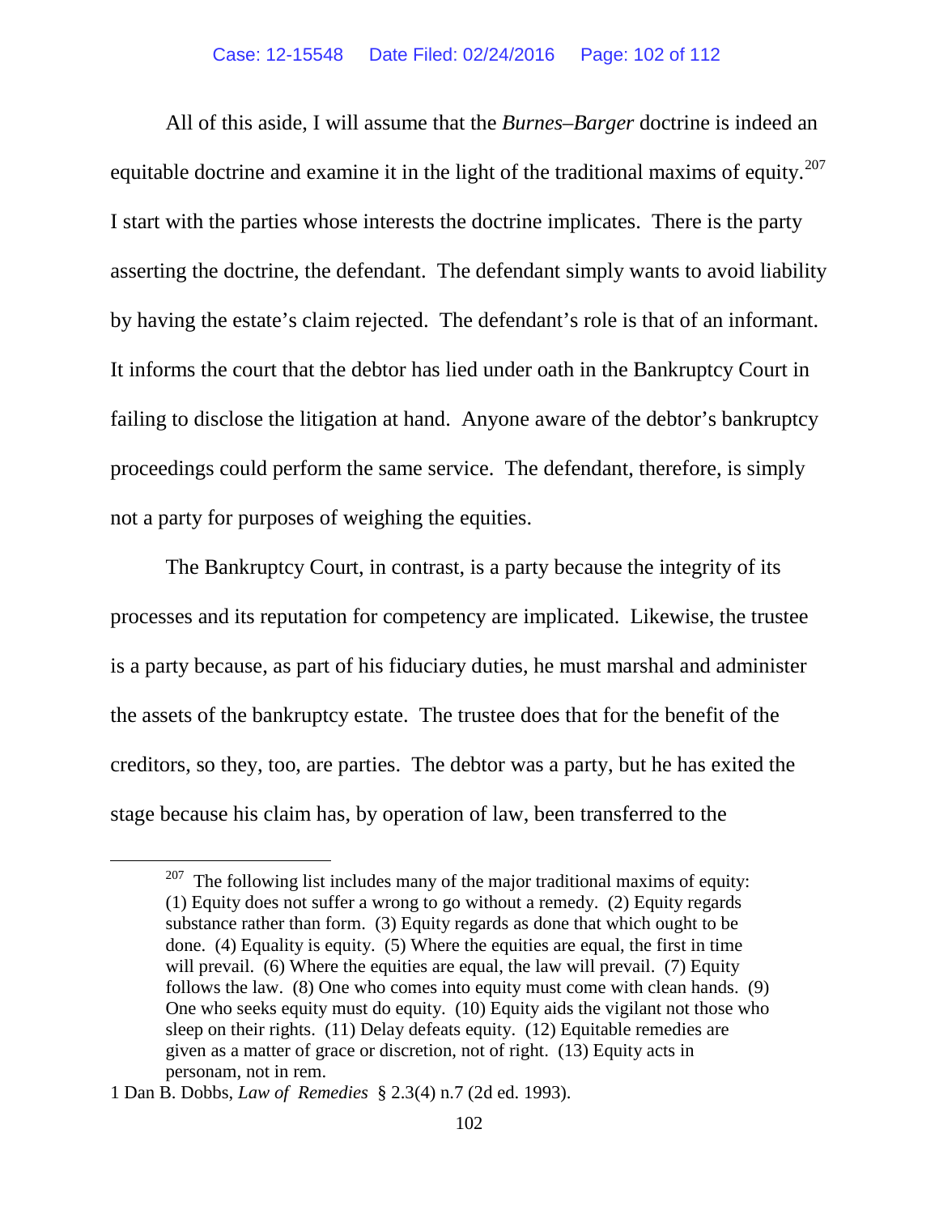All of this aside, I will assume that the *Burnes–Barger* doctrine is indeed an equitable doctrine and examine it in the light of the traditional maxims of equity.[207] I start with the parties whose interests the doctrine implicates. There is the party asserting the doctrine, the defendant. The defendant simply wants to avoid liability by having the estate's claim rejected. The defendant's role is that of an informant. It informs the court that the debtor has lied under oath in the Bankruptcy Court in failing to disclose the litigation at hand. Anyone aware of the debtor's bankruptcy proceedings could perform the same service. The defendant, therefore, is simply not a party for purposes of weighing the equities.

The Bankruptcy Court, in contrast, is a party because the integrity of its processes and its reputation for competency are implicated. Likewise, the trustee is a party because, as part of his fiduciary duties, he must marshal and administer the assets of the bankruptcy estate. The trustee does that for the benefit of the creditors, so they, too, are parties. The debtor was a party, but he has exited the stage because his claim has, by operation of law, been transferred to the

[207] The following list includes many of the major traditional maxims of equity: (1) Equity does not suffer a wrong to go without a remedy. (2) Equity regards substance rather than form. (3) Equity regards as done that which ought to be done. (4) Equality is equity. (5) Where the equities are equal, the first in time will prevail. (6) Where the equities are equal, the law will prevail. (7) Equity follows the law. (8) One who comes into equity must come with clean hands. (9) One who seeks equity must do equity. (10) Equity aids the vigilant not those who sleep on their rights. (11) Delay defeats equity. (12) Equitable remedies are given as a matter of grace or discretion, not of right. (13) Equity acts in personam, not in rem.

1 Dan B. Dobbs, *Law of Remedies* § 2.3(4) n.7 (2d ed. 1993).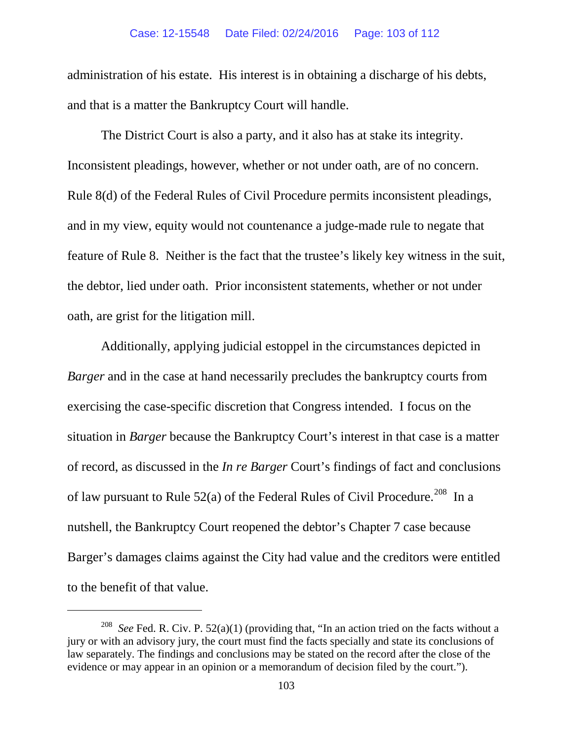administration of his estate. His interest is in obtaining a discharge of his debts, and that is a matter the Bankruptcy Court will handle.

The District Court is also a party, and it also has at stake its integrity. Inconsistent pleadings, however, whether or not under oath, are of no concern. Rule 8(d) of the Federal Rules of Civil Procedure permits inconsistent pleadings, and in my view, equity would not countenance a judge-made rule to negate that feature of Rule 8. Neither is the fact that the trustee's likely key witness in the suit, the debtor, lied under oath. Prior inconsistent statements, whether or not under oath, are grist for the litigation mill.

Additionally, applying judicial estoppel in the circumstances depicted in *Barger* and in the case at hand necessarily precludes the bankruptcy courts from exercising the case-specific discretion that Congress intended. I focus on the situation in *Barger* because the Bankruptcy Court's interest in that case is a matter of record, as discussed in the *In re Barger* Court's findings of fact and conclusions of law pursuant to Rule 52(a) of the Federal Rules of Civil Procedure.[208] In a nutshell, the Bankruptcy Court reopened the debtor's Chapter 7 case because Barger's damages claims against the City had value and the creditors were entitled to the benefit of that value.

---

[208] *See* Fed. R. Civ. P. 52(a)(1) (providing that, "In an action tried on the facts without a jury or with an advisory jury, the court must find the facts specially and state its conclusions of law separately. The findings and conclusions may be stated on the record after the close of the evidence or may appear in an opinion or a memorandum of decision filed by the court.").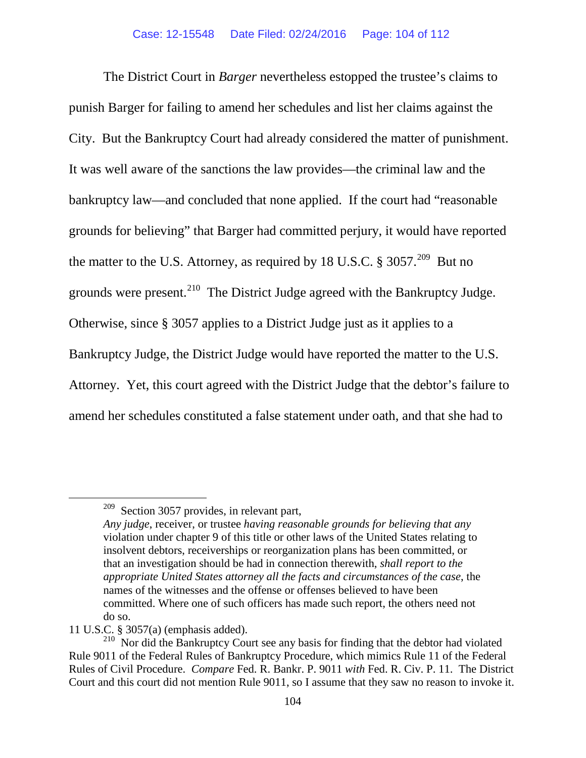The District Court in *Barger* nevertheless estopped the trustee's claims to punish Barger for failing to amend her schedules and list her claims against the City. But the Bankruptcy Court had already considered the matter of punishment. It was well aware of the sanctions the law provides—the criminal law and the bankruptcy law—and concluded that none applied. If the court had "reasonable grounds for believing" that Barger had committed perjury, it would have reported the matter to the U.S. Attorney, as required by 18 U.S.C. § 3057.[209] But no grounds were present.[210] The District Judge agreed with the Bankruptcy Judge. Otherwise, since § 3057 applies to a District Judge just as it applies to a Bankruptcy Judge, the District Judge would have reported the matter to the U.S. Attorney. Yet, this court agreed with the District Judge that the debtor's failure to amend her schedules constituted a false statement under oath, and that she had to

---

[209] Section 3057 provides, in relevant part,

> *Any judge*, receiver, or trustee *having reasonable grounds for believing that any* violation under chapter 9 of this title or other laws of the United States relating to insolvent debtors, receiverships or reorganization plans has been committed, or that an investigation should be had in connection therewith, *shall report to the appropriate United States attorney all the facts and circumstances of the case*, the names of the witnesses and the offense or offenses believed to have been committed. Where one of such officers has made such report, the others need not do so.

11 U.S.C. § 3057(a) (emphasis added).

[210] Nor did the Bankruptcy Court see any basis for finding that the debtor had violated Rule 9011 of the Federal Rules of Bankruptcy Procedure, which mimics Rule 11 of the Federal Rules of Civil Procedure. *Compare* Fed. R. Bankr. P. 9011 *with* Fed. R. Civ. P. 11. The District Court and this court did not mention Rule 9011, so I assume that they saw no reason to invoke it.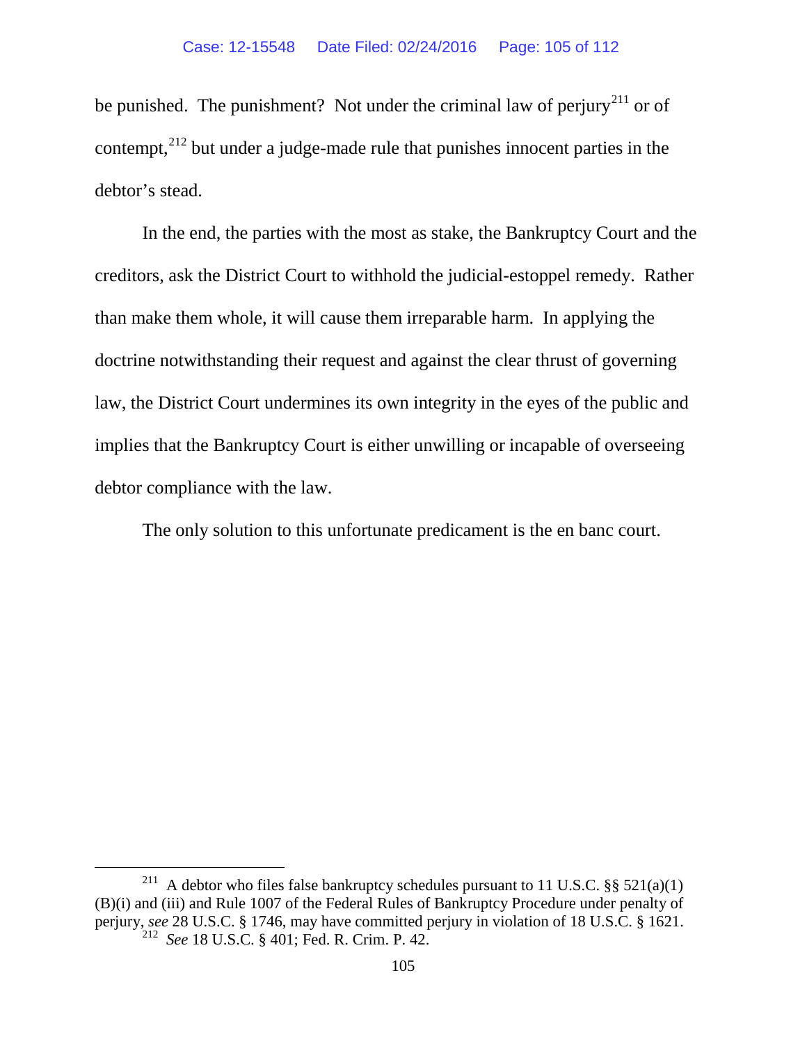be punished. The punishment? Not under the criminal law of perjury[211] or of contempt,[212] but under a judge-made rule that punishes innocent parties in the debtor's stead.

In the end, the parties with the most as stake, the Bankruptcy Court and the creditors, ask the District Court to withhold the judicial-estoppel remedy. Rather than make them whole, it will cause them irreparable harm. In applying the doctrine notwithstanding their request and against the clear thrust of governing law, the District Court undermines its own integrity in the eyes of the public and implies that the Bankruptcy Court is either unwilling or incapable of overseeing debtor compliance with the law.

The only solution to this unfortunate predicament is the en banc court.

---

[211] A debtor who files false bankruptcy schedules pursuant to 11 U.S.C. §§ 521(a)(1)(B)(i) and (iii) and Rule 1007 of the Federal Rules of Bankruptcy Procedure under penalty of perjury, *see* 28 U.S.C. § 1746, may have committed perjury in violation of 18 U.S.C. § 1621.

[212] *See* 18 U.S.C. § 401; Fed. R. Crim. P. 42.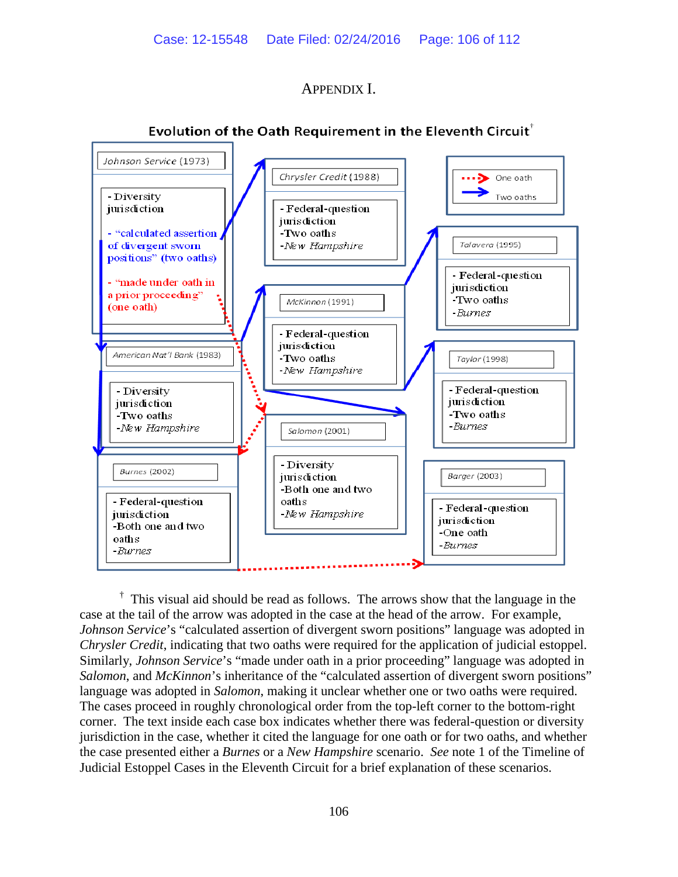# APPENDIX I.

## Evolution of the Oath Requirement in the Eleventh Circuit†

One oath (dotted red arrow)

Two oaths (solid blue arrow)

**Johnson Service (1973)**
- Diversity jurisdiction
- "calculated assertion of divergent sworn positions" (two oaths)
- "made under oath in a prior proceeding" (one oath)

**Chrysler Credit (1988)**
- Federal-question jurisdiction
- Two oaths
- *New Hampshire*

**Talavera (1995)**
- Federal-question jurisdiction
- Two oaths
- *Burnes*

**McKinnon (1991)**
- Federal-question jurisdiction
- Two oaths
- *New Hampshire*

**American Nat'l Bank (1983)**
- Diversity jurisdiction
- Two oaths
- *New Hampshire*

**Taylor (1998)**
- Federal-question jurisdiction
- Two oaths
- *Burnes*

**Salomon (2001)**
- Diversity jurisdiction
- Both one and two oaths
- *New Hampshire*

**Burnes (2002)**
- Federal-question jurisdiction
- Both one and two oaths
- *Burnes*

**Barger (2003)**
- Federal-question jurisdiction
- One oath
- *Burnes*

† This visual aid should be read as follows. The arrows show that the language in the case at the tail of the arrow was adopted in the case at the head of the arrow. For example, *Johnson Service*'s "calculated assertion of divergent sworn positions" language was adopted in *Chrysler Credit*, indicating that two oaths were required for the application of judicial estoppel. Similarly, *Johnson Service*'s "made under oath in a prior proceeding" language was adopted in *Salomon*, and *McKinnon*'s inheritance of the "calculated assertion of divergent sworn positions" language was adopted in *Salomon*, making it unclear whether one or two oaths were required. The cases proceed in roughly chronological order from the top-left corner to the bottom-right corner. The text inside each case box indicates whether there was federal-question or diversity jurisdiction in the case, whether it cited the language for one oath or for two oaths, and whether the case presented either a *Burnes* or a *New Hampshire* scenario. *See* note 1 of the Timeline of Judicial Estoppel Cases in the Eleventh Circuit for a brief explanation of these scenarios.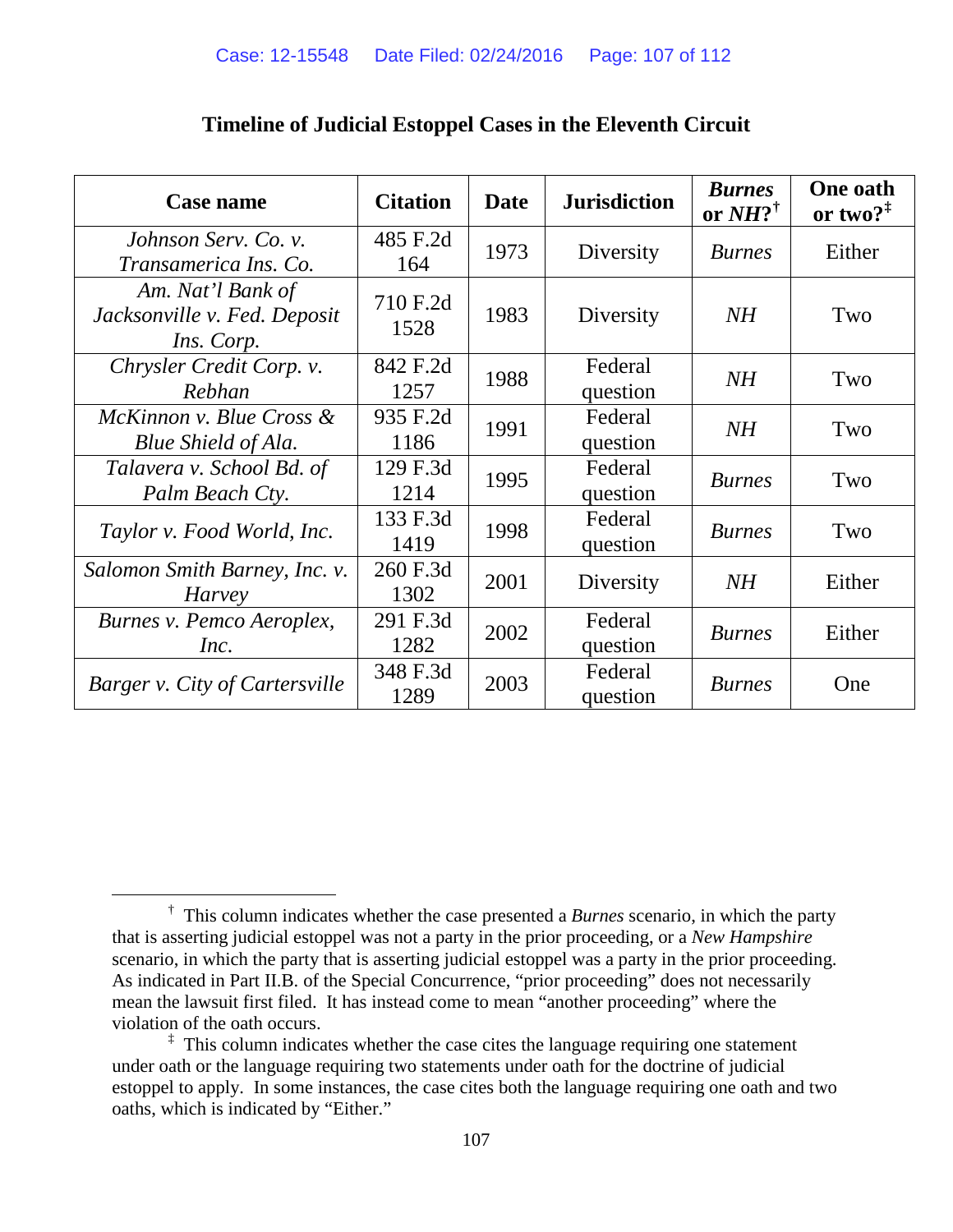## Timeline of Judicial Estoppel Cases in the Eleventh Circuit

| Case name | Citation | Date | Jurisdiction | ***Burnes* or *NH*?**[†] | **One oath or two?**[‡] |
|---|---|---|---|---|---|
| *Johnson Serv. Co. v. Transamerica Ins. Co.* | 485 F.2d 164 | 1973 | Diversity | *Burnes* | Either |
| *Am. Nat'l Bank of Jacksonville v. Fed. Deposit Ins. Corp.* | 710 F.2d 1528 | 1983 | Diversity | *NH* | Two |
| *Chrysler Credit Corp. v. Rebhan* | 842 F.2d 1257 | 1988 | Federal question | *NH* | Two |
| *McKinnon v. Blue Cross & Blue Shield of Ala.* | 935 F.2d 1186 | 1991 | Federal question | *NH* | Two |
| *Talavera v. School Bd. of Palm Beach Cty.* | 129 F.3d 1214 | 1995 | Federal question | *Burnes* | Two |
| *Taylor v. Food World, Inc.* | 133 F.3d 1419 | 1998 | Federal question | *Burnes* | Two |
| *Salomon Smith Barney, Inc. v. Harvey* | 260 F.3d 1302 | 2001 | Diversity | *NH* | Either |
| *Burnes v. Pemco Aeroplex, Inc.* | 291 F.3d 1282 | 2002 | Federal question | *Burnes* | Either |
| *Barger v. City of Cartersville* | 348 F.3d 1289 | 2003 | Federal question | *Burnes* | One |

---

[†] This column indicates whether the case presented a *Burnes* scenario, in which the party that is asserting judicial estoppel was not a party in the prior proceeding, or a *New Hampshire* scenario, in which the party that is asserting judicial estoppel was a party in the prior proceeding. As indicated in Part II.B. of the Special Concurrence, "prior proceeding" does not necessarily mean the lawsuit first filed. It has instead come to mean "another proceeding" where the violation of the oath occurs.

[‡] This column indicates whether the case cites the language requiring one statement under oath or the language requiring two statements under oath for the doctrine of judicial estoppel to apply. In some instances, the case cites both the language requiring one oath and two oaths, which is indicated by "Either."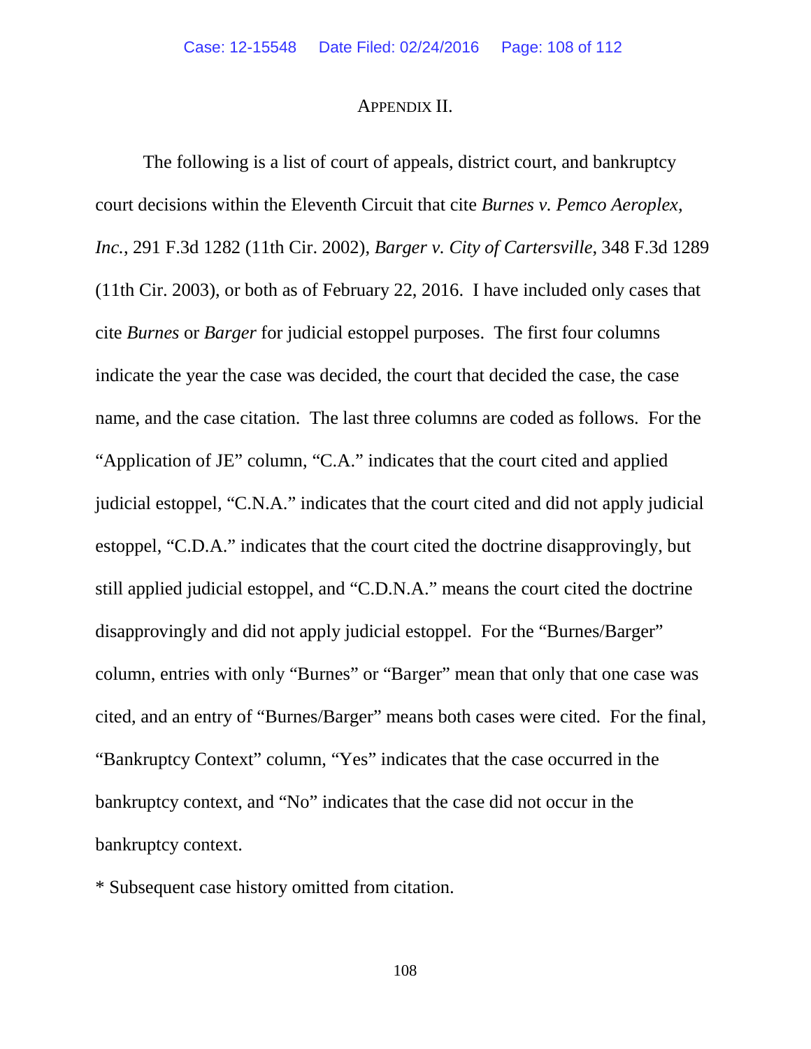## Appendix II.

The following is a list of court of appeals, district court, and bankruptcy court decisions within the Eleventh Circuit that cite *Burnes v. Pemco Aeroplex, Inc.*, 291 F.3d 1282 (11th Cir. 2002), *Barger v. City of Cartersville*, 348 F.3d 1289 (11th Cir. 2003), or both as of February 22, 2016. I have included only cases that cite *Burnes* or *Barger* for judicial estoppel purposes. The first four columns indicate the year the case was decided, the court that decided the case, the case name, and the case citation. The last three columns are coded as follows. For the "Application of JE" column, "C.A." indicates that the court cited and applied judicial estoppel, "C.N.A." indicates that the court cited and did not apply judicial estoppel, "C.D.A." indicates that the court cited the doctrine disapprovingly, but still applied judicial estoppel, and "C.D.N.A." means the court cited the doctrine disapprovingly and did not apply judicial estoppel. For the "Burnes/Barger" column, entries with only "Burnes" or "Barger" mean that only that one case was cited, and an entry of "Burnes/Barger" means both cases were cited. For the final, "Bankruptcy Context" column, "Yes" indicates that the case occurred in the bankruptcy context, and "No" indicates that the case did not occur in the bankruptcy context.

* Subsequent case history omitted from citation.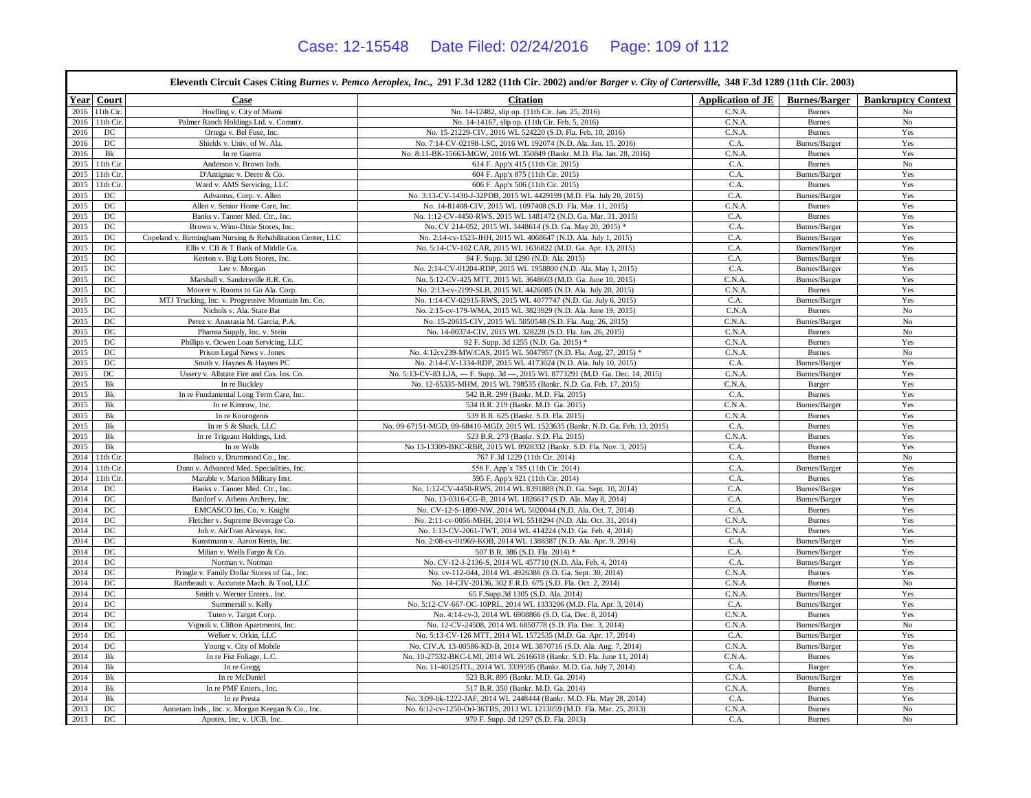| Eleventh Circuit Cases Citing *Burnes v. Pemco Aeroplex, Inc.,* 291 F.3d 1282 (11th Cir. 2002) and/or *Barger v. City of Cartersville,* 348 F.3d 1289 (11th Cir. 2003) | | | | | | |
|---|---|---|---|---|---|---|
| **Year** | **Court** | **Case** | **Citation** | **Application of JE** | **Burnes/Barger** | **Bankruptcy Context** |
| 2016 | 11th Cir. | Hoefling v. City of Miami | No. 14-12482, slip op. (11th Cir. Jan. 25, 2016) | C.N.A. | Burnes | No |
| 2016 | 11th Cir. | Palmer Ranch Holdings Ltd. v. Comm'r. | No. 14-14167, slip op. (11th Cir. Feb. 5, 2016) | C.N.A. | Burnes | No |
| 2016 | DC | Ortega v. Bel Fuse, Inc. | No. 15-21229-CIV, 2016 WL 524220 (S.D. Fla. Feb. 10, 2016) | C.N.A. | Burnes | Yes |
| 2016 | DC | Shields v. Univ. of W. Ala. | No. 7:14-CV-02198-LSC, 2016 WL 192074 (N.D. Ala. Jan. 15, 2016) | C.A. | Burnes/Barger | Yes |
| 2016 | Bk | In re Guerra | No. 8:11-BK-15663-MGW, 2016 WL 350849 (Bankr. M.D. Fla. Jan. 28, 2016) | C.N.A. | Burnes | Yes |
| 2015 | 11th Cir. | Anderson v. Brown Inds. | 614 F. App'x 415 (11th Cir. 2015) | C.A. | Burnes | No |
| 2015 | 11th Cir. | D'Antignac v. Deere & Co. | 604 F. App'x 875 (11th Cir. 2015) | C.A. | Burnes/Barger | Yes |
| 2015 | 11th Cir. | Ward v. AMS Servicing, LLC | 606 F. App'x 506 (11th Cir. 2015) | C.A. | Burnes | Yes |
| 2015 | DC | Advantus, Corp. v. Allen | No. 3:13-CV-1430-J-32PDB, 2015 WL 4429199 (M.D. Fla. July 20, 2015) | C.A. | Burnes/Barger | Yes |
| 2015 | DC | Allen v. Senior Home Care, Inc. | No. 14-81408-CIV, 2015 WL 1097408 (S.D. Fla. Mar. 11, 2015) | C.N.A. | Burnes | Yes |
| 2015 | DC | Banks v. Tanner Med. Ctr., Inc. | No. 1:12-CV-4450-RWS, 2015 WL 1481472 (N.D. Ga. Mar. 31, 2015) | C.A. | Burnes | Yes |
| 2015 | DC | Brown v. Winn-Dixie Stores, Inc. | No. CV 214-052, 2015 WL 3448614 (S.D. Ga. May 20, 2015) * | C.A. | Burnes/Barger | Yes |
| 2015 | DC | Copeland v. Birmingham Nursing & Rehabilitation Center, LLC | No. 2:14-cv-1523-JHH, 2015 WL 4068647 (N.D. Ala. July 1, 2015) | C.A. | Burnes/Barger | Yes |
| 2015 | DC | Ellis v. CB & T Bank of Middle Ga. | No. 5:14-CV-102 CAR, 2015 WL 1636822 (M.D. Ga. Apr. 13, 2015) | C.A. | Burnes/Barger | Yes |
| 2015 | DC | Keeton v. Big Lots Stores, Inc. | 84 F. Supp. 3d 1290 (N.D. Ala. 2015) | C.A. | Burnes/Barger | Yes |
| 2015 | DC | Lee v. Morgan | No. 2:14-CV-01204-RDP, 2015 WL 1958800 (N.D. Ala. May 1, 2015) | C.A. | Burnes/Barger | Yes |
| 2015 | DC | Marshall v. Sandersville R.R. Co. | No. 5:12-CV-425 MTT, 2015 WL 3648603 (M.D. Ga. June 10, 2015) | C.N.A. | Burnes/Barger | Yes |
| 2015 | DC | Moorer v. Rooms to Go Ala. Corp. | No. 2:13-cv-2199-SLB, 2015 WL 4426085 (N.D. Ala. July 20, 2015) | C.N.A. | Burnes | Yes |
| 2015 | DC | MTJ Trucking, Inc. v. Progressive Mountain Ins. Co. | No. 1:14-CV-02915-RWS, 2015 WL 4077747 (N.D. Ga. July 6, 2015) | C.A. | Burnes/Barger | Yes |
| 2015 | DC | Nichols v. Ala. State Bar | No. 2:15-cv-179-WMA, 2015 WL 3823929 (N.D. Ala. June 19, 2015) | C.N.A | Burnes | No |
| 2015 | DC | Perez v. Anastasia M. Garcia, P.A. | No. 15-20615-CIV, 2015 WL 5050548 (S.D. Fla. Aug. 26, 2015) | C.N.A. | Burnes/Barger | No |
| 2015 | DC | Pharma Supply, Inc. v. Stein | No. 14-80374-CIV, 2015 WL 328228 (S.D. Fla. Jan. 26, 2015) | C.N.A. | Burnes | No |
| 2015 | DC | Phillips v. Ocwen Loan Servicing, LLC | 92 F. Supp. 3d 1255 (N.D. Ga. 2015) * | C.N.A. | Burnes | Yes |
| 2015 | DC | Prison Legal News v. Jones | No. 4:12cv239-MW/CAS, 2015 WL 5047957 (N.D. Fla. Aug. 27, 2015) * | C.N.A. | Burnes | No |
| 2015 | DC | Smith v. Haynes & Haynes PC | No. 2:14-CV-1334-RDP, 2015 WL 4173024 (N.D. Ala. July 10, 2015) | C.A. | Burnes/Barger | Yes |
| 2015 | DC | Ussery v. Allstate Fire and Cas. Ins. Co. | No. 5:13-CV-83 LJA, --- F. Supp. 3d ---, 2015 WL 8773291 (M.D. Ga. Dec. 14, 2015) | C.N.A. | Burnes/Barger | Yes |
| 2015 | Bk | In re Buckley | No. 12-65335-MHM, 2015 WL 798535 (Bankr. N.D. Ga. Feb. 17, 2015) | C.N.A. | Barger | Yes |
| 2015 | Bk | In re Fundamental Long Term Care, Inc. | 542 B.R. 299 (Bankr. M.D. Fla. 2015) | C.A. | Burnes | Yes |
| 2015 | Bk | In re Kimrow, Inc. | 534 B.R. 219 (Bankr. M.D. Ga. 2015) | C.N.A. | Burnes/Barger | Yes |
| 2015 | Bk | In re Kourogenis | 539 B.R. 625 (Bankr. S.D. Fla. 2015) | C.N.A. | Burnes | Yes |
| 2015 | Bk | In re S & Shack, LLC | No. 09-67151-MGD, 09-68410-MGD, 2015 WL 1523635 (Bankr. N.D. Ga. Feb. 13, 2015) | C.A. | Burnes | Yes |
| 2015 | Bk | In re Trigeant Holdings, Ltd. | 523 B.R. 273 (Bankr. S.D. Fla. 2015) | C.N.A. | Burnes | Yes |
| 2015 | Bk | In re Wells | No 13-13309-BKC-RBR, 2015 WL 8928332 (Bankr. S.D. Fla. Nov. 3, 2015) | C.A. | Burnes | Yes |
| 2014 | 11th Cir. | Baloco v. Drummond Co., Inc. | 767 F.3d 1229 (11th Cir. 2014) | C.A. | Burnes | No |
| 2014 | 11th Cir. | Dunn v. Advanced Med. Specialities, Inc. | 556 F. App'x 785 (11th Cir. 2014) | C.A. | Burnes/Barger | Yes |
| 2014 | 11th Cir. | Marable v. Marion Military Inst. | 595 F. App'x 921 (11th Cir. 2014) | C.A. | Burnes | Yes |
| 2014 | DC | Banks v. Tanner Med. Ctr., Inc. | No. 1:12-CV-4450-RWS, 2014 WL 8391889 (N.D. Ga. Sept. 10, 2014) | C.A. | Burnes/Barger | Yes |
| 2014 | DC | Batdorf v. Athens Archery, Inc. | No. 13-0316-CG-B, 2014 WL 1826617 (S.D. Ala. May 8, 2014) | C.A. | Burnes/Barger | Yes |
| 2014 | DC | EMCASCO Ins. Co. v. Knight | No. CV-12-S-1890-NW, 2014 WL 5020044 (N.D. Ala. Oct. 7, 2014) | C.A. | Burnes | Yes |
| 2014 | DC | Fletcher v. Supreme Beverage Co. | No. 2:11-cv-0056-MHH, 2014 WL 5518294 (N.D. Ala. Oct. 31, 2014) | C.N.A. | Burnes | Yes |
| 2014 | DC | Job v. AirTran Airways, Inc. | No. 1:13-CV-2061-TWT, 2014 WL 414224 (N.D. Ga. Feb. 4, 2014) | C.N.A. | Burnes | Yes |
| 2014 | DC | Kunstmann v. Aaron Rents, Inc. | No. 2:08-cv-01969-KOB, 2014 WL 1388387 (N.D. Ala. Apr. 9, 2014) | C.A. | Burnes/Barger | Yes |
| 2014 | DC | Milian v. Wells Fargo & Co. | 507 B.R. 386 (S.D. Fla. 2014) * | C.A. | Burnes/Barger | Yes |
| 2014 | DC | Norman v. Norman | No. CV-12-J-2136-S, 2014 WL 457710 (N.D. Ala. Feb. 4, 2014) | C.A. | Burnes/Barger | Yes |
| 2014 | DC | Pringle v. Family Dollar Stores of Ga., Inc. | No. cv-112-044, 2014 WL 4926386 (S.D. Ga. Sept. 30, 2014) | C.N.A. | Burnes | Yes |
| 2014 | DC | Rambeault v. Accurate Mach. & Tool, LLC | No. 14-CIV-20136, 302 F.R.D. 675 (S.D. Fla. Oct. 2, 2014) | C.N.A. | Burnes | No |
| 2014 | DC | Smith v. Werner Enters., Inc. | 65 F.Supp.3d 1305 (S.D. Ala. 2014) | C.N.A. | Burnes/Barger | Yes |
| 2014 | DC | Summersill v. Kelly | No. 5:12-CV-667-OC-10PRL, 2014 WL 1333206 (M.D. Fla. Apr. 3, 2014) | C.A. | Burnes/Barger | Yes |
| 2014 | DC | Tuten v. Target Corp. | No. 4:14-cv-3, 2014 WL 6908866 (S.D. Ga. Dec. 8, 2014) | C.N.A. | Burnes | Yes |
| 2014 | DC | Vignoli v. Clifton Apartments, Inc. | No. 12-CV-24508, 2014 WL 6850778 (S.D. Fla. Dec. 3, 2014) | C.N.A. | Burnes/Barger | No |
| 2014 | DC | Welker v. Orkin, LLC | No. 5:13-CV-126 MTT, 2014 WL 1572535 (M.D. Ga. Apr. 17, 2014) | C.A. | Burnes/Barger | Yes |
| 2014 | DC | Young v. City of Mobile | No. CIV.A. 13-00586-KD-B, 2014 WL 3870716 (S.D. Ala. Aug. 7, 2014) | C.N.A. | Burnes/Barger | Yes |
| 2014 | Bk | In re Fist Foliage, L.C. | No. 10-27532-BKC-LMI, 2014 WL 2616618 (Bankr. S.D. Fla. June 11, 2014) | C.N.A. | Burnes | Yes |
| 2014 | Bk | In re Gregg | No. 11-40125JTL, 2014 WL 3339595 (Bankr. M.D. Ga. July 7, 2014) | C.A. | Barger | Yes |
| 2014 | Bk | In re McDaniel | 523 B.R. 895 (Bankr. M.D. Ga. 2014) | C.N.A. | Burnes/Barger | Yes |
| 2014 | Bk | In re PMF Enters., Inc. | 517 B.R. 350 (Bankr. M.D. Ga. 2014) | C.N.A. | Burnes | Yes |
| 2014 | Bk | In re Presta | No. 3:09-bk-1222-JAF, 2014 WL 2448444 (Bankr. M.D. Fla. May 28, 2014) | C.A. | Burnes | Yes |
| 2013 | DC | Antietam Inds., Inc. v. Morgan Keegan & Co., Inc. | No. 6:12-cv-1250-Orl-36TBS, 2013 WL 1213059 (M.D. Fla. Mar. 25, 2013) | C.N.A. | Burnes | No |
| 2013 | DC | Apotex, Inc. v. UCB, Inc. | 970 F. Supp. 2d 1297 (S.D. Fla. 2013) | C.A. | Burnes | No |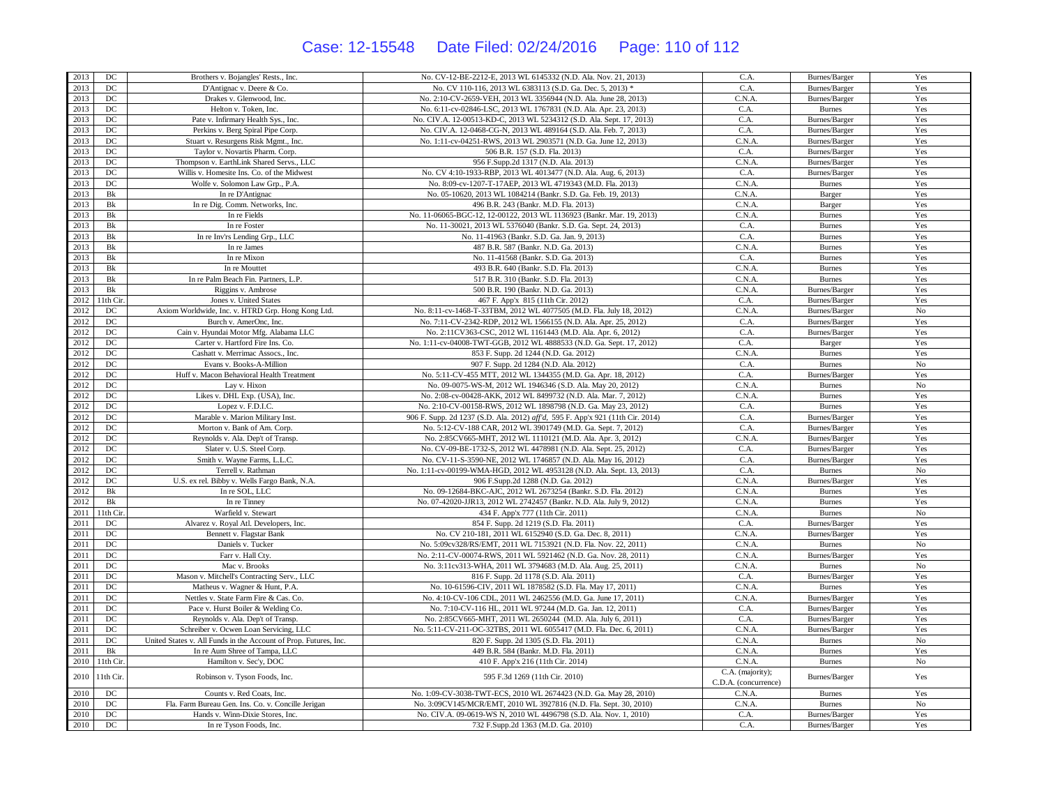| 2013 | DC | Brothers v. Bojangles' Rests., Inc. | No. CV-12-BE-2212-E, 2013 WL 6145332 (N.D. Ala. Nov. 21, 2013) | C.A. | Burnes/Barger | Yes |
|---|---|---|---|---|---|---|
| 2013 | DC | D'Antignac v. Deere & Co. | No. CV 110-116, 2013 WL 6383113 (S.D. Ga. Dec. 5, 2013) * | C.A. | Burnes/Barger | Yes |
| 2013 | DC | Drakes v. Glenwood, Inc. | No. 2:10-CV-2659-VEH, 2013 WL 3356944 (N.D. Ala. June 28, 2013) | C.N.A. | Burnes/Barger | Yes |
| 2013 | DC | Helton v. Token, Inc. | No. 6:11-cv-02846-LSC, 2013 WL 1767831 (N.D. Ala. Apr. 23, 2013) | C.A. | Burnes | Yes |
| 2013 | DC | Pate v. Infirmary Health Sys., Inc. | No. CIV.A. 12-00513-KD-C, 2013 WL 5234312 (S.D. Ala. Sept. 17, 2013) | C.A. | Burnes/Barger | Yes |
| 2013 | DC | Perkins v. Berg Spiral Pipe Corp. | No. CIV.A. 12-0468-CG-N, 2013 WL 489164 (S.D. Ala. Feb. 7, 2013) | C.A. | Burnes/Barger | Yes |
| 2013 | DC | Stuart v. Resurgens Risk Mgmt., Inc. | No. 1:11-cv-04251-RWS, 2013 WL 2903571 (N.D. Ga. June 12, 2013) | C.N.A. | Burnes/Barger | Yes |
| 2013 | DC | Taylor v. Novartis Pharm. Corp. | 506 B.R. 157 (S.D. Fla. 2013) | C.A. | Burnes/Barger | Yes |
| 2013 | DC | Thompson v. EarthLink Shared Servs., LLC | 956 F.Supp.2d 1317 (N.D. Ala. 2013) | C.N.A. | Burnes/Barger | Yes |
| 2013 | DC | Willis v. Homesite Ins. Co. of the Midwest | No. CV 4:10-1933-RBP, 2013 WL 4013477 (N.D. Ala. Aug. 6, 2013) | C.A. | Burnes/Barger | Yes |
| 2013 | DC | Wolfe v. Solomon Law Grp., P.A. | No. 8:09-cv-1207-T-17AEP, 2013 WL 4719343 (M.D. Fla. 2013) | C.N.A. | Burnes | Yes |
| 2013 | Bk | In re D'Antignac | No. 05-10620, 2013 WL 1084214 (Bankr. S.D. Ga. Feb. 19, 2013) | C.N.A. | Barger | Yes |
| 2013 | Bk | In re Dig. Comm. Networks, Inc. | 496 B.R. 243 (Bankr. M.D. Fla. 2013) | C.N.A. | Barger | Yes |
| 2013 | Bk | In re Fields | No. 11-06065-BGC-12, 12-00122, 2013 WL 1136923 (Bankr. Mar. 19, 2013) | C.N.A. | Burnes | Yes |
| 2013 | Bk | In re Foster | No. 11-30021, 2013 WL 5376040 (Bankr. S.D. Ga. Sept. 24, 2013) | C.A. | Burnes | Yes |
| 2013 | Bk | In re Inv'rs Lending Grp., LLC | No. 11-41963 (Bankr. S.D. Ga. Jan. 9, 2013) | C.A. | Burnes | Yes |
| 2013 | Bk | In re James | 487 B.R. 587 (Bankr. N.D. Ga. 2013) | C.N.A. | Burnes | Yes |
| 2013 | Bk | In re Mixon | No. 11-41568 (Bankr. S.D. Ga. 2013) | C.A. | Burnes | Yes |
| 2013 | Bk | In re Mouttet | 493 B.R. 640 (Bankr. S.D. Fla. 2013) | C.N.A. | Burnes | Yes |
| 2013 | Bk | In re Palm Beach Fin. Partners, L.P. | 517 B.R. 310 (Bankr. S.D. Fla. 2013) | C.N.A. | Burnes | Yes |
| 2013 | Bk | Riggins v. Ambrose | 500 B.R. 190 (Bankr. N.D. Ga. 2013) | C.N.A. | Burnes/Barger | Yes |
| 2012 | 11th Cir. | Jones v. United States | 467 F. App'x 815 (11th Cir. 2012) | C.A. | Burnes/Barger | Yes |
| 2012 | DC | Axiom Worldwide, Inc. v. HTRD Grp. Hong Kong Ltd. | No. 8:11-cv-1468-T-33TBM, 2012 WL 4077505 (M.D. Fla. July 18, 2012) | C.N.A. | Burnes/Barger | No |
| 2012 | DC | Burch v. AmerOnc, Inc. | No. 7:11-CV-2342-RDP, 2012 WL 1566155 (N.D. Ala. Apr. 25, 2012) | C.A. | Burnes/Barger | Yes |
| 2012 | DC | Cain v. Hyundai Motor Mfg. Alabama LLC | No. 2:11CV363-CSC, 2012 WL 1161443 (M.D. Ala. Apr. 6, 2012) | C.A. | Burnes/Barger | Yes |
| 2012 | DC | Carter v. Hartford Fire Ins. Co. | No. 1:11-cv-04008-TWT-GGB, 2012 WL 4888533 (N.D. Ga. Sept. 17, 2012) | C.A. | Barger | Yes |
| 2012 | DC | Cashatt v. Merrimac Assocs., Inc. | 853 F. Supp. 2d 1244 (N.D. Ga. 2012) | C.N.A. | Burnes | Yes |
| 2012 | DC | Evans v. Books-A-Million | 907 F. Supp. 2d 1284 (N.D. Ala. 2012) | C.A. | Burnes | No |
| 2012 | DC | Huff v. Macon Behavioral Health Treatment | No. 5:11-CV-455 MTT, 2012 WL 1344355 (M.D. Ga. Apr. 18, 2012) | C.A. | Burnes/Barger | Yes |
| 2012 | DC | Lay v. Hixon | No. 09-0075-WS-M, 2012 WL 1946346 (S.D. Ala. May 20, 2012) | C.N.A. | Burnes | No |
| 2012 | DC | Likes v. DHL Exp. (USA), Inc. | No. 2:08-cv-00428-AKK, 2012 WL 8499732 (N.D. Ala. Mar. 7, 2012) | C.N.A. | Burnes | Yes |
| 2012 | DC | Lopez v. F.D.I.C. | No. 2:10-CV-00158-RWS, 2012 WL 1898798 (N.D. Ga. May 23, 2012) | C.A. | Burnes | Yes |
| 2012 | DC | Marable v. Marion Military Inst. | 906 F. Supp. 2d 1237 (S.D. Ala. 2012) *aff'd*, 595 F. App'x 921 (11th Cir. 2014) | C.A. | Burnes/Barger | Yes |
| 2012 | DC | Morton v. Bank of Am. Corp. | No. 5:12-CV-188 CAR, 2012 WL 3901749 (M.D. Ga. Sept. 7, 2012) | C.A. | Burnes/Barger | Yes |
| 2012 | DC | Reynolds v. Ala. Dep't of Transp. | No. 2:85CV665-MHT, 2012 WL 1110121 (M.D. Ala. Apr. 3, 2012) | C.N.A. | Burnes/Barger | Yes |
| 2012 | DC | Slater v. U.S. Steel Corp. | No. CV-09-BE-1732-S, 2012 WL 4478981 (N.D. Ala. Sept. 25, 2012) | C.A. | Burnes/Barger | Yes |
| 2012 | DC | Smith v. Wayne Farms, L.L.C. | No. CV-11-S-3590-NE, 2012 WL 1746857 (N.D. Ala. May 16, 2012) | C.A. | Burnes/Barger | Yes |
| 2012 | DC | Terrell v. Rathman | No. 1:11-cv-00199-WMA-HGD, 2012 WL 4953128 (N.D. Ala. Sept. 13, 2013) | C.A. | Burnes | No |
| 2012 | DC | U.S. ex rel. Bibby v. Wells Fargo Bank, N.A. | 906 F.Supp.2d 1288 (N.D. Ga. 2012) | C.N.A. | Burnes/Barger | Yes |
| 2012 | Bk | In re SOL, LLC | No. 09-12684-BKC-AJC, 2012 WL 2673254 (Bankr. S.D. Fla. 2012) | C.N.A. | Burnes | Yes |
| 2012 | Bk | In re Tinney | No. 07-42020-JJR13, 2012 WL 2742457 (Bankr. N.D. Ala. July 9, 2012) | C.N.A. | Burnes | Yes |
| 2011 | 11th Cir. | Warfield v. Stewart | 434 F. App'x 777 (11th Cir. 2011) | C.N.A. | Burnes | No |
| 2011 | DC | Alvarez v. Royal Atl. Developers, Inc. | 854 F. Supp. 2d 1219 (S.D. Fla. 2011) | C.A. | Burnes/Barger | Yes |
| 2011 | DC | Bennett v. Flagstar Bank | No. CV 210-181, 2011 WL 6152940 (S.D. Ga. Dec. 8, 2011) | C.N.A. | Burnes/Barger | Yes |
| 2011 | DC | Daniels v. Tucker | No. 5:09cv328/RS/EMT, 2011 WL 7153921 (N.D. Fla. Nov. 22, 2011) | C.N.A. | Burnes | No |
| 2011 | DC | Farr v. Hall Cty. | No. 2:11-CV-00074-RWS, 2011 WL 5921462 (N.D. Ga. Nov. 28, 2011) | C.N.A. | Burnes/Barger | Yes |
| 2011 | DC | Mac v. Brooks | No. 3:11cv313-WHA, 2011 WL 3794683 (M.D. Ala. Aug. 25, 2011) | C.N.A. | Burnes | No |
| 2011 | DC | Mason v. Mitchell's Contracting Serv., LLC | 816 F. Supp. 2d 1178 (S.D. Ala. 2011) | C.A. | Burnes/Barger | Yes |
| 2011 | DC | Matheus v. Wagner & Hunt, P.A. | No. 10-61596-CIV, 2011 WL 1878582 (S.D. Fla. May 17, 2011) | C.N.A. | Burnes | Yes |
| 2011 | DC | Nettles v. State Farm Fire & Cas. Co. | No. 4:10-CV-106 CDL, 2011 WL 2462556 (M.D. Ga. June 17, 2011) | C.N.A. | Burnes/Barger | Yes |
| 2011 | DC | Pace v. Hurst Boiler & Welding Co. | No. 7:10-CV-116 HL, 2011 WL 97244 (M.D. Ga. Jan. 12, 2011) | C.A. | Burnes/Barger | Yes |
| 2011 | DC | Reynolds v. Ala. Dep't of Transp. | No. 2:85CV665-MHT, 2011 WL 2650244 (M.D. Ala. July 6, 2011) | C.A. | Burnes/Barger | Yes |
| 2011 | DC | Schreiber v. Ocwen Loan Servicing, LLC | No. 5:11-CV-211-OC-32TBS, 2011 WL 6055417 (M.D. Fla. Dec. 6, 2011) | C.N.A. | Burnes/Barger | Yes |
| 2011 | DC | United States v. All Funds in the Account of Prop. Futures, Inc. | 820 F. Supp. 2d 1305 (S.D. Fla. 2011) | C.N.A. | Burnes | No |
| 2011 | Bk | In re Aum Shree of Tampa, LLC | 449 B.R. 584 (Bankr. M.D. Fla. 2011) | C.N.A. | Burnes | Yes |
| 2010 | 11th Cir. | Hamilton v. Sec'y, DOC | 410 F. App'x 216 (11th Cir. 2014) | C.N.A. | Burnes | No |
| 2010 | 11th Cir. | Robinson v. Tyson Foods, Inc. | 595 F.3d 1269 (11th Cir. 2010) | C.A. (majority); C.D.A. (concurrence) | Burnes/Barger | Yes |
| 2010 | DC | Counts v. Red Coats, Inc. | No. 1:09-CV-3038-TWT-ECS, 2010 WL 2674423 (N.D. Ga. May 28, 2010) | C.N.A. | Burnes | Yes |
| 2010 | DC | Fla. Farm Bureau Gen. Ins. Co. v. Concille Jerigan | No. 3:09CV145/MCR/EMT, 2010 WL 3927816 (N.D. Fla. Sept. 30, 2010) | C.N.A. | Burnes | No |
| 2010 | DC | Hands v. Winn-Dixie Stores, Inc. | No. CIV.A. 09-0619-WS N, 2010 WL 4496798 (S.D. Ala. Nov. 1, 2010) | C.A. | Burnes/Barger | Yes |
| 2010 | DC | In re Tyson Foods, Inc. | 732 F.Supp.2d 1363 (M.D. Ga. 2010) | C.A. | Burnes/Barger | Yes |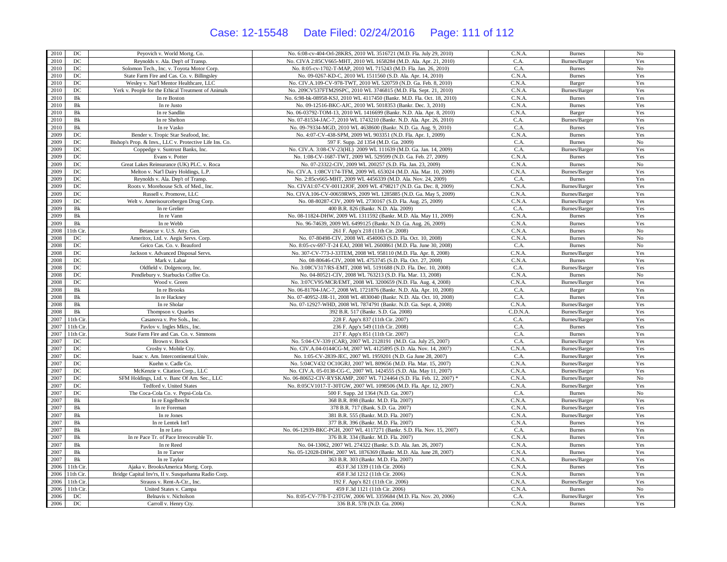| 2010 | DC | Peyovich v. World Mortg. Co. | No. 6:08-cv-404-Orl-28KRS, 2010 WL 3516721 (M.D. Fla. July 29, 2010) | C.N.A. | Burnes | No |
|---|---|---|---|---|---|---|
| 2010 | DC | Reynolds v. Ala. Dep't of Transp. | No. CIVA 2:85CV665-MHT, 2010 WL 1658284 (M.D. Ala. Apr. 21, 2010) | C.A. | Burnes/Barger | Yes |
| 2010 | DC | Solomon Tech., Inc. v. Toyota Motor Corp. | No. 8:05-cv-1702-T-MAP, 2010 WL 715243 (M.D. Fla. Jan. 26, 2010) | C.A. | Burnes | No |
| 2010 | DC | State Farm Fire and Cas. Co. v. Billingsley | No. 09-0267-KD-C, 2010 WL 1511560 (S.D. Ala. Apr. 14, 2010) | C.N.A. | Burnes | Yes |
| 2010 | DC | Wesley v. Nat'l Mentor Healthcare, LLC | No. CIV.A.109-CV-978-TWT, 2010 WL 520759 (N.D. Ga. Feb. 8, 2010) | C.N.A. | Barger | Yes |
| 2010 | DC | Yerk v. People for the Ethical Treatment of Animals | No. 209CV537FTM29SPC, 2010 WL 3746815 (M.D. Fla. Sept. 21, 2010) | C.N.A. | Burnes/Barger | Yes |
| 2010 | Bk | In re Boston | No. 6:98-bk-08958-KSJ, 2010 WL 4117450 (Bankr. M.D. Fla. Oct. 18, 2010) | C.N.A. | Burnes | Yes |
| 2010 | Bk | In re Justo | No. 09-12516-BKC-AJC, 2010 WL 5018353 (Bankr. Dec. 3, 2010) | C.N.A. | Burnes | Yes |
| 2010 | Bk | In re Sandlin | No. 06-03792-TOM-13, 2010 WL 1416699 (Bankr. N.D. Ala. Apr. 8, 2010) | C.N.A. | Barger | Yes |
| 2010 | Bk | In re Shelton | No. 07-81534-JAC-7, 2010 WL 1743210 (Bankr. N.D. Ala. Apr. 26, 2010) | C.A. | Burnes/Barger | Yes |
| 2010 | Bk | In re Vasko | No. 09-79334-MGD, 2010 WL 4638600 (Bankr. N.D. Ga. Aug. 9, 2010) | C.A. | Burnes | Yes |
| 2009 | DC | Bender v. Tropic Star Seafood, Inc. | No. 4:07-CV-438-SPM, 2009 WL 903351 (N.D. Fla. Apr. 1, 2009) | C.N.A. | Burnes | Yes |
| 2009 | DC | Bishop's Prop. & Invs., LLC v. Protective Life Ins. Co. | 597 F. Supp. 2d 1354 (M.D. Ga. 2009) | C.A. | Burnes | No |
| 2009 | DC | Coppedge v. Suntrust Banks, Inc. | No. CIV.A. 3:08-CV-23(HL) 2009 WL 111639 (M.D. Ga. Jan. 14, 2009) | C.A. | Burnes/Barger | Yes |
| 2009 | DC | Evans v. Potter | No. 1:08-CV-1687-TWT, 2009 WL 529599 (N.D. Ga. Feb. 27, 2009) | C.N.A. | Burnes | Yes |
| 2009 | DC | Great Lakes Reinsurance (UK) PLC. v. Roca | No. 07-23322-CIV, 2009 WL 200257 (S.D. Fla. Jan. 23, 2009) | C.N.A. | Burnes | No |
| 2009 | DC | Melton v. Nat'l Dairy Holdings, L.P. | No. CIV.A. 1:08CV174-TFM, 2009 WL 653024 (M.D. Ala. Mar. 10, 2009) | C.N.A. | Burnes/Barger | Yes |
| 2009 | DC | Reynolds v. Ala. Dep't of Transp. | No. 2:85cv665-MHT, 2009 WL 4456339 (M.D. Ala. Nov. 24, 2009) | C.A. | Burnes | Yes |
| 2009 | DC | Roots v. Morehouse Sch. of Med., Inc. | No. CIVA1:07-CV-00112JOF, 2009 WL 4798217 (N.D. Ga. Dec. 8, 2009) | C.N.A. | Burnes/Barger | Yes |
| 2009 | DC | Russell v. Promove, LLC | No. CIVA.106-CV-00659RWS, 2009 WL 1285885 (N.D. Ga. May 5, 2009) | C.N.A. | Burnes/Barger | Yes |
| 2009 | DC | Welt v. Amerisourcebergen Drug Corp. | No. 08-80287-CIV, 2009 WL 2730167 (S.D. Fla. Aug. 25, 2009) | C.N.A. | Burnes/Barger | Yes |
| 2009 | Bk | In re Grelier | 400 B.R. 826 (Bankr. N.D. Ala. 2009) | C.A. | Burnes/Barger | Yes |
| 2009 | Bk | In re Vann | No. 08-11824-DHW, 2009 WL 1311592 (Bankr. M.D. Ala. May 11, 2009) | C.N.A. | Burnes | Yes |
| 2009 | Bk | In re Webb | No. 96-74639, 2009 WL 6499125 (Bankr. N.D. Ga. Aug. 26, 2009) | C.N.A. | Burnes | Yes |
| 2008 | 11th Cir. | Betancur v. U.S. Atty. Gen. | 261 F. App'x 218 (11th Cir. 2008) | C.N.A. | Burnes | No |
| 2008 | DC | Ameritox, Ltd. v. Aegis Servs. Corp. | No. 07-80498-CIV, 2008 WL 4540063 (S.D. Fla. Oct. 10, 2008) | C.N.A. | Burnes | No |
| 2008 | DC | Geico Cas. Co. v. Beauford | No. 8:05-cv-697-T-24 EAJ, 2008 WL 2600861 (M.D. Fla. June 30, 2008) | C.A. | Burnes | No |
| 2008 | DC | Jackson v. Advanced Disposal Servs. | No. 307-CV-773-J-33TEM, 2008 WL 958110 (M.D. Fla. Apr. 8, 2008) | C.N.A. | Burnes/Barger | Yes |
| 2008 | DC | Mark v. Labar | No. 08-80646-CIV, 2008 WL 4753745 (S.D. Fla. Oct. 27, 2008) | C.N.A. | Burnes | Yes |
| 2008 | DC | Oldfield v. Dolgencorp, Inc. | No. 3:08CV317/RS-EMT, 2008 WL 5191688 (N.D. Fla. Dec. 10, 2008) | C.A. | Burnes/Barger | Yes |
| 2008 | DC | Pendlebury v. Starbucks Coffee Co. | No. 04-80521-CIV, 2008 WL 763213 (S.D. Fla. Mar. 13, 2008) | C.N.A. | Burnes | No |
| 2008 | DC | Wood v. Green | No. 3:07CV95/MCR/EMT, 2008 WL 3200659 (N.D. Fla. Aug. 4, 2008) | C.N.A. | Burnes/Barger | Yes |
| 2008 | Bk | In re Brooks | No. 06-81704-JAC-7, 2008 WL 1721876 (Bankr. N.D. Ala. Apr. 10, 2008) | C.A. | Barger | Yes |
| 2008 | Bk | In re Hackney | No. 07-40952-JJR-11, 2008 WL 4830040 (Bankr. N.D. Ala. Oct. 10, 2008) | C.A. | Burnes | Yes |
| 2008 | Bk | In re Sholar | No. 07-12927-WHD, 2008 WL 7874791 (Bankr. N.D. Ga. Sept. 4, 2008) | C.N.A. | Burnes/Barger | Yes |
| 2008 | Bk | Thompson v. Quarles | 392 B.R. 517 (Bankr. S.D. Ga. 2008) | C.D.N.A. | Burnes/Barger | Yes |
| 2007 | 11th Cir. | Casanova v. Pre Sols., Inc. | 228 F. App'x 837 (11th Cir. 2007) | C.A. | Burnes/Barger | Yes |
| 2007 | 11th Cir. | Pavlov v. Ingles Mkts., Inc. | 236 F. App'x 549 (11th Cir. 2008) | C.A. | Burnes | Yes |
| 2007 | 11th Cir. | State Farm Fire and Cas. Co. v. Simmons | 217 F. App'x 851 (11th Cir. 2007) | C.A. | Burnes | Yes |
| 2007 | DC | Brown v. Brock | No. 5:04-CV-339 (CAR), 2007 WL 2128191 (M.D. Ga. July 25, 2007) | C.A. | Burnes/Barger | Yes |
| 2007 | DC | Crosby v. Mobile Cty. | No. CIV.A.04-0144CG-M, 2007 WL 4125895 (S.D. Ala. Nov. 14, 2007) | C.N.A. | Burnes/Barger | Yes |
| 2007 | DC | Isaac v. Am. Intercontinental Univ. | No. 1:05-CV-2839-JEC, 2007 WL 1959201 (N.D. Ga June 28, 2007) | C.A. | Burnes/Barger | Yes |
| 2007 | DC | Kuehn v. Cadle Co. | No. 5:04CV432 OC10GRJ, 2007 WL 809656 (M.D. Fla. Mar. 15, 2007) | C.N.A. | Burnes/Barger | Yes |
| 2007 | DC | McKenzie v. Citation Corp., LLC | No. CIV.A. 05-0138-CG-C, 2007 WL 1424555 (S.D. Ala. May 11, 2007) | C.N.A. | Burnes/Barger | Yes |
| 2007 | DC | SFM Holdings, Ltd. v. Banc Of Am. Sec., LLC | No. 06-80652-CIV-RYSKAMP, 2007 WL 7124464 (S.D. Fla. Feb. 12, 2007) * | C.N.A. | Burnes/Barger | No |
| 2007 | DC | Tedford v. United States | No. 8:05CV1017-T-30TGW, 2007 WL 1098506 (M.D. Fla. Apr. 12, 2007) | C.N.A. | Burnes/Barger | Yes |
| 2007 | DC | The Coca-Cola Co. v. Pepsi-Cola Co. | 500 F. Supp. 2d 1364 (N.D. Ga. 2007) | C.A. | Burnes | No |
| 2007 | Bk | In re Engelbrecht | 368 B.R. 898 (Bankr. M.D. Fla. 2007) | C.N.A. | Burnes/Barger | Yes |
| 2007 | Bk | In re Foreman | 378 B.R. 717 (Bank. S.D. Ga. 2007) | C.N.A. | Burnes/Barger | Yes |
| 2007 | Bk | In re Jones | 381 B.R. 555 (Bankr. M.D. Fla. 2007) | C.N.A. | Burnes/Barger | Yes |
| 2007 | Bk | In re Lentek Int'l | 377 B.R. 396 (Bankr. M.D. Fla. 2007) | C.N.A. | Burnes | Yes |
| 2007 | Bk | In re Leto | No. 06-12939-BKC-PGH, 2007 WL 4117271 (Bankr. S.D. Fla. Nov. 15, 2007) | C.A. | Burnes | Yes |
| 2007 | Bk | In re Pace Tr. of Pace Irreocovable Tr. | 376 B.R. 334 (Bankr. M.D. Fla. 2007) | C.N.A. | Burnes | Yes |
| 2007 | Bk | In re Reed | No. 04-13062, 2007 WL 274322 (Bankr. S.D. Ala. Jan. 26, 2007) | C.N.A. | Burnes | Yes |
| 2007 | Bk | In re Tarver | No. 05-12028-DHW, 2007 WL 1876369 (Bankr. M.D. Ala. June 28, 2007) | C.N.A. | Burnes | Yes |
| 2007 | Bk | In re Taylor | 363 B.R. 303 (Bankr. M.D. Fla. 2007) | C.N.A. | Burnes/Barger | Yes |
| 2006 | 11th Cir. | Ajaka v. BrooksAmerica Mortg. Corp. | 453 F.3d 1339 (11th Cir. 2006) | C.N.A. | Burnes | Yes |
| 2006 | 11th Cir. | Bridge Capital Inv'rs, II v. Susquehanna Radio Corp. | 458 F.3d 1212 (11th Cir. 2006) | C.N.A. | Burnes | Yes |
| 2006 | 11th Cir. | Strauss v. Rent-A-Ctr., Inc. | 192 F. App'x 821 (11th Cir. 2006) | C.N.A. | Burnes/Barger | Yes |
| 2006 | 11th Cir. | United States v. Campa | 459 F.3d 1121 (11th Cir. 2006) | C.N.A. | Burnes | No |
| 2006 | DC | Belnavis v. Nicholson | No. 8:05-CV-778-T-23TGW, 2006 WL 3359684 (M.D. Fla. Nov. 20, 2006) | C.A. | Burnes/Barger | Yes |
| 2006 | DC | Carroll v. Henry Cty. | 336 B.R. 578 (N.D. Ga. 2006) | C.N.A. | Burnes | Yes |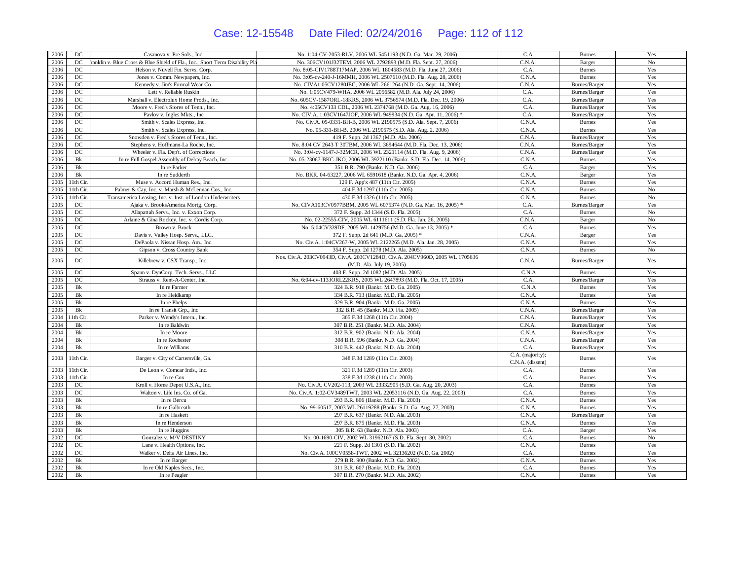| | | | | | | |
|---|---|---|---|---|---|---|
| 2006 | DC | Casanova v. Pre Sols., Inc. | No. 1:04-CV-2053-RLV, 2006 WL 5451193 (N.D. Ga. Mar. 29, 2006) | C.A. | Burnes | Yes |
| 2006 | DC | ranklin v. Blue Cross & Blue Shield of Fla., Inc., Short Term Disability Pla | No. 306CV101J32TEM, 2006 WL 2792893 (M.D. Fla. Sept. 27, 2006) | C.N.A. | Barger | No |
| 2006 | DC | Helson v. Nuvell Fin. Servs. Corp. | No. 8:05-CIV1788T17MAP, 2006 WL 1804583 (M.D. Fla. June 27, 2006) | C.A. | Burnes | Yes |
| 2006 | DC | Jones v. Comm. Newpapers, Inc. | No. 3:05-cv-240-J-16MMH, 2006 WL 2507610 (M.D. Fla. Aug. 28, 2006) | C.N.A. | Burnes | Yes |
| 2006 | DC | Kennedy v. Jim's Formal Wear Co. | No. CIVA1:05CV1280JEC, 2006 WL 2661264 (N.D. Ga. Sept. 14, 2006) | C.N.A. | Burnes/Barger | Yes |
| 2006 | DC | Lett v. Reliable Ruskin | No. 1:05CV479-WHA, 2006 WL 2056582 (M.D. Ala. July 24, 2006) | C.A. | Burnes/Barger | Yes |
| 2006 | DC | Marshall v. Electrolux Home Prods., Inc. | No. 605CV-1587ORL-18KRS, 2006 WL 3756574 (M.D. Fla. Dec. 19, 2006) | C.A. | Burnes/Barger | Yes |
| 2006 | DC | Moore v. Fred's Stores of Tenn., Inc. | No. 4:05CV133 CDL, 2006 WL 2374768 (M.D. Ga. Aug. 16, 2006) | C.A. | Burnes/Barger | Yes |
| 2006 | DC | Pavlov v. Ingles Mkts., Inc | No. CIV.A. 1:03CV1647JOF, 2006 WL 949934 (N.D. Ga. Apr. 11, 2006) * | C.A. | Burnes/Barger | Yes |
| 2006 | DC | Smith v. Scales Express, Inc. | No. Civ.A. 05-0331-BH-B, 2006 WL 2190575 (S.D. Ala. Sept. 7, 2006) | C.N.A. | Burnes | Yes |
| 2006 | DC | Smith v. Scales Express, Inc. | No. 05-331-BH-B, 2006 WL 2190575 (S.D. Ala. Aug. 2. 2006) | C.N.A. | Burnes | Yes |
| 2006 | DC | Snowden v. Fred's Stores of Tenn., Inc. | 419 F. Supp. 2d 1367 (M.D. Ala. 2006) | C.N.A. | Burnes/Barger | Yes |
| 2006 | DC | Stephens v. Hoffmann-La Roche, Inc. | No. 8:04 CV 2643 T 30TBM, 2006 WL 3694644 (M.D. Fla. Dec. 13, 2006) | C.N.A. | Burnes/Barger | Yes |
| 2006 | DC | Wheeler v. Fla. Dep't. of Corrections | No. 3:04-cv-1147-J-32MCR, 2006 WL 2321114 (M.D. Fla. Aug. 9, 2006) | C.N.A. | Burnes/Barger | Yes |
| 2006 | Bk | In re Full Gospel Assembly of Delray Beach, Inc. | No. 05-23067-BKC-JKO, 2006 WL 3922110 (Bankr. S.D. Fla. Dec. 14, 2006) | C.N.A. | Burnes | Yes |
| 2006 | Bk | In re Parker | 351 B.R. 790 (Bankr. N.D. Ga. 2006) | C.A. | Barger | Yes |
| 2006 | Bk | In re Sudderth | No. BKR. 04-63227, 2006 WL 6591618 (Bankr. N.D. Ga. Apr. 4, 2006) | C.N.A. | Barger | Yes |
| 2005 | 11th Cir. | Muse v. Accord Human Res., Inc. | 129 F. App'x 487 (11th Cir. 2005) | C.N.A. | Burnes | Yes |
| 2005 | 11th Cir. | Palmer & Cay, Inc. v. Marsh & McLennan Cos., Inc. | 404 F.3d 1297 (11th Cir. 2005) | C.N.A. | Burnes | No |
| 2005 | 11th Cir. | Transamerica Leasing, Inc. v. Inst. of London Underwriters | 430 F.3d 1326 (11th Cir. 2005) | C.N.A. | Burnes | No |
| 2005 | DC | Ajaka v. BrooksAmerica Mortg. Corp. | No. CIVA103CV0977BBM, 2005 WL 6075374 (N.D. Ga. Mar. 16, 2005) * | C.A. | Burnes/Barger | Yes |
| 2005 | DC | Allapattah Servs., Inc. v. Exxon Corp. | 372 F. Supp. 2d 1344 (S.D. Fla. 2005) | C.A. | Burnes | No |
| 2005 | DC | Arlaine & Gina Rockey, Inc. v. Cordis Corp. | No. 02-22555-CIV, 2005 WL 6111611 (S.D. Fla. Jan. 26, 2005) | C.N.A. | Barger | No |
| 2005 | DC | Brown v. Brock | No. 5:04CV339DF, 2005 WL 1429756 (M.D. Ga. June 13, 2005) * | C.A. | Burnes | Yes |
| 2005 | DC | Davis v. Valley Hosp. Servs., LLC. | 372 F. Supp. 2d 641 (M.D. Ga. 2005) * | C.N.A. | Barger | Yes |
| 2005 | DC | DePaola v. Nissan Hosp. Am., Inc. | No. Civ.A. 1:04CV267-W, 2005 WL 2122265 (M.D. Ala. Jan. 28, 2005) | C.N.A. | Burnes | Yes |
| 2005 | DC | Gipson v. Cross Country Bank | 354 F. Supp. 2d 1278 (M.D. Ala. 2005) | C.N.A | Burnes | No |
| 2005 | DC | Killebrew v. CSX Transp., Inc. | Nos. Civ.A. 203CV0943D, Civ.A. 203CV1284D, Civ.A. 204CV960D, 2005 WL 1705636 (M.D. Ala. July 19, 2005) | C.N.A. | Burnes/Barger | Yes |
| 2005 | DC | Spann v. DynCorp. Tech. Servs., LLC | 403 F. Supp. 2d 1082 (M.D. Ala. 2005) | C.N.A | Burnes | Yes |
| 2005 | DC | Strauss v. Rent-A-Center, Inc. | No. 6:04-cv-1133ORL22KRS, 2005 WL 2647893 (M.D. Fla. Oct. 17, 2005) | C.A. | Burnes/Barger | Yes |
| 2005 | Bk | In re Farmer | 324 B.R. 918 (Bankr. M.D. Ga. 2005) | C.N.A | Burnes | Yes |
| 2005 | Bk | In re Heidkamp | 334 B.R. 713 (Bankr. M.D. Fla. 2005) | C.N.A. | Burnes | Yes |
| 2005 | Bk | In re Phelps | 329 B.R. 904 (Bankr. M.D. Ga. 2005) | C.N.A. | Burnes | Yes |
| 2005 | Bk | In re Transit Grp., Inc | 332 B.R. 45 (Bankr. M.D. Fla. 2005) | C.N.A. | Burnes/Barger | Yes |
| 2004 | 11th Cir. | Parker v. Wendy's Intern., Inc. | 365 F.3d 1268 (11th Cir. 2004) | C.N.A. | Burnes/Barger | Yes |
| 2004 | Bk | In re Baldwin | 307 B.R. 251 (Bankr. M.D. Ala. 2004) | C.N.A. | Burnes/Barger | Yes |
| 2004 | Bk | In re Moore | 312 B.R. 902 (Bankr. N.D. Ala. 2004) | C.N.A. | Burnes/Barger | Yes |
| 2004 | Bk | In re Rochester | 308 B.R. 596 (Bankr. N.D. Ga. 2004) | C.N.A. | Burnes/Barger | Yes |
| 2004 | Bk | In re Williams | 310 B.R. 442 (Bankr. N.D. Ala. 2004) | C.A. | Burnes/Barger | Yes |
| 2003 | 11th Cir. | Barger v. City of Cartersville, Ga. | 348 F.3d 1289 (11th Cir. 2003) | C.A. (majority); C.N.A. (dissent) | Burnes | Yes |
| 2003 | 11th Cir. | De Leon v. Comcar Inds., Inc. | 321 F.3d 1289 (11th Cir. 2003) | C.A. | Burnes | Yes |
| 2003 | 11th Cir. | In re Cox | 338 F.3d 1238 (11th Cir. 2003) | C.A. | Burnes | Yes |
| 2003 | DC | Kroll v. Home Depot U.S.A., Inc. | No. Civ.A. CV202-113, 2003 WL 23332905 (S.D. Ga. Aug. 20, 2003) | C.A. | Burnes | Yes |
| 2003 | DC | Walton v. Life Ins. Co. of Ga. | No. Civ.A. 1:02-CV3489TWT, 2003 WL 22053116 (N.D. Ga. Aug. 22, 2003) | C.A. | Burnes | Yes |
| 2003 | Bk | In re Bercu | 293 B.R. 806 (Bankr. M.D. Fla. 2003) | C.N.A. | Burnes | Yes |
| 2003 | Bk | In re Galbreath | No. 99-60517, 2003 WL 26119288 (Bankr. S.D. Ga. Aug. 27, 2003) | C.N.A. | Burnes | Yes |
| 2003 | Bk | In re Haskett | 297 B.R. 637 (Bankr. N.D. Ala. 2003) | C.N.A. | Burnes/Barger | Yes |
| 2003 | Bk | In re Henderson | 297 B.R. 875 (Bankr. M.D. Fla. 2003) | C.N.A. | Burnes | Yes |
| 2003 | Bk | In re Huggins | 305 B.R. 63 (Bankr. N.D. Ala. 2003) | C.A. | Barger | Yes |
| 2002 | DC | Gonzalez v. M/V DESTINY | No. 00-1690-CIV, 2002 WL 31962167 (S.D. Fla. Sept. 30, 2002) | C.A. | Burnes | No |
| 2002 | DC | Lane v. Health Options, Inc. | 221 F. Supp. 2d 1301 (S.D. Fla. 2002) | C.N.A. | Burnes | Yes |
| 2002 | DC | Walker v. Delta Air Lines, Inc. | No. Civ.A. 100CV0558-TWT, 2002 WL 32136202 (N.D. Ga. 2002) | C.A. | Burnes | Yes |
| 2002 | Bk | In re Barger | 279 B.R. 900 (Bankr. N.D. Ga. 2002) | C.N.A. | Burnes | Yes |
| 2002 | Bk | In re Old Naples Secs., Inc. | 311 B.R. 607 (Bankr. M.D. Fla. 2002) | C.A. | Burnes | Yes |
| 2002 | Bk | In re Peagler | 307 B.R. 270 (Bankr. M.D. Ala. 2002) | C.N.A. | Burnes | Yes |